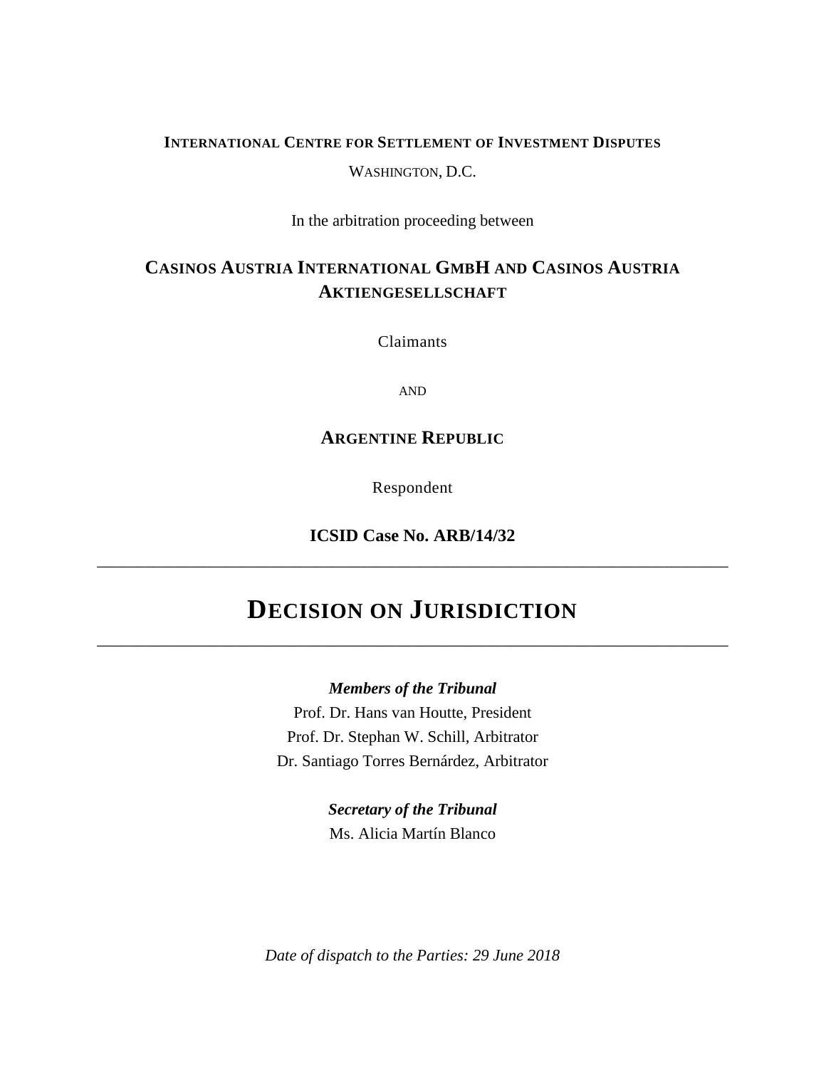**INTERNATIONAL CENTRE FOR SETTLEMENT OF INVESTMENT DISPUTES**

WASHINGTON, D.C.

In the arbitration proceeding between

## CASINOS AUSTRIA INTERNATIONAL GMBH AND CASINOS AUSTRIA AKTIENGESELLSCHAFT

Claimants

AND

## ARGENTINE REPUBLIC

Respondent

**ICSID Case No. ARB/14/32**

---

# DECISION ON JURISDICTION

---

***Members of the Tribunal***

Prof. Dr. Hans van Houtte, President

Prof. Dr. Stephan W. Schill, Arbitrator

Dr. Santiago Torres Bernárdez, Arbitrator

***Secretary of the Tribunal***

Ms. Alicia Martín Blanco

*Date of dispatch to the Parties: 29 June 2018*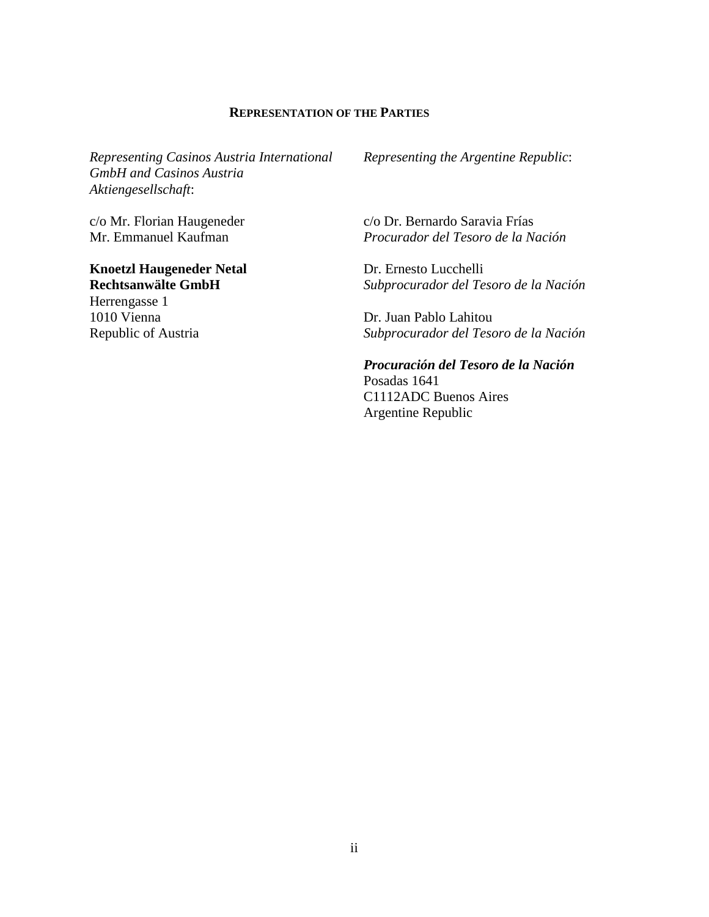## REPRESENTATION OF THE PARTIES

*Representing Casinos Austria International GmbH and Casinos Austria Aktiengesellschaft*:

c/o Mr. Florian Haugeneder
Mr. Emmanuel Kaufman

**Knoetzl Haugeneder Netal Rechtsanwälte GmbH**
Herrengasse 1
1010 Vienna
Republic of Austria

*Representing the Argentine Republic*:

c/o Dr. Bernardo Saravia Frías
*Procurador del Tesoro de la Nación*

Dr. Ernesto Lucchelli
*Subprocurador del Tesoro de la Nación*

Dr. Juan Pablo Lahitou
*Subprocurador del Tesoro de la Nación*

***Procuración del Tesoro de la Nación***
Posadas 1641
C1112ADC Buenos Aires
Argentine Republic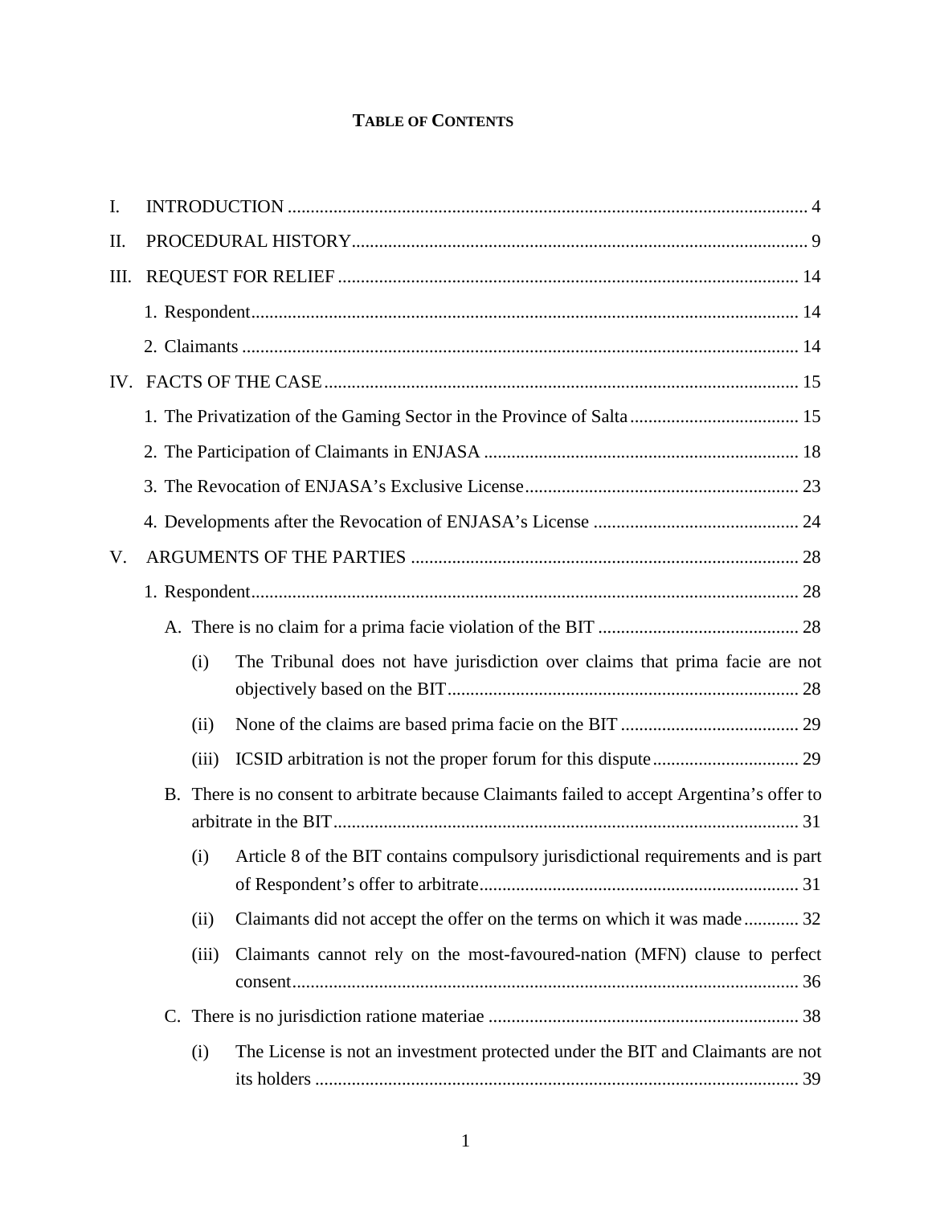# TABLE OF CONTENTS

I. INTRODUCTION ........................................................................................................... 4

II. PROCEDURAL HISTORY ............................................................................................. 9

III. REQUEST FOR RELIEF ............................................................................................... 14

1. Respondent ........................................................................................................... 14

2. Claimants ............................................................................................................. 14

IV. FACTS OF THE CASE ................................................................................................. 15

1. The Privatization of the Gaming Sector in the Province of Salta ..................................... 15

2. The Participation of Claimants in ENJASA ..................................................................... 18

3. The Revocation of ENJASA's Exclusive License ............................................................ 23

4. Developments after the Revocation of ENJASA's License ............................................. 24

V. ARGUMENTS OF THE PARTIES .................................................................................... 28

1. Respondent ........................................................................................................... 28

A. There is no claim for a prima facie violation of the BIT ............................................ 28

(i) The Tribunal does not have jurisdiction over claims that prima facie are not objectively based on the BIT ............................................................................ 28

(ii) None of the claims are based prima facie on the BIT ....................................... 29

(iii) ICSID arbitration is not the proper forum for this dispute ................................ 29

B. There is no consent to arbitrate because Claimants failed to accept Argentina's offer to arbitrate in the BIT ...................................................................................... 31

(i) Article 8 of the BIT contains compulsory jurisdictional requirements and is part of Respondent's offer to arbitrate ...................................................................... 31

(ii) Claimants did not accept the offer on the terms on which it was made ............ 32

(iii) Claimants cannot rely on the most-favoured-nation (MFN) clause to perfect consent .............................................................................................................. 36

C. There is no jurisdiction ratione materiae ................................................................... 38

(i) The License is not an investment protected under the BIT and Claimants are not its holders .......................................................................................................... 39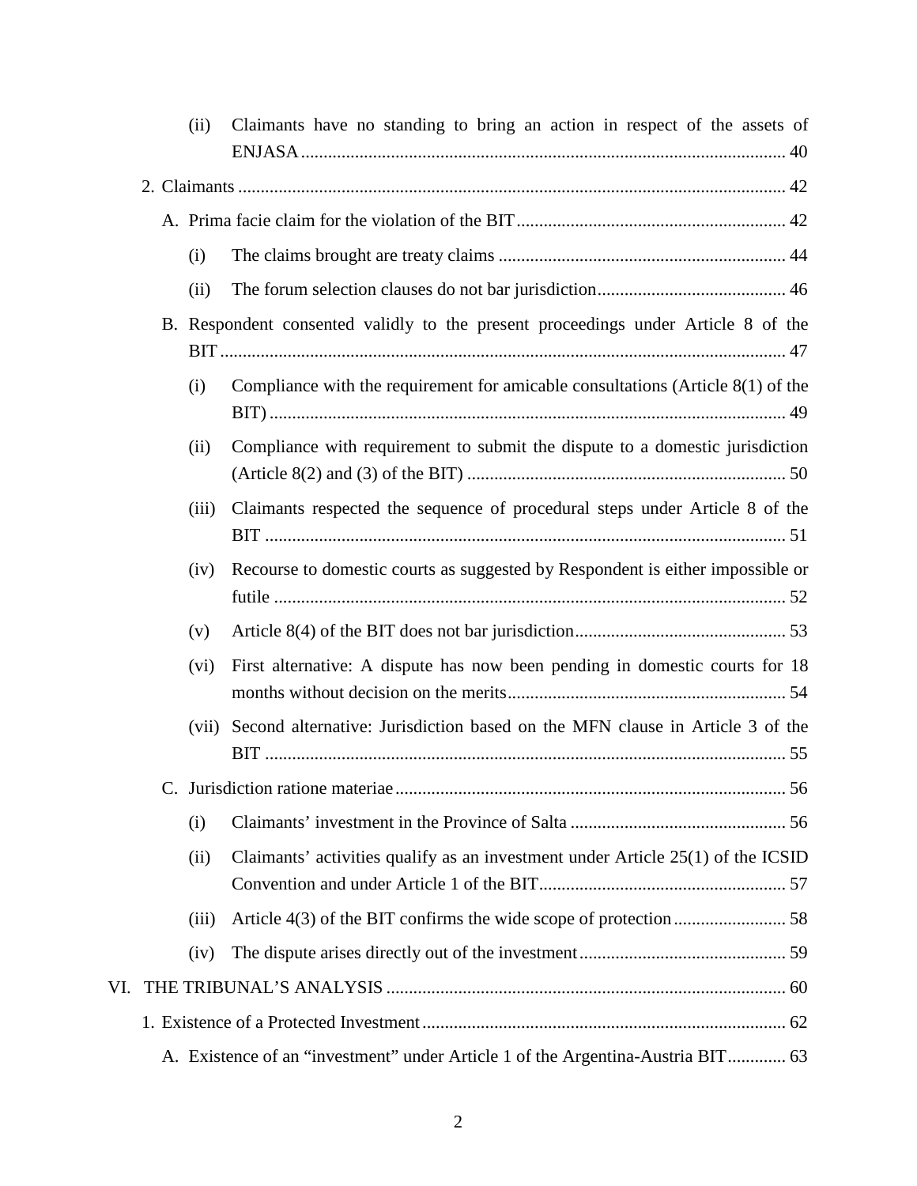(ii) Claimants have no standing to bring an action in respect of the assets of ENJASA ........................................................................................................... 40

2. Claimants ......................................................................................................................... 42

A. Prima facie claim for the violation of the BIT ........................................................... 42

(i) The claims brought are treaty claims ............................................................... 44

(ii) The forum selection clauses do not bar jurisdiction .......................................... 46

B. Respondent consented validly to the present proceedings under Article 8 of the BIT ............................................................................................................................. 47

(i) Compliance with the requirement for amicable consultations (Article 8(1) of the BIT) .................................................................................................................. 49

(ii) Compliance with requirement to submit the dispute to a domestic jurisdiction (Article 8(2) and (3) of the BIT) ...................................................................... 50

(iii) Claimants respected the sequence of procedural steps under Article 8 of the BIT ................................................................................................................... 51

(iv) Recourse to domestic courts as suggested by Respondent is either impossible or futile ................................................................................................................. 52

(v) Article 8(4) of the BIT does not bar jurisdiction ............................................... 53

(vi) First alternative: A dispute has now been pending in domestic courts for 18 months without decision on the merits .............................................................. 54

(vii) Second alternative: Jurisdiction based on the MFN clause in Article 3 of the BIT ................................................................................................................... 55

C. Jurisdiction ratione materiae ...................................................................................... 56

(i) Claimants' investment in the Province of Salta ................................................ 56

(ii) Claimants' activities qualify as an investment under Article 25(1) of the ICSID Convention and under Article 1 of the BIT ....................................................... 57

(iii) Article 4(3) of the BIT confirms the wide scope of protection ......................... 58

(iv) The dispute arises directly out of the investment ............................................. 59

VI. THE TRIBUNAL'S ANALYSIS ........................................................................................ 60

1. Existence of a Protected Investment ................................................................................ 62

A. Existence of an "investment" under Article 1 of the Argentina-Austria BIT ............. 63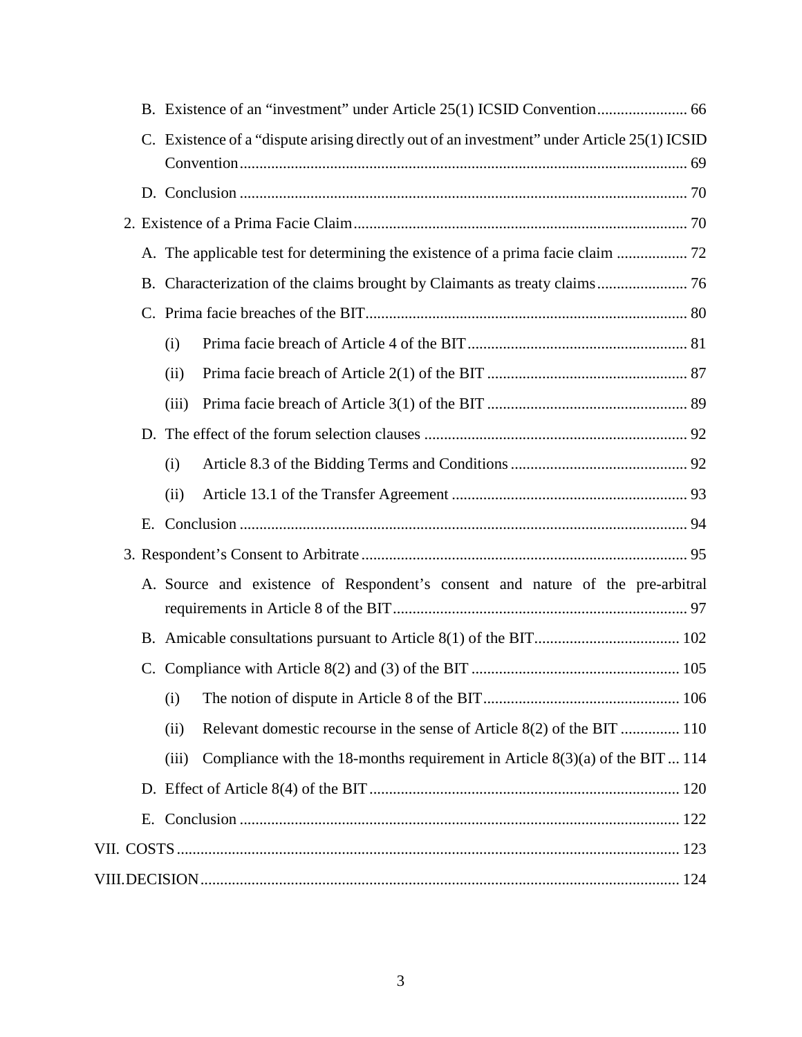B. Existence of an "investment" under Article 25(1) ICSID Convention ....................... 66

C. Existence of a "dispute arising directly out of an investment" under Article 25(1) ICSID Convention ................................................................................................................. 69

D. Conclusion ................................................................................................................. 70

2. Existence of a Prima Facie Claim .................................................................................... 70

A. The applicable test for determining the existence of a prima facie claim .................. 72

B. Characterization of the claims brought by Claimants as treaty claims ....................... 76

C. Prima facie breaches of the BIT .................................................................................. 80

(i) Prima facie breach of Article 4 of the BIT ........................................................ 81

(ii) Prima facie breach of Article 2(1) of the BIT ................................................... 87

(iii) Prima facie breach of Article 3(1) of the BIT ................................................... 89

D. The effect of the forum selection clauses ................................................................... 92

(i) Article 8.3 of the Bidding Terms and Conditions ............................................. 92

(ii) Article 13.1 of the Transfer Agreement ............................................................ 93

E. Conclusion ................................................................................................................. 94

3. Respondent's Consent to Arbitrate ................................................................................... 95

A. Source and existence of Respondent's consent and nature of the pre-arbitral requirements in Article 8 of the BIT ........................................................................... 97

B. Amicable consultations pursuant to Article 8(1) of the BIT ..................................... 102

C. Compliance with Article 8(2) and (3) of the BIT ..................................................... 105

(i) The notion of dispute in Article 8 of the BIT .................................................. 106

(ii) Relevant domestic recourse in the sense of Article 8(2) of the BIT ............... 110

(iii) Compliance with the 18-months requirement in Article 8(3)(a) of the BIT ... 114

D. Effect of Article 8(4) of the BIT ............................................................................... 120

E. Conclusion ................................................................................................................ 122

VII. COSTS ................................................................................................................................ 123

VIII. DECISION .......................................................................................................................... 124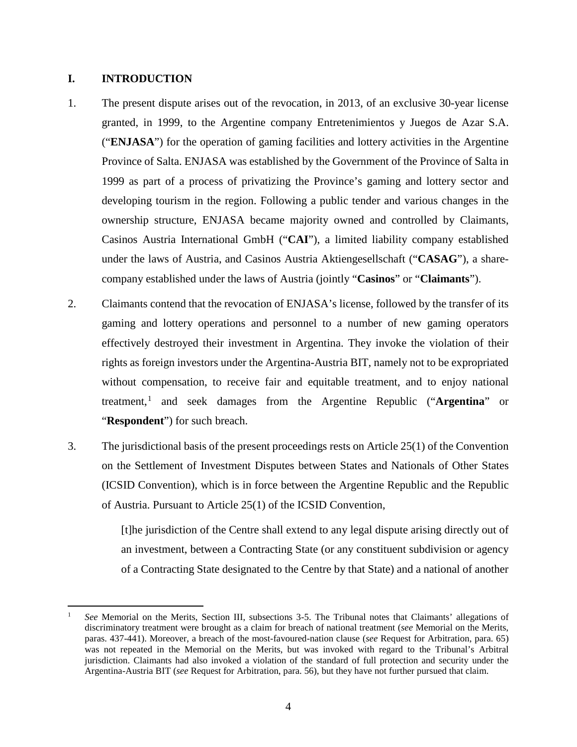## I. INTRODUCTION

1. The present dispute arises out of the revocation, in 2013, of an exclusive 30-year license granted, in 1999, to the Argentine company Entretenimientos y Juegos de Azar S.A. ("**ENJASA**") for the operation of gaming facilities and lottery activities in the Argentine Province of Salta. ENJASA was established by the Government of the Province of Salta in 1999 as part of a process of privatizing the Province's gaming and lottery sector and developing tourism in the region. Following a public tender and various changes in the ownership structure, ENJASA became majority owned and controlled by Claimants, Casinos Austria International GmbH ("**CAI**"), a limited liability company established under the laws of Austria, and Casinos Austria Aktiengesellschaft ("**CASAG**"), a share-company established under the laws of Austria (jointly "**Casinos**" or "**Claimants**").

2. Claimants contend that the revocation of ENJASA's license, followed by the transfer of its gaming and lottery operations and personnel to a number of new gaming operators effectively destroyed their investment in Argentina. They invoke the violation of their rights as foreign investors under the Argentina-Austria BIT, namely not to be expropriated without compensation, to receive fair and equitable treatment, and to enjoy national treatment,[1] and seek damages from the Argentine Republic ("**Argentina**" or "**Respondent**") for such breach.

3. The jurisdictional basis of the present proceedings rests on Article 25(1) of the Convention on the Settlement of Investment Disputes between States and Nationals of Other States (ICSID Convention), which is in force between the Argentine Republic and the Republic of Austria. Pursuant to Article 25(1) of the ICSID Convention,

> [t]he jurisdiction of the Centre shall extend to any legal dispute arising directly out of an investment, between a Contracting State (or any constituent subdivision or agency of a Contracting State designated to the Centre by that State) and a national of another

---

[1] *See* Memorial on the Merits, Section III, subsections 3-5. The Tribunal notes that Claimants' allegations of discriminatory treatment were brought as a claim for breach of national treatment (*see* Memorial on the Merits, paras. 437-441). Moreover, a breach of the most-favoured-nation clause (*see* Request for Arbitration, para. 65) was not repeated in the Memorial on the Merits, but was invoked with regard to the Tribunal's Arbitral jurisdiction. Claimants had also invoked a violation of the standard of full protection and security under the Argentina-Austria BIT (*see* Request for Arbitration, para. 56), but they have not further pursued that claim.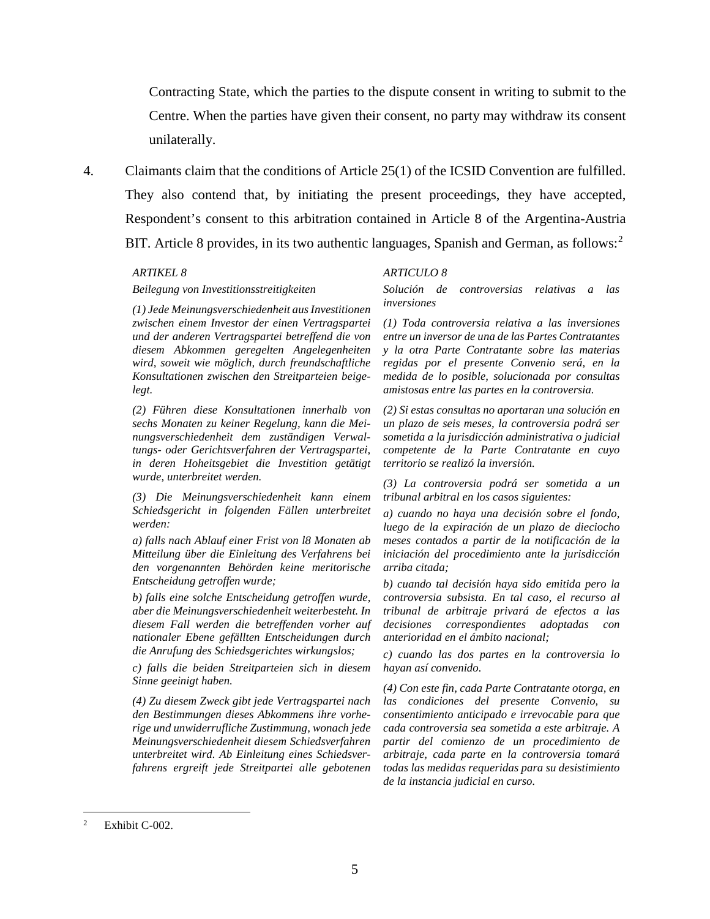Contracting State, which the parties to the dispute consent in writing to submit to the Centre. When the parties have given their consent, no party may withdraw its consent unilaterally.

4. Claimants claim that the conditions of Article 25(1) of the ICSID Convention are fulfilled. They also contend that, by initiating the present proceedings, they have accepted, Respondent's consent to this arbitration contained in Article 8 of the Argentina-Austria BIT. Article 8 provides, in its two authentic languages, Spanish and German, as follows:[2]

*ARTIKEL 8*

*Beilegung von Investitionsstreitigkeiten*

*(1) Jede Meinungsverschiedenheit aus Investitionen zwischen einem Investor der einen Vertragspartei und der anderen Vertragspartei betreffend die von diesem Abkommen geregelten Angelegenheiten wird, soweit wie möglich, durch freundschaftliche Konsultationen zwischen den Streitparteien beigelegt.*

*(2) Führen diese Konsultationen innerhalb von sechs Monaten zu keiner Regelung, kann die Meinungsverschiedenheit dem zuständigen Verwaltungs- oder Gerichtsverfahren der Vertragspartei, in deren Hoheitsgebiet die Investition getätigt wurde, unterbreitet werden.*

*(3) Die Meinungsverschiedenheit kann einem Schiedsgericht in folgenden Fällen unterbreitet werden:*

*a) falls nach Ablauf einer Frist von l8 Monaten ab Mitteilung über die Einleitung des Verfahrens bei den vorgenannten Behörden keine meritorische Entscheidung getroffen wurde;*

*b) falls eine solche Entscheidung getroffen wurde, aber die Meinungsverschiedenheit weiterbesteht. In diesem Fall werden die betreffenden vorher auf nationaler Ebene gefällten Entscheidungen durch die Anrufung des Schiedsgerichtes wirkungslos;*

*c) falls die beiden Streitparteien sich in diesem Sinne geeinigt haben.*

*(4) Zu diesem Zweck gibt jede Vertragspartei nach den Bestimmungen dieses Abkommens ihre vorherige und unwiderrufliche Zustimmung, wonach jede Meinungsverschiedenheit diesem Schiedsverfahren unterbreitet wird. Ab Einleitung eines Schiedsverfahrens ergreift jede Streitpartei alle gebotenen*

*ARTICULO 8*

*Solución de controversias relativas a las inversiones*

*(1) Toda controversia relativa a las inversiones entre un inversor de una de las Partes Contratantes y la otra Parte Contratante sobre las materias regidas por el presente Convenio será, en la medida de lo posible, solucionada por consultas amistosas entre las partes en la controversia.*

*(2) Si estas consultas no aportaran una solución en un plazo de seis meses, la controversia podrá ser sometida a la jurisdicción administrativa o judicial competente de la Parte Contratante en cuyo territorio se realizó la inversión.*

*(3) La controversia podrá ser sometida a un tribunal arbitral en los casos siguientes:*

*a) cuando no haya una decisión sobre el fondo, luego de la expiración de un plazo de dieciocho meses contados a partir de la notificación de la iniciación del procedimiento ante la jurisdicción arriba citada;*

*b) cuando tal decisión haya sido emitida pero la controversia subsista. En tal caso, el recurso al tribunal de arbitraje privará de efectos a las decisiones correspondientes adoptadas con anterioridad en el ámbito nacional;*

*c) cuando las dos partes en la controversia lo hayan así convenido.*

*(4) Con este fin, cada Parte Contratante otorga, en las condiciones del presente Convenio, su consentimiento anticipado e irrevocable para que cada controversia sea sometida a este arbitraje. A partir del comienzo de un procedimiento de arbitraje, cada parte en la controversia tomará todas las medidas requeridas para su desistimiento de la instancia judicial en curso.*

[2] Exhibit C-002.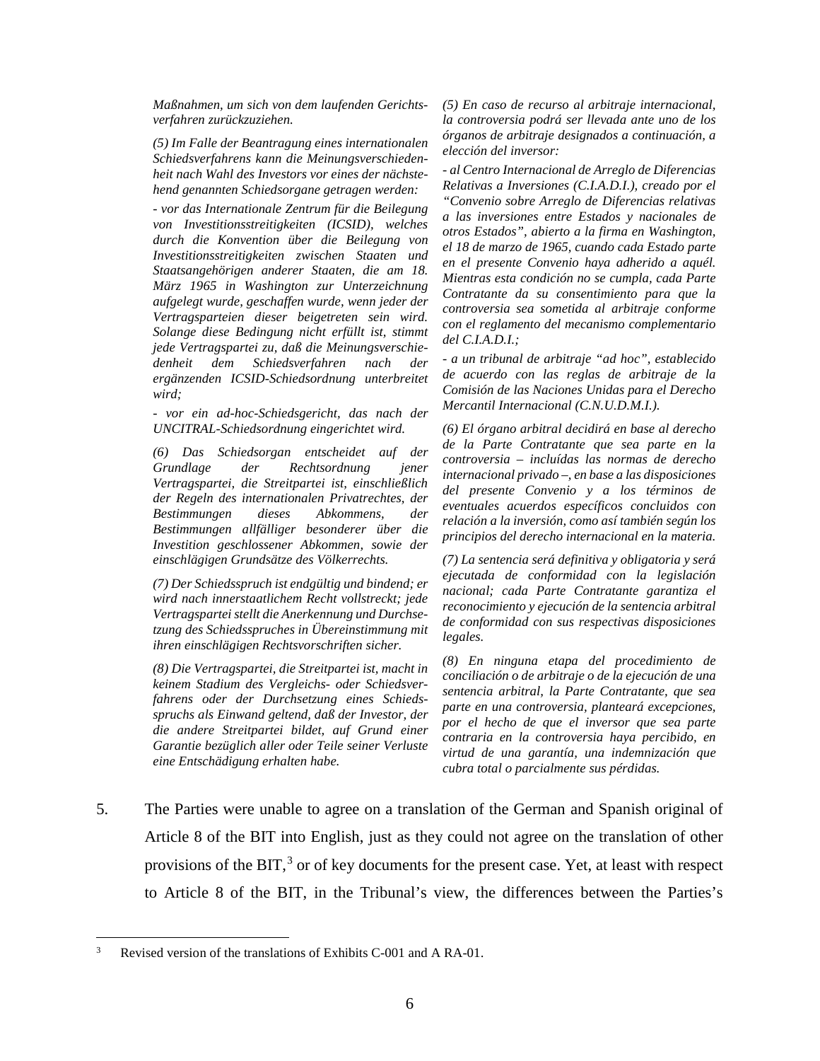*Maßnahmen, um sich von dem laufenden Gerichtsverfahren zurückzuziehen.*

*(5) Im Falle der Beantragung eines internationalen Schiedsverfahrens kann die Meinungsverschiedenheit nach Wahl des Investors vor eines der nächstehend genannten Schiedsorgane getragen werden:*

*- vor das Internationale Zentrum für die Beilegung von Investitionsstreitigkeiten (ICSID), welches durch die Konvention über die Beilegung von Investitionsstreitigkeiten zwischen Staaten und Staatsangehörigen anderer Staaten, die am 18. März 1965 in Washington zur Unterzeichnung aufgelegt wurde, geschaffen wurde, wenn jeder der Vertragsparteien dieser beigetreten sein wird. Solange diese Bedingung nicht erfüllt ist, stimmt jede Vertragspartei zu, daß die Meinungsverschiedenheit dem Schiedsverfahren nach der ergänzenden ICSID-Schiedsordnung unterbreitet wird;*

*- vor ein ad-hoc-Schiedsgericht, das nach der UNCITRAL-Schiedsordnung eingerichtet wird.*

*(6) Das Schiedsorgan entscheidet auf der Grundlage der Rechtsordnung jener Vertragspartei, die Streitpartei ist, einschließlich der Regeln des internationalen Privatrechtes, der Bestimmungen dieses Abkommens, der Bestimmungen allfälliger besonderer über die Investition geschlossener Abkommen, sowie der einschlägigen Grundsätze des Völkerrechts.*

*(7) Der Schiedsspruch ist endgültig und bindend; er wird nach innerstaatlichem Recht vollstreckt; jede Vertragspartei stellt die Anerkennung und Durchsetzung des Schiedsspruches in Übereinstimmung mit ihren einschlägigen Rechtsvorschriften sicher.*

*(8) Die Vertragspartei, die Streitpartei ist, macht in keinem Stadium des Vergleichs- oder Schiedsverfahrens oder der Durchsetzung eines Schiedsspruchs als Einwand geltend, daß der Investor, der die andere Streitpartei bildet, auf Grund einer Garantie bezüglich aller oder Teile seiner Verluste eine Entschädigung erhalten habe.*

*(5) En caso de recurso al arbitraje internacional, la controversia podrá ser llevada ante uno de los órganos de arbitraje designados a continuación, a elección del inversor:*

*- al Centro Internacional de Arreglo de Diferencias Relativas a Inversiones (C.I.A.D.I.), creado por el "Convenio sobre Arreglo de Diferencias relativas a las inversiones entre Estados y nacionales de otros Estados", abierto a la firma en Washington, el 18 de marzo de 1965, cuando cada Estado parte en el presente Convenio haya adherido a aquél. Mientras esta condición no se cumpla, cada Parte Contratante da su consentimiento para que la controversia sea sometida al arbitraje conforme con el reglamento del mecanismo complementario del C.I.A.D.I.;*

*- a un tribunal de arbitraje "ad hoc", establecido de acuerdo con las reglas de arbitraje de la Comisión de las Naciones Unidas para el Derecho Mercantil Internacional (C.N.U.D.M.I.).*

*(6) El órgano arbitral decidirá en base al derecho de la Parte Contratante que sea parte en la controversia – incluídas las normas de derecho internacional privado –, en base a las disposiciones del presente Convenio y a los términos de eventuales acuerdos específicos concluidos con relación a la inversión, como así también según los principios del derecho internacional en la materia.*

*(7) La sentencia será definitiva y obligatoria y será ejecutada de conformidad con la legislación nacional; cada Parte Contratante garantiza el reconocimiento y ejecución de la sentencia arbitral de conformidad con sus respectivas disposiciones legales.*

*(8) En ninguna etapa del procedimiento de conciliación o de arbitraje o de la ejecución de una sentencia arbitral, la Parte Contratante, que sea parte en una controversia, planteará excepciones, por el hecho de que el inversor que sea parte contraria en la controversia haya percibido, en virtud de una garantía, una indemnización que cubra total o parcialmente sus pérdidas.*

5. The Parties were unable to agree on a translation of the German and Spanish original of Article 8 of the BIT into English, just as they could not agree on the translation of other provisions of the BIT,[3] or of key documents for the present case. Yet, at least with respect to Article 8 of the BIT, in the Tribunal's view, the differences between the Parties's

[3] Revised version of the translations of Exhibits C-001 and A RA-01.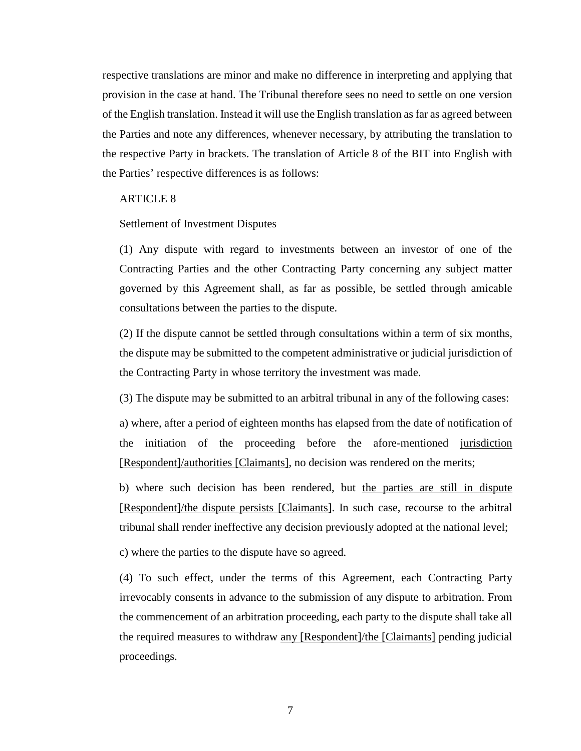respective translations are minor and make no difference in interpreting and applying that provision in the case at hand. The Tribunal therefore sees no need to settle on one version of the English translation. Instead it will use the English translation as far as agreed between the Parties and note any differences, whenever necessary, by attributing the translation to the respective Party in brackets. The translation of Article 8 of the BIT into English with the Parties' respective differences is as follows:

> ARTICLE 8
>
> Settlement of Investment Disputes
>
> (1) Any dispute with regard to investments between an investor of one of the Contracting Parties and the other Contracting Party concerning any subject matter governed by this Agreement shall, as far as possible, be settled through amicable consultations between the parties to the dispute.
>
> (2) If the dispute cannot be settled through consultations within a term of six months, the dispute may be submitted to the competent administrative or judicial jurisdiction of the Contracting Party in whose territory the investment was made.
>
> (3) The dispute may be submitted to an arbitral tribunal in any of the following cases:
>
> a) where, after a period of eighteen months has elapsed from the date of notification of the initiation of the proceeding before the afore-mentioned <u>jurisdiction [Respondent]/authorities [Claimants]</u>, no decision was rendered on the merits;
>
> b) where such decision has been rendered, but <u>the parties are still in dispute [Respondent]/the dispute persists [Claimants]</u>. In such case, recourse to the arbitral tribunal shall render ineffective any decision previously adopted at the national level;
>
> c) where the parties to the dispute have so agreed.
>
> (4) To such effect, under the terms of this Agreement, each Contracting Party irrevocably consents in advance to the submission of any dispute to arbitration. From the commencement of an arbitration proceeding, each party to the dispute shall take all the required measures to withdraw <u>any [Respondent]/the [Claimants]</u> pending judicial proceedings.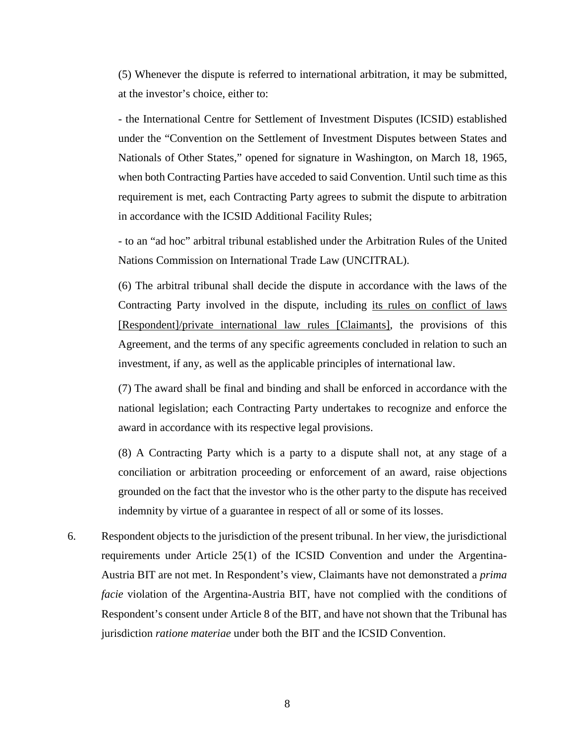(5) Whenever the dispute is referred to international arbitration, it may be submitted, at the investor's choice, either to:

- the International Centre for Settlement of Investment Disputes (ICSID) established under the "Convention on the Settlement of Investment Disputes between States and Nationals of Other States," opened for signature in Washington, on March 18, 1965, when both Contracting Parties have acceded to said Convention. Until such time as this requirement is met, each Contracting Party agrees to submit the dispute to arbitration in accordance with the ICSID Additional Facility Rules;

- to an "ad hoc" arbitral tribunal established under the Arbitration Rules of the United Nations Commission on International Trade Law (UNCITRAL).

(6) The arbitral tribunal shall decide the dispute in accordance with the laws of the Contracting Party involved in the dispute, including <u>its rules on conflict of laws [Respondent]/private international law rules [Claimants]</u>, the provisions of this Agreement, and the terms of any specific agreements concluded in relation to such an investment, if any, as well as the applicable principles of international law.

(7) The award shall be final and binding and shall be enforced in accordance with the national legislation; each Contracting Party undertakes to recognize and enforce the award in accordance with its respective legal provisions.

(8) A Contracting Party which is a party to a dispute shall not, at any stage of a conciliation or arbitration proceeding or enforcement of an award, raise objections grounded on the fact that the investor who is the other party to the dispute has received indemnity by virtue of a guarantee in respect of all or some of its losses.

6. Respondent objects to the jurisdiction of the present tribunal. In her view, the jurisdictional requirements under Article 25(1) of the ICSID Convention and under the Argentina-Austria BIT are not met. In Respondent's view, Claimants have not demonstrated a *prima facie* violation of the Argentina-Austria BIT, have not complied with the conditions of Respondent's consent under Article 8 of the BIT, and have not shown that the Tribunal has jurisdiction *ratione materiae* under both the BIT and the ICSID Convention.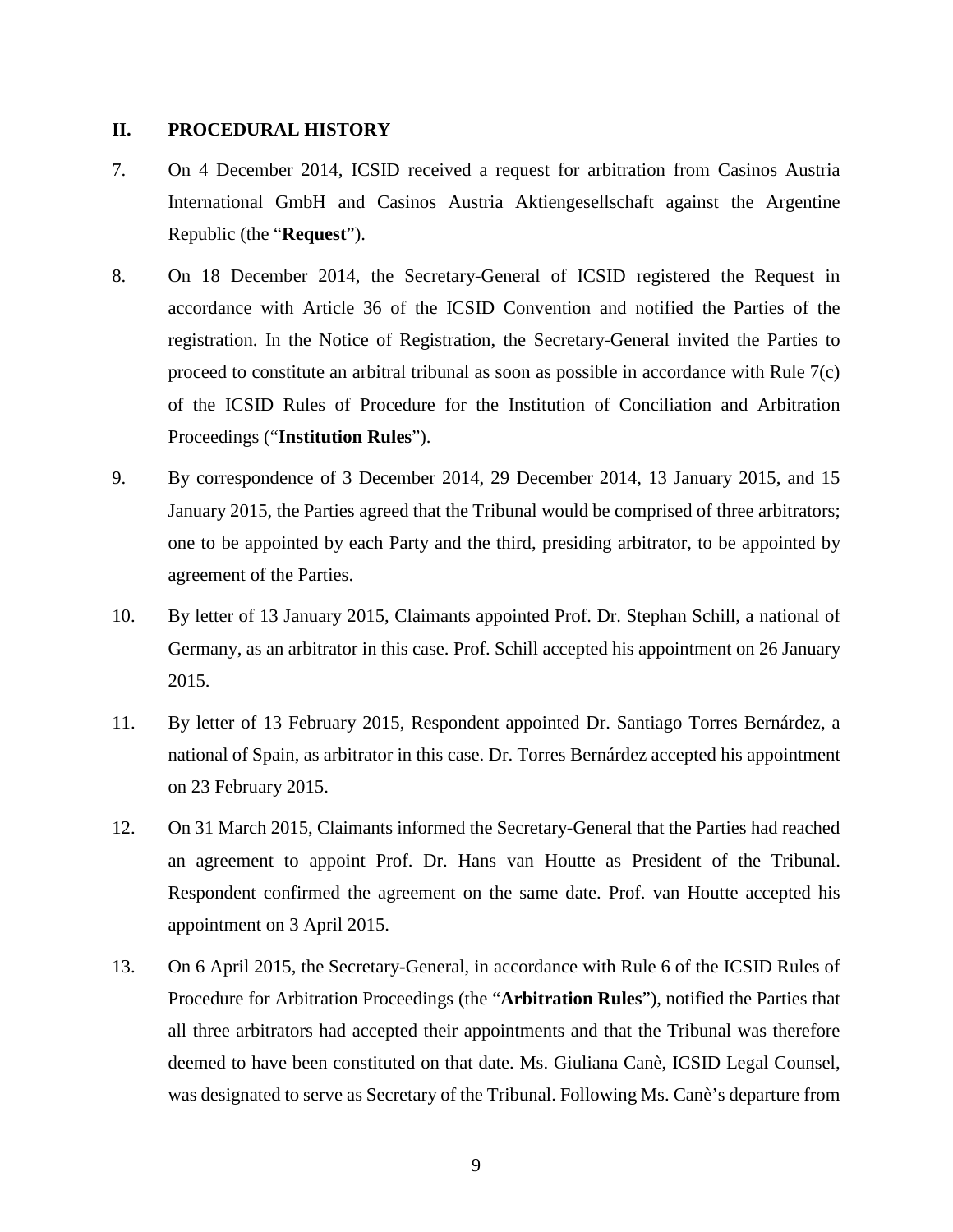## II. PROCEDURAL HISTORY

7. On 4 December 2014, ICSID received a request for arbitration from Casinos Austria International GmbH and Casinos Austria Aktiengesellschaft against the Argentine Republic (the "**Request**").

8. On 18 December 2014, the Secretary-General of ICSID registered the Request in accordance with Article 36 of the ICSID Convention and notified the Parties of the registration. In the Notice of Registration, the Secretary-General invited the Parties to proceed to constitute an arbitral tribunal as soon as possible in accordance with Rule 7(c) of the ICSID Rules of Procedure for the Institution of Conciliation and Arbitration Proceedings ("**Institution Rules**").

9. By correspondence of 3 December 2014, 29 December 2014, 13 January 2015, and 15 January 2015, the Parties agreed that the Tribunal would be comprised of three arbitrators; one to be appointed by each Party and the third, presiding arbitrator, to be appointed by agreement of the Parties.

10. By letter of 13 January 2015, Claimants appointed Prof. Dr. Stephan Schill, a national of Germany, as an arbitrator in this case. Prof. Schill accepted his appointment on 26 January 2015.

11. By letter of 13 February 2015, Respondent appointed Dr. Santiago Torres Bernárdez, a national of Spain, as arbitrator in this case. Dr. Torres Bernárdez accepted his appointment on 23 February 2015.

12. On 31 March 2015, Claimants informed the Secretary-General that the Parties had reached an agreement to appoint Prof. Dr. Hans van Houtte as President of the Tribunal. Respondent confirmed the agreement on the same date. Prof. van Houtte accepted his appointment on 3 April 2015.

13. On 6 April 2015, the Secretary-General, in accordance with Rule 6 of the ICSID Rules of Procedure for Arbitration Proceedings (the "**Arbitration Rules**"), notified the Parties that all three arbitrators had accepted their appointments and that the Tribunal was therefore deemed to have been constituted on that date. Ms. Giuliana Canè, ICSID Legal Counsel, was designated to serve as Secretary of the Tribunal. Following Ms. Canè's departure from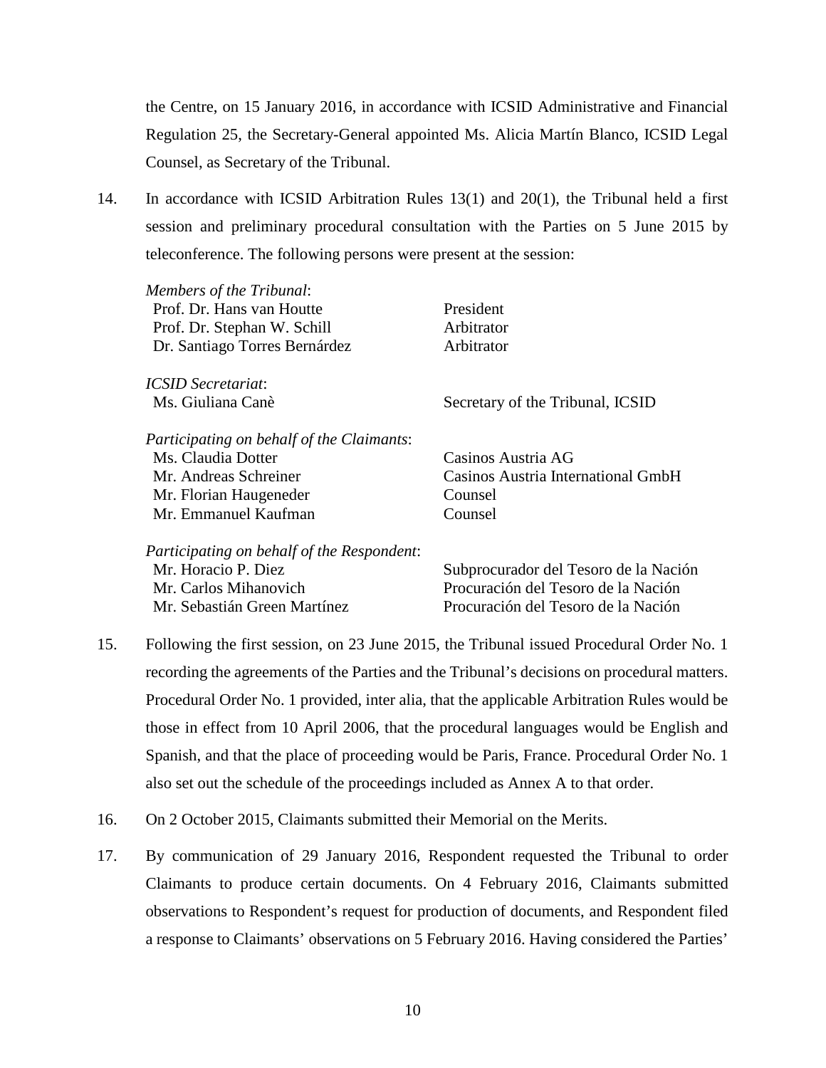the Centre, on 15 January 2016, in accordance with ICSID Administrative and Financial Regulation 25, the Secretary-General appointed Ms. Alicia Martín Blanco, ICSID Legal Counsel, as Secretary of the Tribunal.

14. In accordance with ICSID Arbitration Rules 13(1) and 20(1), the Tribunal held a first session and preliminary procedural consultation with the Parties on 5 June 2015 by teleconference. The following persons were present at the session:

| | |
|---|---|
| *Members of the Tribunal*: | |
| Prof. Dr. Hans van Houtte | President |
| Prof. Dr. Stephan W. Schill | Arbitrator |
| Dr. Santiago Torres Bernárdez | Arbitrator |
| | |
| *ICSID Secretariat*: | |
| Ms. Giuliana Canè | Secretary of the Tribunal, ICSID |
| | |
| *Participating on behalf of the Claimants*: | |
| Ms. Claudia Dotter | Casinos Austria AG |
| Mr. Andreas Schreiner | Casinos Austria International GmbH |
| Mr. Florian Haugeneder | Counsel |
| Mr. Emmanuel Kaufman | Counsel |
| | |
| *Participating on behalf of the Respondent*: | |
| Mr. Horacio P. Diez | Subprocurador del Tesoro de la Nación |
| Mr. Carlos Mihanovich | Procuración del Tesoro de la Nación |
| Mr. Sebastián Green Martínez | Procuración del Tesoro de la Nación |

15. Following the first session, on 23 June 2015, the Tribunal issued Procedural Order No. 1 recording the agreements of the Parties and the Tribunal's decisions on procedural matters. Procedural Order No. 1 provided, inter alia, that the applicable Arbitration Rules would be those in effect from 10 April 2006, that the procedural languages would be English and Spanish, and that the place of proceeding would be Paris, France. Procedural Order No. 1 also set out the schedule of the proceedings included as Annex A to that order.

16. On 2 October 2015, Claimants submitted their Memorial on the Merits.

17. By communication of 29 January 2016, Respondent requested the Tribunal to order Claimants to produce certain documents. On 4 February 2016, Claimants submitted observations to Respondent's request for production of documents, and Respondent filed a response to Claimants' observations on 5 February 2016. Having considered the Parties'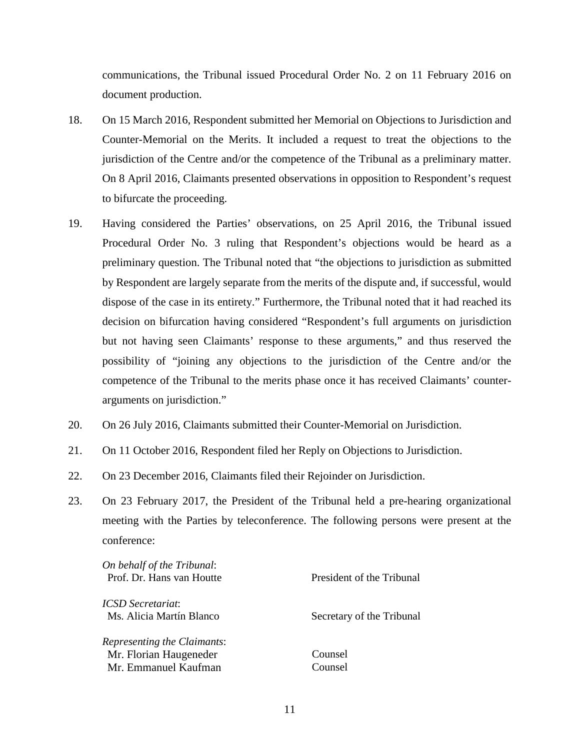communications, the Tribunal issued Procedural Order No. 2 on 11 February 2016 on document production.

18. On 15 March 2016, Respondent submitted her Memorial on Objections to Jurisdiction and Counter-Memorial on the Merits. It included a request to treat the objections to the jurisdiction of the Centre and/or the competence of the Tribunal as a preliminary matter. On 8 April 2016, Claimants presented observations in opposition to Respondent's request to bifurcate the proceeding.

19. Having considered the Parties' observations, on 25 April 2016, the Tribunal issued Procedural Order No. 3 ruling that Respondent's objections would be heard as a preliminary question. The Tribunal noted that "the objections to jurisdiction as submitted by Respondent are largely separate from the merits of the dispute and, if successful, would dispose of the case in its entirety." Furthermore, the Tribunal noted that it had reached its decision on bifurcation having considered "Respondent's full arguments on jurisdiction but not having seen Claimants' response to these arguments," and thus reserved the possibility of "joining any objections to the jurisdiction of the Centre and/or the competence of the Tribunal to the merits phase once it has received Claimants' counter-arguments on jurisdiction."

20. On 26 July 2016, Claimants submitted their Counter-Memorial on Jurisdiction.

21. On 11 October 2016, Respondent filed her Reply on Objections to Jurisdiction.

22. On 23 December 2016, Claimants filed their Rejoinder on Jurisdiction.

23. On 23 February 2017, the President of the Tribunal held a pre-hearing organizational meeting with the Parties by teleconference. The following persons were present at the conference:

| | |
|---|---|
| *On behalf of the Tribunal*: | |
| Prof. Dr. Hans van Houtte | President of the Tribunal |
| *ICSD Secretariat*: | |
| Ms. Alicia Martín Blanco | Secretary of the Tribunal |
| *Representing the Claimants*: | |
| Mr. Florian Haugeneder | Counsel |
| Mr. Emmanuel Kaufman | Counsel |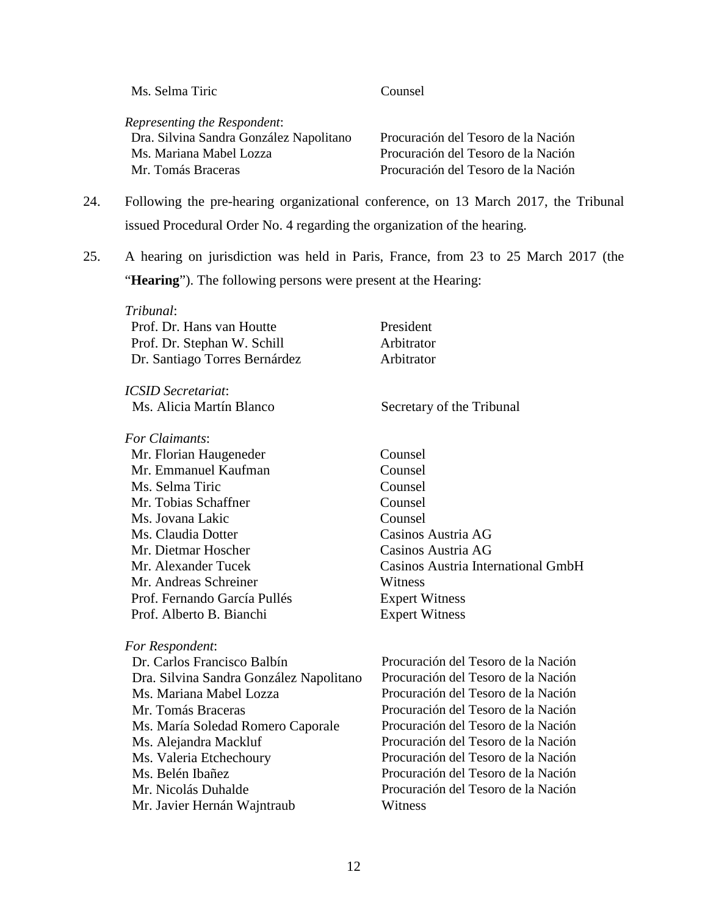| | |
|---|---|
| Ms. Selma Tiric | Counsel |

*Representing the Respondent*:

| | |
|---|---|
| Dra. Silvina Sandra González Napolitano | Procuración del Tesoro de la Nación |
| Ms. Mariana Mabel Lozza | Procuración del Tesoro de la Nación |
| Mr. Tomás Braceras | Procuración del Tesoro de la Nación |

24. Following the pre-hearing organizational conference, on 13 March 2017, the Tribunal issued Procedural Order No. 4 regarding the organization of the hearing.

25. A hearing on jurisdiction was held in Paris, France, from 23 to 25 March 2017 (the "**Hearing**"). The following persons were present at the Hearing:

*Tribunal*:

| | |
|---|---|
| Prof. Dr. Hans van Houtte | President |
| Prof. Dr. Stephan W. Schill | Arbitrator |
| Dr. Santiago Torres Bernárdez | Arbitrator |

*ICSID Secretariat*:

| | |
|---|---|
| Ms. Alicia Martín Blanco | Secretary of the Tribunal |

*For Claimants*:

| | |
|---|---|
| Mr. Florian Haugeneder | Counsel |
| Mr. Emmanuel Kaufman | Counsel |
| Ms. Selma Tiric | Counsel |
| Mr. Tobias Schaffner | Counsel |
| Ms. Jovana Lakic | Counsel |
| Ms. Claudia Dotter | Casinos Austria AG |
| Mr. Dietmar Hoscher | Casinos Austria AG |
| Mr. Alexander Tucek | Casinos Austria International GmbH |
| Mr. Andreas Schreiner | Witness |
| Prof. Fernando García Pullés | Expert Witness |
| Prof. Alberto B. Bianchi | Expert Witness |

*For Respondent*:

| | |
|---|---|
| Dr. Carlos Francisco Balbín | Procuración del Tesoro de la Nación |
| Dra. Silvina Sandra González Napolitano | Procuración del Tesoro de la Nación |
| Ms. Mariana Mabel Lozza | Procuración del Tesoro de la Nación |
| Mr. Tomás Braceras | Procuración del Tesoro de la Nación |
| Ms. María Soledad Romero Caporale | Procuración del Tesoro de la Nación |
| Ms. Alejandra Mackluf | Procuración del Tesoro de la Nación |
| Ms. Valeria Etchechoury | Procuración del Tesoro de la Nación |
| Ms. Belén Ibañez | Procuración del Tesoro de la Nación |
| Mr. Nicolás Duhalde | Procuración del Tesoro de la Nación |
| Mr. Javier Hernán Wajntraub | Witness |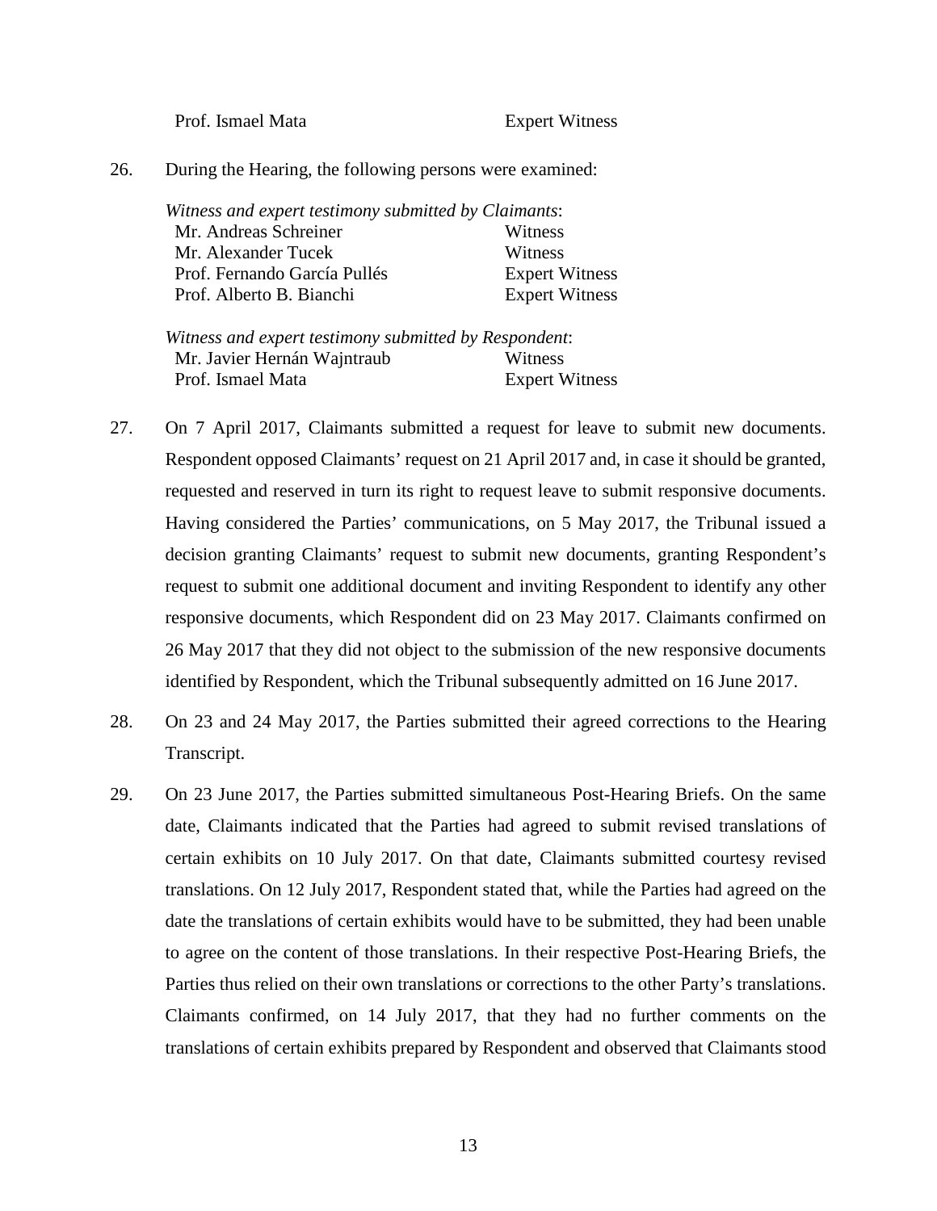| | |
|---|---|
| Prof. Ismael Mata | Expert Witness |

26. During the Hearing, the following persons were examined:

*Witness and expert testimony submitted by Claimants*:

| | |
|---|---|
| Mr. Andreas Schreiner | Witness |
| Mr. Alexander Tucek | Witness |
| Prof. Fernando García Pullés | Expert Witness |
| Prof. Alberto B. Bianchi | Expert Witness |

*Witness and expert testimony submitted by Respondent*:

| | |
|---|---|
| Mr. Javier Hernán Wajntraub | Witness |
| Prof. Ismael Mata | Expert Witness |

27. On 7 April 2017, Claimants submitted a request for leave to submit new documents. Respondent opposed Claimants' request on 21 April 2017 and, in case it should be granted, requested and reserved in turn its right to request leave to submit responsive documents. Having considered the Parties' communications, on 5 May 2017, the Tribunal issued a decision granting Claimants' request to submit new documents, granting Respondent's request to submit one additional document and inviting Respondent to identify any other responsive documents, which Respondent did on 23 May 2017. Claimants confirmed on 26 May 2017 that they did not object to the submission of the new responsive documents identified by Respondent, which the Tribunal subsequently admitted on 16 June 2017.

28. On 23 and 24 May 2017, the Parties submitted their agreed corrections to the Hearing Transcript.

29. On 23 June 2017, the Parties submitted simultaneous Post-Hearing Briefs. On the same date, Claimants indicated that the Parties had agreed to submit revised translations of certain exhibits on 10 July 2017. On that date, Claimants submitted courtesy revised translations. On 12 July 2017, Respondent stated that, while the Parties had agreed on the date the translations of certain exhibits would have to be submitted, they had been unable to agree on the content of those translations. In their respective Post-Hearing Briefs, the Parties thus relied on their own translations or corrections to the other Party's translations. Claimants confirmed, on 14 July 2017, that they had no further comments on the translations of certain exhibits prepared by Respondent and observed that Claimants stood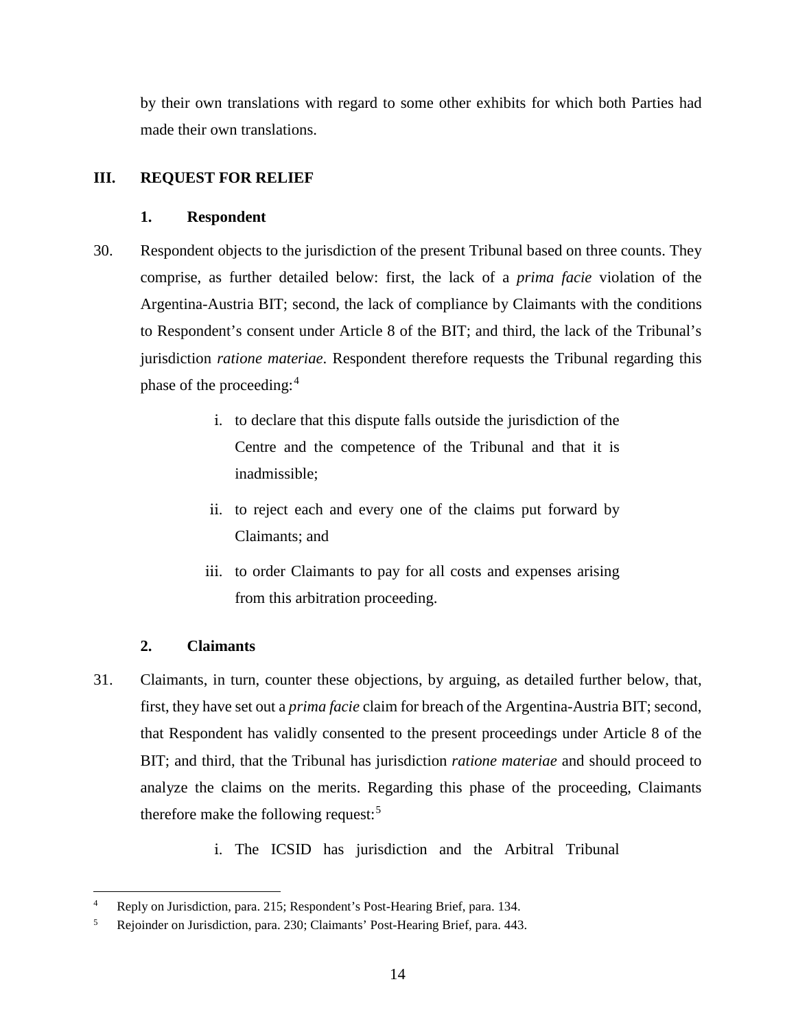by their own translations with regard to some other exhibits for which both Parties had made their own translations.

## III. REQUEST FOR RELIEF

### 1. Respondent

30. Respondent objects to the jurisdiction of the present Tribunal based on three counts. They comprise, as further detailed below: first, the lack of a *prima facie* violation of the Argentina-Austria BIT; second, the lack of compliance by Claimants with the conditions to Respondent's consent under Article 8 of the BIT; and third, the lack of the Tribunal's jurisdiction *ratione materiae*. Respondent therefore requests the Tribunal regarding this phase of the proceeding:[4]

   i. to declare that this dispute falls outside the jurisdiction of the Centre and the competence of the Tribunal and that it is inadmissible;

   ii. to reject each and every one of the claims put forward by Claimants; and

   iii. to order Claimants to pay for all costs and expenses arising from this arbitration proceeding.

### 2. Claimants

31. Claimants, in turn, counter these objections, by arguing, as detailed further below, that, first, they have set out a *prima facie* claim for breach of the Argentina-Austria BIT; second, that Respondent has validly consented to the present proceedings under Article 8 of the BIT; and third, that the Tribunal has jurisdiction *ratione materiae* and should proceed to analyze the claims on the merits. Regarding this phase of the proceeding, Claimants therefore make the following request:[5]

   i. The ICSID has jurisdiction and the Arbitral Tribunal

---

[4] Reply on Jurisdiction, para. 215; Respondent's Post-Hearing Brief, para. 134.

[5] Rejoinder on Jurisdiction, para. 230; Claimants' Post-Hearing Brief, para. 443.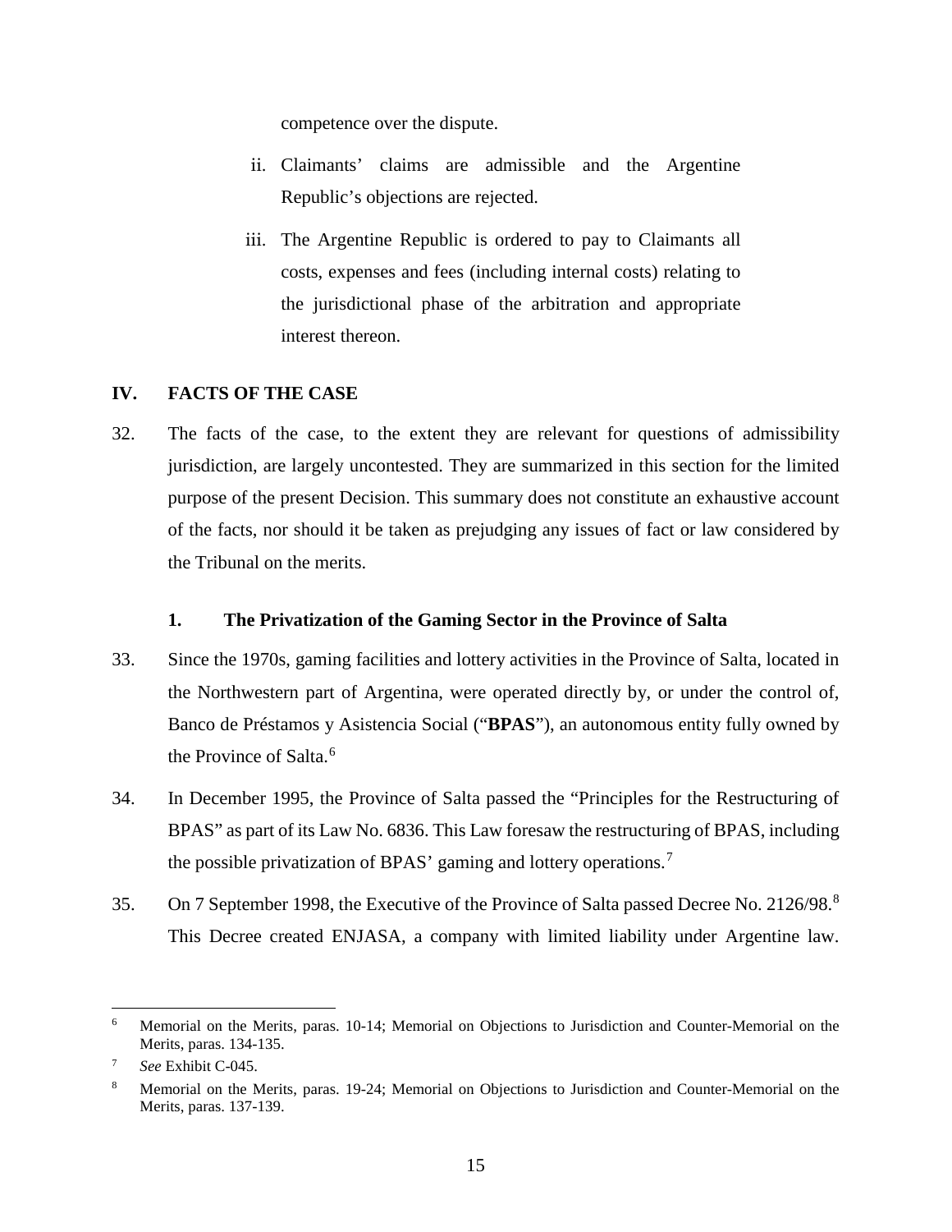competence over the dispute.

ii. Claimants' claims are admissible and the Argentine Republic's objections are rejected.

iii. The Argentine Republic is ordered to pay to Claimants all costs, expenses and fees (including internal costs) relating to the jurisdictional phase of the arbitration and appropriate interest thereon.

## IV. FACTS OF THE CASE

32. The facts of the case, to the extent they are relevant for questions of admissibility jurisdiction, are largely uncontested. They are summarized in this section for the limited purpose of the present Decision. This summary does not constitute an exhaustive account of the facts, nor should it be taken as prejudging any issues of fact or law considered by the Tribunal on the merits.

### 1. The Privatization of the Gaming Sector in the Province of Salta

33. Since the 1970s, gaming facilities and lottery activities in the Province of Salta, located in the Northwestern part of Argentina, were operated directly by, or under the control of, Banco de Préstamos y Asistencia Social ("**BPAS**"), an autonomous entity fully owned by the Province of Salta.[6]

34. In December 1995, the Province of Salta passed the "Principles for the Restructuring of BPAS" as part of its Law No. 6836. This Law foresaw the restructuring of BPAS, including the possible privatization of BPAS' gaming and lottery operations.[7]

35. On 7 September 1998, the Executive of the Province of Salta passed Decree No. 2126/98.[8] This Decree created ENJASA, a company with limited liability under Argentine law.

[6] Memorial on the Merits, paras. 10-14; Memorial on Objections to Jurisdiction and Counter-Memorial on the Merits, paras. 134-135.

[7] *See* Exhibit C-045.

[8] Memorial on the Merits, paras. 19-24; Memorial on Objections to Jurisdiction and Counter-Memorial on the Merits, paras. 137-139.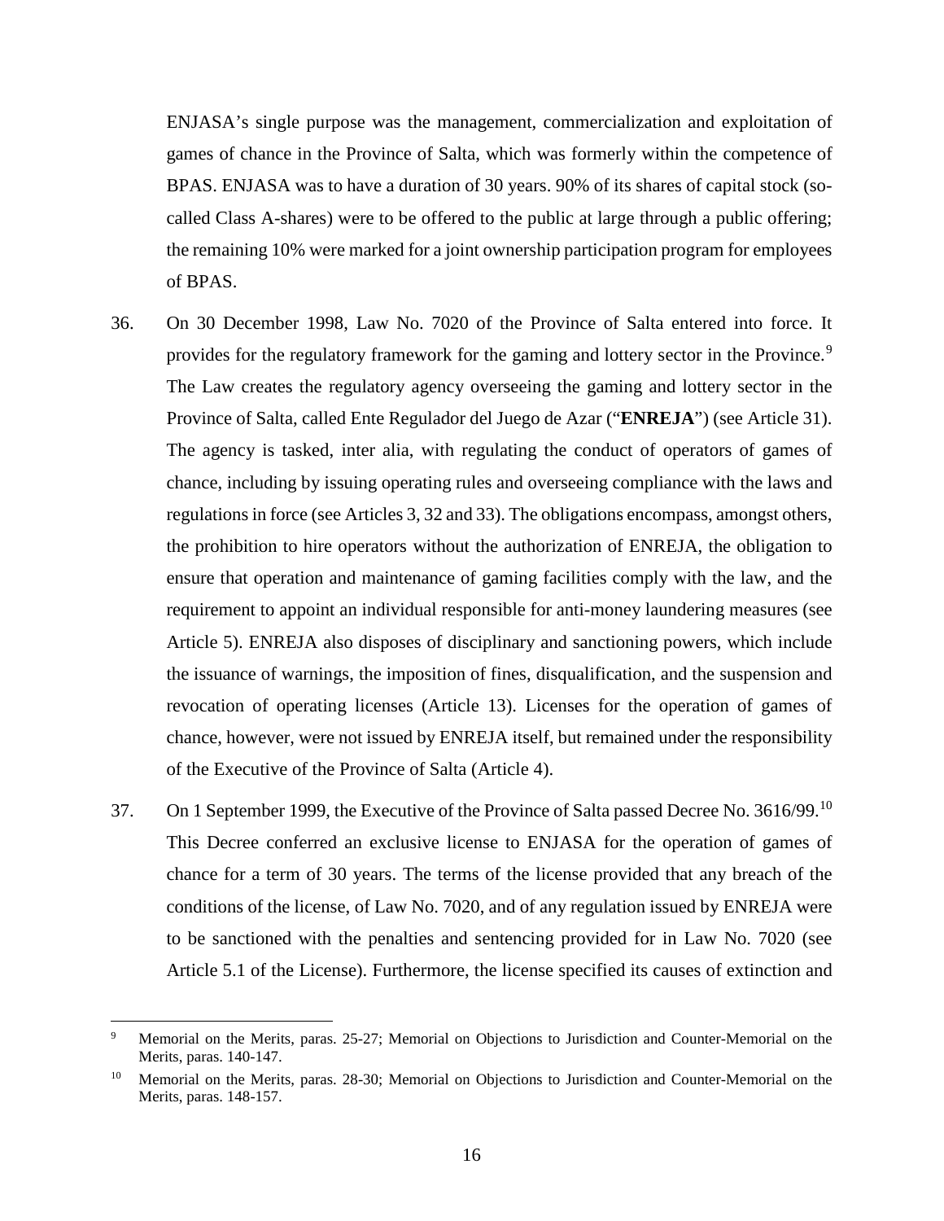ENJASA's single purpose was the management, commercialization and exploitation of games of chance in the Province of Salta, which was formerly within the competence of BPAS. ENJASA was to have a duration of 30 years. 90% of its shares of capital stock (so-called Class A-shares) were to be offered to the public at large through a public offering; the remaining 10% were marked for a joint ownership participation program for employees of BPAS.

36. On 30 December 1998, Law No. 7020 of the Province of Salta entered into force. It provides for the regulatory framework for the gaming and lottery sector in the Province.[9] The Law creates the regulatory agency overseeing the gaming and lottery sector in the Province of Salta, called Ente Regulador del Juego de Azar ("**ENREJA**") (see Article 31). The agency is tasked, inter alia, with regulating the conduct of operators of games of chance, including by issuing operating rules and overseeing compliance with the laws and regulations in force (see Articles 3, 32 and 33). The obligations encompass, amongst others, the prohibition to hire operators without the authorization of ENREJA, the obligation to ensure that operation and maintenance of gaming facilities comply with the law, and the requirement to appoint an individual responsible for anti-money laundering measures (see Article 5). ENREJA also disposes of disciplinary and sanctioning powers, which include the issuance of warnings, the imposition of fines, disqualification, and the suspension and revocation of operating licenses (Article 13). Licenses for the operation of games of chance, however, were not issued by ENREJA itself, but remained under the responsibility of the Executive of the Province of Salta (Article 4).

37. On 1 September 1999, the Executive of the Province of Salta passed Decree No. 3616/99.[10] This Decree conferred an exclusive license to ENJASA for the operation of games of chance for a term of 30 years. The terms of the license provided that any breach of the conditions of the license, of Law No. 7020, and of any regulation issued by ENREJA were to be sanctioned with the penalties and sentencing provided for in Law No. 7020 (see Article 5.1 of the License). Furthermore, the license specified its causes of extinction and

---

[9] Memorial on the Merits, paras. 25-27; Memorial on Objections to Jurisdiction and Counter-Memorial on the Merits, paras. 140-147.

[10] Memorial on the Merits, paras. 28-30; Memorial on Objections to Jurisdiction and Counter-Memorial on the Merits, paras. 148-157.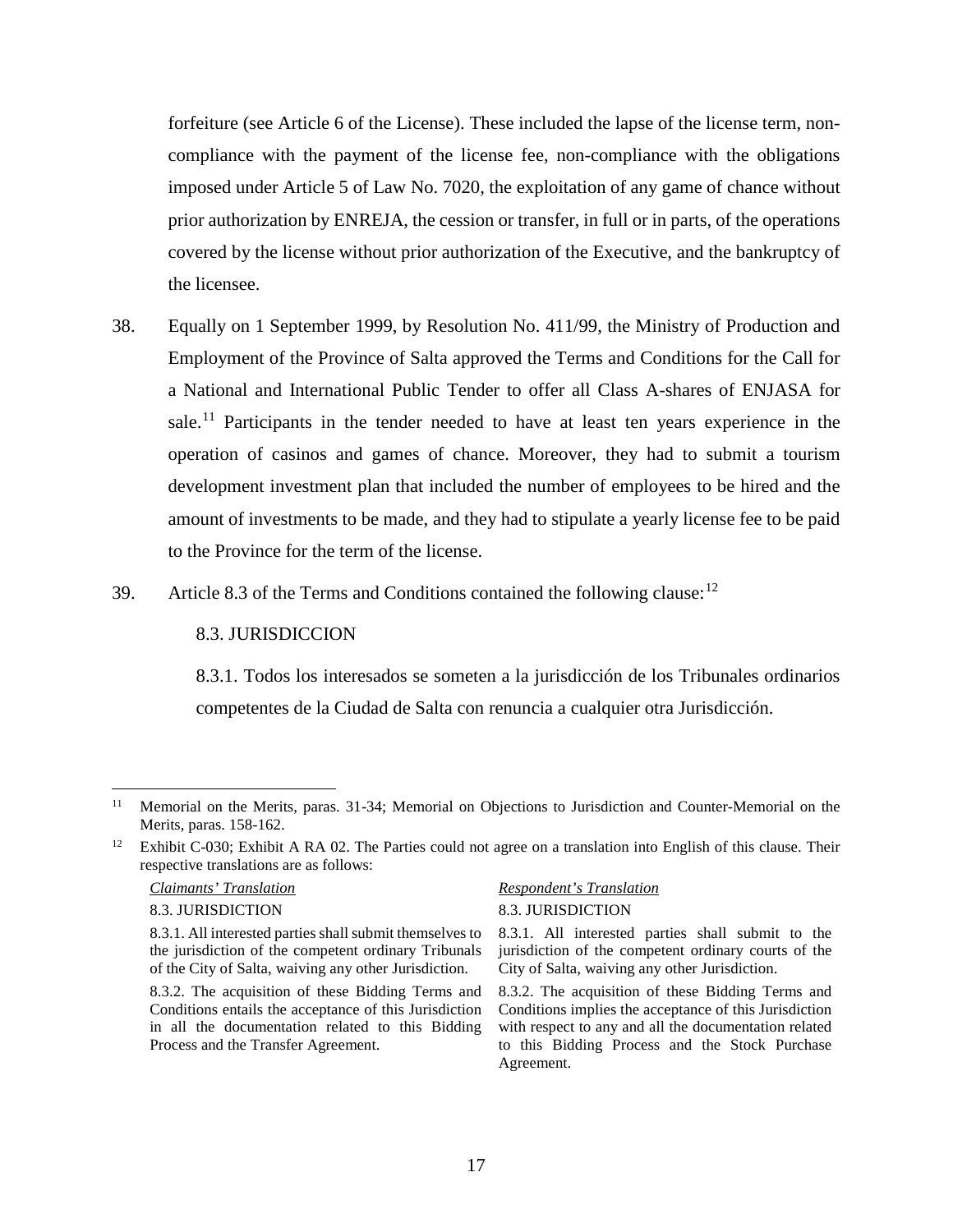forfeiture (see Article 6 of the License). These included the lapse of the license term, non-compliance with the payment of the license fee, non-compliance with the obligations imposed under Article 5 of Law No. 7020, the exploitation of any game of chance without prior authorization by ENREJA, the cession or transfer, in full or in parts, of the operations covered by the license without prior authorization of the Executive, and the bankruptcy of the licensee.

38. Equally on 1 September 1999, by Resolution No. 411/99, the Ministry of Production and Employment of the Province of Salta approved the Terms and Conditions for the Call for a National and International Public Tender to offer all Class A-shares of ENJASA for sale.[11] Participants in the tender needed to have at least ten years experience in the operation of casinos and games of chance. Moreover, they had to submit a tourism development investment plan that included the number of employees to be hired and the amount of investments to be made, and they had to stipulate a yearly license fee to be paid to the Province for the term of the license.

39. Article 8.3 of the Terms and Conditions contained the following clause:[12]

> 8.3. JURISDICCION
>
> 8.3.1. Todos los interesados se someten a la jurisdicción de los Tribunales ordinarios competentes de la Ciudad de Salta con renuncia a cualquier otra Jurisdicción.

---

[11] Memorial on the Merits, paras. 31-34; Memorial on Objections to Jurisdiction and Counter-Memorial on the Merits, paras. 158-162.

[12] Exhibit C-030; Exhibit A RA 02. The Parties could not agree on a translation into English of this clause. Their respective translations are as follows:

| *Claimants' Translation* | *Respondent's Translation* |
| --- | --- |
| 8.3. JURISDICTION | 8.3. JURISDICTION |
| 8.3.1. All interested parties shall submit themselves to the jurisdiction of the competent ordinary Tribunals of the City of Salta, waiving any other Jurisdiction. | 8.3.1. All interested parties shall submit to the jurisdiction of the competent ordinary courts of the City of Salta, waiving any other Jurisdiction. |
| 8.3.2. The acquisition of these Bidding Terms and Conditions entails the acceptance of this Jurisdiction in all the documentation related to this Bidding Process and the Transfer Agreement. | 8.3.2. The acquisition of these Bidding Terms and Conditions implies the acceptance of this Jurisdiction with respect to any and all the documentation related to this Bidding Process and the Stock Purchase Agreement. |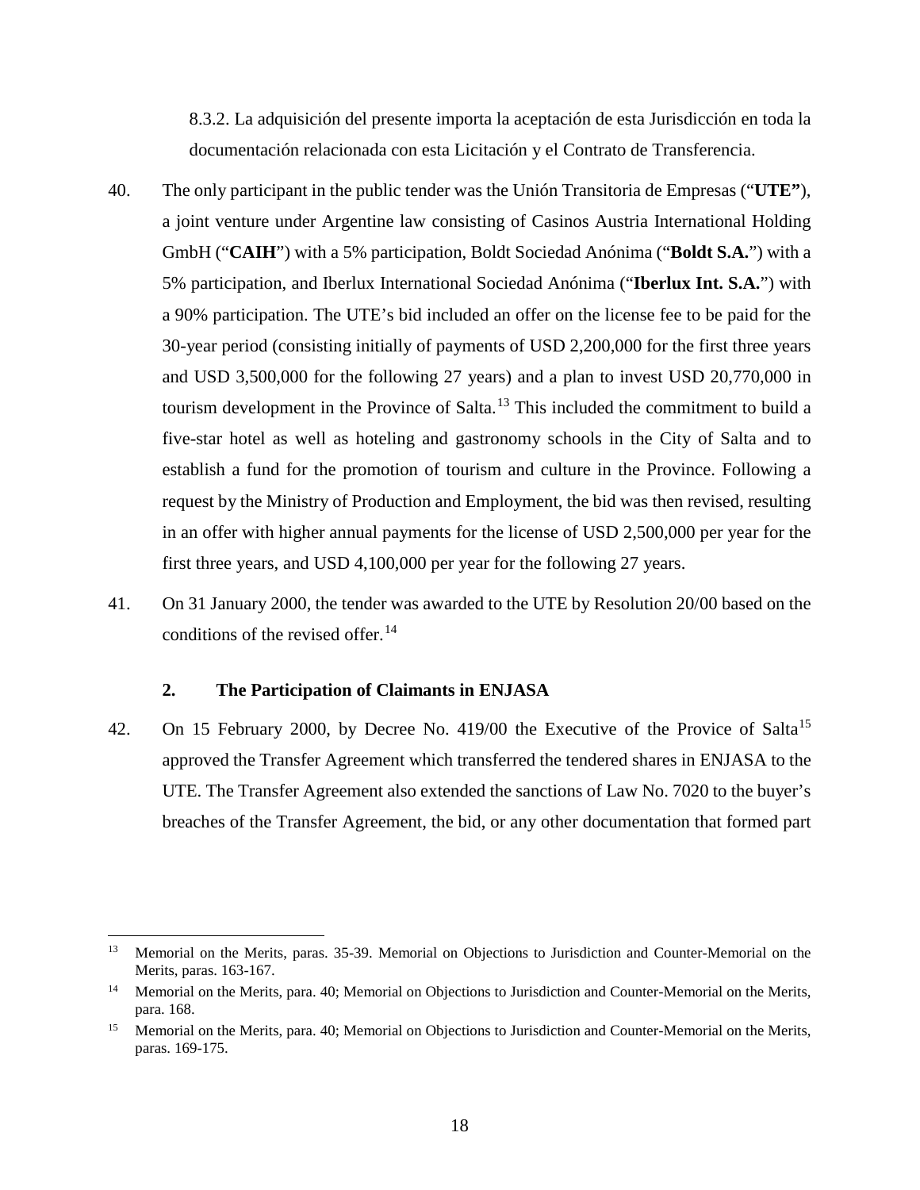8.3.2. La adquisición del presente importa la aceptación de esta Jurisdicción en toda la documentación relacionada con esta Licitación y el Contrato de Transferencia.

40. The only participant in the public tender was the Unión Transitoria de Empresas ("**UTE**"), a joint venture under Argentine law consisting of Casinos Austria International Holding GmbH ("**CAIH**") with a 5% participation, Boldt Sociedad Anónima ("**Boldt S.A.**") with a 5% participation, and Iberlux International Sociedad Anónima ("**Iberlux Int. S.A.**") with a 90% participation. The UTE's bid included an offer on the license fee to be paid for the 30-year period (consisting initially of payments of USD 2,200,000 for the first three years and USD 3,500,000 for the following 27 years) and a plan to invest USD 20,770,000 in tourism development in the Province of Salta.[13] This included the commitment to build a five-star hotel as well as hoteling and gastronomy schools in the City of Salta and to establish a fund for the promotion of tourism and culture in the Province. Following a request by the Ministry of Production and Employment, the bid was then revised, resulting in an offer with higher annual payments for the license of USD 2,500,000 per year for the first three years, and USD 4,100,000 per year for the following 27 years.

41. On 31 January 2000, the tender was awarded to the UTE by Resolution 20/00 based on the conditions of the revised offer.[14]

### 2. The Participation of Claimants in ENJASA

42. On 15 February 2000, by Decree No. 419/00 the Executive of the Provice of Salta[15] approved the Transfer Agreement which transferred the tendered shares in ENJASA to the UTE. The Transfer Agreement also extended the sanctions of Law No. 7020 to the buyer's breaches of the Transfer Agreement, the bid, or any other documentation that formed part

---

[13] Memorial on the Merits, paras. 35-39. Memorial on Objections to Jurisdiction and Counter-Memorial on the Merits, paras. 163-167.

[14] Memorial on the Merits, para. 40; Memorial on Objections to Jurisdiction and Counter-Memorial on the Merits, para. 168.

[15] Memorial on the Merits, para. 40; Memorial on Objections to Jurisdiction and Counter-Memorial on the Merits, paras. 169-175.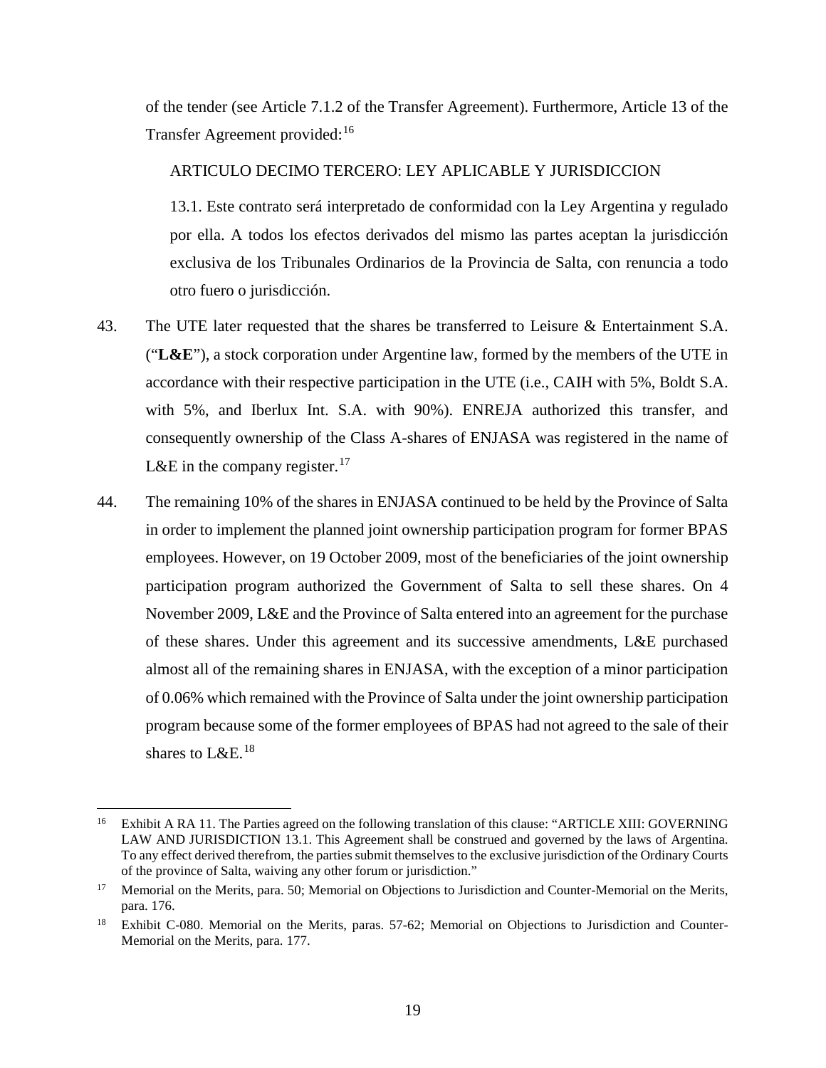of the tender (see Article 7.1.2 of the Transfer Agreement). Furthermore, Article 13 of the Transfer Agreement provided:[16]

> ARTICULO DECIMO TERCERO: LEY APLICABLE Y JURISDICCION
>
> 13.1. Este contrato será interpretado de conformidad con la Ley Argentina y regulado por ella. A todos los efectos derivados del mismo las partes aceptan la jurisdicción exclusiva de los Tribunales Ordinarios de la Provincia de Salta, con renuncia a todo otro fuero o jurisdicción.

43. The UTE later requested that the shares be transferred to Leisure & Entertainment S.A. ("**L&E**"), a stock corporation under Argentine law, formed by the members of the UTE in accordance with their respective participation in the UTE (i.e., CAIH with 5%, Boldt S.A. with 5%, and Iberlux Int. S.A. with 90%). ENREJA authorized this transfer, and consequently ownership of the Class A-shares of ENJASA was registered in the name of L&E in the company register.[17]

44. The remaining 10% of the shares in ENJASA continued to be held by the Province of Salta in order to implement the planned joint ownership participation program for former BPAS employees. However, on 19 October 2009, most of the beneficiaries of the joint ownership participation program authorized the Government of Salta to sell these shares. On 4 November 2009, L&E and the Province of Salta entered into an agreement for the purchase of these shares. Under this agreement and its successive amendments, L&E purchased almost all of the remaining shares in ENJASA, with the exception of a minor participation of 0.06% which remained with the Province of Salta under the joint ownership participation program because some of the former employees of BPAS had not agreed to the sale of their shares to L&E.[18]

---

[16] Exhibit A RA 11. The Parties agreed on the following translation of this clause: "ARTICLE XIII: GOVERNING LAW AND JURISDICTION 13.1. This Agreement shall be construed and governed by the laws of Argentina. To any effect derived therefrom, the parties submit themselves to the exclusive jurisdiction of the Ordinary Courts of the province of Salta, waiving any other forum or jurisdiction."

[17] Memorial on the Merits, para. 50; Memorial on Objections to Jurisdiction and Counter-Memorial on the Merits, para. 176.

[18] Exhibit C-080. Memorial on the Merits, paras. 57-62; Memorial on Objections to Jurisdiction and Counter-Memorial on the Merits, para. 177.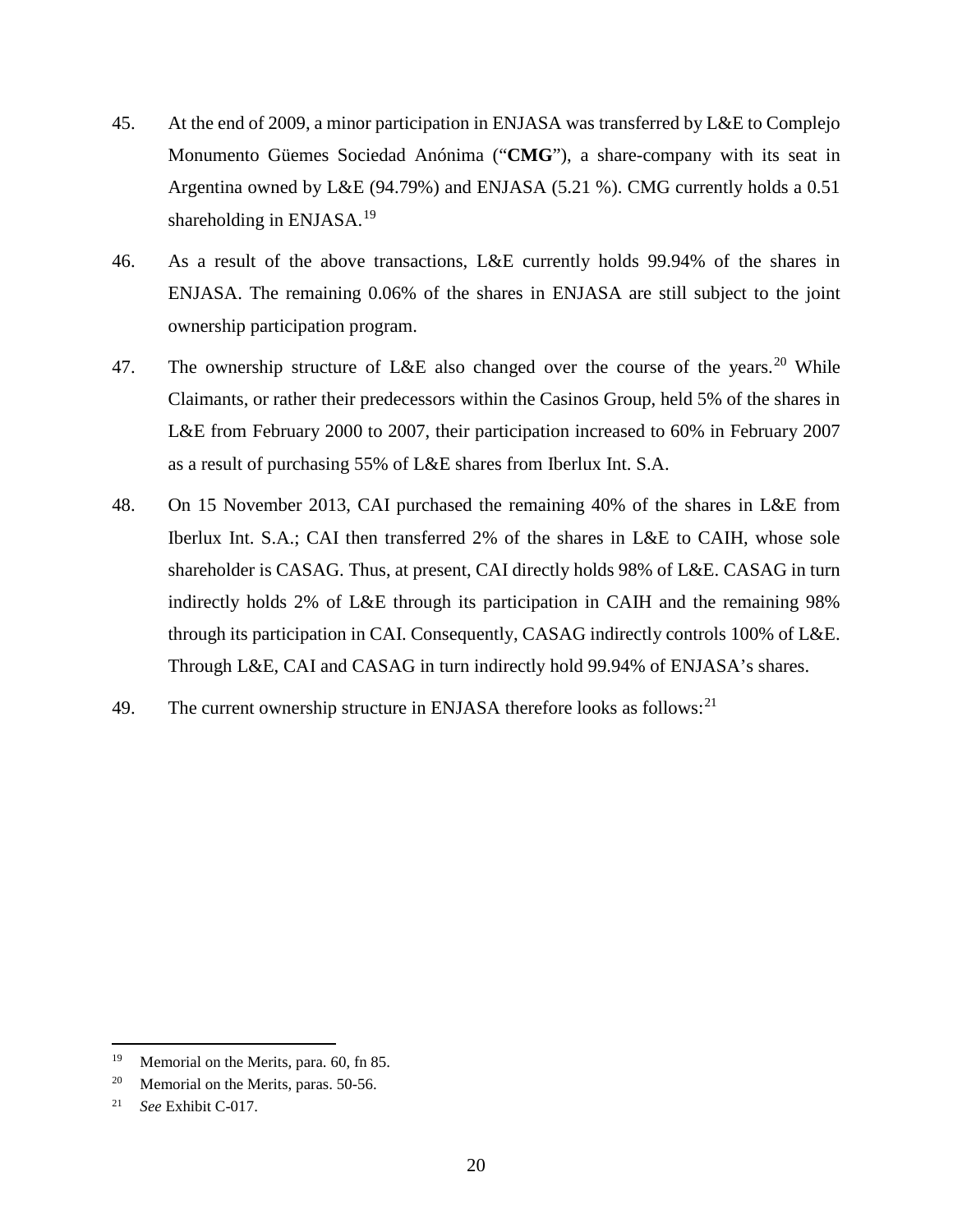45. At the end of 2009, a minor participation in ENJASA was transferred by L&E to Complejo Monumento Güemes Sociedad Anónima ("**CMG**"), a share-company with its seat in Argentina owned by L&E (94.79%) and ENJASA (5.21 %). CMG currently holds a 0.51 shareholding in ENJASA.[19]

46. As a result of the above transactions, L&E currently holds 99.94% of the shares in ENJASA. The remaining 0.06% of the shares in ENJASA are still subject to the joint ownership participation program.

47. The ownership structure of L&E also changed over the course of the years.[20] While Claimants, or rather their predecessors within the Casinos Group, held 5% of the shares in L&E from February 2000 to 2007, their participation increased to 60% in February 2007 as a result of purchasing 55% of L&E shares from Iberlux Int. S.A.

48. On 15 November 2013, CAI purchased the remaining 40% of the shares in L&E from Iberlux Int. S.A.; CAI then transferred 2% of the shares in L&E to CAIH, whose sole shareholder is CASAG. Thus, at present, CAI directly holds 98% of L&E. CASAG in turn indirectly holds 2% of L&E through its participation in CAIH and the remaining 98% through its participation in CAI. Consequently, CASAG indirectly controls 100% of L&E. Through L&E, CAI and CASAG in turn indirectly hold 99.94% of ENJASA's shares.

49. The current ownership structure in ENJASA therefore looks as follows:[21]

---

[19] Memorial on the Merits, para. 60, fn 85.

[20] Memorial on the Merits, paras. 50-56.

[21] *See* Exhibit C-017.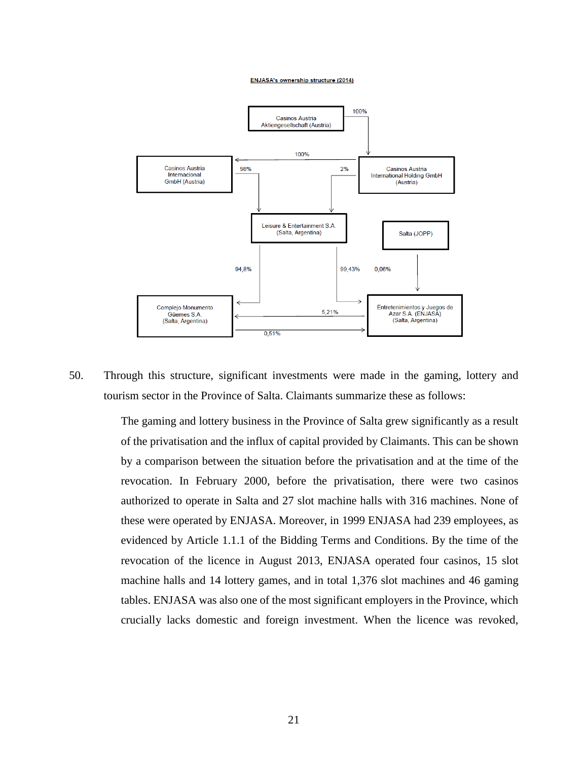**ENJASA's ownership structure (2014)**

Casinos Austria Aktiengesellschaft (Austria)

100%

Casinos Austria Internacional GmbH (Austria)

100%

Casinos Austria International Holding GmbH (Austria)

98%

2%

Leisure & Entertainment S.A. (Salta, Argentina)

Salta (JOPP)

94,8%

99,43%

0,06%

Complejo Monumento Güemes S.A. (Salta, Argentina)

5,21%

0,51%

Entretenimientos y Juegos de Azar S.A. (ENJASA) (Salta, Argentina)

50. Through this structure, significant investments were made in the gaming, lottery and tourism sector in the Province of Salta. Claimants summarize these as follows:

> The gaming and lottery business in the Province of Salta grew significantly as a result of the privatisation and the influx of capital provided by Claimants. This can be shown by a comparison between the situation before the privatisation and at the time of the revocation. In February 2000, before the privatisation, there were two casinos authorized to operate in Salta and 27 slot machine halls with 316 machines. None of these were operated by ENJASA. Moreover, in 1999 ENJASA had 239 employees, as evidenced by Article 1.1.1 of the Bidding Terms and Conditions. By the time of the revocation of the licence in August 2013, ENJASA operated four casinos, 15 slot machine halls and 14 lottery games, and in total 1,376 slot machines and 46 gaming tables. ENJASA was also one of the most significant employers in the Province, which crucially lacks domestic and foreign investment. When the licence was revoked,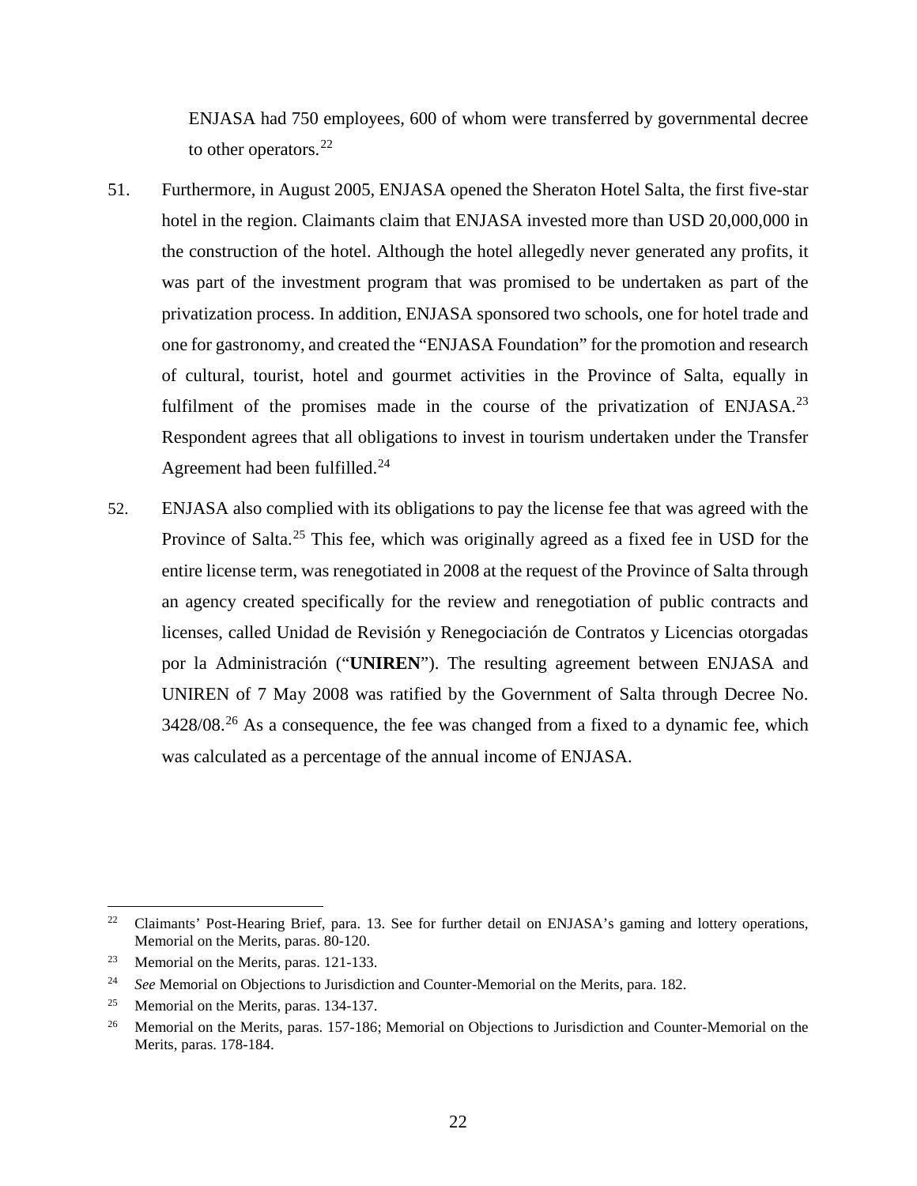ENJASA had 750 employees, 600 of whom were transferred by governmental decree to other operators.[22]

51. Furthermore, in August 2005, ENJASA opened the Sheraton Hotel Salta, the first five-star hotel in the region. Claimants claim that ENJASA invested more than USD 20,000,000 in the construction of the hotel. Although the hotel allegedly never generated any profits, it was part of the investment program that was promised to be undertaken as part of the privatization process. In addition, ENJASA sponsored two schools, one for hotel trade and one for gastronomy, and created the "ENJASA Foundation" for the promotion and research of cultural, tourist, hotel and gourmet activities in the Province of Salta, equally in fulfilment of the promises made in the course of the privatization of ENJASA.[23] Respondent agrees that all obligations to invest in tourism undertaken under the Transfer Agreement had been fulfilled.[24]

52. ENJASA also complied with its obligations to pay the license fee that was agreed with the Province of Salta.[25] This fee, which was originally agreed as a fixed fee in USD for the entire license term, was renegotiated in 2008 at the request of the Province of Salta through an agency created specifically for the review and renegotiation of public contracts and licenses, called Unidad de Revisión y Renegociación de Contratos y Licencias otorgadas por la Administración ("**UNIREN**"). The resulting agreement between ENJASA and UNIREN of 7 May 2008 was ratified by the Government of Salta through Decree No. 3428/08.[26] As a consequence, the fee was changed from a fixed to a dynamic fee, which was calculated as a percentage of the annual income of ENJASA.

---

[22] Claimants' Post-Hearing Brief, para. 13. See for further detail on ENJASA's gaming and lottery operations, Memorial on the Merits, paras. 80-120.

[23] Memorial on the Merits, paras. 121-133.

[24] *See* Memorial on Objections to Jurisdiction and Counter-Memorial on the Merits, para. 182.

[25] Memorial on the Merits, paras. 134-137.

[26] Memorial on the Merits, paras. 157-186; Memorial on Objections to Jurisdiction and Counter-Memorial on the Merits, paras. 178-184.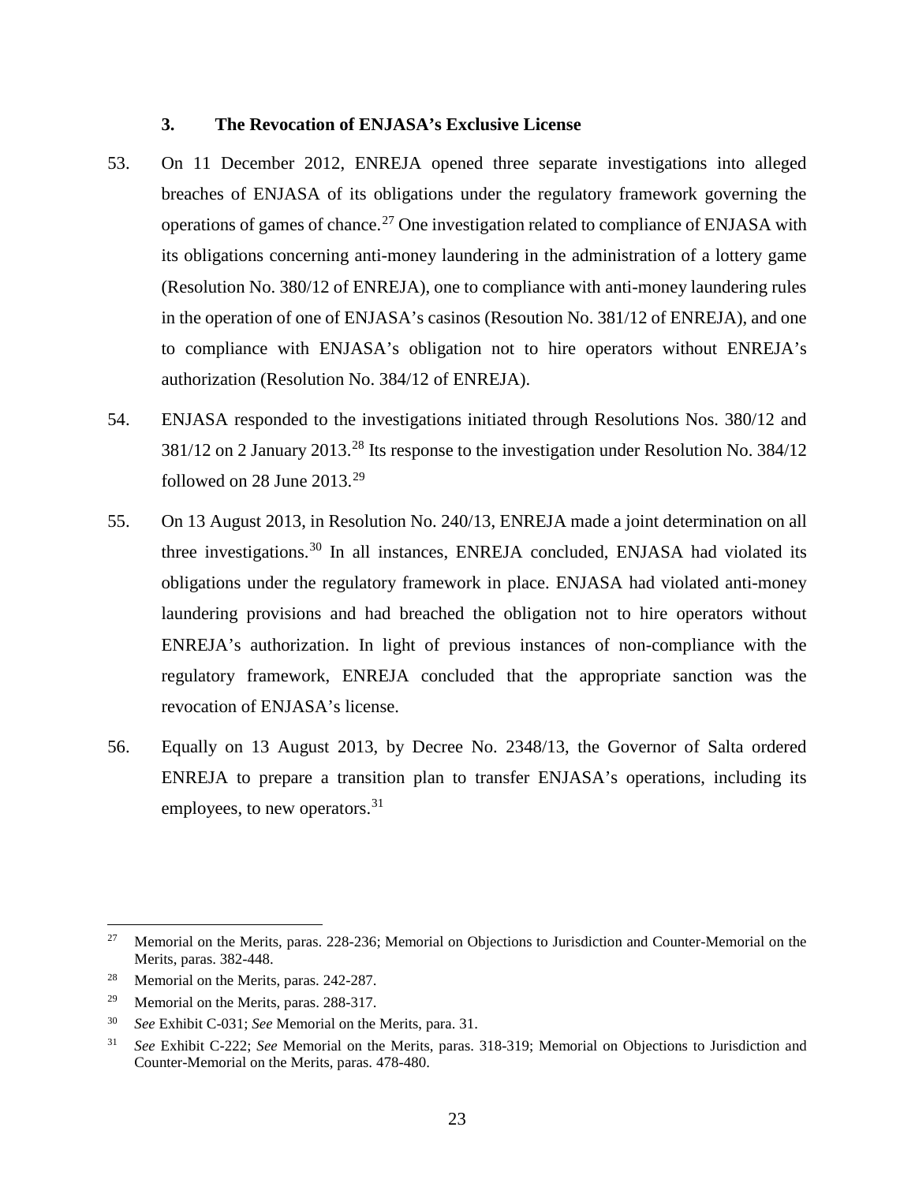### 3. The Revocation of ENJASA's Exclusive License

53. On 11 December 2012, ENREJA opened three separate investigations into alleged breaches of ENJASA of its obligations under the regulatory framework governing the operations of games of chance.[27] One investigation related to compliance of ENJASA with its obligations concerning anti-money laundering in the administration of a lottery game (Resolution No. 380/12 of ENREJA), one to compliance with anti-money laundering rules in the operation of one of ENJASA's casinos (Resoution No. 381/12 of ENREJA), and one to compliance with ENJASA's obligation not to hire operators without ENREJA's authorization (Resolution No. 384/12 of ENREJA).

54. ENJASA responded to the investigations initiated through Resolutions Nos. 380/12 and 381/12 on 2 January 2013.[28] Its response to the investigation under Resolution No. 384/12 followed on 28 June 2013.[29]

55. On 13 August 2013, in Resolution No. 240/13, ENREJA made a joint determination on all three investigations.[30] In all instances, ENREJA concluded, ENJASA had violated its obligations under the regulatory framework in place. ENJASA had violated anti-money laundering provisions and had breached the obligation not to hire operators without ENREJA's authorization. In light of previous instances of non-compliance with the regulatory framework, ENREJA concluded that the appropriate sanction was the revocation of ENJASA's license.

56. Equally on 13 August 2013, by Decree No. 2348/13, the Governor of Salta ordered ENREJA to prepare a transition plan to transfer ENJASA's operations, including its employees, to new operators.[31]

---

[27] Memorial on the Merits, paras. 228-236; Memorial on Objections to Jurisdiction and Counter-Memorial on the Merits, paras. 382-448.

[28] Memorial on the Merits, paras. 242-287.

[29] Memorial on the Merits, paras. 288-317.

[30] *See* Exhibit C-031; *See* Memorial on the Merits, para. 31.

[31] *See* Exhibit C-222; *See* Memorial on the Merits, paras. 318-319; Memorial on Objections to Jurisdiction and Counter-Memorial on the Merits, paras. 478-480.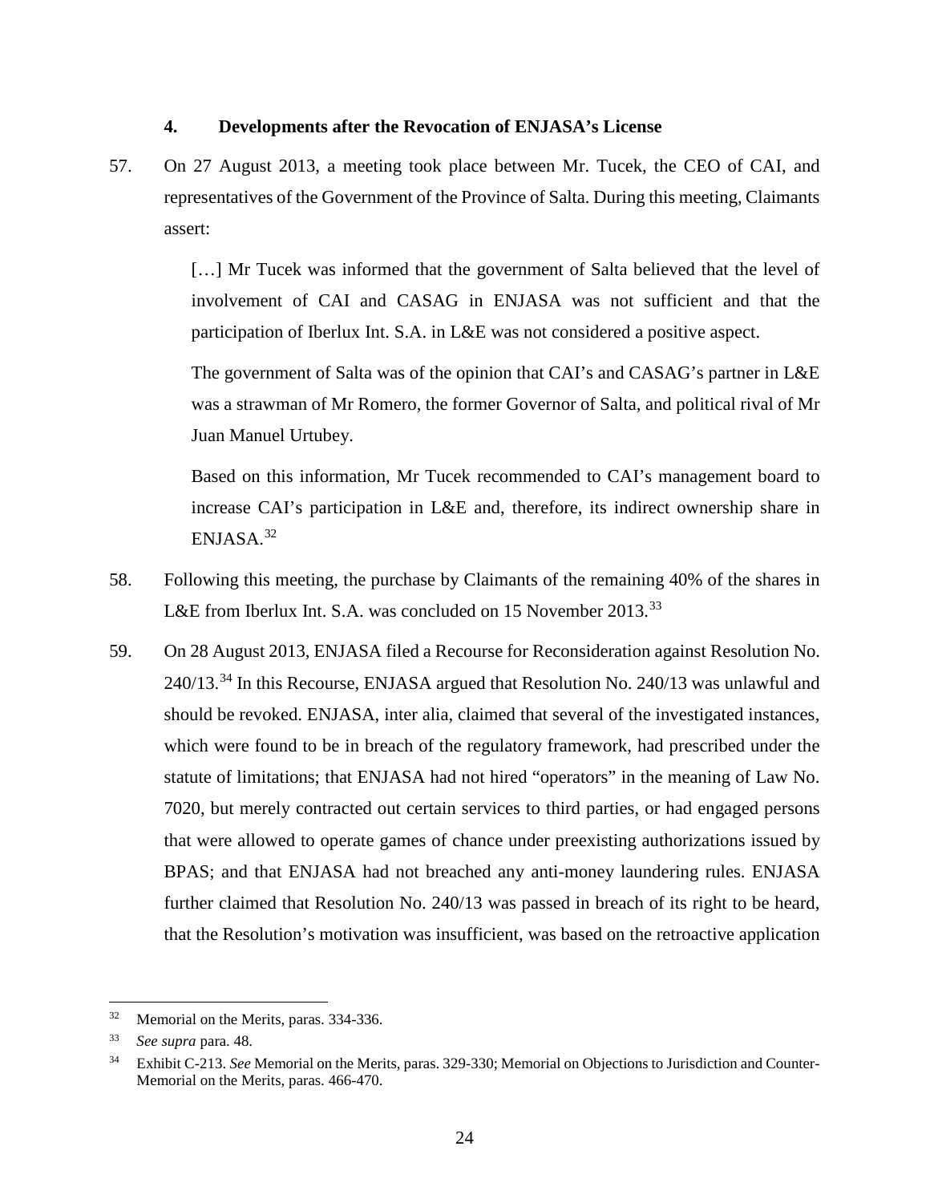### 4. Developments after the Revocation of ENJASA's License

57. On 27 August 2013, a meeting took place between Mr. Tucek, the CEO of CAI, and representatives of the Government of the Province of Salta. During this meeting, Claimants assert:

> […] Mr Tucek was informed that the government of Salta believed that the level of involvement of CAI and CASAG in ENJASA was not sufficient and that the participation of Iberlux Int. S.A. in L&E was not considered a positive aspect.
>
> The government of Salta was of the opinion that CAI's and CASAG's partner in L&E was a strawman of Mr Romero, the former Governor of Salta, and political rival of Mr Juan Manuel Urtubey.
>
> Based on this information, Mr Tucek recommended to CAI's management board to increase CAI's participation in L&E and, therefore, its indirect ownership share in ENJASA.[32]

58. Following this meeting, the purchase by Claimants of the remaining 40% of the shares in L&E from Iberlux Int. S.A. was concluded on 15 November 2013.[33]

59. On 28 August 2013, ENJASA filed a Recourse for Reconsideration against Resolution No. 240/13.[34] In this Recourse, ENJASA argued that Resolution No. 240/13 was unlawful and should be revoked. ENJASA, inter alia, claimed that several of the investigated instances, which were found to be in breach of the regulatory framework, had prescribed under the statute of limitations; that ENJASA had not hired "operators" in the meaning of Law No. 7020, but merely contracted out certain services to third parties, or had engaged persons that were allowed to operate games of chance under preexisting authorizations issued by BPAS; and that ENJASA had not breached any anti-money laundering rules. ENJASA further claimed that Resolution No. 240/13 was passed in breach of its right to be heard, that the Resolution's motivation was insufficient, was based on the retroactive application

---

[32] Memorial on the Merits, paras. 334-336.

[33] *See supra* para. 48.

[34] Exhibit C-213. *See* Memorial on the Merits, paras. 329-330; Memorial on Objections to Jurisdiction and Counter-Memorial on the Merits, paras. 466-470.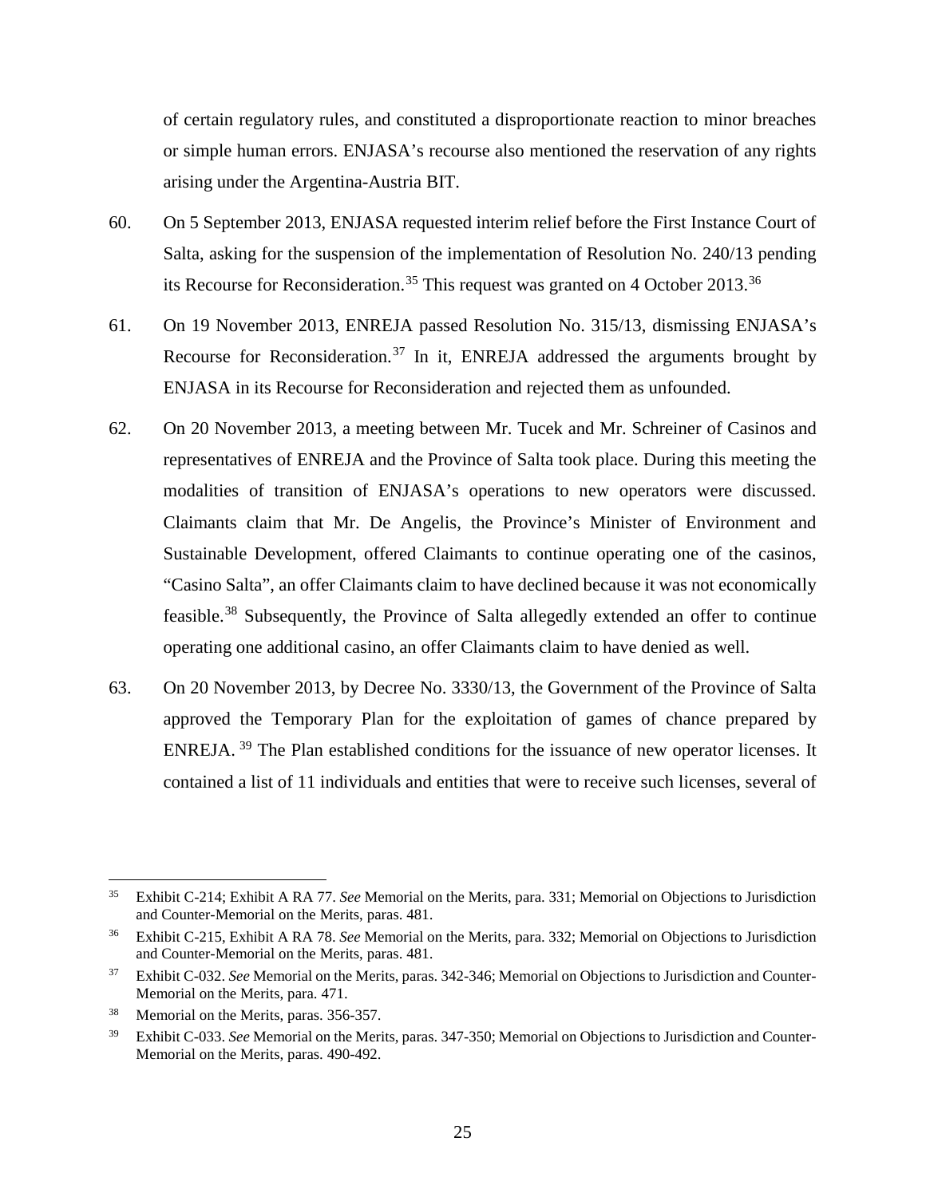of certain regulatory rules, and constituted a disproportionate reaction to minor breaches or simple human errors. ENJASA's recourse also mentioned the reservation of any rights arising under the Argentina-Austria BIT.

60. On 5 September 2013, ENJASA requested interim relief before the First Instance Court of Salta, asking for the suspension of the implementation of Resolution No. 240/13 pending its Recourse for Reconsideration.[35] This request was granted on 4 October 2013.[36]

61. On 19 November 2013, ENREJA passed Resolution No. 315/13, dismissing ENJASA's Recourse for Reconsideration.[37] In it, ENREJA addressed the arguments brought by ENJASA in its Recourse for Reconsideration and rejected them as unfounded.

62. On 20 November 2013, a meeting between Mr. Tucek and Mr. Schreiner of Casinos and representatives of ENREJA and the Province of Salta took place. During this meeting the modalities of transition of ENJASA's operations to new operators were discussed. Claimants claim that Mr. De Angelis, the Province's Minister of Environment and Sustainable Development, offered Claimants to continue operating one of the casinos, "Casino Salta", an offer Claimants claim to have declined because it was not economically feasible.[38] Subsequently, the Province of Salta allegedly extended an offer to continue operating one additional casino, an offer Claimants claim to have denied as well.

63. On 20 November 2013, by Decree No. 3330/13, the Government of the Province of Salta approved the Temporary Plan for the exploitation of games of chance prepared by ENREJA.[39] The Plan established conditions for the issuance of new operator licenses. It contained a list of 11 individuals and entities that were to receive such licenses, several of

---

[35] Exhibit C-214; Exhibit A RA 77. *See* Memorial on the Merits, para. 331; Memorial on Objections to Jurisdiction and Counter-Memorial on the Merits, paras. 481.

[36] Exhibit C-215, Exhibit A RA 78. *See* Memorial on the Merits, para. 332; Memorial on Objections to Jurisdiction and Counter-Memorial on the Merits, paras. 481.

[37] Exhibit C-032. *See* Memorial on the Merits, paras. 342-346; Memorial on Objections to Jurisdiction and Counter-Memorial on the Merits, para. 471.

[38] Memorial on the Merits, paras. 356-357.

[39] Exhibit C-033. *See* Memorial on the Merits, paras. 347-350; Memorial on Objections to Jurisdiction and Counter-Memorial on the Merits, paras. 490-492.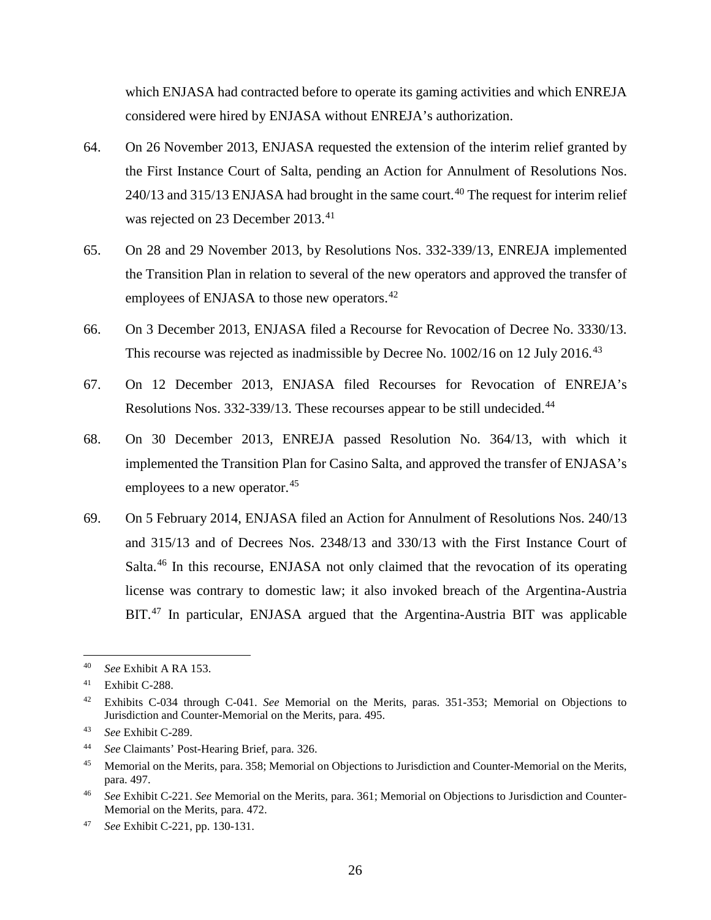which ENJASA had contracted before to operate its gaming activities and which ENREJA considered were hired by ENJASA without ENREJA's authorization.

64. On 26 November 2013, ENJASA requested the extension of the interim relief granted by the First Instance Court of Salta, pending an Action for Annulment of Resolutions Nos. 240/13 and 315/13 ENJASA had brought in the same court.[40] The request for interim relief was rejected on 23 December 2013.[41]

65. On 28 and 29 November 2013, by Resolutions Nos. 332-339/13, ENREJA implemented the Transition Plan in relation to several of the new operators and approved the transfer of employees of ENJASA to those new operators.[42]

66. On 3 December 2013, ENJASA filed a Recourse for Revocation of Decree No. 3330/13. This recourse was rejected as inadmissible by Decree No. 1002/16 on 12 July 2016.[43]

67. On 12 December 2013, ENJASA filed Recourses for Revocation of ENREJA's Resolutions Nos. 332-339/13. These recourses appear to be still undecided.[44]

68. On 30 December 2013, ENREJA passed Resolution No. 364/13, with which it implemented the Transition Plan for Casino Salta, and approved the transfer of ENJASA's employees to a new operator.[45]

69. On 5 February 2014, ENJASA filed an Action for Annulment of Resolutions Nos. 240/13 and 315/13 and of Decrees Nos. 2348/13 and 330/13 with the First Instance Court of Salta.[46] In this recourse, ENJASA not only claimed that the revocation of its operating license was contrary to domestic law; it also invoked breach of the Argentina-Austria BIT.[47] In particular, ENJASA argued that the Argentina-Austria BIT was applicable

---

[40] *See* Exhibit A RA 153.

[41] Exhibit C-288.

[42] Exhibits C-034 through C-041. *See* Memorial on the Merits, paras. 351-353; Memorial on Objections to Jurisdiction and Counter-Memorial on the Merits, para. 495.

[43] *See* Exhibit C-289.

[44] *See* Claimants' Post-Hearing Brief, para. 326.

[45] Memorial on the Merits, para. 358; Memorial on Objections to Jurisdiction and Counter-Memorial on the Merits, para. 497.

[46] *See* Exhibit C-221. *See* Memorial on the Merits, para. 361; Memorial on Objections to Jurisdiction and Counter-Memorial on the Merits, para. 472.

[47] *See* Exhibit C-221, pp. 130-131.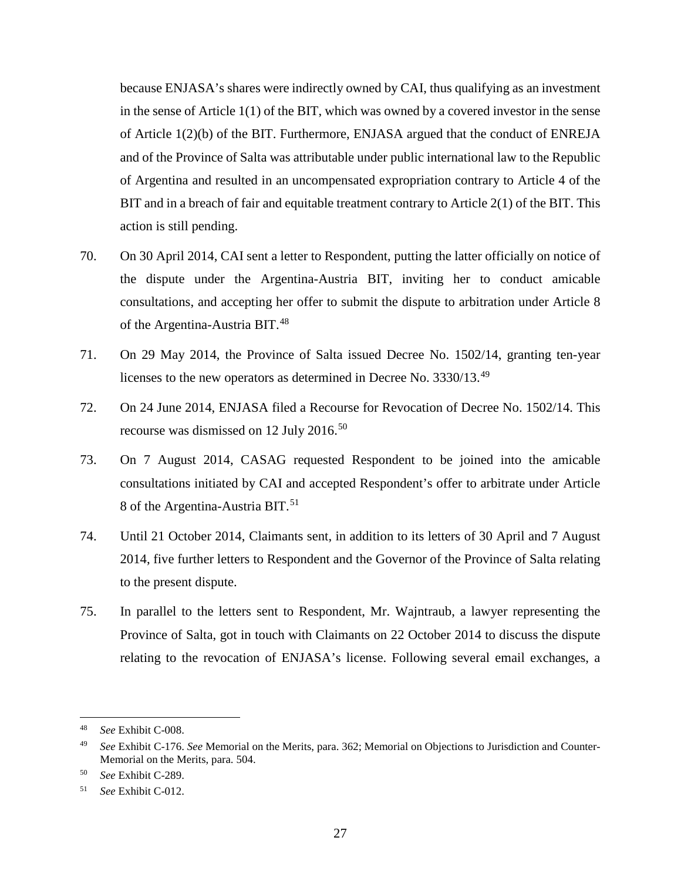because ENJASA's shares were indirectly owned by CAI, thus qualifying as an investment in the sense of Article 1(1) of the BIT, which was owned by a covered investor in the sense of Article 1(2)(b) of the BIT. Furthermore, ENJASA argued that the conduct of ENREJA and of the Province of Salta was attributable under public international law to the Republic of Argentina and resulted in an uncompensated expropriation contrary to Article 4 of the BIT and in a breach of fair and equitable treatment contrary to Article 2(1) of the BIT. This action is still pending.

70. On 30 April 2014, CAI sent a letter to Respondent, putting the latter officially on notice of the dispute under the Argentina-Austria BIT, inviting her to conduct amicable consultations, and accepting her offer to submit the dispute to arbitration under Article 8 of the Argentina-Austria BIT.[48]

71. On 29 May 2014, the Province of Salta issued Decree No. 1502/14, granting ten-year licenses to the new operators as determined in Decree No. 3330/13.[49]

72. On 24 June 2014, ENJASA filed a Recourse for Revocation of Decree No. 1502/14. This recourse was dismissed on 12 July 2016.[50]

73. On 7 August 2014, CASAG requested Respondent to be joined into the amicable consultations initiated by CAI and accepted Respondent's offer to arbitrate under Article 8 of the Argentina-Austria BIT.[51]

74. Until 21 October 2014, Claimants sent, in addition to its letters of 30 April and 7 August 2014, five further letters to Respondent and the Governor of the Province of Salta relating to the present dispute.

75. In parallel to the letters sent to Respondent, Mr. Wajntraub, a lawyer representing the Province of Salta, got in touch with Claimants on 22 October 2014 to discuss the dispute relating to the revocation of ENJASA's license. Following several email exchanges, a

---

[48] *See* Exhibit C-008.

[49] *See* Exhibit C-176. *See* Memorial on the Merits, para. 362; Memorial on Objections to Jurisdiction and Counter-Memorial on the Merits, para. 504.

[50] *See* Exhibit C-289.

[51] *See* Exhibit C-012.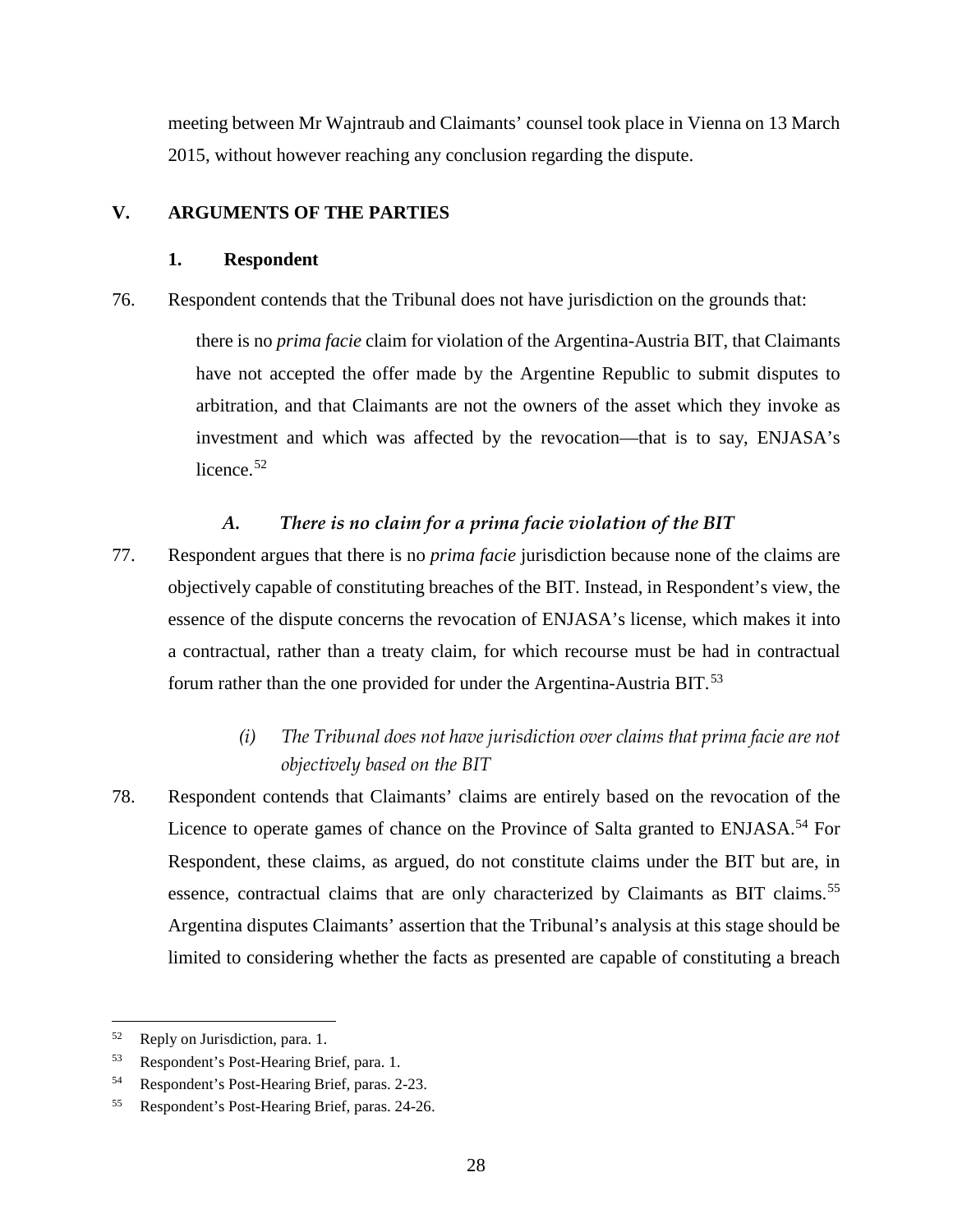meeting between Mr Wajntraub and Claimants' counsel took place in Vienna on 13 March 2015, without however reaching any conclusion regarding the dispute.

## V. ARGUMENTS OF THE PARTIES

### 1. Respondent

76. Respondent contends that the Tribunal does not have jurisdiction on the grounds that:

> there is no *prima facie* claim for violation of the Argentina-Austria BIT, that Claimants have not accepted the offer made by the Argentine Republic to submit disputes to arbitration, and that Claimants are not the owners of the asset which they invoke as investment and which was affected by the revocation—that is to say, ENJASA's licence.[52]

#### *A. There is no claim for a prima facie violation of the BIT*

77. Respondent argues that there is no *prima facie* jurisdiction because none of the claims are objectively capable of constituting breaches of the BIT. Instead, in Respondent's view, the essence of the dispute concerns the revocation of ENJASA's license, which makes it into a contractual, rather than a treaty claim, for which recourse must be had in contractual forum rather than the one provided for under the Argentina-Austria BIT.[53]

##### *(i) The Tribunal does not have jurisdiction over claims that prima facie are not objectively based on the BIT*

78. Respondent contends that Claimants' claims are entirely based on the revocation of the Licence to operate games of chance on the Province of Salta granted to ENJASA.[54] For Respondent, these claims, as argued, do not constitute claims under the BIT but are, in essence, contractual claims that are only characterized by Claimants as BIT claims.[55] Argentina disputes Claimants' assertion that the Tribunal's analysis at this stage should be limited to considering whether the facts as presented are capable of constituting a breach

---

[52] Reply on Jurisdiction, para. 1.

[53] Respondent's Post-Hearing Brief, para. 1.

[54] Respondent's Post-Hearing Brief, paras. 2-23.

[55] Respondent's Post-Hearing Brief, paras. 24-26.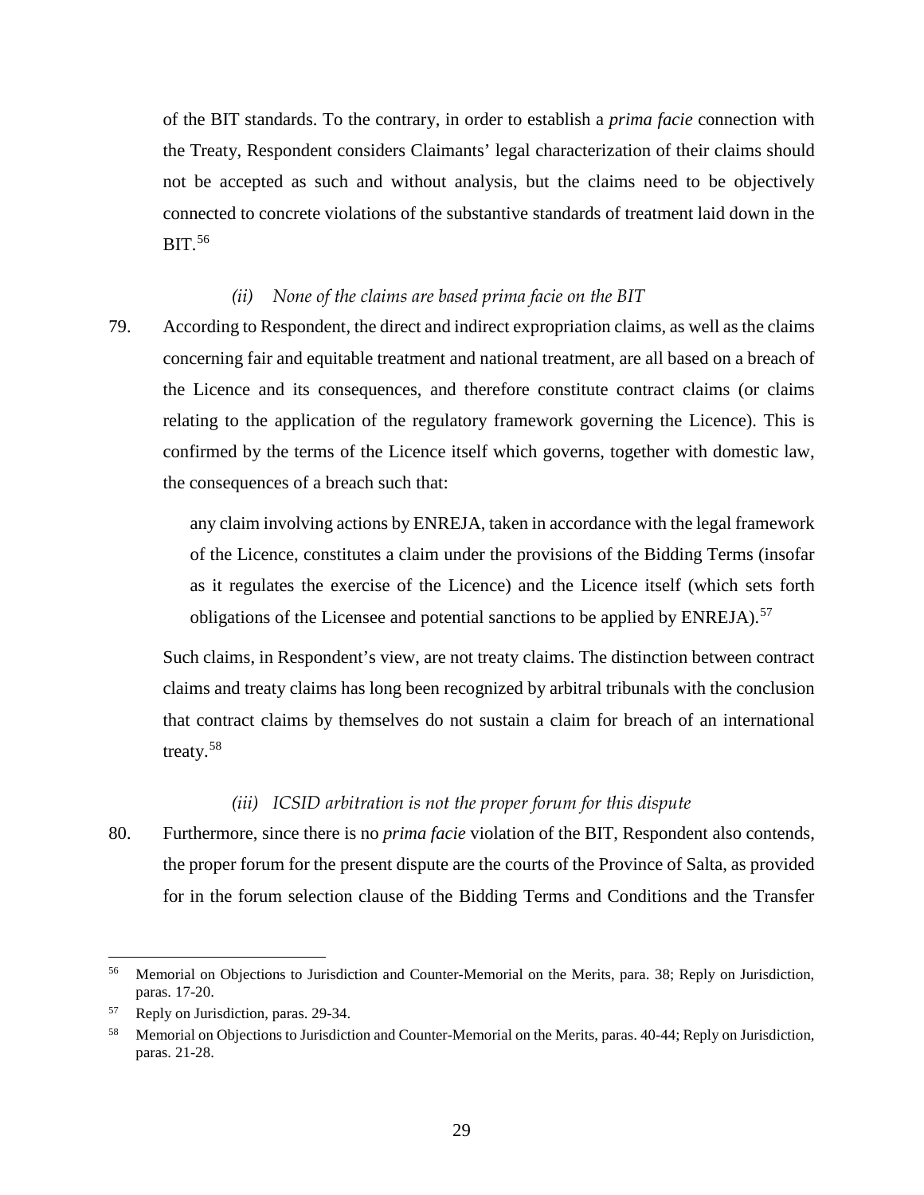of the BIT standards. To the contrary, in order to establish a *prima facie* connection with the Treaty, Respondent considers Claimants' legal characterization of their claims should not be accepted as such and without analysis, but the claims need to be objectively connected to concrete violations of the substantive standards of treatment laid down in the BIT.[56]

*(ii) None of the claims are based prima facie on the BIT*

79. According to Respondent, the direct and indirect expropriation claims, as well as the claims concerning fair and equitable treatment and national treatment, are all based on a breach of the Licence and its consequences, and therefore constitute contract claims (or claims relating to the application of the regulatory framework governing the Licence). This is confirmed by the terms of the Licence itself which governs, together with domestic law, the consequences of a breach such that:

> any claim involving actions by ENREJA, taken in accordance with the legal framework of the Licence, constitutes a claim under the provisions of the Bidding Terms (insofar as it regulates the exercise of the Licence) and the Licence itself (which sets forth obligations of the Licensee and potential sanctions to be applied by ENREJA).[57]

Such claims, in Respondent's view, are not treaty claims. The distinction between contract claims and treaty claims has long been recognized by arbitral tribunals with the conclusion that contract claims by themselves do not sustain a claim for breach of an international treaty.[58]

*(iii) ICSID arbitration is not the proper forum for this dispute*

80. Furthermore, since there is no *prima facie* violation of the BIT, Respondent also contends, the proper forum for the present dispute are the courts of the Province of Salta, as provided for in the forum selection clause of the Bidding Terms and Conditions and the Transfer

---

[56] Memorial on Objections to Jurisdiction and Counter-Memorial on the Merits, para. 38; Reply on Jurisdiction, paras. 17-20.

[57] Reply on Jurisdiction, paras. 29-34.

[58] Memorial on Objections to Jurisdiction and Counter-Memorial on the Merits, paras. 40-44; Reply on Jurisdiction, paras. 21-28.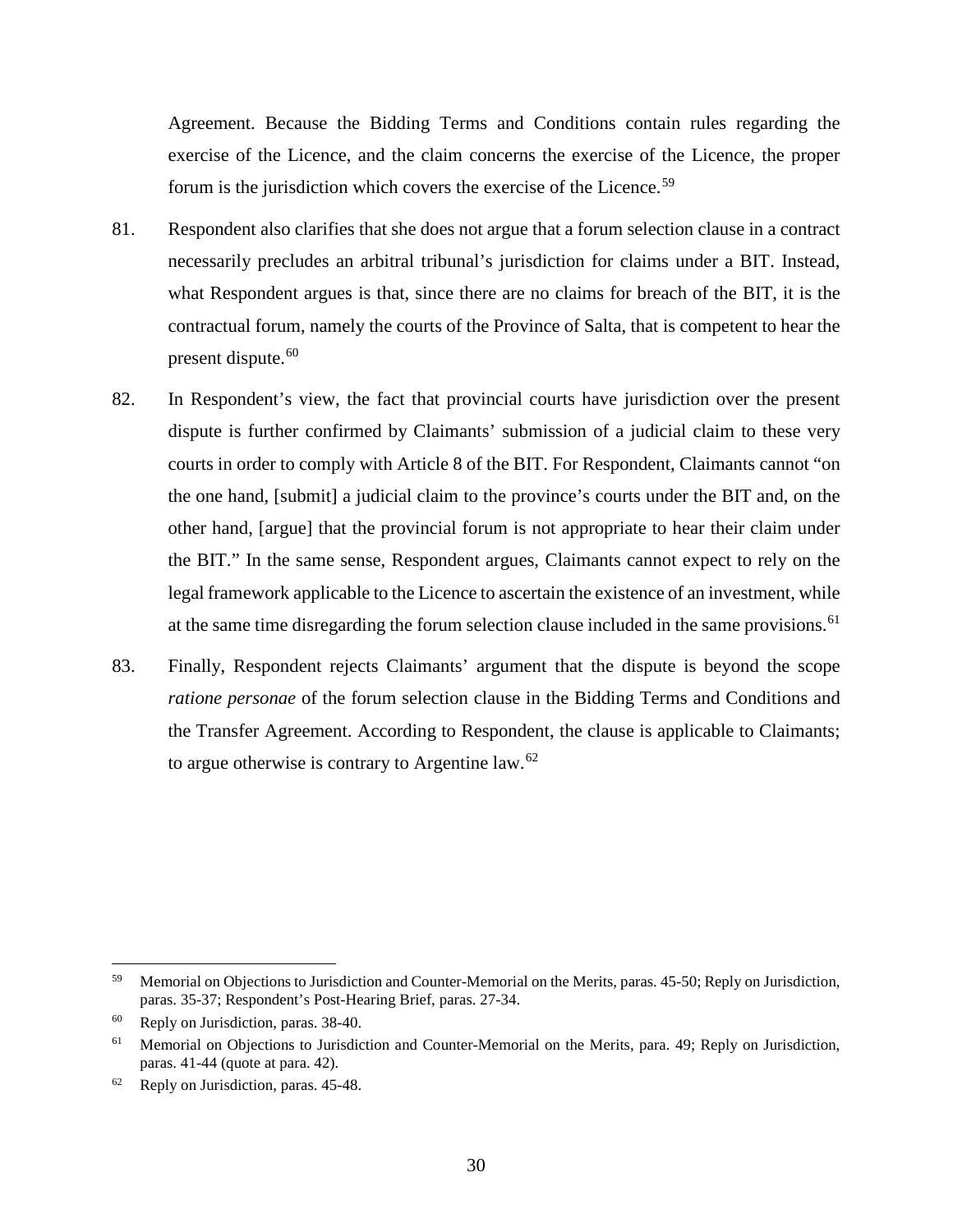Agreement. Because the Bidding Terms and Conditions contain rules regarding the exercise of the Licence, and the claim concerns the exercise of the Licence, the proper forum is the jurisdiction which covers the exercise of the Licence.[59]

81. Respondent also clarifies that she does not argue that a forum selection clause in a contract necessarily precludes an arbitral tribunal's jurisdiction for claims under a BIT. Instead, what Respondent argues is that, since there are no claims for breach of the BIT, it is the contractual forum, namely the courts of the Province of Salta, that is competent to hear the present dispute.[60]

82. In Respondent's view, the fact that provincial courts have jurisdiction over the present dispute is further confirmed by Claimants' submission of a judicial claim to these very courts in order to comply with Article 8 of the BIT. For Respondent, Claimants cannot "on the one hand, [submit] a judicial claim to the province's courts under the BIT and, on the other hand, [argue] that the provincial forum is not appropriate to hear their claim under the BIT." In the same sense, Respondent argues, Claimants cannot expect to rely on the legal framework applicable to the Licence to ascertain the existence of an investment, while at the same time disregarding the forum selection clause included in the same provisions.[61]

83. Finally, Respondent rejects Claimants' argument that the dispute is beyond the scope *ratione personae* of the forum selection clause in the Bidding Terms and Conditions and the Transfer Agreement. According to Respondent, the clause is applicable to Claimants; to argue otherwise is contrary to Argentine law.[62]

---

[59] Memorial on Objections to Jurisdiction and Counter-Memorial on the Merits, paras. 45-50; Reply on Jurisdiction, paras. 35-37; Respondent's Post-Hearing Brief, paras. 27-34.

[60] Reply on Jurisdiction, paras. 38-40.

[61] Memorial on Objections to Jurisdiction and Counter-Memorial on the Merits, para. 49; Reply on Jurisdiction, paras. 41-44 (quote at para. 42).

[62] Reply on Jurisdiction, paras. 45-48.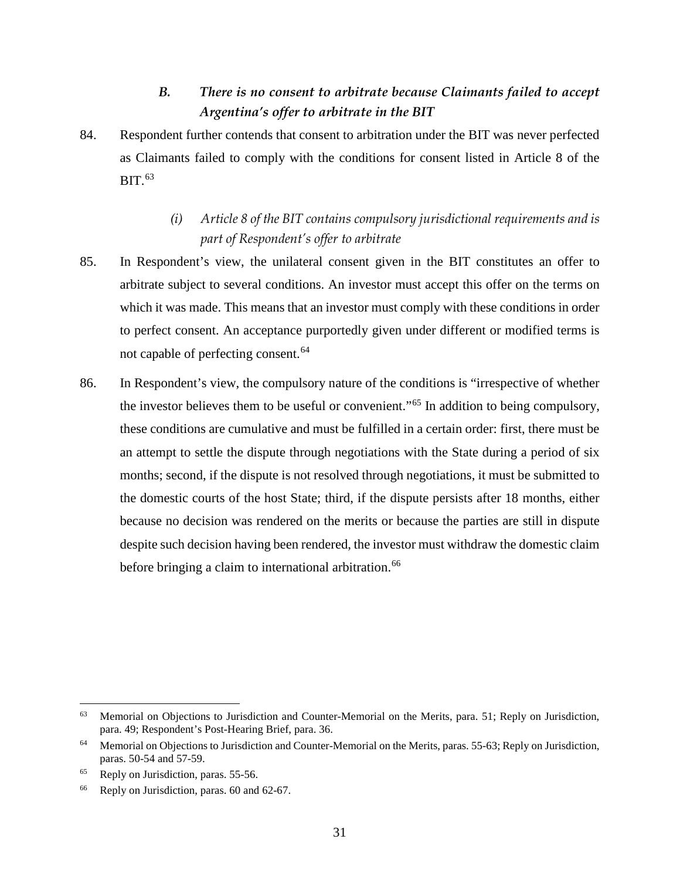### *B. There is no consent to arbitrate because Claimants failed to accept Argentina's offer to arbitrate in the BIT*

84. Respondent further contends that consent to arbitration under the BIT was never perfected as Claimants failed to comply with the conditions for consent listed in Article 8 of the BIT.[63]

#### *(i) Article 8 of the BIT contains compulsory jurisdictional requirements and is part of Respondent's offer to arbitrate*

85. In Respondent's view, the unilateral consent given in the BIT constitutes an offer to arbitrate subject to several conditions. An investor must accept this offer on the terms on which it was made. This means that an investor must comply with these conditions in order to perfect consent. An acceptance purportedly given under different or modified terms is not capable of perfecting consent.[64]

86. In Respondent's view, the compulsory nature of the conditions is "irrespective of whether the investor believes them to be useful or convenient."[65] In addition to being compulsory, these conditions are cumulative and must be fulfilled in a certain order: first, there must be an attempt to settle the dispute through negotiations with the State during a period of six months; second, if the dispute is not resolved through negotiations, it must be submitted to the domestic courts of the host State; third, if the dispute persists after 18 months, either because no decision was rendered on the merits or because the parties are still in dispute despite such decision having been rendered, the investor must withdraw the domestic claim before bringing a claim to international arbitration.[66]

---

[63] Memorial on Objections to Jurisdiction and Counter-Memorial on the Merits, para. 51; Reply on Jurisdiction, para. 49; Respondent's Post-Hearing Brief, para. 36.

[64] Memorial on Objections to Jurisdiction and Counter-Memorial on the Merits, paras. 55-63; Reply on Jurisdiction, paras. 50-54 and 57-59.

[65] Reply on Jurisdiction, paras. 55-56.

[66] Reply on Jurisdiction, paras. 60 and 62-67.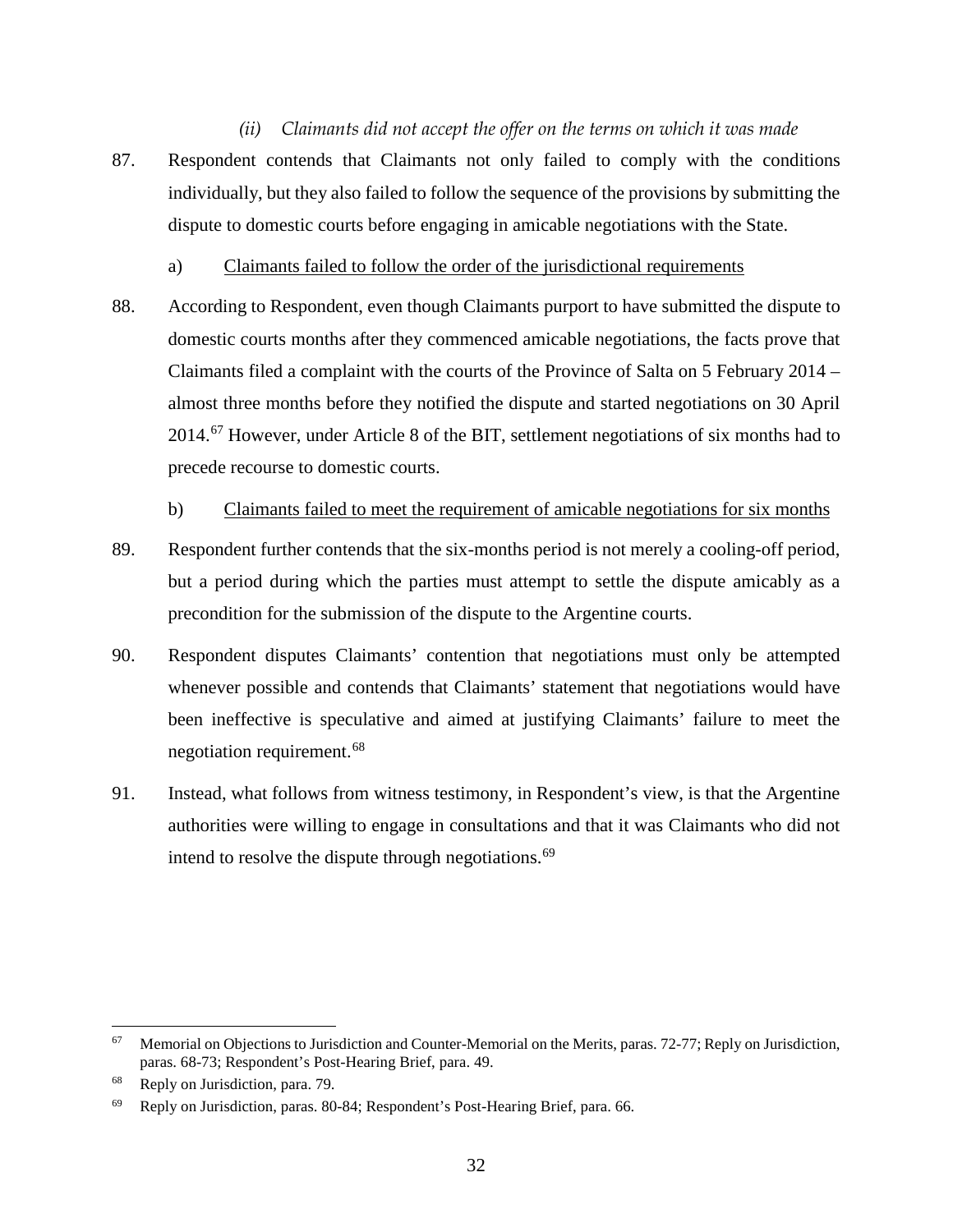*(ii) Claimants did not accept the offer on the terms on which it was made*

87. Respondent contends that Claimants not only failed to comply with the conditions individually, but they also failed to follow the sequence of the provisions by submitting the dispute to domestic courts before engaging in amicable negotiations with the State.

a) Claimants failed to follow the order of the jurisdictional requirements

88. According to Respondent, even though Claimants purport to have submitted the dispute to domestic courts months after they commenced amicable negotiations, the facts prove that Claimants filed a complaint with the courts of the Province of Salta on 5 February 2014 – almost three months before they notified the dispute and started negotiations on 30 April 2014.[67] However, under Article 8 of the BIT, settlement negotiations of six months had to precede recourse to domestic courts.

b) Claimants failed to meet the requirement of amicable negotiations for six months

89. Respondent further contends that the six-months period is not merely a cooling-off period, but a period during which the parties must attempt to settle the dispute amicably as a precondition for the submission of the dispute to the Argentine courts.

90. Respondent disputes Claimants' contention that negotiations must only be attempted whenever possible and contends that Claimants' statement that negotiations would have been ineffective is speculative and aimed at justifying Claimants' failure to meet the negotiation requirement.[68]

91. Instead, what follows from witness testimony, in Respondent's view, is that the Argentine authorities were willing to engage in consultations and that it was Claimants who did not intend to resolve the dispute through negotiations.[69]

---

[67] Memorial on Objections to Jurisdiction and Counter-Memorial on the Merits, paras. 72-77; Reply on Jurisdiction, paras. 68-73; Respondent's Post-Hearing Brief, para. 49.

[68] Reply on Jurisdiction, para. 79.

[69] Reply on Jurisdiction, paras. 80-84; Respondent's Post-Hearing Brief, para. 66.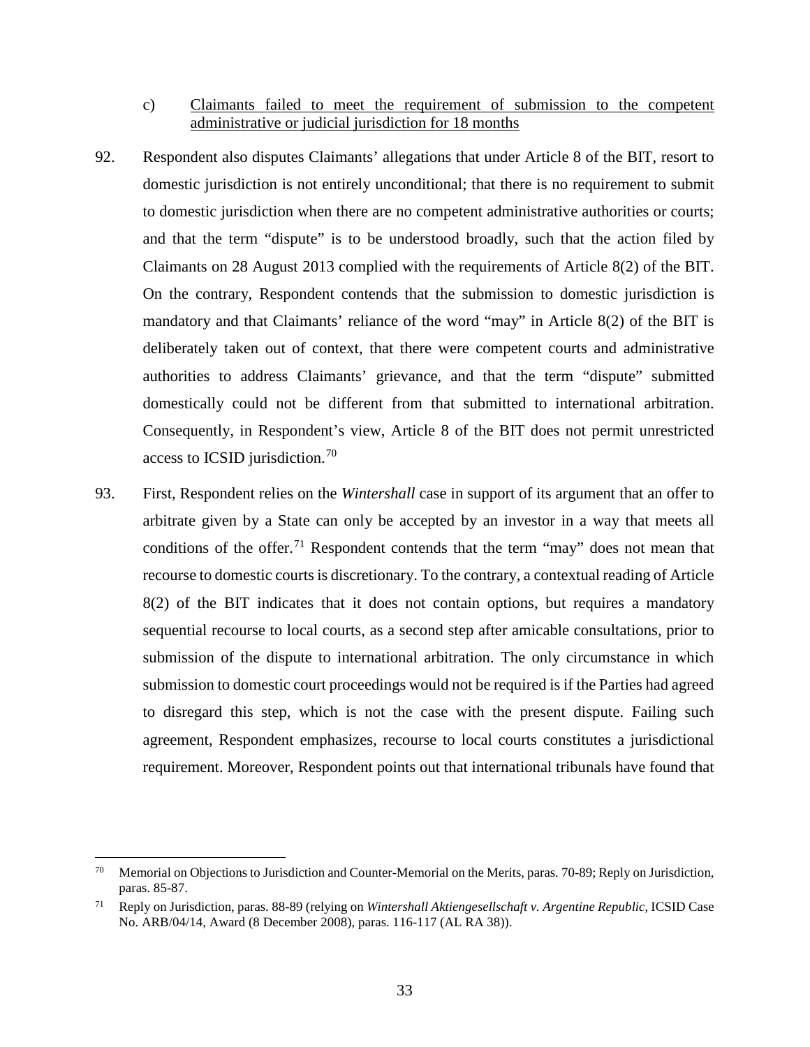c) <u>Claimants failed to meet the requirement of submission to the competent administrative or judicial jurisdiction for 18 months</u>

92. Respondent also disputes Claimants' allegations that under Article 8 of the BIT, resort to domestic jurisdiction is not entirely unconditional; that there is no requirement to submit to domestic jurisdiction when there are no competent administrative authorities or courts; and that the term "dispute" is to be understood broadly, such that the action filed by Claimants on 28 August 2013 complied with the requirements of Article 8(2) of the BIT. On the contrary, Respondent contends that the submission to domestic jurisdiction is mandatory and that Claimants' reliance of the word "may" in Article 8(2) of the BIT is deliberately taken out of context, that there were competent courts and administrative authorities to address Claimants' grievance, and that the term "dispute" submitted domestically could not be different from that submitted to international arbitration. Consequently, in Respondent's view, Article 8 of the BIT does not permit unrestricted access to ICSID jurisdiction.[70]

93. First, Respondent relies on the *Wintershall* case in support of its argument that an offer to arbitrate given by a State can only be accepted by an investor in a way that meets all conditions of the offer.[71] Respondent contends that the term "may" does not mean that recourse to domestic courts is discretionary. To the contrary, a contextual reading of Article 8(2) of the BIT indicates that it does not contain options, but requires a mandatory sequential recourse to local courts, as a second step after amicable consultations, prior to submission of the dispute to international arbitration. The only circumstance in which submission to domestic court proceedings would not be required is if the Parties had agreed to disregard this step, which is not the case with the present dispute. Failing such agreement, Respondent emphasizes, recourse to local courts constitutes a jurisdictional requirement. Moreover, Respondent points out that international tribunals have found that

---

[70] Memorial on Objections to Jurisdiction and Counter-Memorial on the Merits, paras. 70-89; Reply on Jurisdiction, paras. 85-87.

[71] Reply on Jurisdiction, paras. 88-89 (relying on *Wintershall Aktiengesellschaft v. Argentine Republic*, ICSID Case No. ARB/04/14, Award (8 December 2008), paras. 116-117 (AL RA 38)).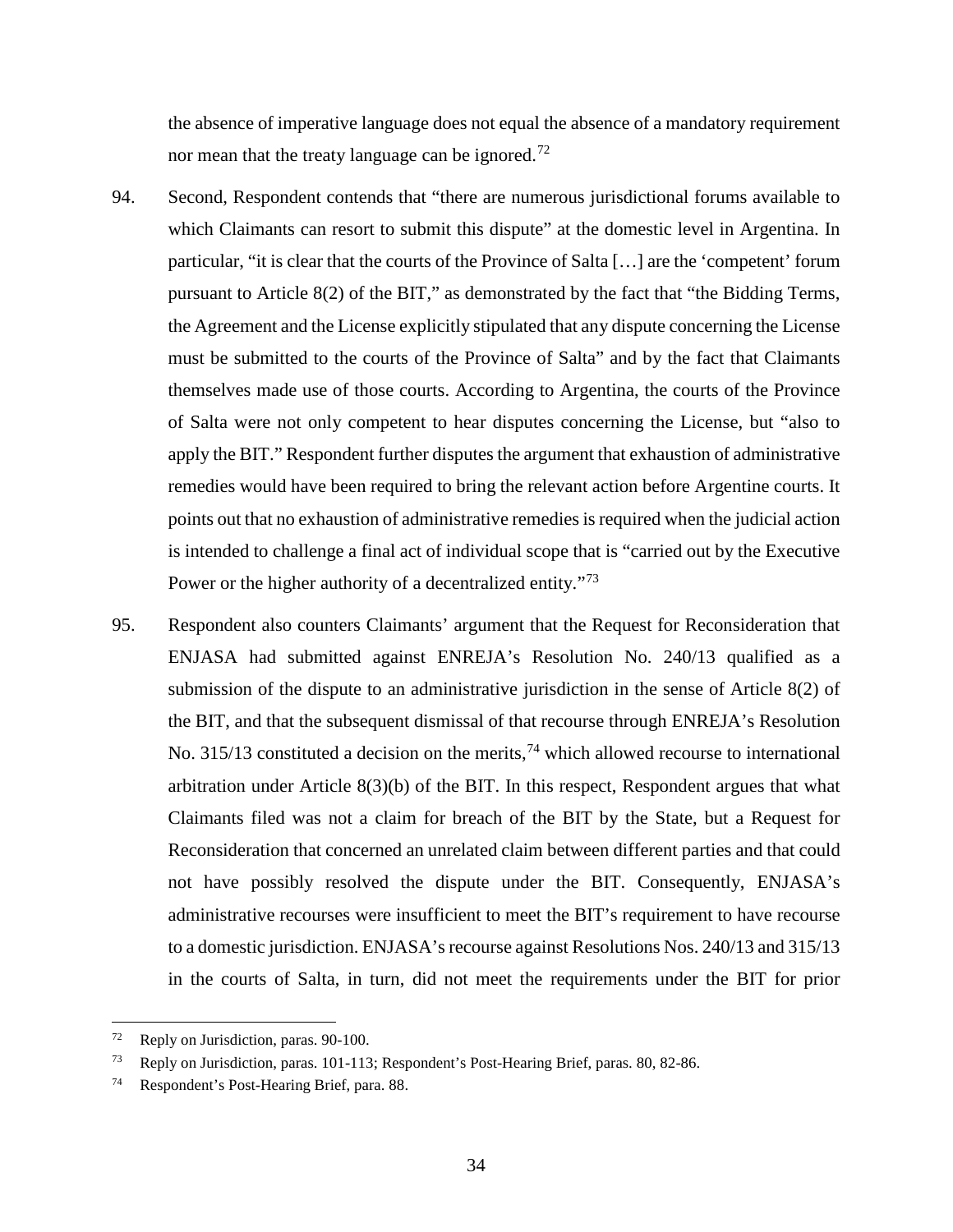the absence of imperative language does not equal the absence of a mandatory requirement nor mean that the treaty language can be ignored.[72]

94. Second, Respondent contends that "there are numerous jurisdictional forums available to which Claimants can resort to submit this dispute" at the domestic level in Argentina. In particular, "it is clear that the courts of the Province of Salta […] are the 'competent' forum pursuant to Article 8(2) of the BIT," as demonstrated by the fact that "the Bidding Terms, the Agreement and the License explicitly stipulated that any dispute concerning the License must be submitted to the courts of the Province of Salta" and by the fact that Claimants themselves made use of those courts. According to Argentina, the courts of the Province of Salta were not only competent to hear disputes concerning the License, but "also to apply the BIT." Respondent further disputes the argument that exhaustion of administrative remedies would have been required to bring the relevant action before Argentine courts. It points out that no exhaustion of administrative remedies is required when the judicial action is intended to challenge a final act of individual scope that is "carried out by the Executive Power or the higher authority of a decentralized entity."[73]

95. Respondent also counters Claimants' argument that the Request for Reconsideration that ENJASA had submitted against ENREJA's Resolution No. 240/13 qualified as a submission of the dispute to an administrative jurisdiction in the sense of Article 8(2) of the BIT, and that the subsequent dismissal of that recourse through ENREJA's Resolution No. 315/13 constituted a decision on the merits,[74] which allowed recourse to international arbitration under Article 8(3)(b) of the BIT. In this respect, Respondent argues that what Claimants filed was not a claim for breach of the BIT by the State, but a Request for Reconsideration that concerned an unrelated claim between different parties and that could not have possibly resolved the dispute under the BIT. Consequently, ENJASA's administrative recourses were insufficient to meet the BIT's requirement to have recourse to a domestic jurisdiction. ENJASA's recourse against Resolutions Nos. 240/13 and 315/13 in the courts of Salta, in turn, did not meet the requirements under the BIT for prior

---

[72] Reply on Jurisdiction, paras. 90-100.

[73] Reply on Jurisdiction, paras. 101-113; Respondent's Post-Hearing Brief, paras. 80, 82-86.

[74] Respondent's Post-Hearing Brief, para. 88.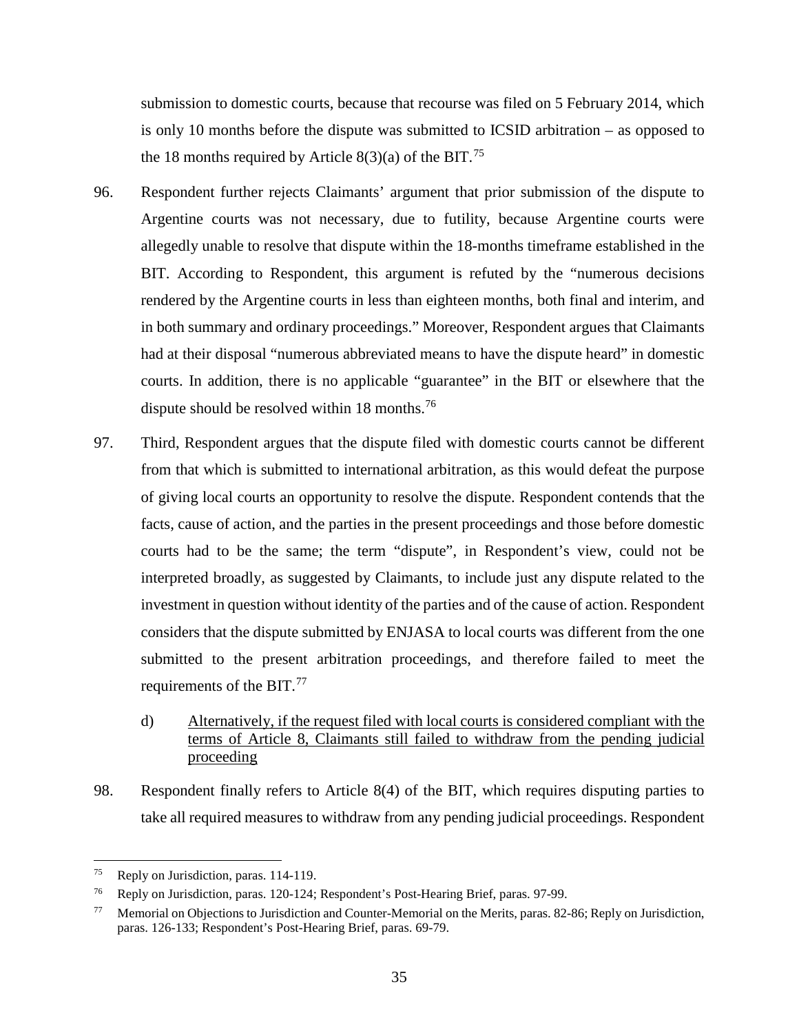submission to domestic courts, because that recourse was filed on 5 February 2014, which is only 10 months before the dispute was submitted to ICSID arbitration – as opposed to the 18 months required by Article 8(3)(a) of the BIT.[75]

96. Respondent further rejects Claimants' argument that prior submission of the dispute to Argentine courts was not necessary, due to futility, because Argentine courts were allegedly unable to resolve that dispute within the 18-months timeframe established in the BIT. According to Respondent, this argument is refuted by the "numerous decisions rendered by the Argentine courts in less than eighteen months, both final and interim, and in both summary and ordinary proceedings." Moreover, Respondent argues that Claimants had at their disposal "numerous abbreviated means to have the dispute heard" in domestic courts. In addition, there is no applicable "guarantee" in the BIT or elsewhere that the dispute should be resolved within 18 months.[76]

97. Third, Respondent argues that the dispute filed with domestic courts cannot be different from that which is submitted to international arbitration, as this would defeat the purpose of giving local courts an opportunity to resolve the dispute. Respondent contends that the facts, cause of action, and the parties in the present proceedings and those before domestic courts had to be the same; the term "dispute", in Respondent's view, could not be interpreted broadly, as suggested by Claimants, to include just any dispute related to the investment in question without identity of the parties and of the cause of action. Respondent considers that the dispute submitted by ENJASA to local courts was different from the one submitted to the present arbitration proceedings, and therefore failed to meet the requirements of the BIT.[77]

d) <u>Alternatively, if the request filed with local courts is considered compliant with the terms of Article 8, Claimants still failed to withdraw from the pending judicial proceeding</u>

98. Respondent finally refers to Article 8(4) of the BIT, which requires disputing parties to take all required measures to withdraw from any pending judicial proceedings. Respondent

---

[75] Reply on Jurisdiction, paras. 114-119.

[76] Reply on Jurisdiction, paras. 120-124; Respondent's Post-Hearing Brief, paras. 97-99.

[77] Memorial on Objections to Jurisdiction and Counter-Memorial on the Merits, paras. 82-86; Reply on Jurisdiction, paras. 126-133; Respondent's Post-Hearing Brief, paras. 69-79.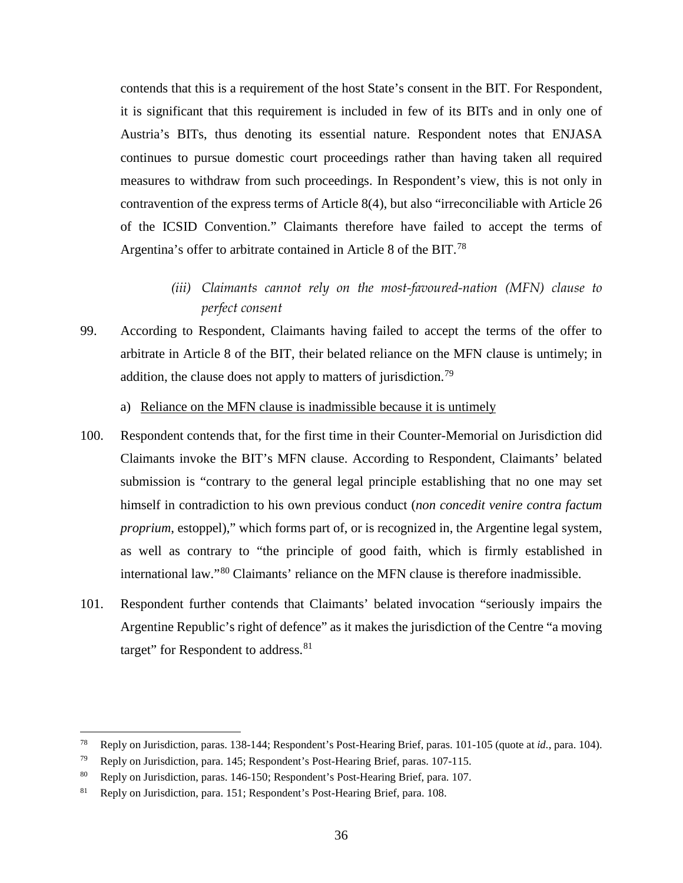contends that this is a requirement of the host State's consent in the BIT. For Respondent, it is significant that this requirement is included in few of its BITs and in only one of Austria's BITs, thus denoting its essential nature. Respondent notes that ENJASA continues to pursue domestic court proceedings rather than having taken all required measures to withdraw from such proceedings. In Respondent's view, this is not only in contravention of the express terms of Article 8(4), but also "irreconciliable with Article 26 of the ICSID Convention." Claimants therefore have failed to accept the terms of Argentina's offer to arbitrate contained in Article 8 of the BIT.[78]

*(iii) Claimants cannot rely on the most-favoured-nation (MFN) clause to perfect consent*

99. According to Respondent, Claimants having failed to accept the terms of the offer to arbitrate in Article 8 of the BIT, their belated reliance on the MFN clause is untimely; in addition, the clause does not apply to matters of jurisdiction.[79]

a) Reliance on the MFN clause is inadmissible because it is untimely

100. Respondent contends that, for the first time in their Counter-Memorial on Jurisdiction did Claimants invoke the BIT's MFN clause. According to Respondent, Claimants' belated submission is "contrary to the general legal principle establishing that no one may set himself in contradiction to his own previous conduct (*non concedit venire contra factum proprium*, estoppel)," which forms part of, or is recognized in, the Argentine legal system, as well as contrary to "the principle of good faith, which is firmly established in international law."[80] Claimants' reliance on the MFN clause is therefore inadmissible.

101. Respondent further contends that Claimants' belated invocation "seriously impairs the Argentine Republic's right of defence" as it makes the jurisdiction of the Centre "a moving target" for Respondent to address.[81]

---

[78] Reply on Jurisdiction, paras. 138-144; Respondent's Post-Hearing Brief, paras. 101-105 (quote at *id.*, para. 104).

[79] Reply on Jurisdiction, para. 145; Respondent's Post-Hearing Brief, paras. 107-115.

[80] Reply on Jurisdiction, paras. 146-150; Respondent's Post-Hearing Brief, para. 107.

[81] Reply on Jurisdiction, para. 151; Respondent's Post-Hearing Brief, para. 108.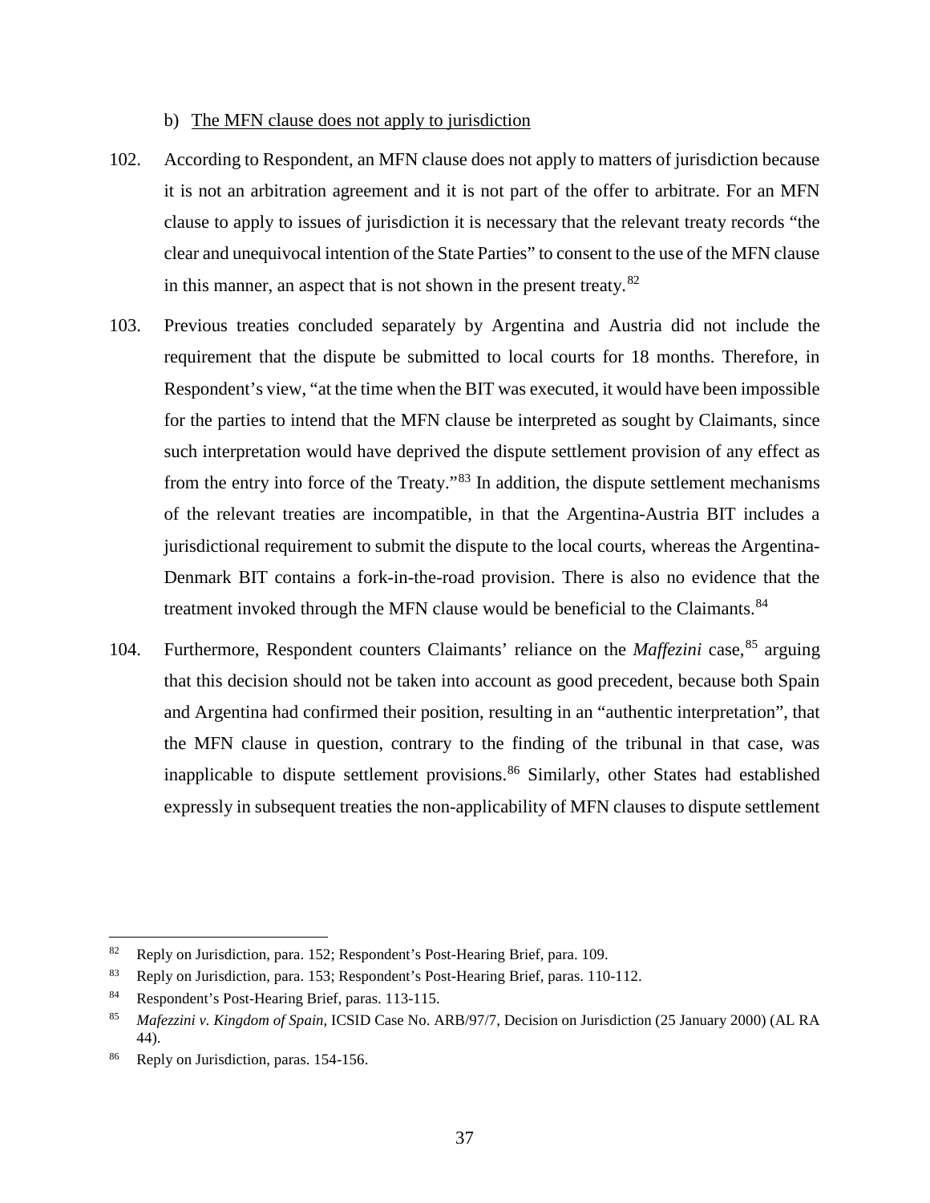b) The MFN clause does not apply to jurisdiction

102. According to Respondent, an MFN clause does not apply to matters of jurisdiction because it is not an arbitration agreement and it is not part of the offer to arbitrate. For an MFN clause to apply to issues of jurisdiction it is necessary that the relevant treaty records "the clear and unequivocal intention of the State Parties" to consent to the use of the MFN clause in this manner, an aspect that is not shown in the present treaty.[82]

103. Previous treaties concluded separately by Argentina and Austria did not include the requirement that the dispute be submitted to local courts for 18 months. Therefore, in Respondent's view, "at the time when the BIT was executed, it would have been impossible for the parties to intend that the MFN clause be interpreted as sought by Claimants, since such interpretation would have deprived the dispute settlement provision of any effect as from the entry into force of the Treaty."[83] In addition, the dispute settlement mechanisms of the relevant treaties are incompatible, in that the Argentina-Austria BIT includes a jurisdictional requirement to submit the dispute to the local courts, whereas the Argentina-Denmark BIT contains a fork-in-the-road provision. There is also no evidence that the treatment invoked through the MFN clause would be beneficial to the Claimants.[84]

104. Furthermore, Respondent counters Claimants' reliance on the *Maffezini* case,[85] arguing that this decision should not be taken into account as good precedent, because both Spain and Argentina had confirmed their position, resulting in an "authentic interpretation", that the MFN clause in question, contrary to the finding of the tribunal in that case, was inapplicable to dispute settlement provisions.[86] Similarly, other States had established expressly in subsequent treaties the non-applicability of MFN clauses to dispute settlement

---

[82] Reply on Jurisdiction, para. 152; Respondent's Post-Hearing Brief, para. 109.

[83] Reply on Jurisdiction, para. 153; Respondent's Post-Hearing Brief, paras. 110-112.

[84] Respondent's Post-Hearing Brief, paras. 113-115.

[85] *Mafezzini v. Kingdom of Spain*, ICSID Case No. ARB/97/7, Decision on Jurisdiction (25 January 2000) (AL RA 44).

[86] Reply on Jurisdiction, paras. 154-156.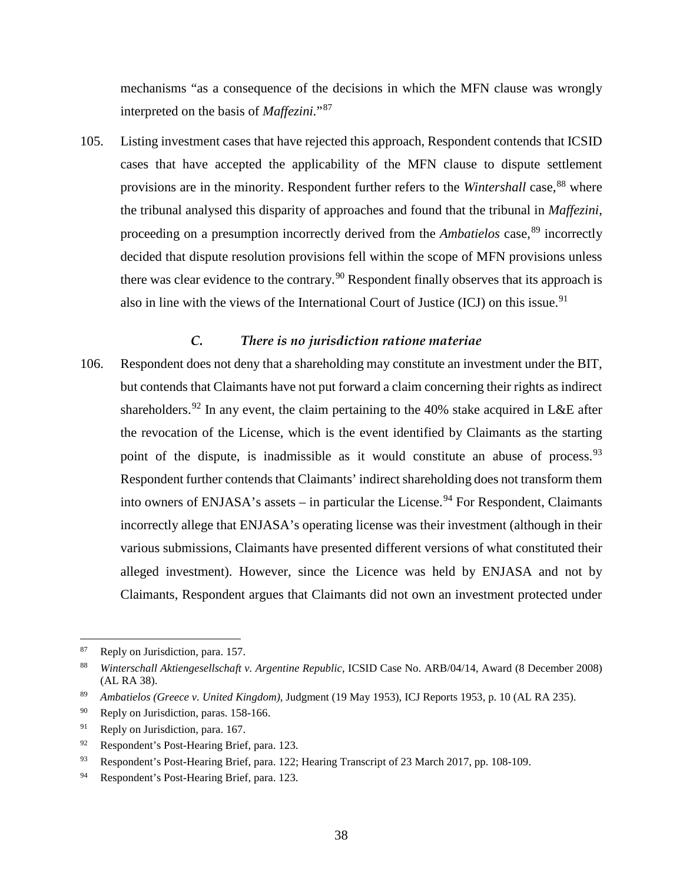mechanisms "as a consequence of the decisions in which the MFN clause was wrongly interpreted on the basis of *Maffezini*."[87]

105. Listing investment cases that have rejected this approach, Respondent contends that ICSID cases that have accepted the applicability of the MFN clause to dispute settlement provisions are in the minority. Respondent further refers to the *Wintershall* case,[88] where the tribunal analysed this disparity of approaches and found that the tribunal in *Maffezini*, proceeding on a presumption incorrectly derived from the *Ambatielos* case,[89] incorrectly decided that dispute resolution provisions fell within the scope of MFN provisions unless there was clear evidence to the contrary.[90] Respondent finally observes that its approach is also in line with the views of the International Court of Justice (ICJ) on this issue.[91]

### *C. There is no jurisdiction ratione materiae*

106. Respondent does not deny that a shareholding may constitute an investment under the BIT, but contends that Claimants have not put forward a claim concerning their rights as indirect shareholders.[92] In any event, the claim pertaining to the 40% stake acquired in L&E after the revocation of the License, which is the event identified by Claimants as the starting point of the dispute, is inadmissible as it would constitute an abuse of process.[93] Respondent further contends that Claimants' indirect shareholding does not transform them into owners of ENJASA's assets – in particular the License.[94] For Respondent, Claimants incorrectly allege that ENJASA's operating license was their investment (although in their various submissions, Claimants have presented different versions of what constituted their alleged investment). However, since the Licence was held by ENJASA and not by Claimants, Respondent argues that Claimants did not own an investment protected under

---

[87] Reply on Jurisdiction, para. 157.

[88] *Winterschall Aktiengesellschaft v. Argentine Republic*, ICSID Case No. ARB/04/14, Award (8 December 2008) (AL RA 38).

[89] *Ambatielos (Greece v. United Kingdom)*, Judgment (19 May 1953), ICJ Reports 1953, p. 10 (AL RA 235).

[90] Reply on Jurisdiction, paras. 158-166.

[91] Reply on Jurisdiction, para. 167.

[92] Respondent's Post-Hearing Brief, para. 123.

[93] Respondent's Post-Hearing Brief, para. 122; Hearing Transcript of 23 March 2017, pp. 108-109.

[94] Respondent's Post-Hearing Brief, para. 123.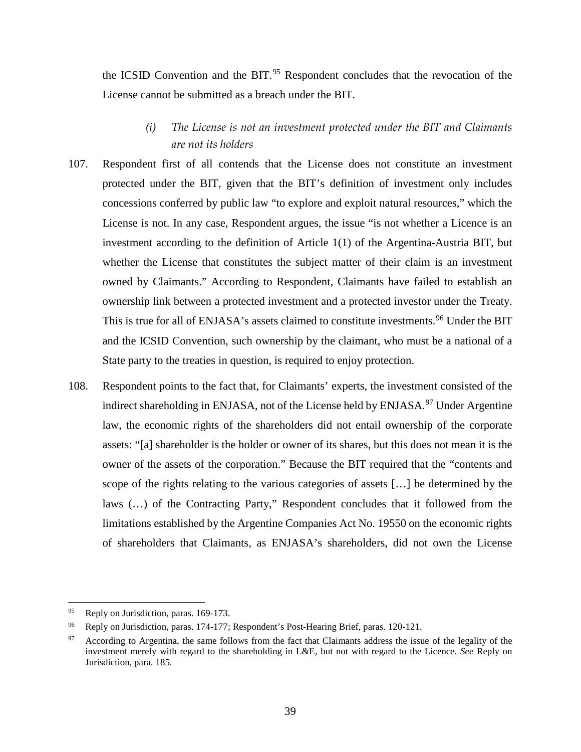the ICSID Convention and the BIT.[95] Respondent concludes that the revocation of the License cannot be submitted as a breach under the BIT.

*(i) The License is not an investment protected under the BIT and Claimants are not its holders*

107. Respondent first of all contends that the License does not constitute an investment protected under the BIT, given that the BIT's definition of investment only includes concessions conferred by public law "to explore and exploit natural resources," which the License is not. In any case, Respondent argues, the issue "is not whether a Licence is an investment according to the definition of Article 1(1) of the Argentina-Austria BIT, but whether the License that constitutes the subject matter of their claim is an investment owned by Claimants." According to Respondent, Claimants have failed to establish an ownership link between a protected investment and a protected investor under the Treaty. This is true for all of ENJASA's assets claimed to constitute investments.[96] Under the BIT and the ICSID Convention, such ownership by the claimant, who must be a national of a State party to the treaties in question, is required to enjoy protection.

108. Respondent points to the fact that, for Claimants' experts, the investment consisted of the indirect shareholding in ENJASA, not of the License held by ENJASA.[97] Under Argentine law, the economic rights of the shareholders did not entail ownership of the corporate assets: "[a] shareholder is the holder or owner of its shares, but this does not mean it is the owner of the assets of the corporation." Because the BIT required that the "contents and scope of the rights relating to the various categories of assets […] be determined by the laws (…) of the Contracting Party," Respondent concludes that it followed from the limitations established by the Argentine Companies Act No. 19550 on the economic rights of shareholders that Claimants, as ENJASA's shareholders, did not own the License

---

[95] Reply on Jurisdiction, paras. 169-173.

[96] Reply on Jurisdiction, paras. 174-177; Respondent's Post-Hearing Brief, paras. 120-121.

[97] According to Argentina, the same follows from the fact that Claimants address the issue of the legality of the investment merely with regard to the shareholding in L&E, but not with regard to the Licence. *See* Reply on Jurisdiction, para. 185.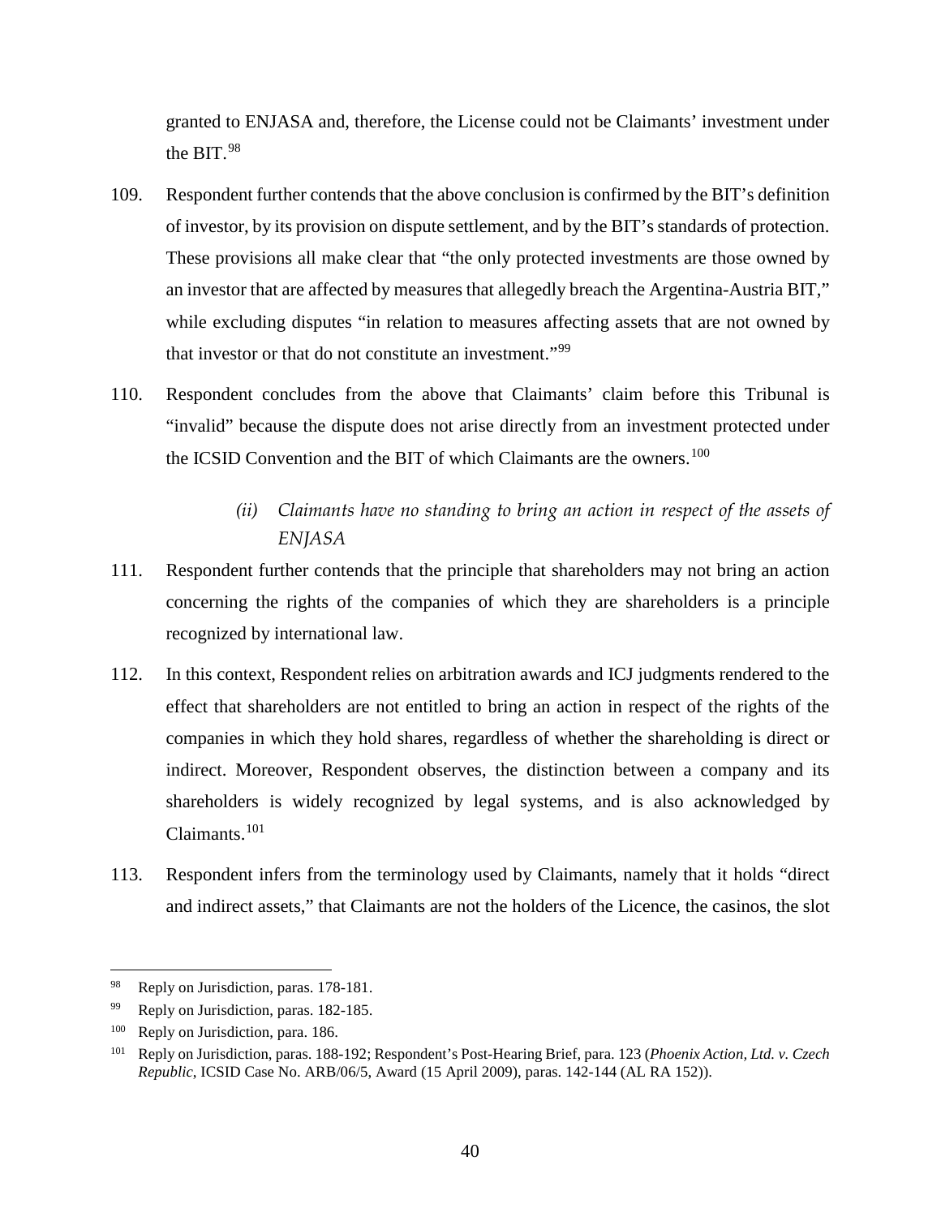granted to ENJASA and, therefore, the License could not be Claimants' investment under the BIT.[98]

109. Respondent further contends that the above conclusion is confirmed by the BIT's definition of investor, by its provision on dispute settlement, and by the BIT's standards of protection. These provisions all make clear that "the only protected investments are those owned by an investor that are affected by measures that allegedly breach the Argentina-Austria BIT," while excluding disputes "in relation to measures affecting assets that are not owned by that investor or that do not constitute an investment."[99]

110. Respondent concludes from the above that Claimants' claim before this Tribunal is "invalid" because the dispute does not arise directly from an investment protected under the ICSID Convention and the BIT of which Claimants are the owners.[100]

*(ii) Claimants have no standing to bring an action in respect of the assets of ENJASA*

111. Respondent further contends that the principle that shareholders may not bring an action concerning the rights of the companies of which they are shareholders is a principle recognized by international law.

112. In this context, Respondent relies on arbitration awards and ICJ judgments rendered to the effect that shareholders are not entitled to bring an action in respect of the rights of the companies in which they hold shares, regardless of whether the shareholding is direct or indirect. Moreover, Respondent observes, the distinction between a company and its shareholders is widely recognized by legal systems, and is also acknowledged by Claimants.[101]

113. Respondent infers from the terminology used by Claimants, namely that it holds "direct and indirect assets," that Claimants are not the holders of the Licence, the casinos, the slot

---

[98] Reply on Jurisdiction, paras. 178-181.

[99] Reply on Jurisdiction, paras. 182-185.

[100] Reply on Jurisdiction, para. 186.

[101] Reply on Jurisdiction, paras. 188-192; Respondent's Post-Hearing Brief, para. 123 (*Phoenix Action, Ltd. v. Czech Republic*, ICSID Case No. ARB/06/5, Award (15 April 2009), paras. 142-144 (AL RA 152)).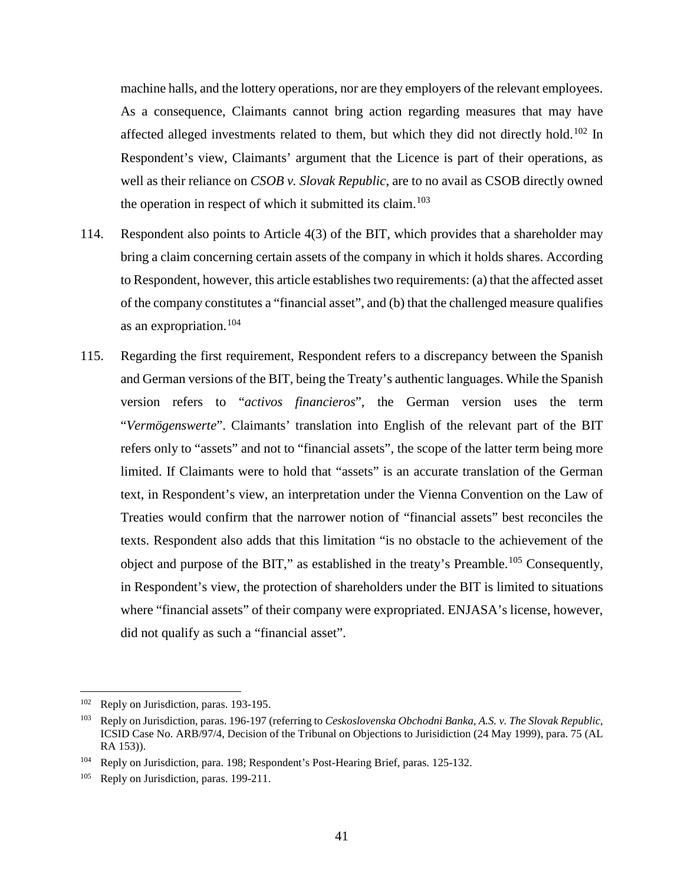machine halls, and the lottery operations, nor are they employers of the relevant employees. As a consequence, Claimants cannot bring action regarding measures that may have affected alleged investments related to them, but which they did not directly hold.[102] In Respondent's view, Claimants' argument that the Licence is part of their operations, as well as their reliance on *CSOB v. Slovak Republic*, are to no avail as CSOB directly owned the operation in respect of which it submitted its claim.[103]

114. Respondent also points to Article 4(3) of the BIT, which provides that a shareholder may bring a claim concerning certain assets of the company in which it holds shares. According to Respondent, however, this article establishes two requirements: (a) that the affected asset of the company constitutes a "financial asset", and (b) that the challenged measure qualifies as an expropriation.[104]

115. Regarding the first requirement, Respondent refers to a discrepancy between the Spanish and German versions of the BIT, being the Treaty's authentic languages. While the Spanish version refers to "*activos financieros*", the German version uses the term "*Vermögenswerte*". Claimants' translation into English of the relevant part of the BIT refers only to "assets" and not to "financial assets", the scope of the latter term being more limited. If Claimants were to hold that "assets" is an accurate translation of the German text, in Respondent's view, an interpretation under the Vienna Convention on the Law of Treaties would confirm that the narrower notion of "financial assets" best reconciles the texts. Respondent also adds that this limitation "is no obstacle to the achievement of the object and purpose of the BIT," as established in the treaty's Preamble.[105] Consequently, in Respondent's view, the protection of shareholders under the BIT is limited to situations where "financial assets" of their company were expropriated. ENJASA's license, however, did not qualify as such a "financial asset".

---

[102] Reply on Jurisdiction, paras. 193-195.

[103] Reply on Jurisdiction, paras. 196-197 (referring to *Ceskoslovenska Obchodni Banka, A.S. v. The Slovak Republic*, ICSID Case No. ARB/97/4, Decision of the Tribunal on Objections to Jurisidiction (24 May 1999), para. 75 (AL RA 153)).

[104] Reply on Jurisdiction, para. 198; Respondent's Post-Hearing Brief, paras. 125-132.

[105] Reply on Jurisdiction, paras. 199-211.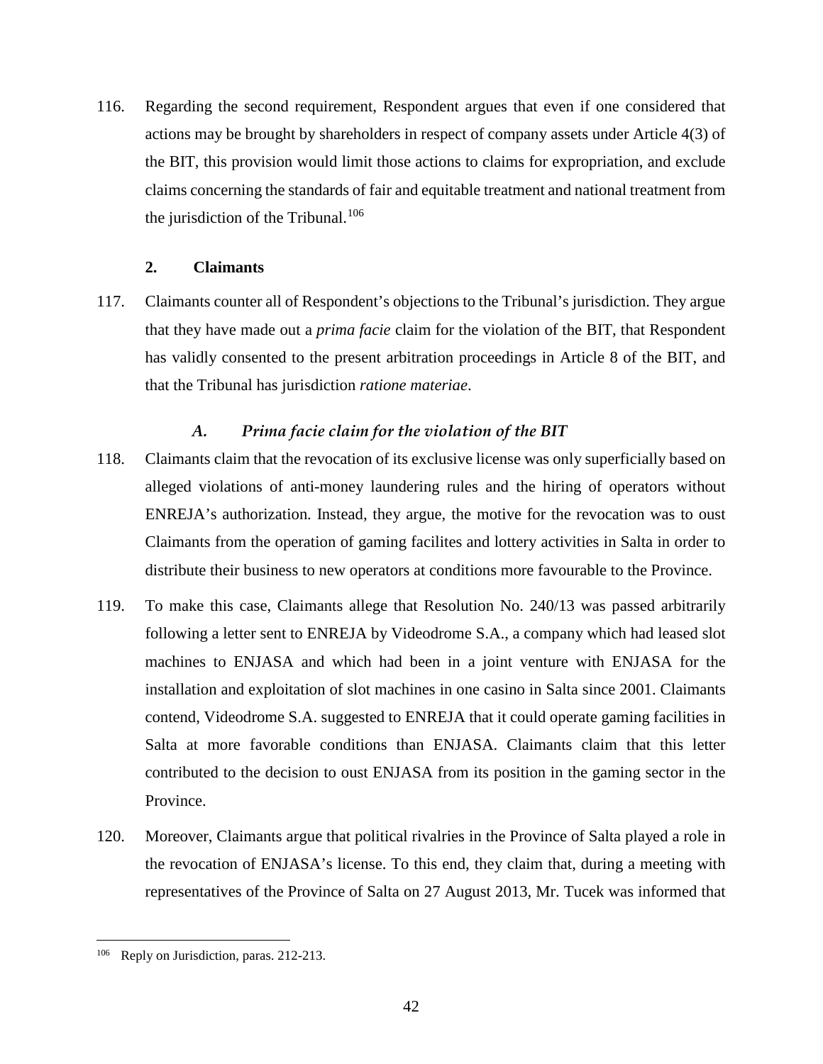116. Regarding the second requirement, Respondent argues that even if one considered that actions may be brought by shareholders in respect of company assets under Article 4(3) of the BIT, this provision would limit those actions to claims for expropriation, and exclude claims concerning the standards of fair and equitable treatment and national treatment from the jurisdiction of the Tribunal.[106]

### 2. Claimants

117. Claimants counter all of Respondent's objections to the Tribunal's jurisdiction. They argue that they have made out a *prima facie* claim for the violation of the BIT, that Respondent has validly consented to the present arbitration proceedings in Article 8 of the BIT, and that the Tribunal has jurisdiction *ratione materiae*.

#### *A. Prima facie claim for the violation of the BIT*

118. Claimants claim that the revocation of its exclusive license was only superficially based on alleged violations of anti-money laundering rules and the hiring of operators without ENREJA's authorization. Instead, they argue, the motive for the revocation was to oust Claimants from the operation of gaming facilites and lottery activities in Salta in order to distribute their business to new operators at conditions more favourable to the Province.

119. To make this case, Claimants allege that Resolution No. 240/13 was passed arbitrarily following a letter sent to ENREJA by Videodrome S.A., a company which had leased slot machines to ENJASA and which had been in a joint venture with ENJASA for the installation and exploitation of slot machines in one casino in Salta since 2001. Claimants contend, Videodrome S.A. suggested to ENREJA that it could operate gaming facilities in Salta at more favorable conditions than ENJASA. Claimants claim that this letter contributed to the decision to oust ENJASA from its position in the gaming sector in the Province.

120. Moreover, Claimants argue that political rivalries in the Province of Salta played a role in the revocation of ENJASA's license. To this end, they claim that, during a meeting with representatives of the Province of Salta on 27 August 2013, Mr. Tucek was informed that

[106] Reply on Jurisdiction, paras. 212-213.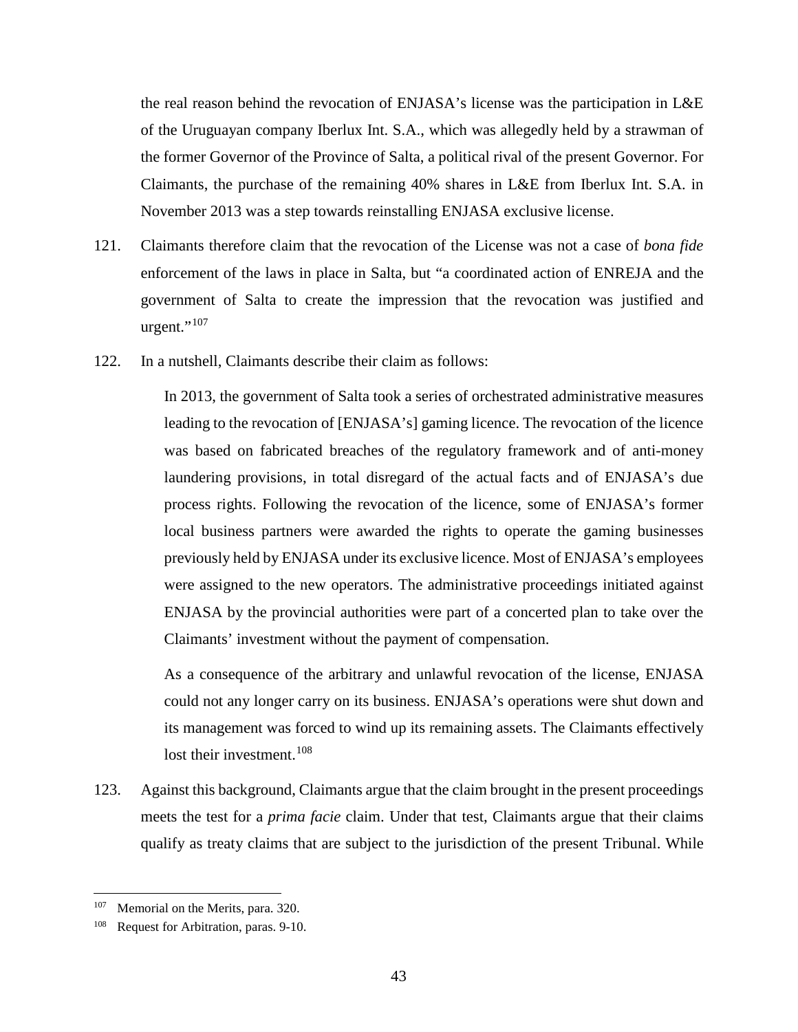the real reason behind the revocation of ENJASA's license was the participation in L&E of the Uruguayan company Iberlux Int. S.A., which was allegedly held by a strawman of the former Governor of the Province of Salta, a political rival of the present Governor. For Claimants, the purchase of the remaining 40% shares in L&E from Iberlux Int. S.A. in November 2013 was a step towards reinstalling ENJASA exclusive license.

121. Claimants therefore claim that the revocation of the License was not a case of *bona fide* enforcement of the laws in place in Salta, but "a coordinated action of ENREJA and the government of Salta to create the impression that the revocation was justified and urgent."[107]

122. In a nutshell, Claimants describe their claim as follows:

> In 2013, the government of Salta took a series of orchestrated administrative measures leading to the revocation of [ENJASA's] gaming licence. The revocation of the licence was based on fabricated breaches of the regulatory framework and of anti-money laundering provisions, in total disregard of the actual facts and of ENJASA's due process rights. Following the revocation of the licence, some of ENJASA's former local business partners were awarded the rights to operate the gaming businesses previously held by ENJASA under its exclusive licence. Most of ENJASA's employees were assigned to the new operators. The administrative proceedings initiated against ENJASA by the provincial authorities were part of a concerted plan to take over the Claimants' investment without the payment of compensation.
>
> As a consequence of the arbitrary and unlawful revocation of the license, ENJASA could not any longer carry on its business. ENJASA's operations were shut down and its management was forced to wind up its remaining assets. The Claimants effectively lost their investment.[108]

123. Against this background, Claimants argue that the claim brought in the present proceedings meets the test for a *prima facie* claim. Under that test, Claimants argue that their claims qualify as treaty claims that are subject to the jurisdiction of the present Tribunal. While

---

[107] Memorial on the Merits, para. 320.

[108] Request for Arbitration, paras. 9-10.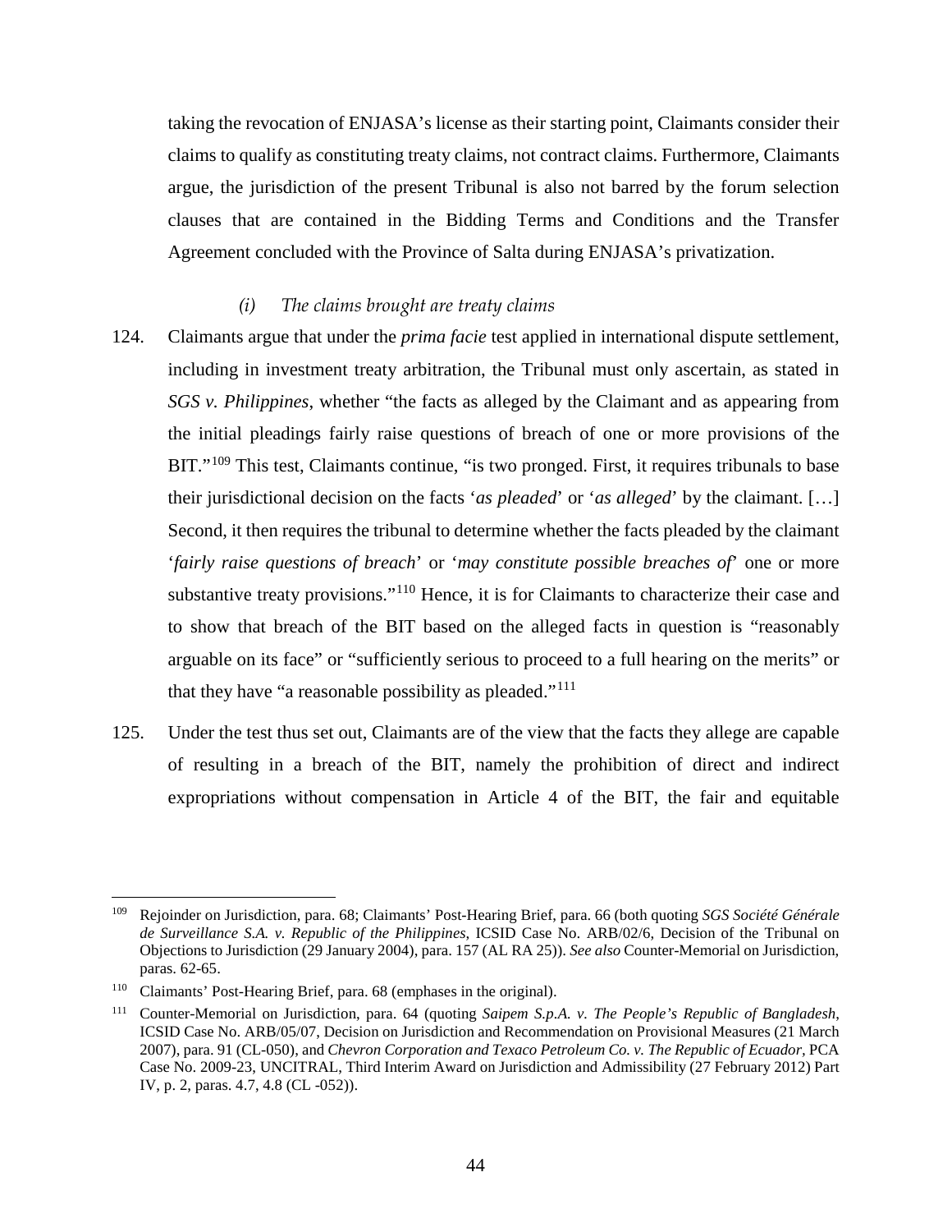taking the revocation of ENJASA's license as their starting point, Claimants consider their claims to qualify as constituting treaty claims, not contract claims. Furthermore, Claimants argue, the jurisdiction of the present Tribunal is also not barred by the forum selection clauses that are contained in the Bidding Terms and Conditions and the Transfer Agreement concluded with the Province of Salta during ENJASA's privatization.

*(i) The claims brought are treaty claims*

124. Claimants argue that under the *prima facie* test applied in international dispute settlement, including in investment treaty arbitration, the Tribunal must only ascertain, as stated in *SGS v. Philippines*, whether "the facts as alleged by the Claimant and as appearing from the initial pleadings fairly raise questions of breach of one or more provisions of the BIT."[109] This test, Claimants continue, "is two pronged. First, it requires tribunals to base their jurisdictional decision on the facts '*as pleaded*' or '*as alleged*' by the claimant. […] Second, it then requires the tribunal to determine whether the facts pleaded by the claimant '*fairly raise questions of breach*' or '*may constitute possible breaches of*' one or more substantive treaty provisions."[110] Hence, it is for Claimants to characterize their case and to show that breach of the BIT based on the alleged facts in question is "reasonably arguable on its face" or "sufficiently serious to proceed to a full hearing on the merits" or that they have "a reasonable possibility as pleaded."[111]

125. Under the test thus set out, Claimants are of the view that the facts they allege are capable of resulting in a breach of the BIT, namely the prohibition of direct and indirect expropriations without compensation in Article 4 of the BIT, the fair and equitable

---

[109] Rejoinder on Jurisdiction, para. 68; Claimants' Post-Hearing Brief, para. 66 (both quoting *SGS Société Générale de Surveillance S.A. v. Republic of the Philippines*, ICSID Case No. ARB/02/6, Decision of the Tribunal on Objections to Jurisdiction (29 January 2004), para. 157 (AL RA 25)). *See also* Counter-Memorial on Jurisdiction, paras. 62-65.

[110] Claimants' Post-Hearing Brief, para. 68 (emphases in the original).

[111] Counter-Memorial on Jurisdiction, para. 64 (quoting *Saipem S.p.A. v. The People's Republic of Bangladesh*, ICSID Case No. ARB/05/07, Decision on Jurisdiction and Recommendation on Provisional Measures (21 March 2007), para. 91 (CL-050), and *Chevron Corporation and Texaco Petroleum Co. v. The Republic of Ecuador*, PCA Case No. 2009-23, UNCITRAL, Third Interim Award on Jurisdiction and Admissibility (27 February 2012) Part IV, p. 2, paras. 4.7, 4.8 (CL -052)).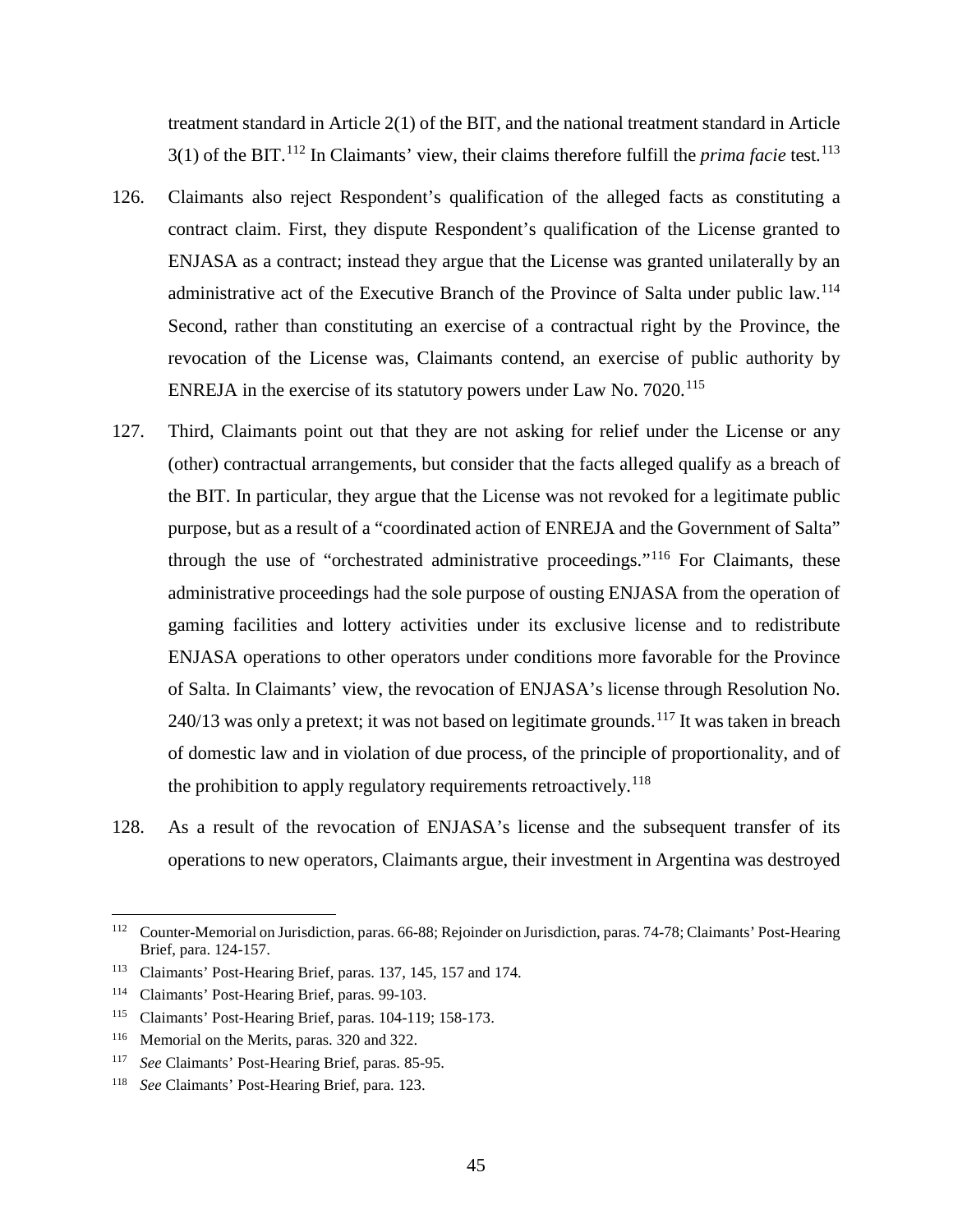treatment standard in Article 2(1) of the BIT, and the national treatment standard in Article 3(1) of the BIT.[112] In Claimants' view, their claims therefore fulfill the *prima facie* test.[113]

126. Claimants also reject Respondent's qualification of the alleged facts as constituting a contract claim. First, they dispute Respondent's qualification of the License granted to ENJASA as a contract; instead they argue that the License was granted unilaterally by an administrative act of the Executive Branch of the Province of Salta under public law.[114] Second, rather than constituting an exercise of a contractual right by the Province, the revocation of the License was, Claimants contend, an exercise of public authority by ENREJA in the exercise of its statutory powers under Law No. 7020.[115]

127. Third, Claimants point out that they are not asking for relief under the License or any (other) contractual arrangements, but consider that the facts alleged qualify as a breach of the BIT. In particular, they argue that the License was not revoked for a legitimate public purpose, but as a result of a "coordinated action of ENREJA and the Government of Salta" through the use of "orchestrated administrative proceedings."[116] For Claimants, these administrative proceedings had the sole purpose of ousting ENJASA from the operation of gaming facilities and lottery activities under its exclusive license and to redistribute ENJASA operations to other operators under conditions more favorable for the Province of Salta. In Claimants' view, the revocation of ENJASA's license through Resolution No. 240/13 was only a pretext; it was not based on legitimate grounds.[117] It was taken in breach of domestic law and in violation of due process, of the principle of proportionality, and of the prohibition to apply regulatory requirements retroactively.[118]

128. As a result of the revocation of ENJASA's license and the subsequent transfer of its operations to new operators, Claimants argue, their investment in Argentina was destroyed

---

[112] Counter-Memorial on Jurisdiction, paras. 66-88; Rejoinder on Jurisdiction, paras. 74-78; Claimants' Post-Hearing Brief, para. 124-157.

[113] Claimants' Post-Hearing Brief, paras. 137, 145, 157 and 174.

[114] Claimants' Post-Hearing Brief, paras. 99-103.

[115] Claimants' Post-Hearing Brief, paras. 104-119; 158-173.

[116] Memorial on the Merits, paras. 320 and 322.

[117] *See* Claimants' Post-Hearing Brief, paras. 85-95.

[118] *See* Claimants' Post-Hearing Brief, para. 123.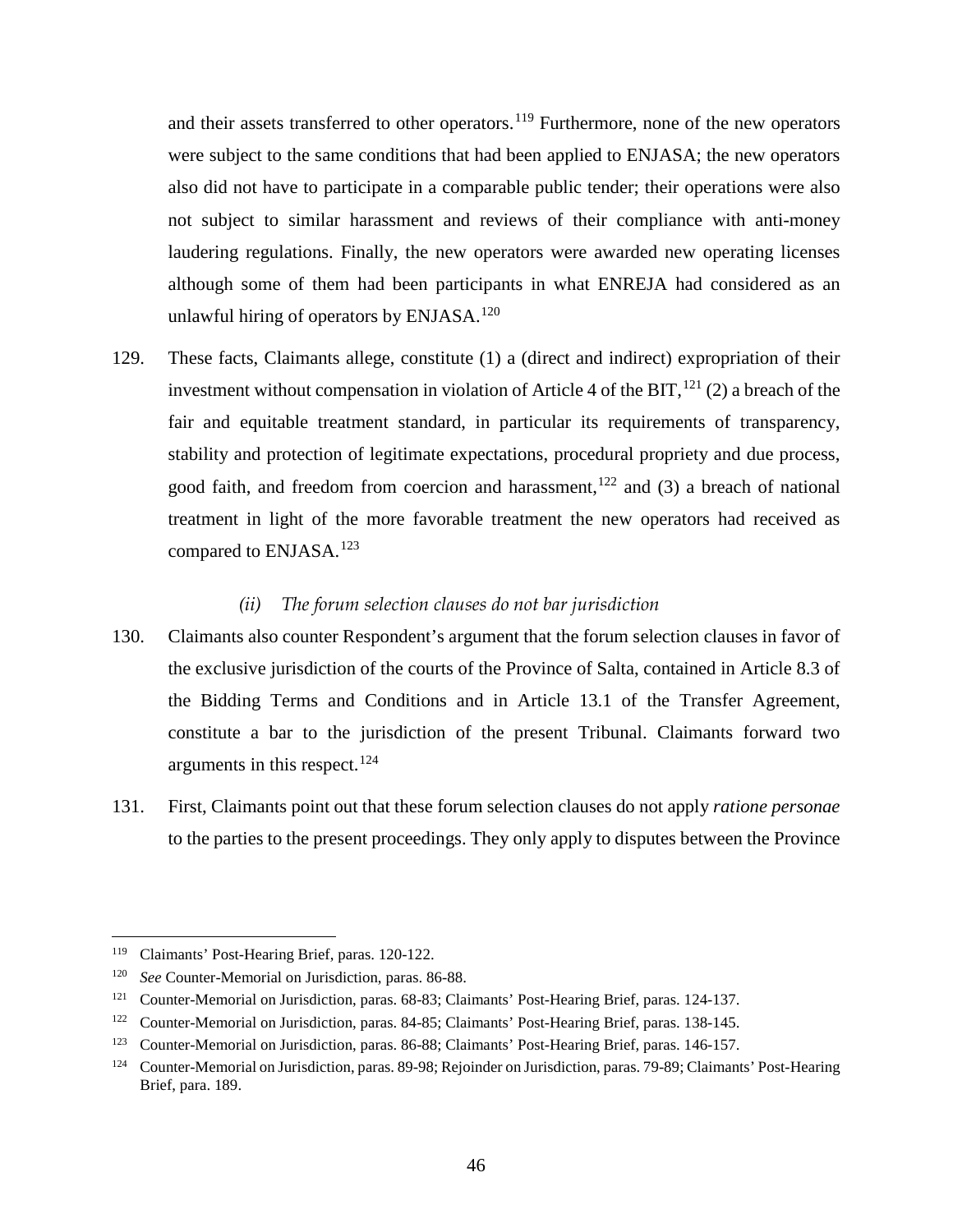and their assets transferred to other operators.[119] Furthermore, none of the new operators were subject to the same conditions that had been applied to ENJASA; the new operators also did not have to participate in a comparable public tender; their operations were also not subject to similar harassment and reviews of their compliance with anti-money laudering regulations. Finally, the new operators were awarded new operating licenses although some of them had been participants in what ENREJA had considered as an unlawful hiring of operators by ENJASA.[120]

129. These facts, Claimants allege, constitute (1) a (direct and indirect) expropriation of their investment without compensation in violation of Article 4 of the BIT,[121] (2) a breach of the fair and equitable treatment standard, in particular its requirements of transparency, stability and protection of legitimate expectations, procedural propriety and due process, good faith, and freedom from coercion and harassment,[122] and (3) a breach of national treatment in light of the more favorable treatment the new operators had received as compared to ENJASA.[123]

### *(ii) The forum selection clauses do not bar jurisdiction*

130. Claimants also counter Respondent's argument that the forum selection clauses in favor of the exclusive jurisdiction of the courts of the Province of Salta, contained in Article 8.3 of the Bidding Terms and Conditions and in Article 13.1 of the Transfer Agreement, constitute a bar to the jurisdiction of the present Tribunal. Claimants forward two arguments in this respect.[124]

131. First, Claimants point out that these forum selection clauses do not apply *ratione personae* to the parties to the present proceedings. They only apply to disputes between the Province

---

[119] Claimants' Post-Hearing Brief, paras. 120-122.

[120] *See* Counter-Memorial on Jurisdiction, paras. 86-88.

[121] Counter-Memorial on Jurisdiction, paras. 68-83; Claimants' Post-Hearing Brief, paras. 124-137.

[122] Counter-Memorial on Jurisdiction, paras. 84-85; Claimants' Post-Hearing Brief, paras. 138-145.

[123] Counter-Memorial on Jurisdiction, paras. 86-88; Claimants' Post-Hearing Brief, paras. 146-157.

[124] Counter-Memorial on Jurisdiction, paras. 89-98; Rejoinder on Jurisdiction, paras. 79-89; Claimants' Post-Hearing Brief, para. 189.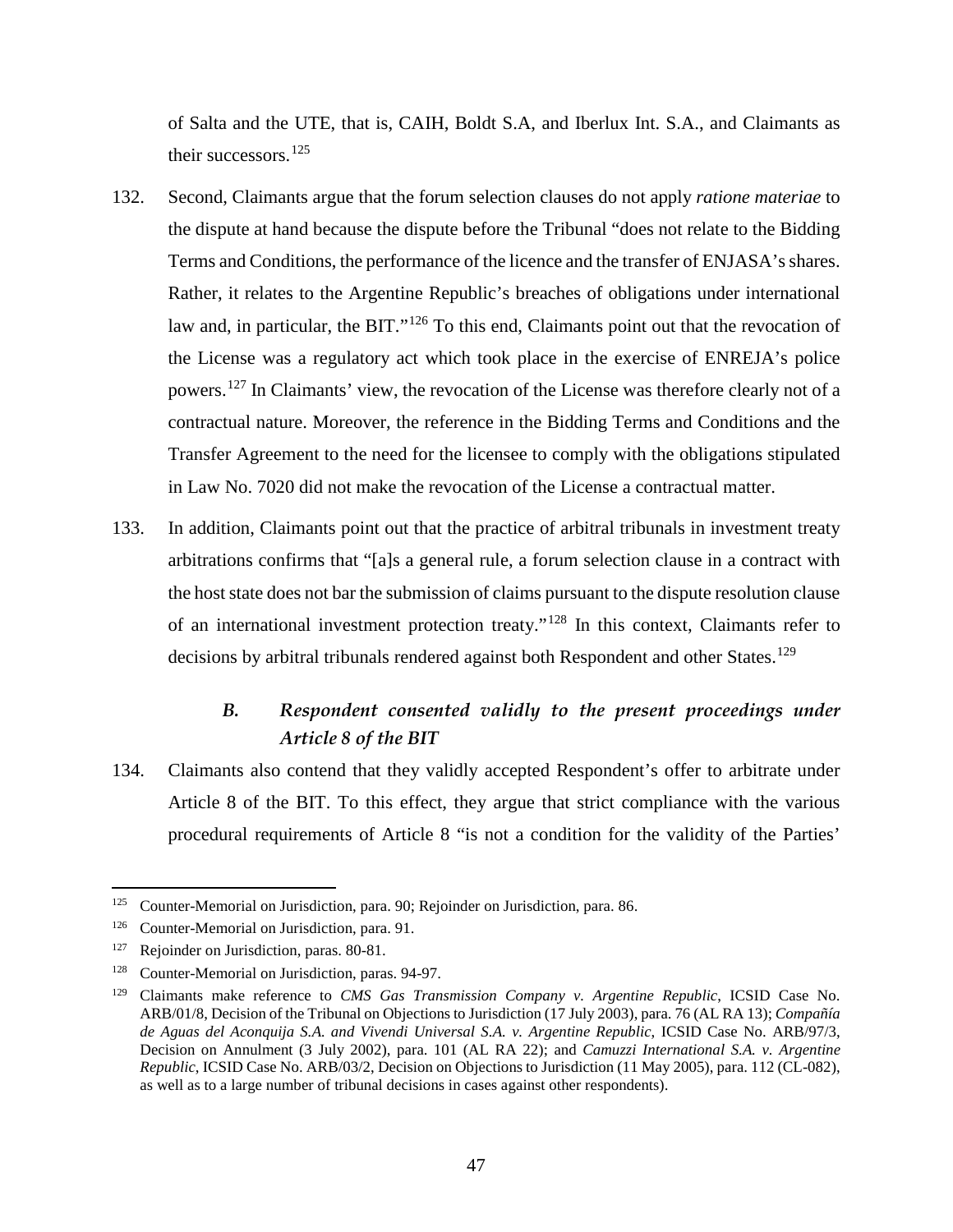of Salta and the UTE, that is, CAIH, Boldt S.A, and Iberlux Int. S.A., and Claimants as their successors.[125]

132. Second, Claimants argue that the forum selection clauses do not apply *ratione materiae* to the dispute at hand because the dispute before the Tribunal "does not relate to the Bidding Terms and Conditions, the performance of the licence and the transfer of ENJASA's shares. Rather, it relates to the Argentine Republic's breaches of obligations under international law and, in particular, the BIT."[126] To this end, Claimants point out that the revocation of the License was a regulatory act which took place in the exercise of ENREJA's police powers.[127] In Claimants' view, the revocation of the License was therefore clearly not of a contractual nature. Moreover, the reference in the Bidding Terms and Conditions and the Transfer Agreement to the need for the licensee to comply with the obligations stipulated in Law No. 7020 did not make the revocation of the License a contractual matter.

133. In addition, Claimants point out that the practice of arbitral tribunals in investment treaty arbitrations confirms that "[a]s a general rule, a forum selection clause in a contract with the host state does not bar the submission of claims pursuant to the dispute resolution clause of an international investment protection treaty."[128] In this context, Claimants refer to decisions by arbitral tribunals rendered against both Respondent and other States.[129]

### *B. Respondent consented validly to the present proceedings under Article 8 of the BIT*

134. Claimants also contend that they validly accepted Respondent's offer to arbitrate under Article 8 of the BIT. To this effect, they argue that strict compliance with the various procedural requirements of Article 8 "is not a condition for the validity of the Parties'

---

[125] Counter-Memorial on Jurisdiction, para. 90; Rejoinder on Jurisdiction, para. 86.

[126] Counter-Memorial on Jurisdiction, para. 91.

[127] Rejoinder on Jurisdiction, paras. 80-81.

[128] Counter-Memorial on Jurisdiction, paras. 94-97.

[129] Claimants make reference to *CMS Gas Transmission Company v. Argentine Republic*, ICSID Case No. ARB/01/8, Decision of the Tribunal on Objections to Jurisdiction (17 July 2003), para. 76 (AL RA 13); *Compañía de Aguas del Aconquija S.A. and Vivendi Universal S.A. v. Argentine Republic*, ICSID Case No. ARB/97/3, Decision on Annulment (3 July 2002), para. 101 (AL RA 22); and *Camuzzi International S.A. v. Argentine Republic*, ICSID Case No. ARB/03/2, Decision on Objections to Jurisdiction (11 May 2005), para. 112 (CL-082), as well as to a large number of tribunal decisions in cases against other respondents).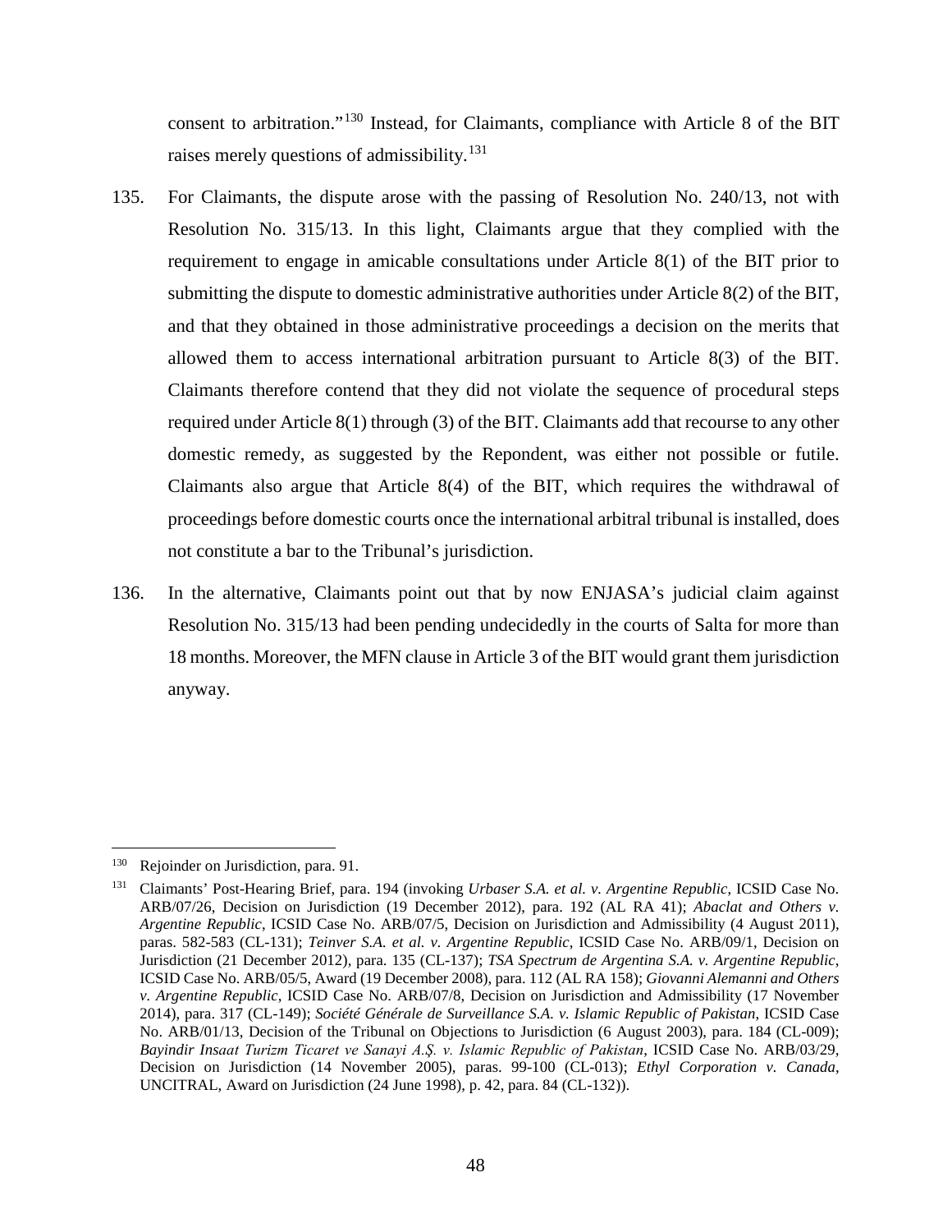consent to arbitration."[130] Instead, for Claimants, compliance with Article 8 of the BIT raises merely questions of admissibility.[131]

135. For Claimants, the dispute arose with the passing of Resolution No. 240/13, not with Resolution No. 315/13. In this light, Claimants argue that they complied with the requirement to engage in amicable consultations under Article 8(1) of the BIT prior to submitting the dispute to domestic administrative authorities under Article 8(2) of the BIT, and that they obtained in those administrative proceedings a decision on the merits that allowed them to access international arbitration pursuant to Article 8(3) of the BIT. Claimants therefore contend that they did not violate the sequence of procedural steps required under Article 8(1) through (3) of the BIT. Claimants add that recourse to any other domestic remedy, as suggested by the Repondent, was either not possible or futile. Claimants also argue that Article 8(4) of the BIT, which requires the withdrawal of proceedings before domestic courts once the international arbitral tribunal is installed, does not constitute a bar to the Tribunal's jurisdiction.

136. In the alternative, Claimants point out that by now ENJASA's judicial claim against Resolution No. 315/13 had been pending undecidedly in the courts of Salta for more than 18 months. Moreover, the MFN clause in Article 3 of the BIT would grant them jurisdiction anyway.

---

[130] Rejoinder on Jurisdiction, para. 91.

[131] Claimants' Post-Hearing Brief, para. 194 (invoking *Urbaser S.A. et al. v. Argentine Republic,* ICSID Case No. ARB/07/26, Decision on Jurisdiction (19 December 2012), para. 192 (AL RA 41); *Abaclat and Others v. Argentine Republic*, ICSID Case No. ARB/07/5, Decision on Jurisdiction and Admissibility (4 August 2011), paras. 582-583 (CL-131); *Teinver S.A. et al. v. Argentine Republic*, ICSID Case No. ARB/09/1, Decision on Jurisdiction (21 December 2012), para. 135 (CL-137); *TSA Spectrum de Argentina S.A. v. Argentine Republic*, ICSID Case No. ARB/05/5, Award (19 December 2008), para. 112 (AL RA 158); *Giovanni Alemanni and Others v. Argentine Republic*, ICSID Case No. ARB/07/8, Decision on Jurisdiction and Admissibility (17 November 2014), para. 317 (CL-149); *Société Générale de Surveillance S.A. v. Islamic Republic of Pakistan*, ICSID Case No. ARB/01/13, Decision of the Tribunal on Objections to Jurisdiction (6 August 2003), para. 184 (CL-009); *Bayindir Insaat Turizm Ticaret ve Sanayi A.Ş. v. Islamic Republic of Pakistan*, ICSID Case No. ARB/03/29, Decision on Jurisdiction (14 November 2005), paras. 99-100 (CL-013); *Ethyl Corporation v. Canada*, UNCITRAL, Award on Jurisdiction (24 June 1998), p. 42, para. 84 (CL-132)).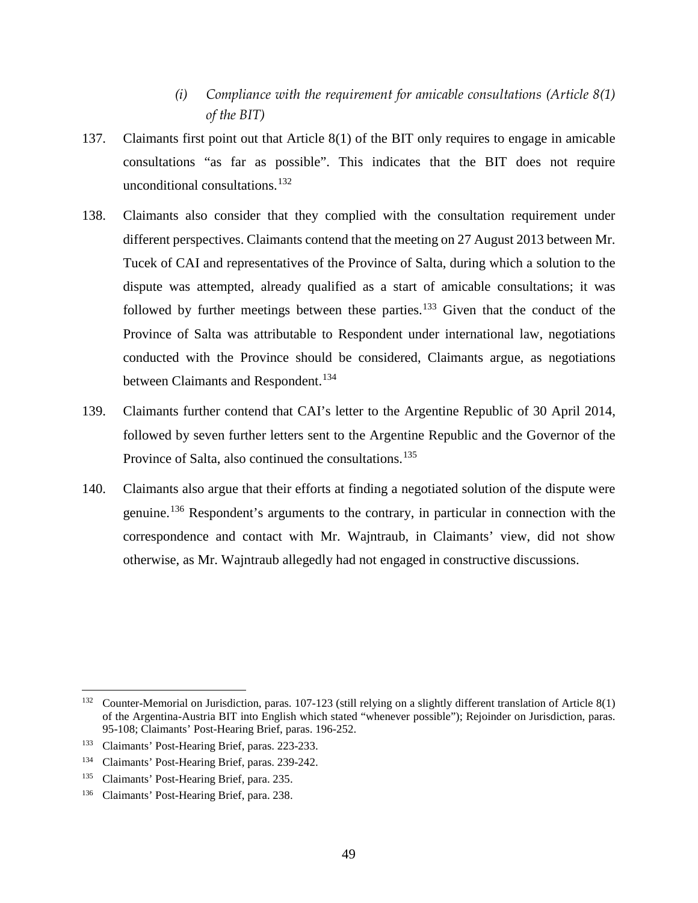*(i) Compliance with the requirement for amicable consultations (Article 8(1) of the BIT)*

137. Claimants first point out that Article 8(1) of the BIT only requires to engage in amicable consultations "as far as possible". This indicates that the BIT does not require unconditional consultations.[132]

138. Claimants also consider that they complied with the consultation requirement under different perspectives. Claimants contend that the meeting on 27 August 2013 between Mr. Tucek of CAI and representatives of the Province of Salta, during which a solution to the dispute was attempted, already qualified as a start of amicable consultations; it was followed by further meetings between these parties.[133] Given that the conduct of the Province of Salta was attributable to Respondent under international law, negotiations conducted with the Province should be considered, Claimants argue, as negotiations between Claimants and Respondent.[134]

139. Claimants further contend that CAI's letter to the Argentine Republic of 30 April 2014, followed by seven further letters sent to the Argentine Republic and the Governor of the Province of Salta, also continued the consultations.[135]

140. Claimants also argue that their efforts at finding a negotiated solution of the dispute were genuine.[136] Respondent's arguments to the contrary, in particular in connection with the correspondence and contact with Mr. Wajntraub, in Claimants' view, did not show otherwise, as Mr. Wajntraub allegedly had not engaged in constructive discussions.

---

[132] Counter-Memorial on Jurisdiction, paras. 107-123 (still relying on a slightly different translation of Article 8(1) of the Argentina-Austria BIT into English which stated "whenever possible"); Rejoinder on Jurisdiction, paras. 95-108; Claimants' Post-Hearing Brief, paras. 196-252.

[133] Claimants' Post-Hearing Brief, paras. 223-233.

[134] Claimants' Post-Hearing Brief, paras. 239-242.

[135] Claimants' Post-Hearing Brief, para. 235.

[136] Claimants' Post-Hearing Brief, para. 238.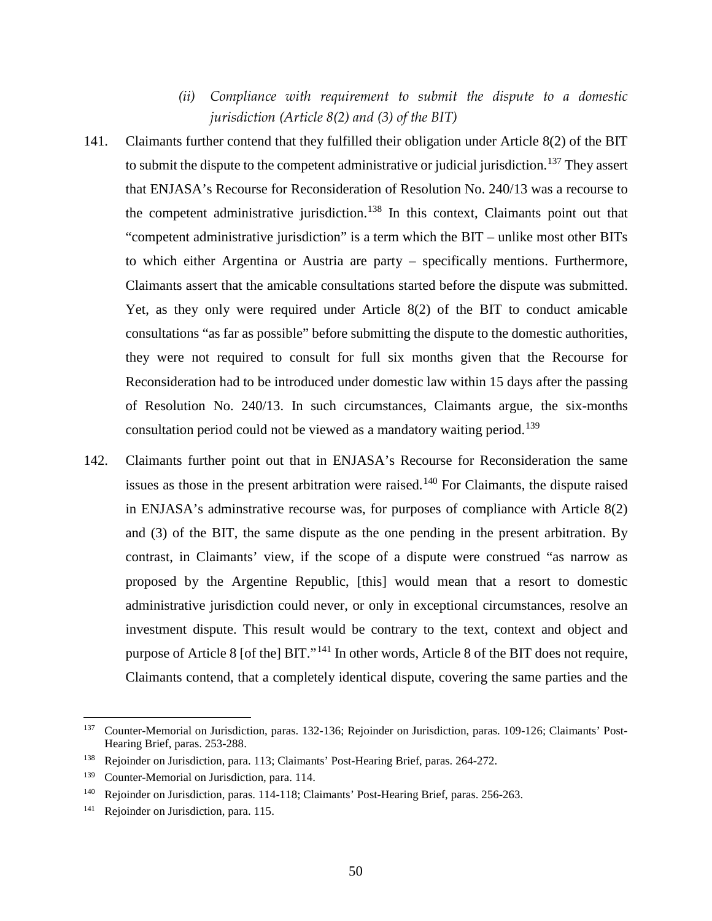*(ii) Compliance with requirement to submit the dispute to a domestic jurisdiction (Article 8(2) and (3) of the BIT)*

141. Claimants further contend that they fulfilled their obligation under Article 8(2) of the BIT to submit the dispute to the competent administrative or judicial jurisdiction.[137] They assert that ENJASA's Recourse for Reconsideration of Resolution No. 240/13 was a recourse to the competent administrative jurisdiction.[138] In this context, Claimants point out that "competent administrative jurisdiction" is a term which the BIT – unlike most other BITs to which either Argentina or Austria are party – specifically mentions. Furthermore, Claimants assert that the amicable consultations started before the dispute was submitted. Yet, as they only were required under Article 8(2) of the BIT to conduct amicable consultations "as far as possible" before submitting the dispute to the domestic authorities, they were not required to consult for full six months given that the Recourse for Reconsideration had to be introduced under domestic law within 15 days after the passing of Resolution No. 240/13. In such circumstances, Claimants argue, the six-months consultation period could not be viewed as a mandatory waiting period.[139]

142. Claimants further point out that in ENJASA's Recourse for Reconsideration the same issues as those in the present arbitration were raised.[140] For Claimants, the dispute raised in ENJASA's adminstrative recourse was, for purposes of compliance with Article 8(2) and (3) of the BIT, the same dispute as the one pending in the present arbitration. By contrast, in Claimants' view, if the scope of a dispute were construed "as narrow as proposed by the Argentine Republic, [this] would mean that a resort to domestic administrative jurisdiction could never, or only in exceptional circumstances, resolve an investment dispute. This result would be contrary to the text, context and object and purpose of Article 8 [of the] BIT."[141] In other words, Article 8 of the BIT does not require, Claimants contend, that a completely identical dispute, covering the same parties and the

---

[137] Counter-Memorial on Jurisdiction, paras. 132-136; Rejoinder on Jurisdiction, paras. 109-126; Claimants' Post-Hearing Brief, paras. 253-288.

[138] Rejoinder on Jurisdiction, para. 113; Claimants' Post-Hearing Brief, paras. 264-272.

[139] Counter-Memorial on Jurisdiction, para. 114.

[140] Rejoinder on Jurisdiction, paras. 114-118; Claimants' Post-Hearing Brief, paras. 256-263.

[141] Rejoinder on Jurisdiction, para. 115.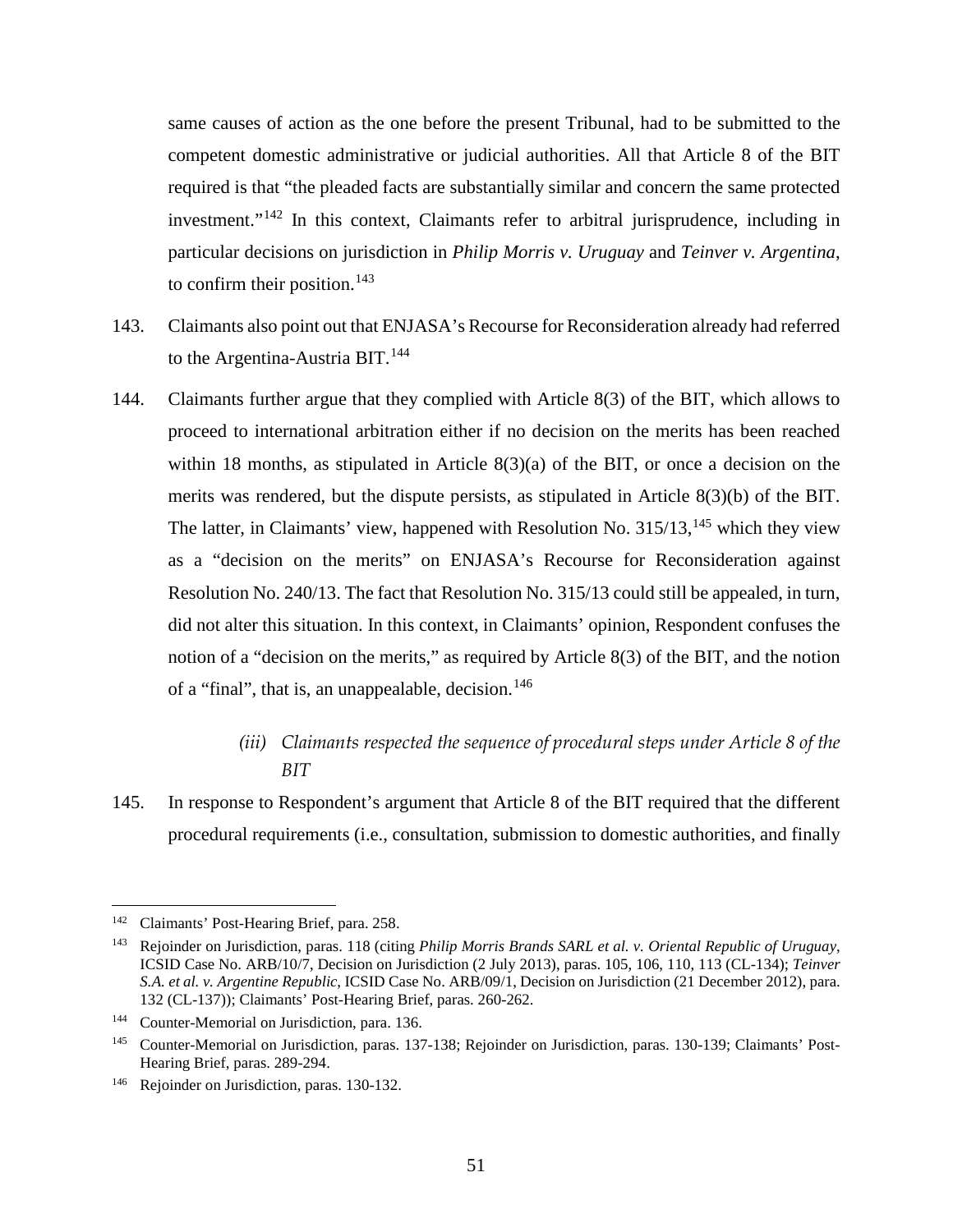same causes of action as the one before the present Tribunal, had to be submitted to the competent domestic administrative or judicial authorities. All that Article 8 of the BIT required is that "the pleaded facts are substantially similar and concern the same protected investment."[142] In this context, Claimants refer to arbitral jurisprudence, including in particular decisions on jurisdiction in *Philip Morris v. Uruguay* and *Teinver v. Argentina*, to confirm their position.[143]

143. Claimants also point out that ENJASA's Recourse for Reconsideration already had referred to the Argentina-Austria BIT.[144]

144. Claimants further argue that they complied with Article 8(3) of the BIT, which allows to proceed to international arbitration either if no decision on the merits has been reached within 18 months, as stipulated in Article 8(3)(a) of the BIT, or once a decision on the merits was rendered, but the dispute persists, as stipulated in Article 8(3)(b) of the BIT. The latter, in Claimants' view, happened with Resolution No. 315/13,[145] which they view as a "decision on the merits" on ENJASA's Recourse for Reconsideration against Resolution No. 240/13. The fact that Resolution No. 315/13 could still be appealed, in turn, did not alter this situation. In this context, in Claimants' opinion, Respondent confuses the notion of a "decision on the merits," as required by Article 8(3) of the BIT, and the notion of a "final", that is, an unappealable, decision.[146]

*(iii) Claimants respected the sequence of procedural steps under Article 8 of the BIT*

145. In response to Respondent's argument that Article 8 of the BIT required that the different procedural requirements (i.e., consultation, submission to domestic authorities, and finally

---

[142] Claimants' Post-Hearing Brief, para. 258.

[143] Rejoinder on Jurisdiction, paras. 118 (citing *Philip Morris Brands SARL et al. v. Oriental Republic of Uruguay*, ICSID Case No. ARB/10/7, Decision on Jurisdiction (2 July 2013), paras. 105, 106, 110, 113 (CL-134); *Teinver S.A. et al. v. Argentine Republic*, ICSID Case No. ARB/09/1, Decision on Jurisdiction (21 December 2012), para. 132 (CL-137)); Claimants' Post-Hearing Brief, paras. 260-262.

[144] Counter-Memorial on Jurisdiction, para. 136.

[145] Counter-Memorial on Jurisdiction, paras. 137-138; Rejoinder on Jurisdiction, paras. 130-139; Claimants' Post-Hearing Brief, paras. 289-294.

[146] Rejoinder on Jurisdiction, paras. 130-132.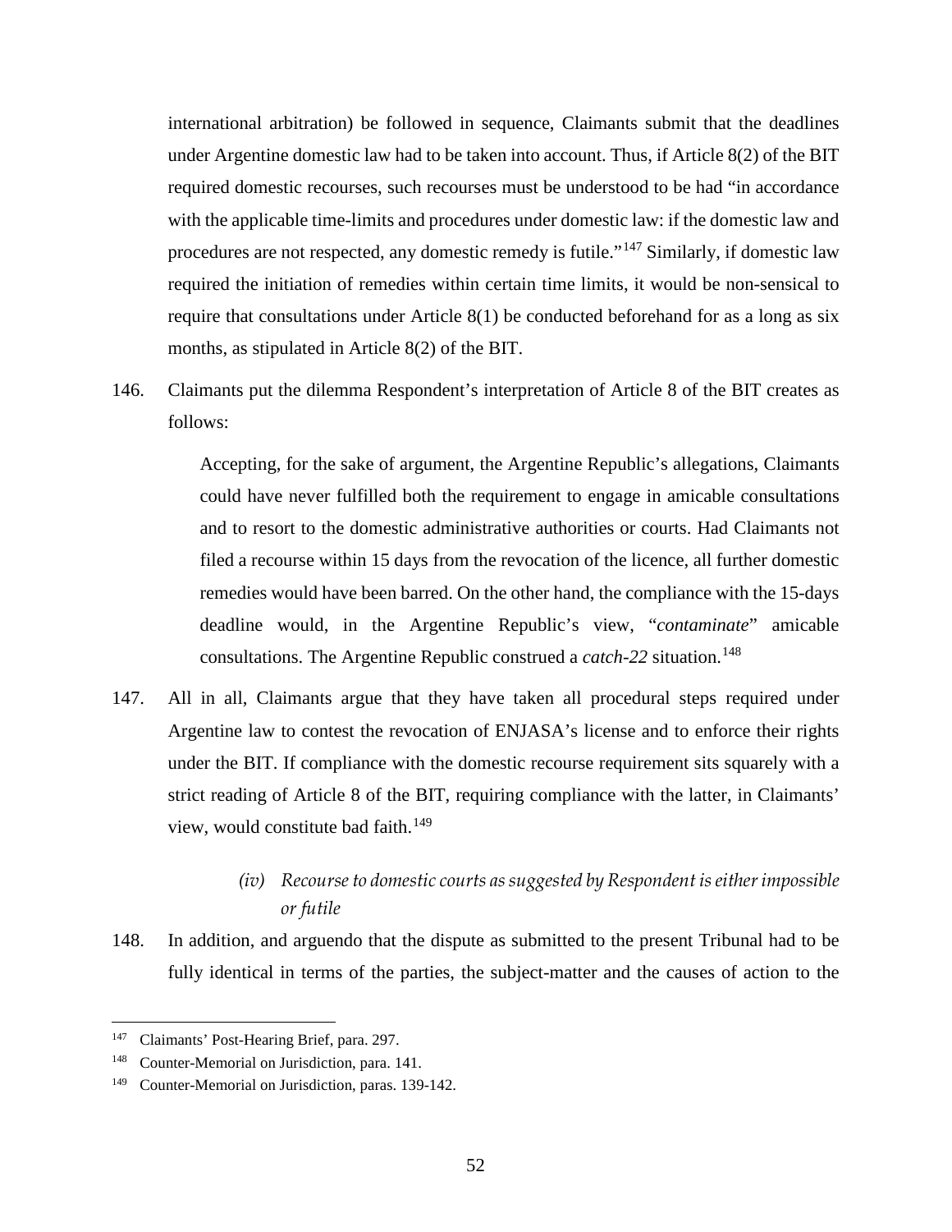international arbitration) be followed in sequence, Claimants submit that the deadlines under Argentine domestic law had to be taken into account. Thus, if Article 8(2) of the BIT required domestic recourses, such recourses must be understood to be had "in accordance with the applicable time-limits and procedures under domestic law: if the domestic law and procedures are not respected, any domestic remedy is futile."[147] Similarly, if domestic law required the initiation of remedies within certain time limits, it would be non-sensical to require that consultations under Article 8(1) be conducted beforehand for as a long as six months, as stipulated in Article 8(2) of the BIT.

146. Claimants put the dilemma Respondent's interpretation of Article 8 of the BIT creates as follows:

> Accepting, for the sake of argument, the Argentine Republic's allegations, Claimants could have never fulfilled both the requirement to engage in amicable consultations and to resort to the domestic administrative authorities or courts. Had Claimants not filed a recourse within 15 days from the revocation of the licence, all further domestic remedies would have been barred. On the other hand, the compliance with the 15-days deadline would, in the Argentine Republic's view, "*contaminate*" amicable consultations. The Argentine Republic construed a *catch-22* situation.[148]

147. All in all, Claimants argue that they have taken all procedural steps required under Argentine law to contest the revocation of ENJASA's license and to enforce their rights under the BIT. If compliance with the domestic recourse requirement sits squarely with a strict reading of Article 8 of the BIT, requiring compliance with the latter, in Claimants' view, would constitute bad faith.[149]

*(iv) Recourse to domestic courts as suggested by Respondent is either impossible or futile*

148. In addition, and arguendo that the dispute as submitted to the present Tribunal had to be fully identical in terms of the parties, the subject-matter and the causes of action to the

---

[147] Claimants' Post-Hearing Brief, para. 297.

[148] Counter-Memorial on Jurisdiction, para. 141.

[149] Counter-Memorial on Jurisdiction, paras. 139-142.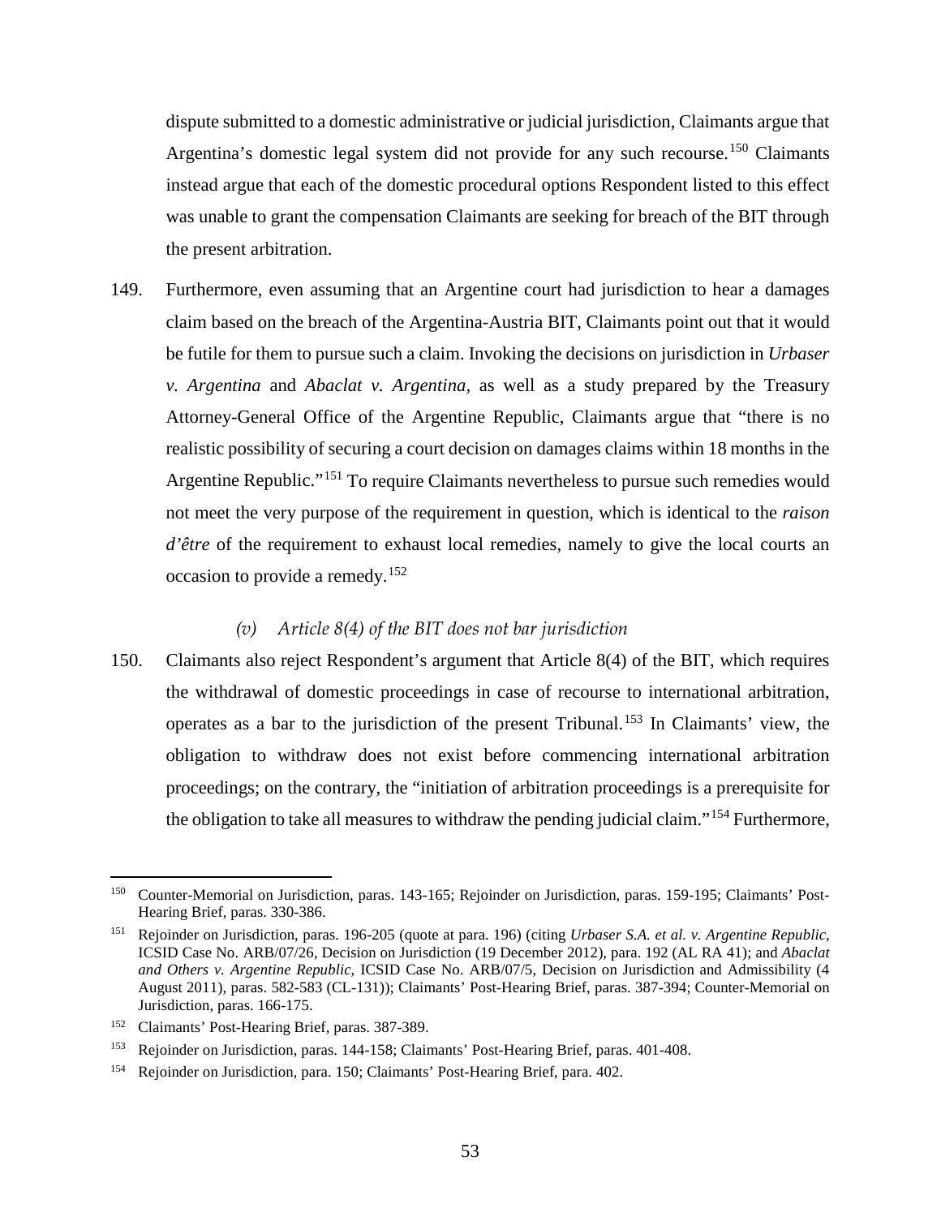dispute submitted to a domestic administrative or judicial jurisdiction, Claimants argue that Argentina's domestic legal system did not provide for any such recourse.[150] Claimants instead argue that each of the domestic procedural options Respondent listed to this effect was unable to grant the compensation Claimants are seeking for breach of the BIT through the present arbitration.

149. Furthermore, even assuming that an Argentine court had jurisdiction to hear a damages claim based on the breach of the Argentina-Austria BIT, Claimants point out that it would be futile for them to pursue such a claim. Invoking the decisions on jurisdiction in *Urbaser v. Argentina* and *Abaclat v. Argentina*, as well as a study prepared by the Treasury Attorney-General Office of the Argentine Republic, Claimants argue that "there is no realistic possibility of securing a court decision on damages claims within 18 months in the Argentine Republic."[151] To require Claimants nevertheless to pursue such remedies would not meet the very purpose of the requirement in question, which is identical to the *raison d'être* of the requirement to exhaust local remedies, namely to give the local courts an occasion to provide a remedy.[152]

*(v) Article 8(4) of the BIT does not bar jurisdiction*

150. Claimants also reject Respondent's argument that Article 8(4) of the BIT, which requires the withdrawal of domestic proceedings in case of recourse to international arbitration, operates as a bar to the jurisdiction of the present Tribunal.[153] In Claimants' view, the obligation to withdraw does not exist before commencing international arbitration proceedings; on the contrary, the "initiation of arbitration proceedings is a prerequisite for the obligation to take all measures to withdraw the pending judicial claim."[154] Furthermore,

---

[150] Counter-Memorial on Jurisdiction, paras. 143-165; Rejoinder on Jurisdiction, paras. 159-195; Claimants' Post-Hearing Brief, paras. 330-386.

[151] Rejoinder on Jurisdiction, paras. 196-205 (quote at para. 196) (citing *Urbaser S.A. et al. v. Argentine Republic*, ICSID Case No. ARB/07/26, Decision on Jurisdiction (19 December 2012), para. 192 (AL RA 41); and *Abaclat and Others v. Argentine Republic*, ICSID Case No. ARB/07/5, Decision on Jurisdiction and Admissibility (4 August 2011), paras. 582-583 (CL-131)); Claimants' Post-Hearing Brief, paras. 387-394; Counter-Memorial on Jurisdiction, paras. 166-175.

[152] Claimants' Post-Hearing Brief, paras. 387-389.

[153] Rejoinder on Jurisdiction, paras. 144-158; Claimants' Post-Hearing Brief, paras. 401-408.

[154] Rejoinder on Jurisdiction, para. 150; Claimants' Post-Hearing Brief, para. 402.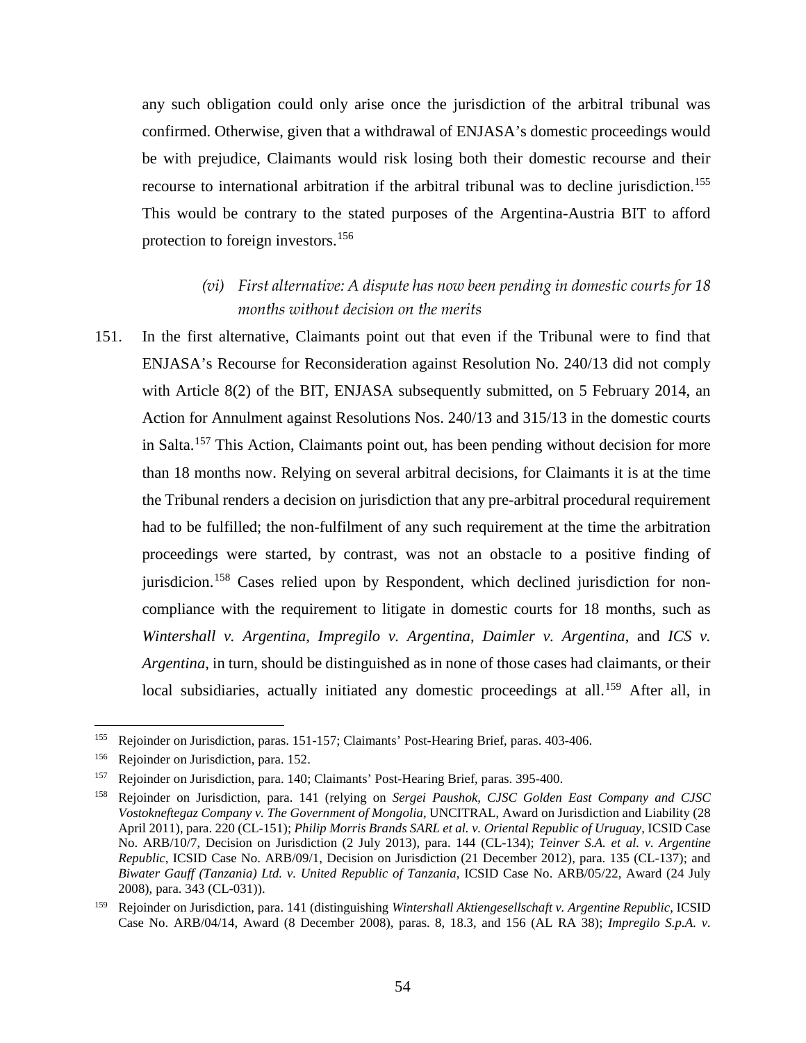any such obligation could only arise once the jurisdiction of the arbitral tribunal was confirmed. Otherwise, given that a withdrawal of ENJASA's domestic proceedings would be with prejudice, Claimants would risk losing both their domestic recourse and their recourse to international arbitration if the arbitral tribunal was to decline jurisdiction.[155] This would be contrary to the stated purposes of the Argentina-Austria BIT to afford protection to foreign investors.[156]

*(vi) First alternative: A dispute has now been pending in domestic courts for 18 months without decision on the merits*

151. In the first alternative, Claimants point out that even if the Tribunal were to find that ENJASA's Recourse for Reconsideration against Resolution No. 240/13 did not comply with Article 8(2) of the BIT, ENJASA subsequently submitted, on 5 February 2014, an Action for Annulment against Resolutions Nos. 240/13 and 315/13 in the domestic courts in Salta.[157] This Action, Claimants point out, has been pending without decision for more than 18 months now. Relying on several arbitral decisions, for Claimants it is at the time the Tribunal renders a decision on jurisdiction that any pre-arbitral procedural requirement had to be fulfilled; the non-fulfilment of any such requirement at the time the arbitration proceedings were started, by contrast, was not an obstacle to a positive finding of jurisdicion.[158] Cases relied upon by Respondent, which declined jurisdiction for non-compliance with the requirement to litigate in domestic courts for 18 months, such as *Wintershall v. Argentina*, *Impregilo v. Argentina*, *Daimler v. Argentina*, and *ICS v. Argentina*, in turn, should be distinguished as in none of those cases had claimants, or their local subsidiaries, actually initiated any domestic proceedings at all.[159] After all, in

---

[155] Rejoinder on Jurisdiction, paras. 151-157; Claimants' Post-Hearing Brief, paras. 403-406.

[156] Rejoinder on Jurisdiction, para. 152.

[157] Rejoinder on Jurisdiction, para. 140; Claimants' Post-Hearing Brief, paras. 395-400.

[158] Rejoinder on Jurisdiction, para. 141 (relying on *Sergei Paushok, CJSC Golden East Company and CJSC Vostokneftegaz Company v. The Government of Mongolia*, UNCITRAL, Award on Jurisdiction and Liability (28 April 2011), para. 220 (CL-151); *Philip Morris Brands SARL et al. v. Oriental Republic of Uruguay*, ICSID Case No. ARB/10/7, Decision on Jurisdiction (2 July 2013), para. 144 (CL-134); *Teinver S.A. et al. v. Argentine Republic*, ICSID Case No. ARB/09/1, Decision on Jurisdiction (21 December 2012), para. 135 (CL-137); and *Biwater Gauff (Tanzania) Ltd. v. United Republic of Tanzania*, ICSID Case No. ARB/05/22, Award (24 July 2008), para. 343 (CL-031)).

[159] Rejoinder on Jurisdiction, para. 141 (distinguishing *Wintershall Aktiengesellschaft v. Argentine Republic*, ICSID Case No. ARB/04/14, Award (8 December 2008), paras. 8, 18.3, and 156 (AL RA 38); *Impregilo S.p.A. v.*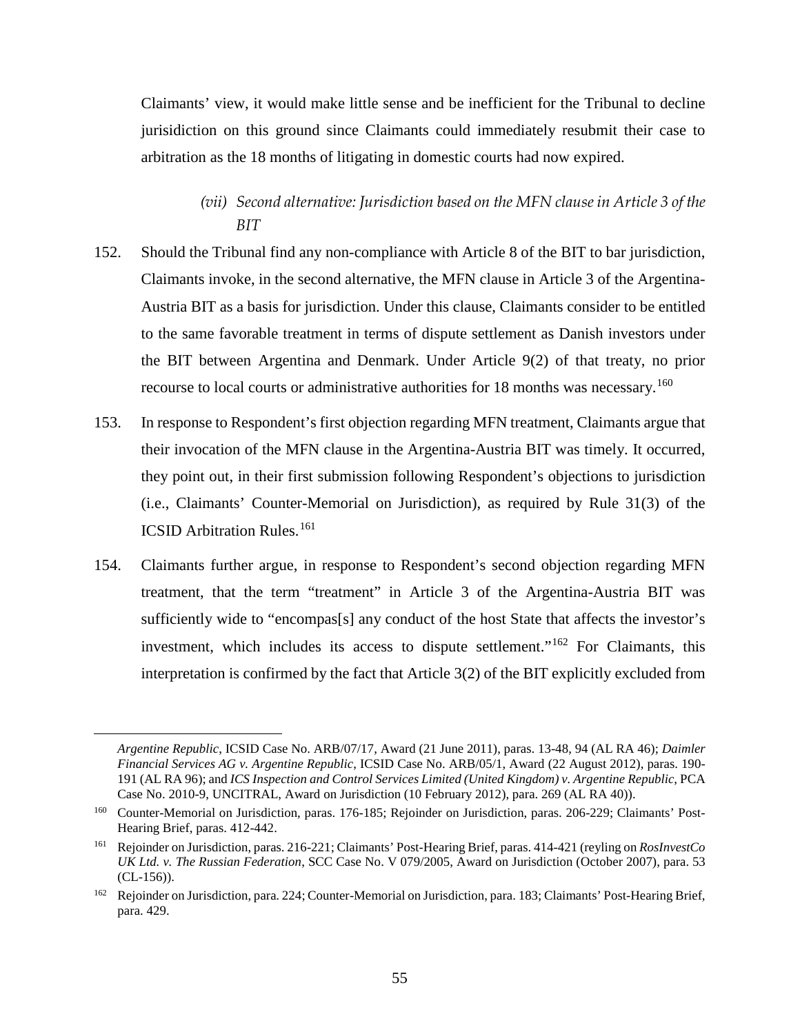Claimants' view, it would make little sense and be inefficient for the Tribunal to decline jurisidiction on this ground since Claimants could immediately resubmit their case to arbitration as the 18 months of litigating in domestic courts had now expired.

*(vii) Second alternative: Jurisdiction based on the MFN clause in Article 3 of the BIT*

152. Should the Tribunal find any non-compliance with Article 8 of the BIT to bar jurisdiction, Claimants invoke, in the second alternative, the MFN clause in Article 3 of the Argentina-Austria BIT as a basis for jurisdiction. Under this clause, Claimants consider to be entitled to the same favorable treatment in terms of dispute settlement as Danish investors under the BIT between Argentina and Denmark. Under Article 9(2) of that treaty, no prior recourse to local courts or administrative authorities for 18 months was necessary.[160]

153. In response to Respondent's first objection regarding MFN treatment, Claimants argue that their invocation of the MFN clause in the Argentina-Austria BIT was timely. It occurred, they point out, in their first submission following Respondent's objections to jurisdiction (i.e., Claimants' Counter-Memorial on Jurisdiction), as required by Rule 31(3) of the ICSID Arbitration Rules.[161]

154. Claimants further argue, in response to Respondent's second objection regarding MFN treatment, that the term "treatment" in Article 3 of the Argentina-Austria BIT was sufficiently wide to "encompas[s] any conduct of the host State that affects the investor's investment, which includes its access to dispute settlement."[162] For Claimants, this interpretation is confirmed by the fact that Article 3(2) of the BIT explicitly excluded from

---

*Argentine Republic*, ICSID Case No. ARB/07/17, Award (21 June 2011), paras. 13-48, 94 (AL RA 46); *Daimler Financial Services AG v. Argentine Republic*, ICSID Case No. ARB/05/1, Award (22 August 2012), paras. 190-191 (AL RA 96); and *ICS Inspection and Control Services Limited (United Kingdom) v. Argentine Republic*, PCA Case No. 2010-9, UNCITRAL, Award on Jurisdiction (10 February 2012), para. 269 (AL RA 40)).

[160] Counter-Memorial on Jurisdiction, paras. 176-185; Rejoinder on Jurisdiction, paras. 206-229; Claimants' Post-Hearing Brief, paras. 412-442.

[161] Rejoinder on Jurisdiction, paras. 216-221; Claimants' Post-Hearing Brief, paras. 414-421 (reyling on *RosInvestCo UK Ltd. v. The Russian Federation*, SCC Case No. V 079/2005, Award on Jurisdiction (October 2007), para. 53 (CL-156)).

[162] Rejoinder on Jurisdiction, para. 224; Counter-Memorial on Jurisdiction, para. 183; Claimants' Post-Hearing Brief, para. 429.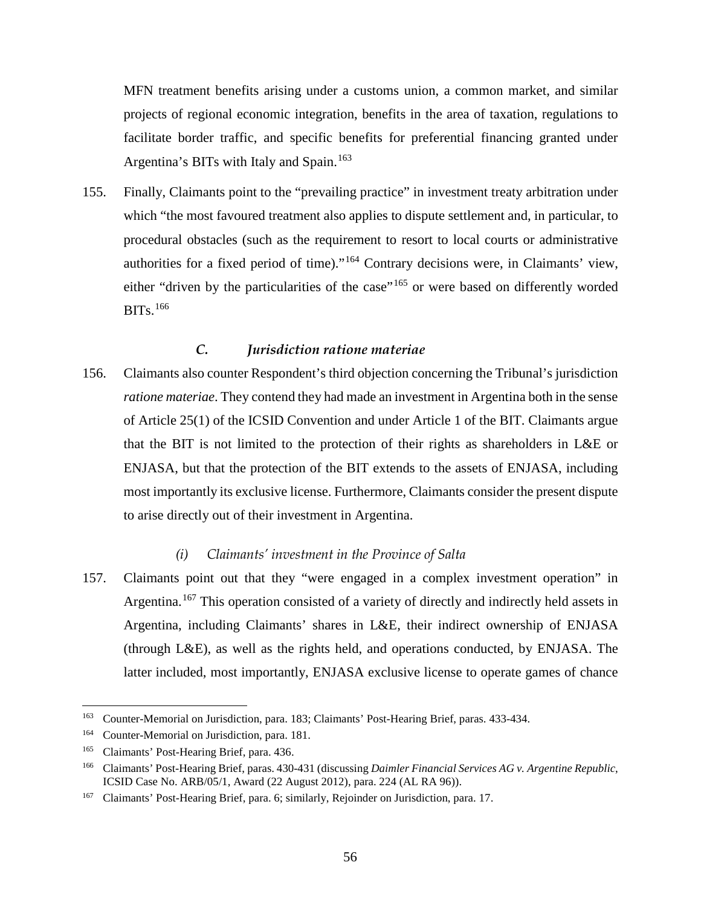MFN treatment benefits arising under a customs union, a common market, and similar projects of regional economic integration, benefits in the area of taxation, regulations to facilitate border traffic, and specific benefits for preferential financing granted under Argentina's BITs with Italy and Spain.[163]

155. Finally, Claimants point to the "prevailing practice" in investment treaty arbitration under which "the most favoured treatment also applies to dispute settlement and, in particular, to procedural obstacles (such as the requirement to resort to local courts or administrative authorities for a fixed period of time)."[164] Contrary decisions were, in Claimants' view, either "driven by the particularities of the case"[165] or were based on differently worded BITs.[166]

### *C. Jurisdiction ratione materiae*

156. Claimants also counter Respondent's third objection concerning the Tribunal's jurisdiction *ratione materiae*. They contend they had made an investment in Argentina both in the sense of Article 25(1) of the ICSID Convention and under Article 1 of the BIT. Claimants argue that the BIT is not limited to the protection of their rights as shareholders in L&E or ENJASA, but that the protection of the BIT extends to the assets of ENJASA, including most importantly its exclusive license. Furthermore, Claimants consider the present dispute to arise directly out of their investment in Argentina.

#### *(i) Claimants' investment in the Province of Salta*

157. Claimants point out that they "were engaged in a complex investment operation" in Argentina.[167] This operation consisted of a variety of directly and indirectly held assets in Argentina, including Claimants' shares in L&E, their indirect ownership of ENJASA (through L&E), as well as the rights held, and operations conducted, by ENJASA. The latter included, most importantly, ENJASA exclusive license to operate games of chance

---

[163] Counter-Memorial on Jurisdiction, para. 183; Claimants' Post-Hearing Brief, paras. 433-434.

[164] Counter-Memorial on Jurisdiction, para. 181.

[165] Claimants' Post-Hearing Brief, para. 436.

[166] Claimants' Post-Hearing Brief, paras. 430-431 (discussing *Daimler Financial Services AG v. Argentine Republic*, ICSID Case No. ARB/05/1, Award (22 August 2012), para. 224 (AL RA 96)).

[167] Claimants' Post-Hearing Brief, para. 6; similarly, Rejoinder on Jurisdiction, para. 17.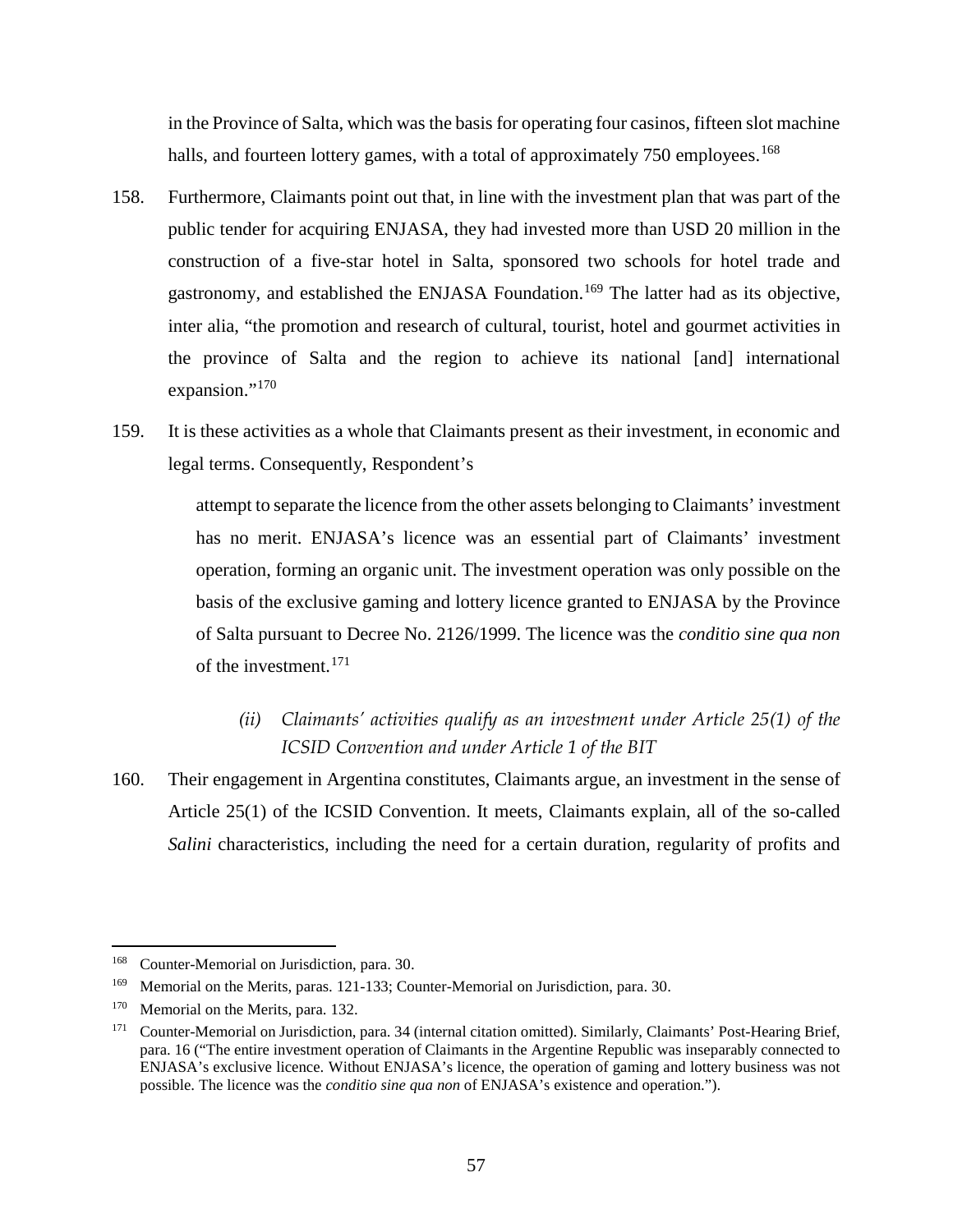in the Province of Salta, which was the basis for operating four casinos, fifteen slot machine halls, and fourteen lottery games, with a total of approximately 750 employees.[168]

158. Furthermore, Claimants point out that, in line with the investment plan that was part of the public tender for acquiring ENJASA, they had invested more than USD 20 million in the construction of a five-star hotel in Salta, sponsored two schools for hotel trade and gastronomy, and established the ENJASA Foundation.[169] The latter had as its objective, inter alia, "the promotion and research of cultural, tourist, hotel and gourmet activities in the province of Salta and the region to achieve its national [and] international expansion."[170]

159. It is these activities as a whole that Claimants present as their investment, in economic and legal terms. Consequently, Respondent's

> attempt to separate the licence from the other assets belonging to Claimants' investment has no merit. ENJASA's licence was an essential part of Claimants' investment operation, forming an organic unit. The investment operation was only possible on the basis of the exclusive gaming and lottery licence granted to ENJASA by the Province of Salta pursuant to Decree No. 2126/1999. The licence was the *conditio sine qua non* of the investment.[171]

*(ii) Claimants' activities qualify as an investment under Article 25(1) of the ICSID Convention and under Article 1 of the BIT*

160. Their engagement in Argentina constitutes, Claimants argue, an investment in the sense of Article 25(1) of the ICSID Convention. It meets, Claimants explain, all of the so-called *Salini* characteristics, including the need for a certain duration, regularity of profits and

---

[168] Counter-Memorial on Jurisdiction, para. 30.

[169] Memorial on the Merits, paras. 121-133; Counter-Memorial on Jurisdiction, para. 30.

[170] Memorial on the Merits, para. 132.

[171] Counter-Memorial on Jurisdiction, para. 34 (internal citation omitted). Similarly, Claimants' Post-Hearing Brief, para. 16 ("The entire investment operation of Claimants in the Argentine Republic was inseparably connected to ENJASA's exclusive licence. Without ENJASA's licence, the operation of gaming and lottery business was not possible. The licence was the *conditio sine qua non* of ENJASA's existence and operation.").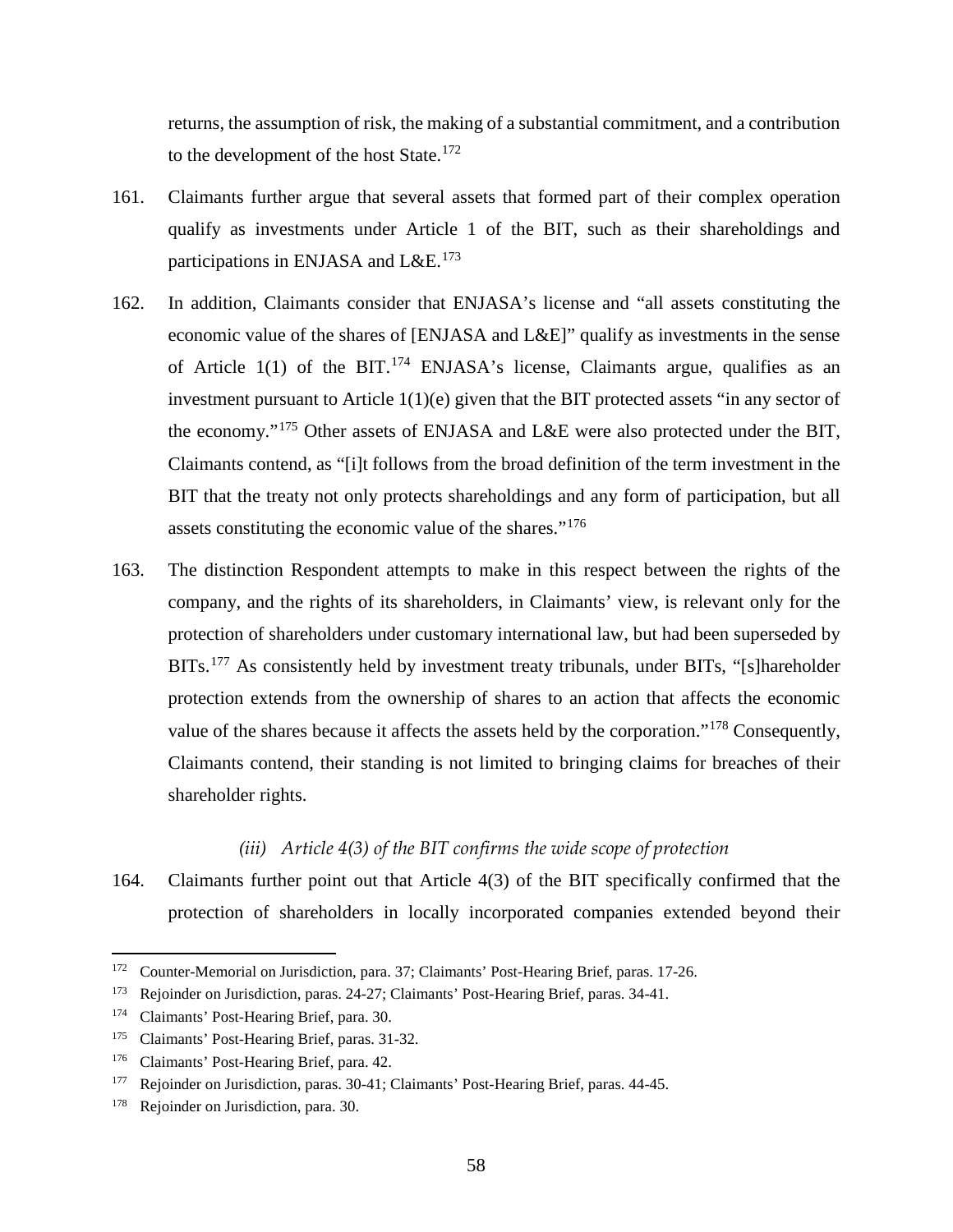returns, the assumption of risk, the making of a substantial commitment, and a contribution to the development of the host State.[172]

161. Claimants further argue that several assets that formed part of their complex operation qualify as investments under Article 1 of the BIT, such as their shareholdings and participations in ENJASA and L&E.[173]

162. In addition, Claimants consider that ENJASA's license and "all assets constituting the economic value of the shares of [ENJASA and L&E]" qualify as investments in the sense of Article 1(1) of the BIT.[174] ENJASA's license, Claimants argue, qualifies as an investment pursuant to Article 1(1)(e) given that the BIT protected assets "in any sector of the economy."[175] Other assets of ENJASA and L&E were also protected under the BIT, Claimants contend, as "[i]t follows from the broad definition of the term investment in the BIT that the treaty not only protects shareholdings and any form of participation, but all assets constituting the economic value of the shares."[176]

163. The distinction Respondent attempts to make in this respect between the rights of the company, and the rights of its shareholders, in Claimants' view, is relevant only for the protection of shareholders under customary international law, but had been superseded by BITs.[177] As consistently held by investment treaty tribunals, under BITs, "[s]hareholder protection extends from the ownership of shares to an action that affects the economic value of the shares because it affects the assets held by the corporation."[178] Consequently, Claimants contend, their standing is not limited to bringing claims for breaches of their shareholder rights.

*(iii) Article 4(3) of the BIT confirms the wide scope of protection*

164. Claimants further point out that Article 4(3) of the BIT specifically confirmed that the protection of shareholders in locally incorporated companies extended beyond their

---

[172] Counter-Memorial on Jurisdiction, para. 37; Claimants' Post-Hearing Brief, paras. 17-26.

[173] Rejoinder on Jurisdiction, paras. 24-27; Claimants' Post-Hearing Brief, paras. 34-41.

[174] Claimants' Post-Hearing Brief, para. 30.

[175] Claimants' Post-Hearing Brief, paras. 31-32.

[176] Claimants' Post-Hearing Brief, para. 42.

[177] Rejoinder on Jurisdiction, paras. 30-41; Claimants' Post-Hearing Brief, paras. 44-45.

[178] Rejoinder on Jurisdiction, para. 30.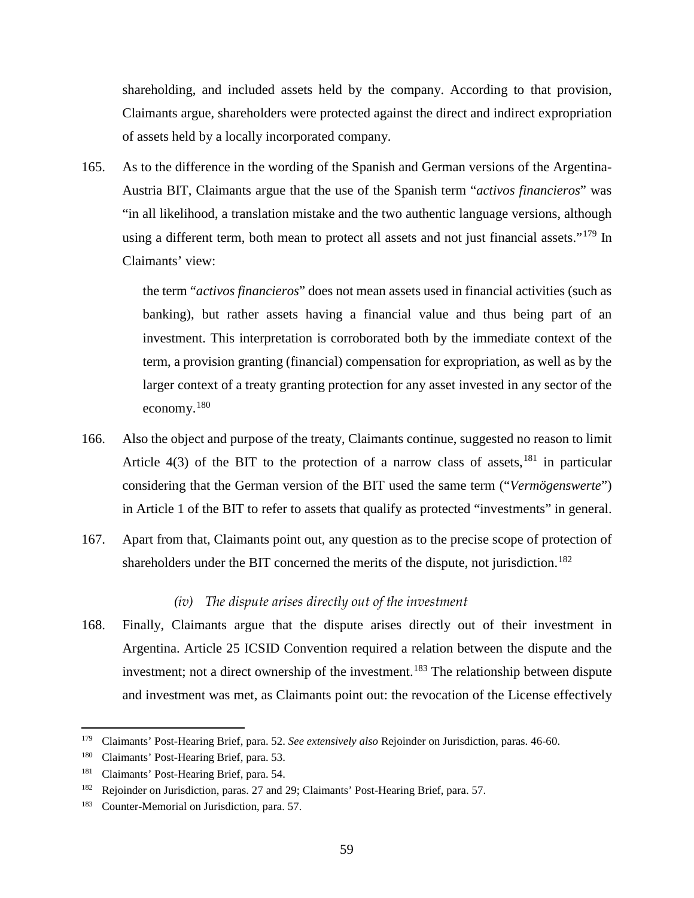shareholding, and included assets held by the company. According to that provision, Claimants argue, shareholders were protected against the direct and indirect expropriation of assets held by a locally incorporated company.

165. As to the difference in the wording of the Spanish and German versions of the Argentina-Austria BIT, Claimants argue that the use of the Spanish term "*activos financieros*" was "in all likelihood, a translation mistake and the two authentic language versions, although using a different term, both mean to protect all assets and not just financial assets."[179] In Claimants' view:

> the term "*activos financieros*" does not mean assets used in financial activities (such as banking), but rather assets having a financial value and thus being part of an investment. This interpretation is corroborated both by the immediate context of the term, a provision granting (financial) compensation for expropriation, as well as by the larger context of a treaty granting protection for any asset invested in any sector of the economy.[180]

166. Also the object and purpose of the treaty, Claimants continue, suggested no reason to limit Article 4(3) of the BIT to the protection of a narrow class of assets,[181] in particular considering that the German version of the BIT used the same term ("*Vermögenswerte*") in Article 1 of the BIT to refer to assets that qualify as protected "investments" in general.

167. Apart from that, Claimants point out, any question as to the precise scope of protection of shareholders under the BIT concerned the merits of the dispute, not jurisdiction.[182]

*(iv) The dispute arises directly out of the investment*

168. Finally, Claimants argue that the dispute arises directly out of their investment in Argentina. Article 25 ICSID Convention required a relation between the dispute and the investment; not a direct ownership of the investment.[183] The relationship between dispute and investment was met, as Claimants point out: the revocation of the License effectively

---

[179] Claimants' Post-Hearing Brief, para. 52. *See extensively also* Rejoinder on Jurisdiction, paras. 46-60.

[180] Claimants' Post-Hearing Brief, para. 53.

[181] Claimants' Post-Hearing Brief, para. 54.

[182] Rejoinder on Jurisdiction, paras. 27 and 29; Claimants' Post-Hearing Brief, para. 57.

[183] Counter-Memorial on Jurisdiction, para. 57.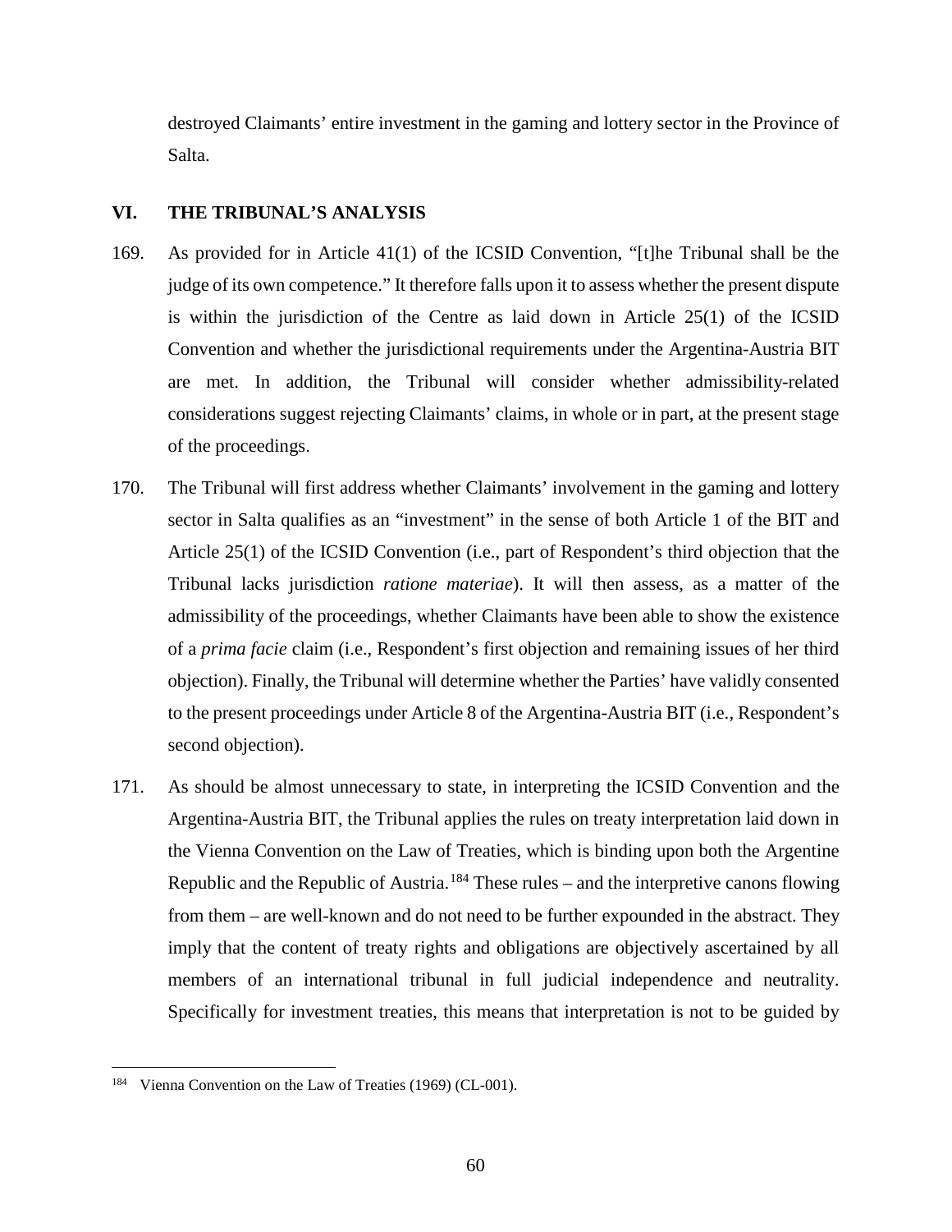destroyed Claimants' entire investment in the gaming and lottery sector in the Province of Salta.

## VI. THE TRIBUNAL'S ANALYSIS

169. As provided for in Article 41(1) of the ICSID Convention, "[t]he Tribunal shall be the judge of its own competence." It therefore falls upon it to assess whether the present dispute is within the jurisdiction of the Centre as laid down in Article 25(1) of the ICSID Convention and whether the jurisdictional requirements under the Argentina-Austria BIT are met. In addition, the Tribunal will consider whether admissibility-related considerations suggest rejecting Claimants' claims, in whole or in part, at the present stage of the proceedings.

170. The Tribunal will first address whether Claimants' involvement in the gaming and lottery sector in Salta qualifies as an "investment" in the sense of both Article 1 of the BIT and Article 25(1) of the ICSID Convention (i.e., part of Respondent's third objection that the Tribunal lacks jurisdiction *ratione materiae*). It will then assess, as a matter of the admissibility of the proceedings, whether Claimants have been able to show the existence of a *prima facie* claim (i.e., Respondent's first objection and remaining issues of her third objection). Finally, the Tribunal will determine whether the Parties' have validly consented to the present proceedings under Article 8 of the Argentina-Austria BIT (i.e., Respondent's second objection).

171. As should be almost unnecessary to state, in interpreting the ICSID Convention and the Argentina-Austria BIT, the Tribunal applies the rules on treaty interpretation laid down in the Vienna Convention on the Law of Treaties, which is binding upon both the Argentine Republic and the Republic of Austria.[184] These rules – and the interpretive canons flowing from them – are well-known and do not need to be further expounded in the abstract. They imply that the content of treaty rights and obligations are objectively ascertained by all members of an international tribunal in full judicial independence and neutrality. Specifically for investment treaties, this means that interpretation is not to be guided by

[184] Vienna Convention on the Law of Treaties (1969) (CL-001).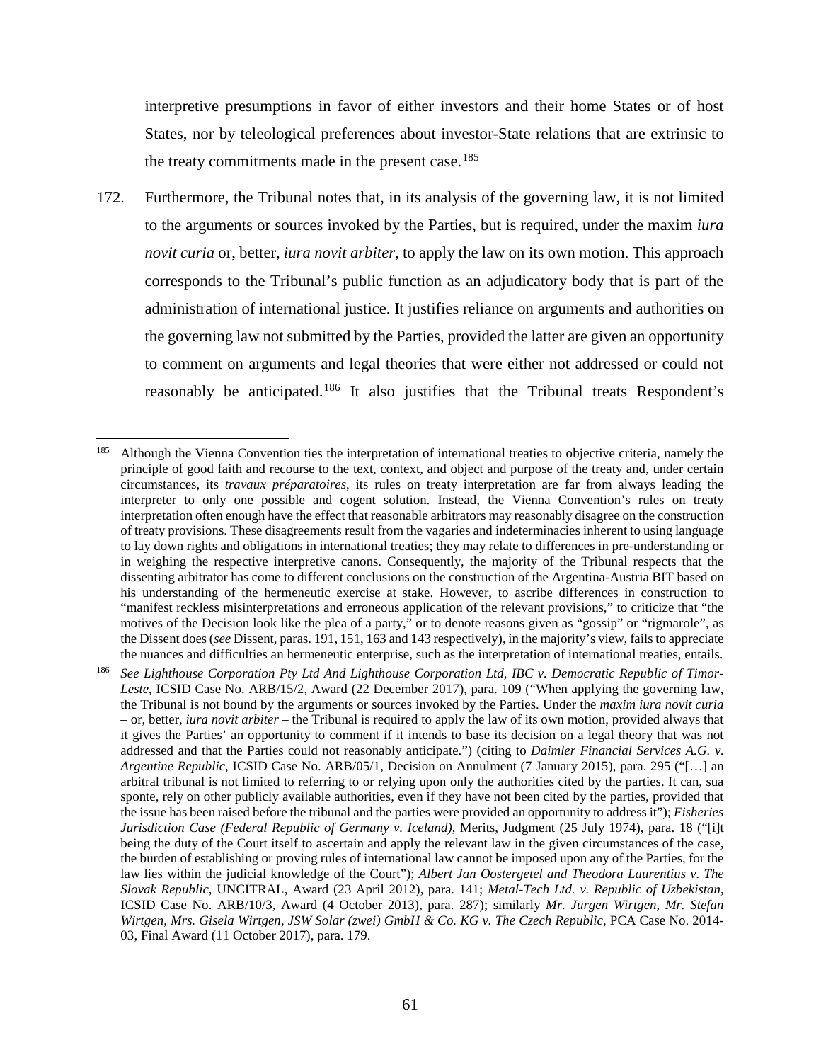interpretive presumptions in favor of either investors and their home States or of host States, nor by teleological preferences about investor-State relations that are extrinsic to the treaty commitments made in the present case.[185]

172. Furthermore, the Tribunal notes that, in its analysis of the governing law, it is not limited to the arguments or sources invoked by the Parties, but is required, under the maxim *iura novit curia* or, better, *iura novit arbiter*, to apply the law on its own motion. This approach corresponds to the Tribunal's public function as an adjudicatory body that is part of the administration of international justice. It justifies reliance on arguments and authorities on the governing law not submitted by the Parties, provided the latter are given an opportunity to comment on arguments and legal theories that were either not addressed or could not reasonably be anticipated.[186] It also justifies that the Tribunal treats Respondent's

---

[185] Although the Vienna Convention ties the interpretation of international treaties to objective criteria, namely the principle of good faith and recourse to the text, context, and object and purpose of the treaty and, under certain circumstances, its *travaux préparatoires*, its rules on treaty interpretation are far from always leading the interpreter to only one possible and cogent solution. Instead, the Vienna Convention's rules on treaty interpretation often enough have the effect that reasonable arbitrators may reasonably disagree on the construction of treaty provisions. These disagreements result from the vagaries and indeterminacies inherent to using language to lay down rights and obligations in international treaties; they may relate to differences in pre-understanding or in weighing the respective interpretive canons. Consequently, the majority of the Tribunal respects that the dissenting arbitrator has come to different conclusions on the construction of the Argentina-Austria BIT based on his understanding of the hermeneutic exercise at stake. However, to ascribe differences in construction to "manifest reckless misinterpretations and erroneous application of the relevant provisions," to criticize that "the motives of the Decision look like the plea of a party," or to denote reasons given as "gossip" or "rigmarole", as the Dissent does (*see* Dissent, paras. 191, 151, 163 and 143 respectively), in the majority's view, fails to appreciate the nuances and difficulties an hermeneutic enterprise, such as the interpretation of international treaties, entails.

[186] *See Lighthouse Corporation Pty Ltd And Lighthouse Corporation Ltd, IBC v. Democratic Republic of Timor-Leste*, ICSID Case No. ARB/15/2, Award (22 December 2017), para. 109 ("When applying the governing law, the Tribunal is not bound by the arguments or sources invoked by the Parties. Under the *maxim iura novit curia* – or, better, *iura novit arbiter* – the Tribunal is required to apply the law of its own motion, provided always that it gives the Parties' an opportunity to comment if it intends to base its decision on a legal theory that was not addressed and that the Parties could not reasonably anticipate.") (citing to *Daimler Financial Services A.G. v. Argentine Republic*, ICSID Case No. ARB/05/1, Decision on Annulment (7 January 2015), para. 295 ("[…] an arbitral tribunal is not limited to referring to or relying upon only the authorities cited by the parties. It can, sua sponte, rely on other publicly available authorities, even if they have not been cited by the parties, provided that the issue has been raised before the tribunal and the parties were provided an opportunity to address it"); *Fisheries Jurisdiction Case (Federal Republic of Germany v. Iceland)*, Merits, Judgment (25 July 1974), para. 18 ("[i]t being the duty of the Court itself to ascertain and apply the relevant law in the given circumstances of the case, the burden of establishing or proving rules of international law cannot be imposed upon any of the Parties, for the law lies within the judicial knowledge of the Court"); *Albert Jan Oostergetel and Theodora Laurentius v. The Slovak Republic*, UNCITRAL, Award (23 April 2012), para. 141; *Metal-Tech Ltd. v. Republic of Uzbekistan*, ICSID Case No. ARB/10/3, Award (4 October 2013), para. 287); similarly *Mr. Jürgen Wirtgen, Mr. Stefan Wirtgen, Mrs. Gisela Wirtgen, JSW Solar (zwei) GmbH & Co. KG v. The Czech Republic*, PCA Case No. 2014-03, Final Award (11 October 2017), para. 179.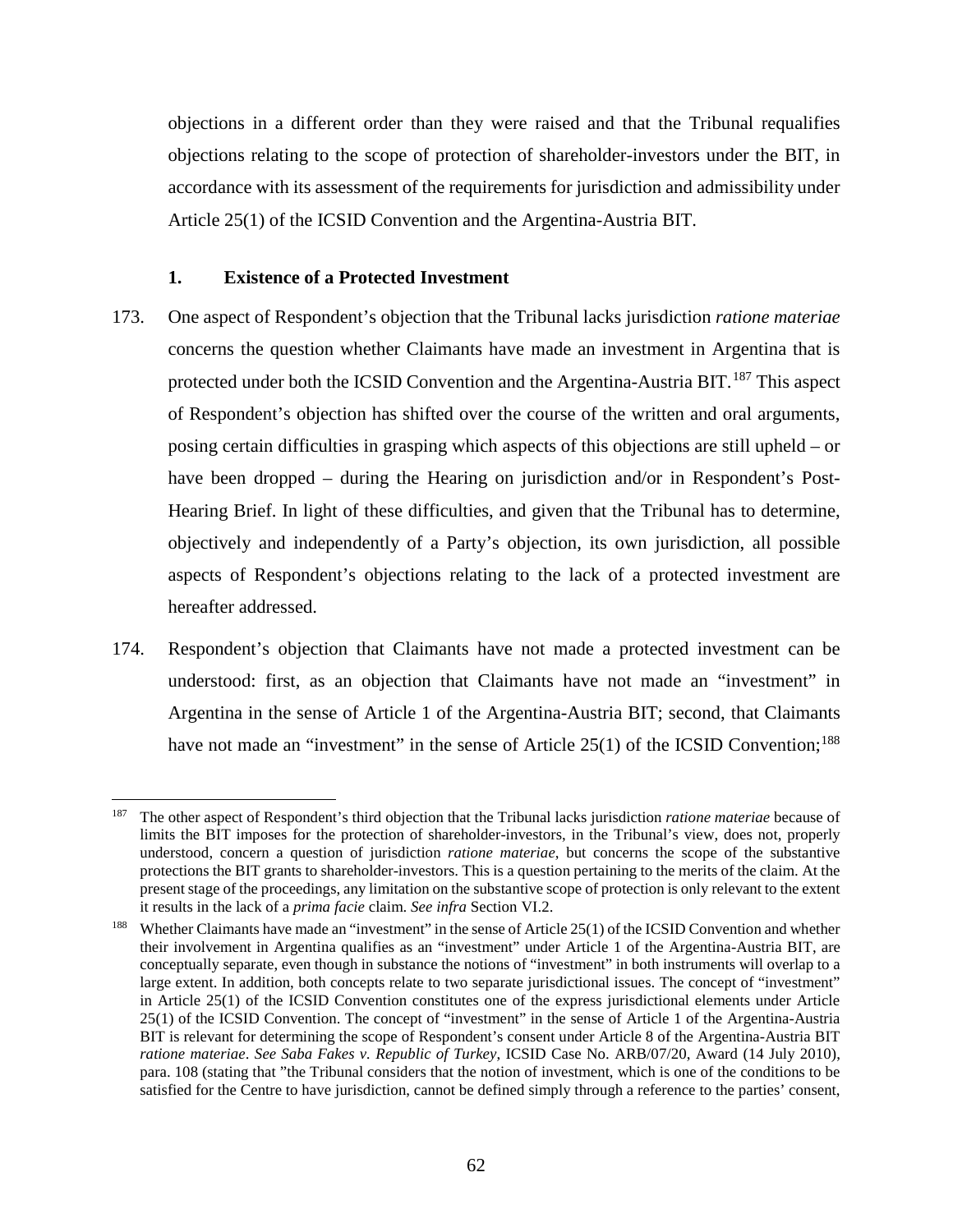objections in a different order than they were raised and that the Tribunal requalifies objections relating to the scope of protection of shareholder-investors under the BIT, in accordance with its assessment of the requirements for jurisdiction and admissibility under Article 25(1) of the ICSID Convention and the Argentina-Austria BIT.

### 1. Existence of a Protected Investment

173. One aspect of Respondent's objection that the Tribunal lacks jurisdiction *ratione materiae* concerns the question whether Claimants have made an investment in Argentina that is protected under both the ICSID Convention and the Argentina-Austria BIT.[187] This aspect of Respondent's objection has shifted over the course of the written and oral arguments, posing certain difficulties in grasping which aspects of this objections are still upheld – or have been dropped – during the Hearing on jurisdiction and/or in Respondent's Post-Hearing Brief. In light of these difficulties, and given that the Tribunal has to determine, objectively and independently of a Party's objection, its own jurisdiction, all possible aspects of Respondent's objections relating to the lack of a protected investment are hereafter addressed.

174. Respondent's objection that Claimants have not made a protected investment can be understood: first, as an objection that Claimants have not made an "investment" in Argentina in the sense of Article 1 of the Argentina-Austria BIT; second, that Claimants have not made an "investment" in the sense of Article 25(1) of the ICSID Convention;[188]

---

[187] The other aspect of Respondent's third objection that the Tribunal lacks jurisdiction *ratione materiae* because of limits the BIT imposes for the protection of shareholder-investors, in the Tribunal's view, does not, properly understood, concern a question of jurisdiction *ratione materiae*, but concerns the scope of the substantive protections the BIT grants to shareholder-investors. This is a question pertaining to the merits of the claim. At the present stage of the proceedings, any limitation on the substantive scope of protection is only relevant to the extent it results in the lack of a *prima facie* claim. *See infra* Section VI.2.

[188] Whether Claimants have made an "investment" in the sense of Article 25(1) of the ICSID Convention and whether their involvement in Argentina qualifies as an "investment" under Article 1 of the Argentina-Austria BIT, are conceptually separate, even though in substance the notions of "investment" in both instruments will overlap to a large extent. In addition, both concepts relate to two separate jurisdictional issues. The concept of "investment" in Article 25(1) of the ICSID Convention constitutes one of the express jurisdictional elements under Article 25(1) of the ICSID Convention. The concept of "investment" in the sense of Article 1 of the Argentina-Austria BIT is relevant for determining the scope of Respondent's consent under Article 8 of the Argentina-Austria BIT *ratione materiae*. *See Saba Fakes v. Republic of Turkey*, ICSID Case No. ARB/07/20, Award (14 July 2010), para. 108 (stating that "the Tribunal considers that the notion of investment, which is one of the conditions to be satisfied for the Centre to have jurisdiction, cannot be defined simply through a reference to the parties' consent,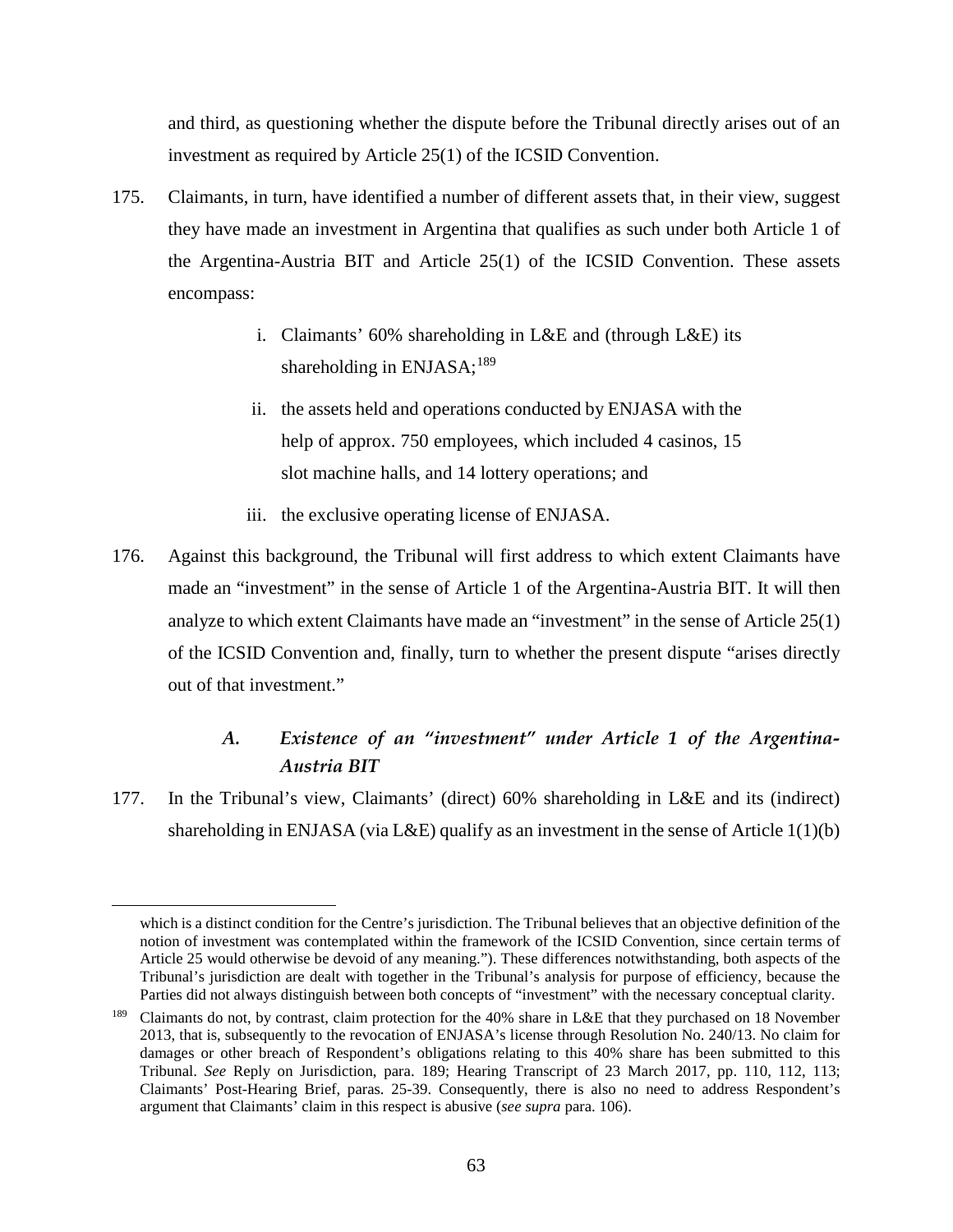and third, as questioning whether the dispute before the Tribunal directly arises out of an investment as required by Article 25(1) of the ICSID Convention.

175. Claimants, in turn, have identified a number of different assets that, in their view, suggest they have made an investment in Argentina that qualifies as such under both Article 1 of the Argentina-Austria BIT and Article 25(1) of the ICSID Convention. These assets encompass:

   i. Claimants' 60% shareholding in L&E and (through L&E) its shareholding in ENJASA;[189]

   ii. the assets held and operations conducted by ENJASA with the help of approx. 750 employees, which included 4 casinos, 15 slot machine halls, and 14 lottery operations; and

   iii. the exclusive operating license of ENJASA.

176. Against this background, the Tribunal will first address to which extent Claimants have made an "investment" in the sense of Article 1 of the Argentina-Austria BIT. It will then analyze to which extent Claimants have made an "investment" in the sense of Article 25(1) of the ICSID Convention and, finally, turn to whether the present dispute "arises directly out of that investment."

### *A. Existence of an "investment" under Article 1 of the Argentina-Austria BIT*

177. In the Tribunal's view, Claimants' (direct) 60% shareholding in L&E and its (indirect) shareholding in ENJASA (via L&E) qualify as an investment in the sense of Article 1(1)(b)

---

which is a distinct condition for the Centre's jurisdiction. The Tribunal believes that an objective definition of the notion of investment was contemplated within the framework of the ICSID Convention, since certain terms of Article 25 would otherwise be devoid of any meaning."). These differences notwithstanding, both aspects of the Tribunal's jurisdiction are dealt with together in the Tribunal's analysis for purpose of efficiency, because the Parties did not always distinguish between both concepts of "investment" with the necessary conceptual clarity.

[189] Claimants do not, by contrast, claim protection for the 40% share in L&E that they purchased on 18 November 2013, that is, subsequently to the revocation of ENJASA's license through Resolution No. 240/13. No claim for damages or other breach of Respondent's obligations relating to this 40% share has been submitted to this Tribunal. *See* Reply on Jurisdiction, para. 189; Hearing Transcript of 23 March 2017, pp. 110, 112, 113; Claimants' Post-Hearing Brief, paras. 25-39. Consequently, there is also no need to address Respondent's argument that Claimants' claim in this respect is abusive (*see supra* para. 106).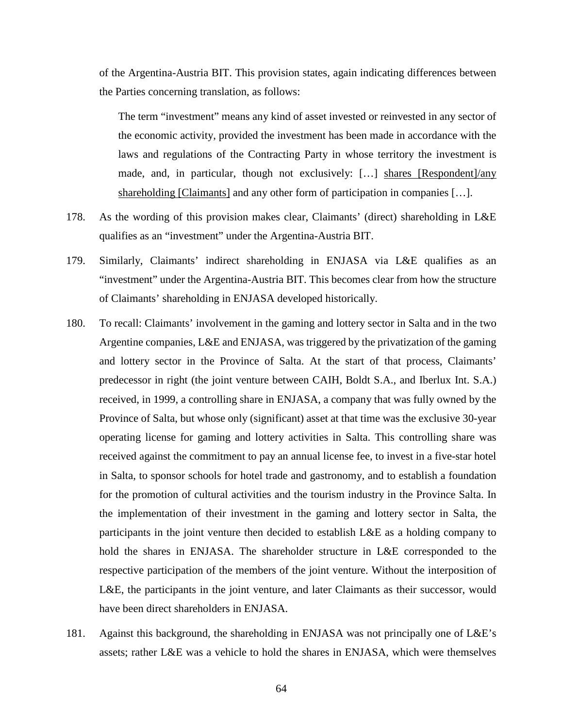of the Argentina-Austria BIT. This provision states, again indicating differences between the Parties concerning translation, as follows:

> The term "investment" means any kind of asset invested or reinvested in any sector of the economic activity, provided the investment has been made in accordance with the laws and regulations of the Contracting Party in whose territory the investment is made, and, in particular, though not exclusively: […] <u>shares [Respondent]/any shareholding [Claimants]</u> and any other form of participation in companies […].

178. As the wording of this provision makes clear, Claimants' (direct) shareholding in L&E qualifies as an "investment" under the Argentina-Austria BIT.

179. Similarly, Claimants' indirect shareholding in ENJASA via L&E qualifies as an "investment" under the Argentina-Austria BIT. This becomes clear from how the structure of Claimants' shareholding in ENJASA developed historically.

180. To recall: Claimants' involvement in the gaming and lottery sector in Salta and in the two Argentine companies, L&E and ENJASA, was triggered by the privatization of the gaming and lottery sector in the Province of Salta. At the start of that process, Claimants' predecessor in right (the joint venture between CAIH, Boldt S.A., and Iberlux Int. S.A.) received, in 1999, a controlling share in ENJASA, a company that was fully owned by the Province of Salta, but whose only (significant) asset at that time was the exclusive 30-year operating license for gaming and lottery activities in Salta. This controlling share was received against the commitment to pay an annual license fee, to invest in a five-star hotel in Salta, to sponsor schools for hotel trade and gastronomy, and to establish a foundation for the promotion of cultural activities and the tourism industry in the Province Salta. In the implementation of their investment in the gaming and lottery sector in Salta, the participants in the joint venture then decided to establish L&E as a holding company to hold the shares in ENJASA. The shareholder structure in L&E corresponded to the respective participation of the members of the joint venture. Without the interposition of L&E, the participants in the joint venture, and later Claimants as their successor, would have been direct shareholders in ENJASA.

181. Against this background, the shareholding in ENJASA was not principally one of L&E's assets; rather L&E was a vehicle to hold the shares in ENJASA, which were themselves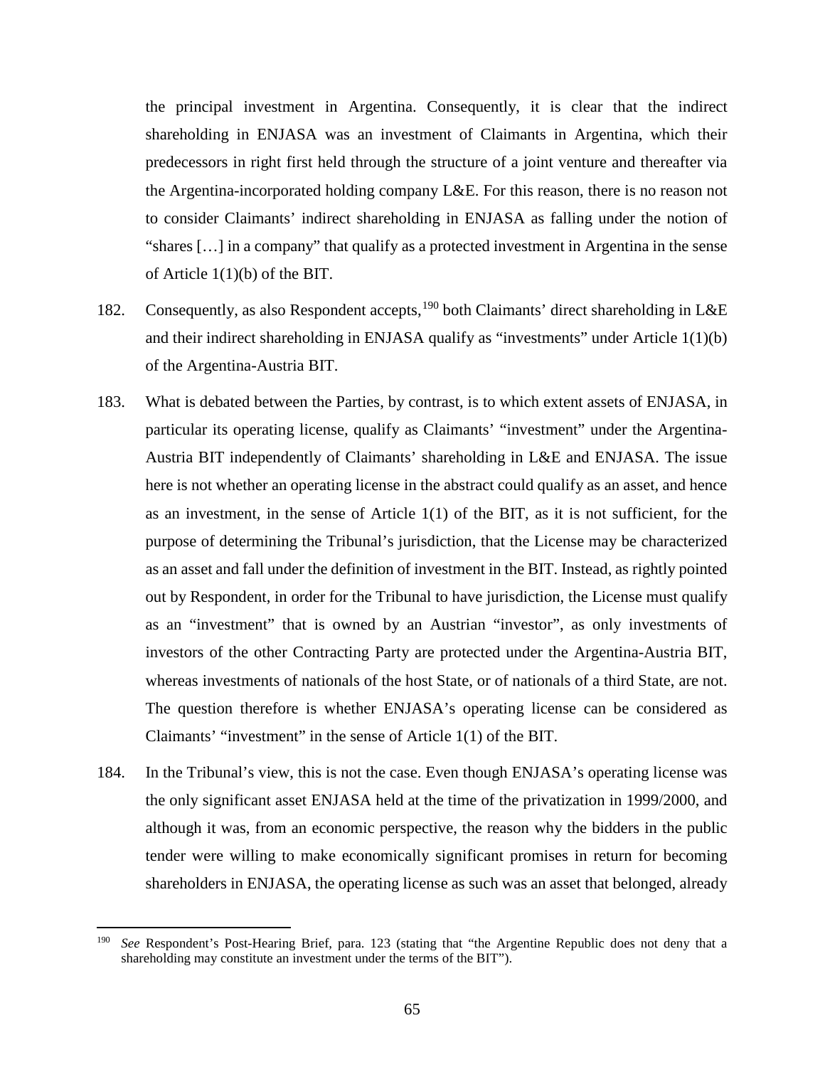the principal investment in Argentina. Consequently, it is clear that the indirect shareholding in ENJASA was an investment of Claimants in Argentina, which their predecessors in right first held through the structure of a joint venture and thereafter via the Argentina-incorporated holding company L&E. For this reason, there is no reason not to consider Claimants' indirect shareholding in ENJASA as falling under the notion of "shares […] in a company" that qualify as a protected investment in Argentina in the sense of Article 1(1)(b) of the BIT.

182. Consequently, as also Respondent accepts,[190] both Claimants' direct shareholding in L&E and their indirect shareholding in ENJASA qualify as "investments" under Article 1(1)(b) of the Argentina-Austria BIT.

183. What is debated between the Parties, by contrast, is to which extent assets of ENJASA, in particular its operating license, qualify as Claimants' "investment" under the Argentina-Austria BIT independently of Claimants' shareholding in L&E and ENJASA. The issue here is not whether an operating license in the abstract could qualify as an asset, and hence as an investment, in the sense of Article 1(1) of the BIT, as it is not sufficient, for the purpose of determining the Tribunal's jurisdiction, that the License may be characterized as an asset and fall under the definition of investment in the BIT. Instead, as rightly pointed out by Respondent, in order for the Tribunal to have jurisdiction, the License must qualify as an "investment" that is owned by an Austrian "investor", as only investments of investors of the other Contracting Party are protected under the Argentina-Austria BIT, whereas investments of nationals of the host State, or of nationals of a third State, are not. The question therefore is whether ENJASA's operating license can be considered as Claimants' "investment" in the sense of Article 1(1) of the BIT.

184. In the Tribunal's view, this is not the case. Even though ENJASA's operating license was the only significant asset ENJASA held at the time of the privatization in 1999/2000, and although it was, from an economic perspective, the reason why the bidders in the public tender were willing to make economically significant promises in return for becoming shareholders in ENJASA, the operating license as such was an asset that belonged, already

---

[190] *See* Respondent's Post-Hearing Brief, para. 123 (stating that "the Argentine Republic does not deny that a shareholding may constitute an investment under the terms of the BIT").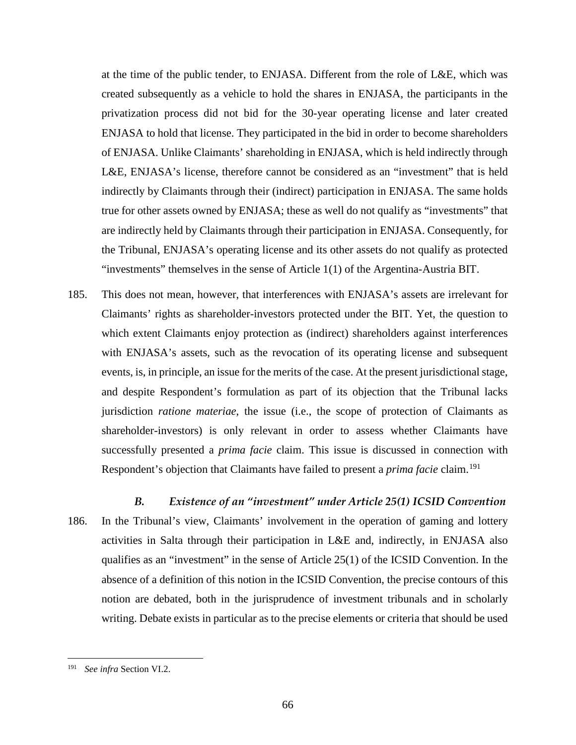at the time of the public tender, to ENJASA. Different from the role of L&E, which was created subsequently as a vehicle to hold the shares in ENJASA, the participants in the privatization process did not bid for the 30-year operating license and later created ENJASA to hold that license. They participated in the bid in order to become shareholders of ENJASA. Unlike Claimants' shareholding in ENJASA, which is held indirectly through L&E, ENJASA's license, therefore cannot be considered as an "investment" that is held indirectly by Claimants through their (indirect) participation in ENJASA. The same holds true for other assets owned by ENJASA; these as well do not qualify as "investments" that are indirectly held by Claimants through their participation in ENJASA. Consequently, for the Tribunal, ENJASA's operating license and its other assets do not qualify as protected "investments" themselves in the sense of Article 1(1) of the Argentina-Austria BIT.

185. This does not mean, however, that interferences with ENJASA's assets are irrelevant for Claimants' rights as shareholder-investors protected under the BIT. Yet, the question to which extent Claimants enjoy protection as (indirect) shareholders against interferences with ENJASA's assets, such as the revocation of its operating license and subsequent events, is, in principle, an issue for the merits of the case. At the present jurisdictional stage, and despite Respondent's formulation as part of its objection that the Tribunal lacks jurisdiction *ratione materiae*, the issue (i.e., the scope of protection of Claimants as shareholder-investors) is only relevant in order to assess whether Claimants have successfully presented a *prima facie* claim. This issue is discussed in connection with Respondent's objection that Claimants have failed to present a *prima facie* claim.[191]

### *B. Existence of an "investment" under Article 25(1) ICSID Convention*

186. In the Tribunal's view, Claimants' involvement in the operation of gaming and lottery activities in Salta through their participation in L&E and, indirectly, in ENJASA also qualifies as an "investment" in the sense of Article 25(1) of the ICSID Convention. In the absence of a definition of this notion in the ICSID Convention, the precise contours of this notion are debated, both in the jurisprudence of investment tribunals and in scholarly writing. Debate exists in particular as to the precise elements or criteria that should be used

[191] *See infra* Section VI.2.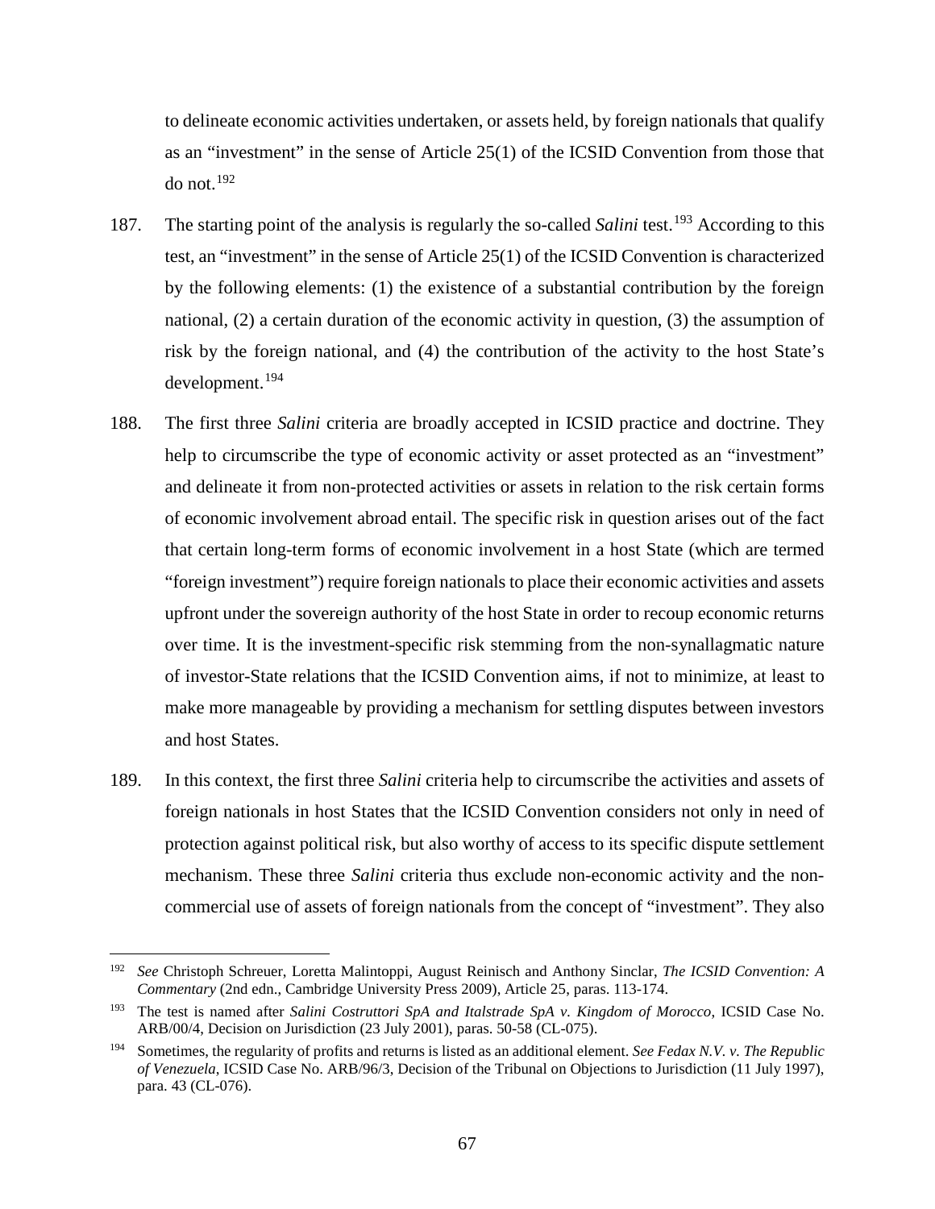to delineate economic activities undertaken, or assets held, by foreign nationals that qualify as an "investment" in the sense of Article 25(1) of the ICSID Convention from those that do not.[192]

187. The starting point of the analysis is regularly the so-called *Salini* test.[193] According to this test, an "investment" in the sense of Article 25(1) of the ICSID Convention is characterized by the following elements: (1) the existence of a substantial contribution by the foreign national, (2) a certain duration of the economic activity in question, (3) the assumption of risk by the foreign national, and (4) the contribution of the activity to the host State's development.[194]

188. The first three *Salini* criteria are broadly accepted in ICSID practice and doctrine. They help to circumscribe the type of economic activity or asset protected as an "investment" and delineate it from non-protected activities or assets in relation to the risk certain forms of economic involvement abroad entail. The specific risk in question arises out of the fact that certain long-term forms of economic involvement in a host State (which are termed "foreign investment") require foreign nationals to place their economic activities and assets upfront under the sovereign authority of the host State in order to recoup economic returns over time. It is the investment-specific risk stemming from the non-synallagmatic nature of investor-State relations that the ICSID Convention aims, if not to minimize, at least to make more manageable by providing a mechanism for settling disputes between investors and host States.

189. In this context, the first three *Salini* criteria help to circumscribe the activities and assets of foreign nationals in host States that the ICSID Convention considers not only in need of protection against political risk, but also worthy of access to its specific dispute settlement mechanism. These three *Salini* criteria thus exclude non-economic activity and the non-commercial use of assets of foreign nationals from the concept of "investment". They also

---

[192] *See* Christoph Schreuer, Loretta Malintoppi, August Reinisch and Anthony Sinclar, *The ICSID Convention: A Commentary* (2nd edn., Cambridge University Press 2009), Article 25, paras. 113-174.

[193] The test is named after *Salini Costruttori SpA and Italstrade SpA v. Kingdom of Morocco*, ICSID Case No. ARB/00/4, Decision on Jurisdiction (23 July 2001), paras. 50-58 (CL-075).

[194] Sometimes, the regularity of profits and returns is listed as an additional element. *See Fedax N.V. v. The Republic of Venezuela*, ICSID Case No. ARB/96/3, Decision of the Tribunal on Objections to Jurisdiction (11 July 1997), para. 43 (CL-076).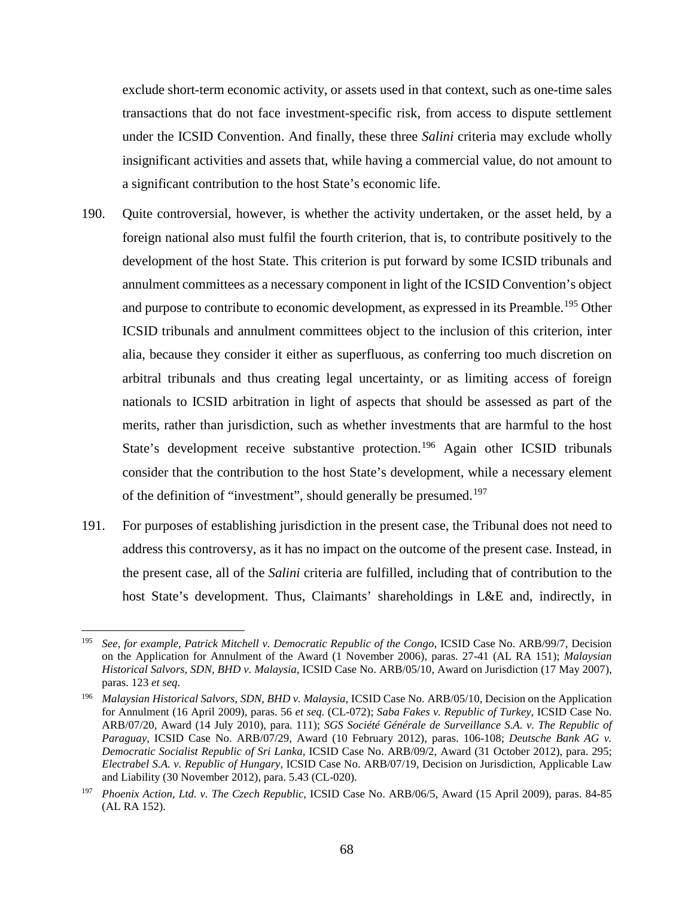exclude short-term economic activity, or assets used in that context, such as one-time sales transactions that do not face investment-specific risk, from access to dispute settlement under the ICSID Convention. And finally, these three *Salini* criteria may exclude wholly insignificant activities and assets that, while having a commercial value, do not amount to a significant contribution to the host State's economic life.

190. Quite controversial, however, is whether the activity undertaken, or the asset held, by a foreign national also must fulfil the fourth criterion, that is, to contribute positively to the development of the host State. This criterion is put forward by some ICSID tribunals and annulment committees as a necessary component in light of the ICSID Convention's object and purpose to contribute to economic development, as expressed in its Preamble.[195] Other ICSID tribunals and annulment committees object to the inclusion of this criterion, inter alia, because they consider it either as superfluous, as conferring too much discretion on arbitral tribunals and thus creating legal uncertainty, or as limiting access of foreign nationals to ICSID arbitration in light of aspects that should be assessed as part of the merits, rather than jurisdiction, such as whether investments that are harmful to the host State's development receive substantive protection.[196] Again other ICSID tribunals consider that the contribution to the host State's development, while a necessary element of the definition of "investment", should generally be presumed.[197]

191. For purposes of establishing jurisdiction in the present case, the Tribunal does not need to address this controversy, as it has no impact on the outcome of the present case. Instead, in the present case, all of the *Salini* criteria are fulfilled, including that of contribution to the host State's development. Thus, Claimants' shareholdings in L&E and, indirectly, in

---

[195] *See, for example, Patrick Mitchell v. Democratic Republic of the Congo*, ICSID Case No. ARB/99/7, Decision on the Application for Annulment of the Award (1 November 2006), paras. 27-41 (AL RA 151); *Malaysian Historical Salvors, SDN, BHD v. Malaysia*, ICSID Case No. ARB/05/10, Award on Jurisdiction (17 May 2007), paras. 123 *et seq*.

[196] *Malaysian Historical Salvors, SDN, BHD v. Malaysia*, ICSID Case No. ARB/05/10, Decision on the Application for Annulment (16 April 2009), paras. 56 *et seq.* (CL-072); *Saba Fakes v. Republic of Turkey*, ICSID Case No. ARB/07/20, Award (14 July 2010), para. 111); *SGS Société Générale de Surveillance S.A. v. The Republic of Paraguay*, ICSID Case No. ARB/07/29, Award (10 February 2012), paras. 106-108; *Deutsche Bank AG v. Democratic Socialist Republic of Sri Lanka*, ICSID Case No. ARB/09/2, Award (31 October 2012), para. 295; *Electrabel S.A. v. Republic of Hungary*, ICSID Case No. ARB/07/19, Decision on Jurisdiction, Applicable Law and Liability (30 November 2012), para. 5.43 (CL-020).

[197] *Phoenix Action, Ltd. v. The Czech Republic*, ICSID Case No. ARB/06/5, Award (15 April 2009), paras. 84-85 (AL RA 152).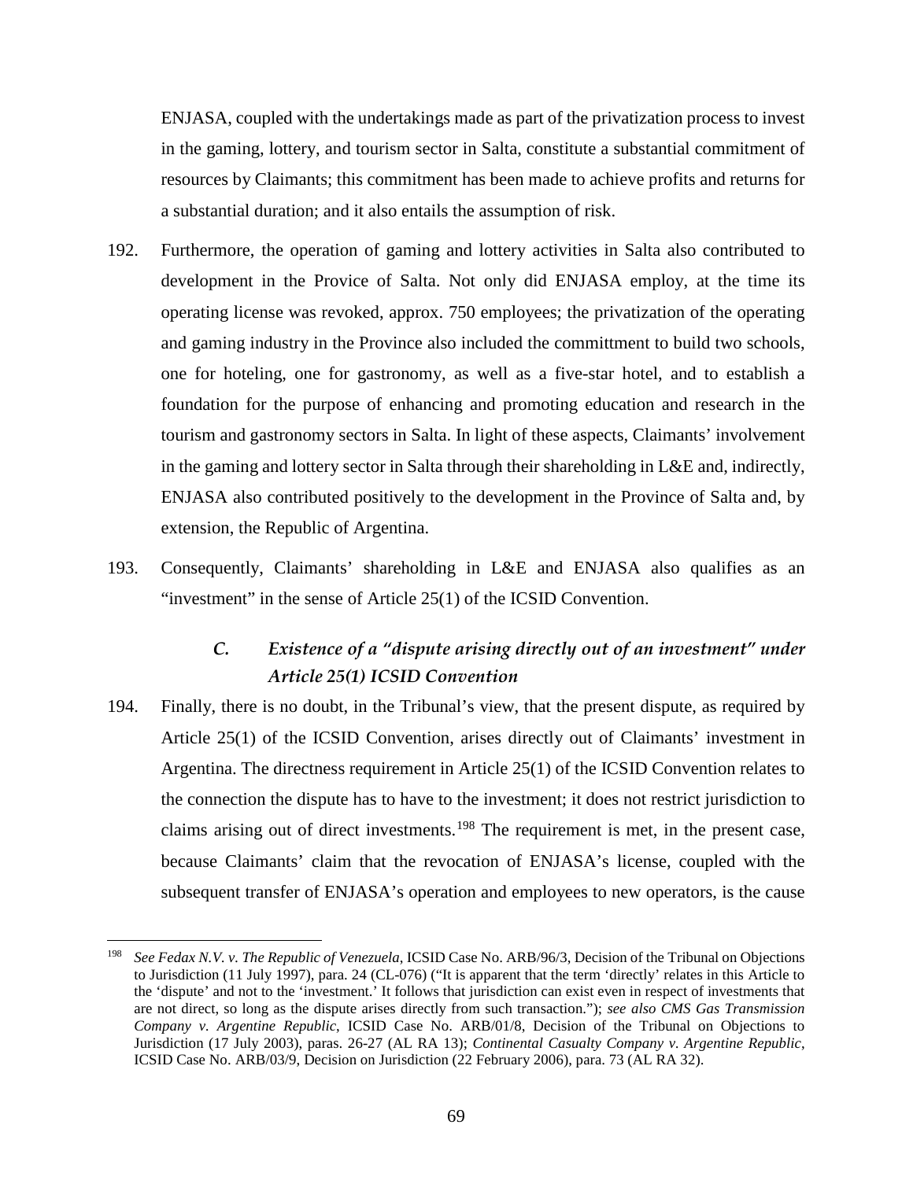ENJASA, coupled with the undertakings made as part of the privatization process to invest in the gaming, lottery, and tourism sector in Salta, constitute a substantial commitment of resources by Claimants; this commitment has been made to achieve profits and returns for a substantial duration; and it also entails the assumption of risk.

192. Furthermore, the operation of gaming and lottery activities in Salta also contributed to development in the Provice of Salta. Not only did ENJASA employ, at the time its operating license was revoked, approx. 750 employees; the privatization of the operating and gaming industry in the Province also included the committment to build two schools, one for hoteling, one for gastronomy, as well as a five-star hotel, and to establish a foundation for the purpose of enhancing and promoting education and research in the tourism and gastronomy sectors in Salta. In light of these aspects, Claimants' involvement in the gaming and lottery sector in Salta through their shareholding in L&E and, indirectly, ENJASA also contributed positively to the development in the Province of Salta and, by extension, the Republic of Argentina.

193. Consequently, Claimants' shareholding in L&E and ENJASA also qualifies as an "investment" in the sense of Article 25(1) of the ICSID Convention.

### C. Existence of a "dispute arising directly out of an investment" under Article 25(1) ICSID Convention

194. Finally, there is no doubt, in the Tribunal's view, that the present dispute, as required by Article 25(1) of the ICSID Convention, arises directly out of Claimants' investment in Argentina. The directness requirement in Article 25(1) of the ICSID Convention relates to the connection the dispute has to have to the investment; it does not restrict jurisdiction to claims arising out of direct investments.[198] The requirement is met, in the present case, because Claimants' claim that the revocation of ENJASA's license, coupled with the subsequent transfer of ENJASA's operation and employees to new operators, is the cause

---

[198] *See Fedax N.V. v. The Republic of Venezuela*, ICSID Case No. ARB/96/3, Decision of the Tribunal on Objections to Jurisdiction (11 July 1997), para. 24 (CL-076) ("It is apparent that the term 'directly' relates in this Article to the 'dispute' and not to the 'investment.' It follows that jurisdiction can exist even in respect of investments that are not direct, so long as the dispute arises directly from such transaction."); *see also CMS Gas Transmission Company v. Argentine Republic*, ICSID Case No. ARB/01/8, Decision of the Tribunal on Objections to Jurisdiction (17 July 2003), paras. 26-27 (AL RA 13); *Continental Casualty Company v. Argentine Republic*, ICSID Case No. ARB/03/9, Decision on Jurisdiction (22 February 2006), para. 73 (AL RA 32).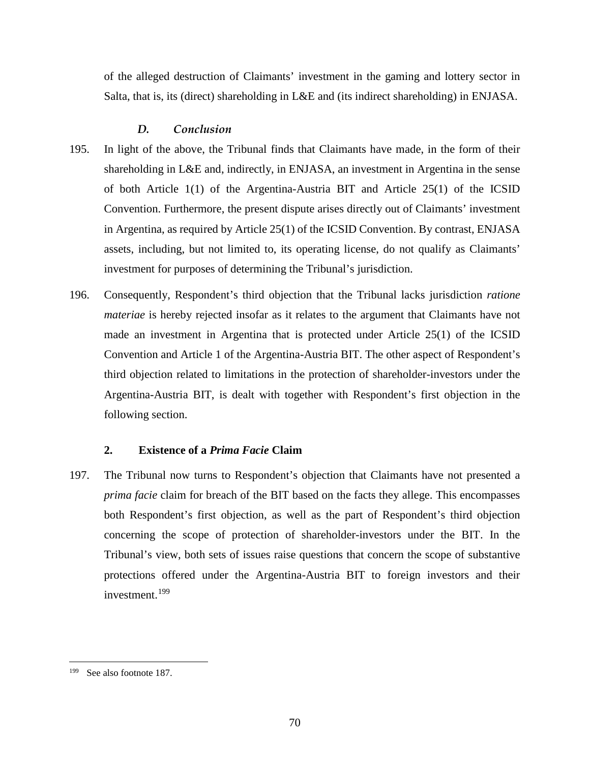of the alleged destruction of Claimants' investment in the gaming and lottery sector in Salta, that is, its (direct) shareholding in L&E and (its indirect shareholding) in ENJASA.

### *D. Conclusion*

195. In light of the above, the Tribunal finds that Claimants have made, in the form of their shareholding in L&E and, indirectly, in ENJASA, an investment in Argentina in the sense of both Article 1(1) of the Argentina-Austria BIT and Article 25(1) of the ICSID Convention. Furthermore, the present dispute arises directly out of Claimants' investment in Argentina, as required by Article 25(1) of the ICSID Convention. By contrast, ENJASA assets, including, but not limited to, its operating license, do not qualify as Claimants' investment for purposes of determining the Tribunal's jurisdiction.

196. Consequently, Respondent's third objection that the Tribunal lacks jurisdiction *ratione materiae* is hereby rejected insofar as it relates to the argument that Claimants have not made an investment in Argentina that is protected under Article 25(1) of the ICSID Convention and Article 1 of the Argentina-Austria BIT. The other aspect of Respondent's third objection related to limitations in the protection of shareholder-investors under the Argentina-Austria BIT, is dealt with together with Respondent's first objection in the following section.

## 2. Existence of a *Prima Facie* Claim

197. The Tribunal now turns to Respondent's objection that Claimants have not presented a *prima facie* claim for breach of the BIT based on the facts they allege. This encompasses both Respondent's first objection, as well as the part of Respondent's third objection concerning the scope of protection of shareholder-investors under the BIT. In the Tribunal's view, both sets of issues raise questions that concern the scope of substantive protections offered under the Argentina-Austria BIT to foreign investors and their investment.[199]

[199] See also footnote 187.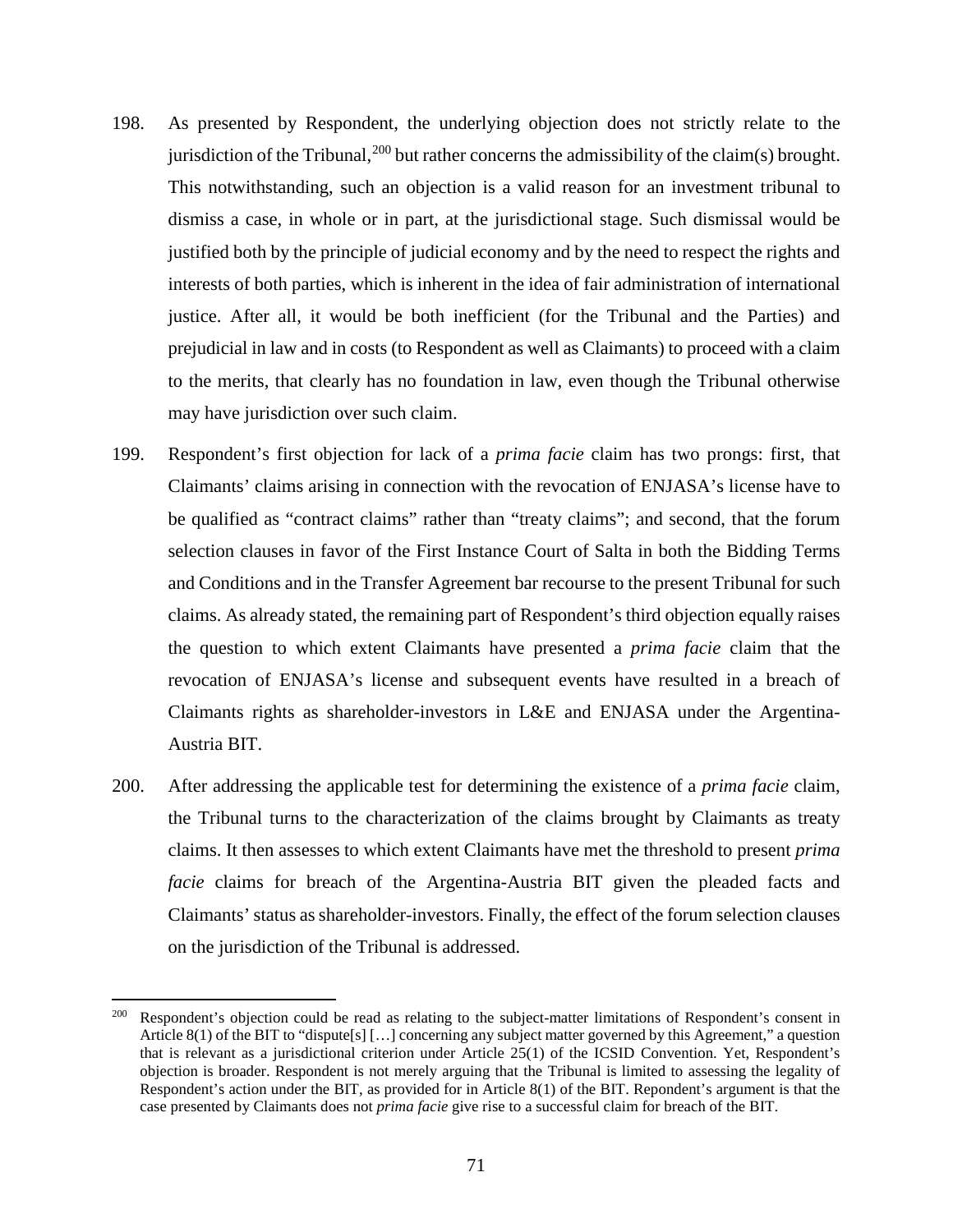198. As presented by Respondent, the underlying objection does not strictly relate to the jurisdiction of the Tribunal,[200] but rather concerns the admissibility of the claim(s) brought. This notwithstanding, such an objection is a valid reason for an investment tribunal to dismiss a case, in whole or in part, at the jurisdictional stage. Such dismissal would be justified both by the principle of judicial economy and by the need to respect the rights and interests of both parties, which is inherent in the idea of fair administration of international justice. After all, it would be both inefficient (for the Tribunal and the Parties) and prejudicial in law and in costs (to Respondent as well as Claimants) to proceed with a claim to the merits, that clearly has no foundation in law, even though the Tribunal otherwise may have jurisdiction over such claim.

199. Respondent's first objection for lack of a *prima facie* claim has two prongs: first, that Claimants' claims arising in connection with the revocation of ENJASA's license have to be qualified as "contract claims" rather than "treaty claims"; and second, that the forum selection clauses in favor of the First Instance Court of Salta in both the Bidding Terms and Conditions and in the Transfer Agreement bar recourse to the present Tribunal for such claims. As already stated, the remaining part of Respondent's third objection equally raises the question to which extent Claimants have presented a *prima facie* claim that the revocation of ENJASA's license and subsequent events have resulted in a breach of Claimants rights as shareholder-investors in L&E and ENJASA under the Argentina-Austria BIT.

200. After addressing the applicable test for determining the existence of a *prima facie* claim, the Tribunal turns to the characterization of the claims brought by Claimants as treaty claims. It then assesses to which extent Claimants have met the threshold to present *prima facie* claims for breach of the Argentina-Austria BIT given the pleaded facts and Claimants' status as shareholder-investors. Finally, the effect of the forum selection clauses on the jurisdiction of the Tribunal is addressed.

---

[200] Respondent's objection could be read as relating to the subject-matter limitations of Respondent's consent in Article 8(1) of the BIT to "dispute[s] […] concerning any subject matter governed by this Agreement," a question that is relevant as a jurisdictional criterion under Article 25(1) of the ICSID Convention. Yet, Respondent's objection is broader. Respondent is not merely arguing that the Tribunal is limited to assessing the legality of Respondent's action under the BIT, as provided for in Article 8(1) of the BIT. Repondent's argument is that the case presented by Claimants does not *prima facie* give rise to a successful claim for breach of the BIT.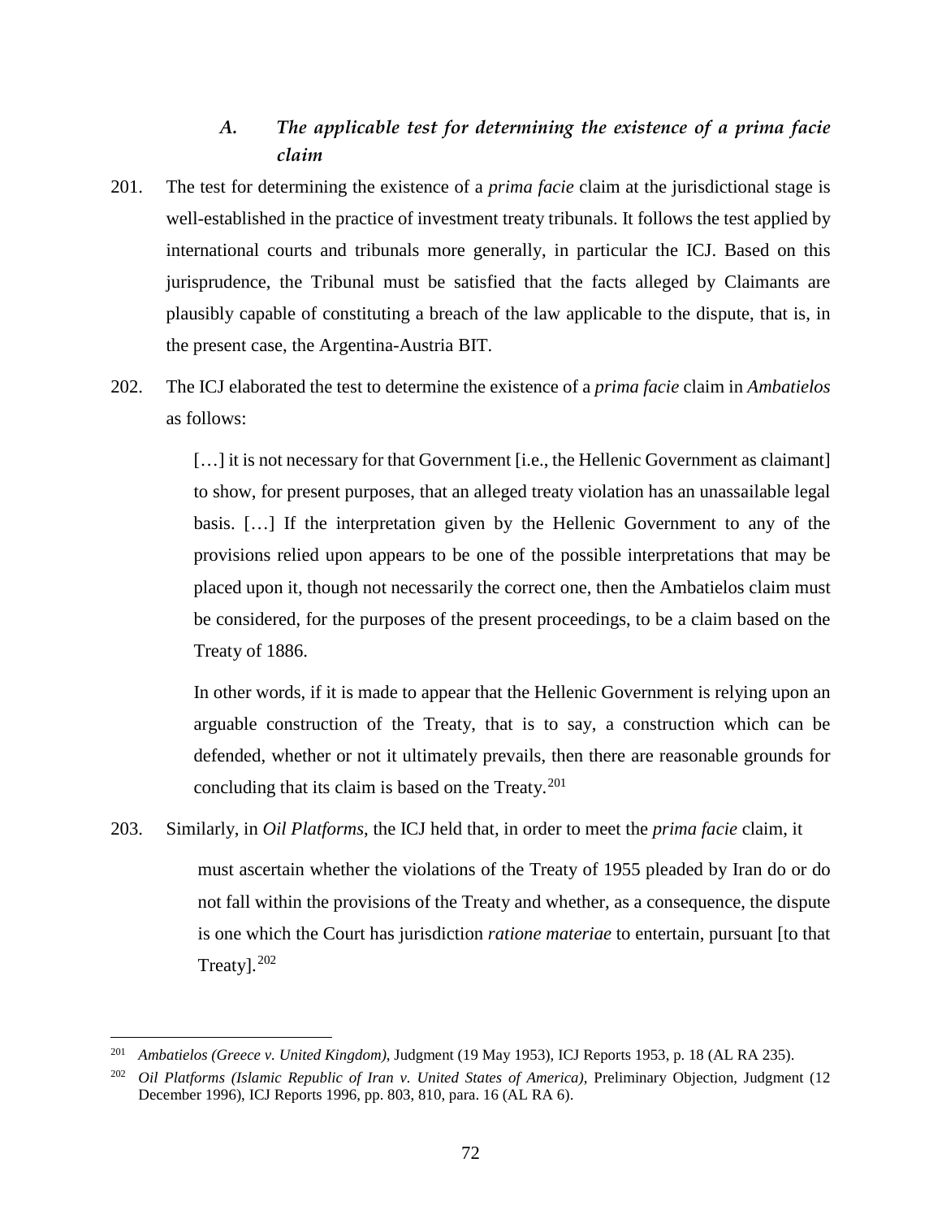### A. *The applicable test for determining the existence of a prima facie claim*

201. The test for determining the existence of a *prima facie* claim at the jurisdictional stage is well-established in the practice of investment treaty tribunals. It follows the test applied by international courts and tribunals more generally, in particular the ICJ. Based on this jurisprudence, the Tribunal must be satisfied that the facts alleged by Claimants are plausibly capable of constituting a breach of the law applicable to the dispute, that is, in the present case, the Argentina-Austria BIT.

202. The ICJ elaborated the test to determine the existence of a *prima facie* claim in *Ambatielos* as follows:

> […] it is not necessary for that Government [i.e., the Hellenic Government as claimant] to show, for present purposes, that an alleged treaty violation has an unassailable legal basis. […] If the interpretation given by the Hellenic Government to any of the provisions relied upon appears to be one of the possible interpretations that may be placed upon it, though not necessarily the correct one, then the Ambatielos claim must be considered, for the purposes of the present proceedings, to be a claim based on the Treaty of 1886.
>
> In other words, if it is made to appear that the Hellenic Government is relying upon an arguable construction of the Treaty, that is to say, a construction which can be defended, whether or not it ultimately prevails, then there are reasonable grounds for concluding that its claim is based on the Treaty.[201]

203. Similarly, in *Oil Platforms*, the ICJ held that, in order to meet the *prima facie* claim, it

> must ascertain whether the violations of the Treaty of 1955 pleaded by Iran do or do not fall within the provisions of the Treaty and whether, as a consequence, the dispute is one which the Court has jurisdiction *ratione materiae* to entertain, pursuant [to that Treaty].[202]

---

[201] *Ambatielos (Greece v. United Kingdom)*, Judgment (19 May 1953), ICJ Reports 1953, p. 18 (AL RA 235).

[202] *Oil Platforms (Islamic Republic of Iran v. United States of America),* Preliminary Objection, Judgment (12 December 1996), ICJ Reports 1996, pp. 803, 810, para. 16 (AL RA 6).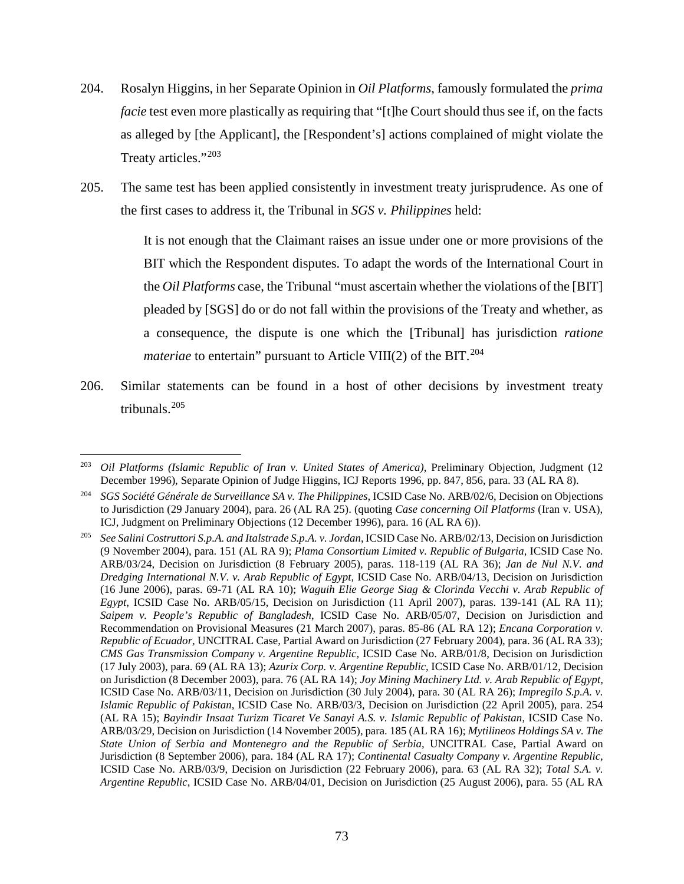204. Rosalyn Higgins, in her Separate Opinion in *Oil Platforms*, famously formulated the *prima facie* test even more plastically as requiring that "[t]he Court should thus see if, on the facts as alleged by [the Applicant], the [Respondent's] actions complained of might violate the Treaty articles."[203]

205. The same test has been applied consistently in investment treaty jurisprudence. As one of the first cases to address it, the Tribunal in *SGS v. Philippines* held:

> It is not enough that the Claimant raises an issue under one or more provisions of the BIT which the Respondent disputes. To adapt the words of the International Court in the *Oil Platforms* case, the Tribunal "must ascertain whether the violations of the [BIT] pleaded by [SGS] do or do not fall within the provisions of the Treaty and whether, as a consequence, the dispute is one which the [Tribunal] has jurisdiction *ratione materiae* to entertain" pursuant to Article VIII(2) of the BIT.[204]

206. Similar statements can be found in a host of other decisions by investment treaty tribunals.[205]

---

[203] *Oil Platforms (Islamic Republic of Iran v. United States of America)*, Preliminary Objection, Judgment (12 December 1996), Separate Opinion of Judge Higgins, ICJ Reports 1996, pp. 847, 856, para. 33 (AL RA 8).

[204] *SGS Société Générale de Surveillance SA v. The Philippines,* ICSID Case No. ARB/02/6, Decision on Objections to Jurisdiction (29 January 2004), para. 26 (AL RA 25). (quoting *Case concerning Oil Platforms* (Iran v. USA), ICJ, Judgment on Preliminary Objections (12 December 1996), para. 16 (AL RA 6)).

[205] *See Salini Costruttori S.p.A. and Italstrade S.p.A. v. Jordan*, ICSID Case No. ARB/02/13, Decision on Jurisdiction (9 November 2004), para. 151 (AL RA 9); *Plama Consortium Limited v. Republic of Bulgaria,* ICSID Case No. ARB/03/24, Decision on Jurisdiction (8 February 2005), paras. 118-119 (AL RA 36); *Jan de Nul N.V. and Dredging International N.V. v. Arab Republic of Egypt,* ICSID Case No. ARB/04/13, Decision on Jurisdiction (16 June 2006), paras. 69-71 (AL RA 10); *Waguih Elie George Siag & Clorinda Vecchi v. Arab Republic of Egypt*, ICSID Case No. ARB/05/15, Decision on Jurisdiction (11 April 2007), paras. 139-141 (AL RA 11); *Saipem v. People's Republic of Bangladesh*, ICSID Case No. ARB/05/07, Decision on Jurisdiction and Recommendation on Provisional Measures (21 March 2007), paras. 85-86 (AL RA 12); *Encana Corporation v. Republic of Ecuador,* UNCITRAL Case, Partial Award on Jurisdiction (27 February 2004), para. 36 (AL RA 33); *CMS Gas Transmission Company v. Argentine Republic,* ICSID Case No. ARB/01/8, Decision on Jurisdiction (17 July 2003), para. 69 (AL RA 13); *Azurix Corp. v. Argentine Republic*, ICSID Case No. ARB/01/12, Decision on Jurisdiction (8 December 2003), para. 76 (AL RA 14); *Joy Mining Machinery Ltd. v. Arab Republic of Egypt,* ICSID Case No. ARB/03/11, Decision on Jurisdiction (30 July 2004), para. 30 (AL RA 26); *Impregilo S.p.A. v. Islamic Republic of Pakistan,* ICSID Case No. ARB/03/3, Decision on Jurisdiction (22 April 2005), para. 254 (AL RA 15); *Bayindir Insaat Turizm Ticaret Ve Sanayi A.S. v. Islamic Republic of Pakistan,* ICSID Case No. ARB/03/29, Decision on Jurisdiction (14 November 2005), para. 185 (AL RA 16); *Mytilineos Holdings SA v. The State Union of Serbia and Montenegro and the Republic of Serbia*, UNCITRAL Case, Partial Award on Jurisdiction (8 September 2006), para. 184 (AL RA 17); *Continental Casualty Company v. Argentine Republic*, ICSID Case No. ARB/03/9, Decision on Jurisdiction (22 February 2006), para. 63 (AL RA 32); *Total S.A. v. Argentine Republic*, ICSID Case No. ARB/04/01, Decision on Jurisdiction (25 August 2006), para. 55 (AL RA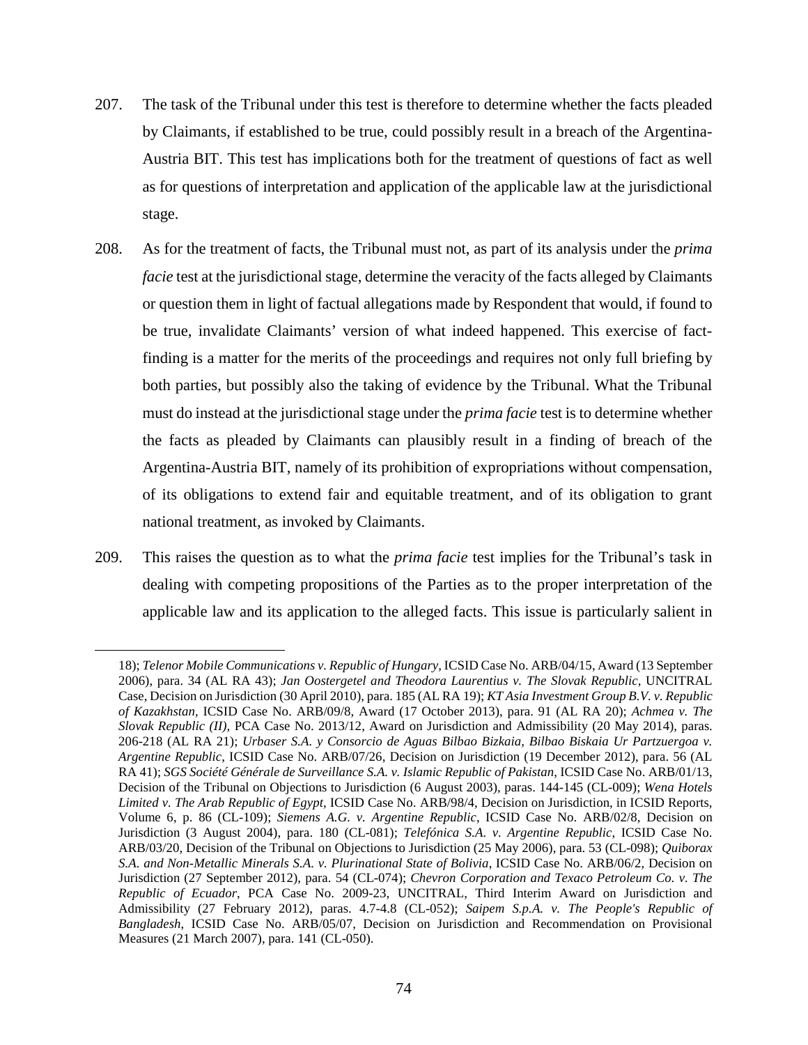207. The task of the Tribunal under this test is therefore to determine whether the facts pleaded by Claimants, if established to be true, could possibly result in a breach of the Argentina-Austria BIT. This test has implications both for the treatment of questions of fact as well as for questions of interpretation and application of the applicable law at the jurisdictional stage.

208. As for the treatment of facts, the Tribunal must not, as part of its analysis under the *prima facie* test at the jurisdictional stage, determine the veracity of the facts alleged by Claimants or question them in light of factual allegations made by Respondent that would, if found to be true, invalidate Claimants' version of what indeed happened. This exercise of fact-finding is a matter for the merits of the proceedings and requires not only full briefing by both parties, but possibly also the taking of evidence by the Tribunal. What the Tribunal must do instead at the jurisdictional stage under the *prima facie* test is to determine whether the facts as pleaded by Claimants can plausibly result in a finding of breach of the Argentina-Austria BIT, namely of its prohibition of expropriations without compensation, of its obligations to extend fair and equitable treatment, and of its obligation to grant national treatment, as invoked by Claimants.

209. This raises the question as to what the *prima facie* test implies for the Tribunal's task in dealing with competing propositions of the Parties as to the proper interpretation of the applicable law and its application to the alleged facts. This issue is particularly salient in

18); *Telenor Mobile Communications v. Republic of Hungary,* ICSID Case No. ARB/04/15, Award (13 September 2006), para. 34 (AL RA 43); *Jan Oostergetel and Theodora Laurentius v. The Slovak Republic,* UNCITRAL Case, Decision on Jurisdiction (30 April 2010), para. 185 (AL RA 19); *KT Asia Investment Group B.V. v. Republic of Kazakhstan*, ICSID Case No. ARB/09/8, Award (17 October 2013), para. 91 (AL RA 20); *Achmea v. The Slovak Republic (II),* PCA Case No. 2013/12, Award on Jurisdiction and Admissibility (20 May 2014), paras. 206-218 (AL RA 21); *Urbaser S.A. y Consorcio de Aguas Bilbao Bizkaia, Bilbao Biskaia Ur Partzuergoa v. Argentine Republic*, ICSID Case No. ARB/07/26, Decision on Jurisdiction (19 December 2012), para. 56 (AL RA 41); *SGS Société Générale de Surveillance S.A. v. Islamic Republic of Pakistan*, ICSID Case No. ARB/01/13, Decision of the Tribunal on Objections to Jurisdiction (6 August 2003), paras. 144-145 (CL-009); *Wena Hotels Limited v. The Arab Republic of Egypt*, ICSID Case No. ARB/98/4, Decision on Jurisdiction, in ICSID Reports, Volume 6, p. 86 (CL-109); *Siemens A.G. v. Argentine Republic*, ICSID Case No. ARB/02/8, Decision on Jurisdiction (3 August 2004), para. 180 (CL-081); *Telefónica S.A. v. Argentine Republic*, ICSID Case No. ARB/03/20, Decision of the Tribunal on Objections to Jurisdiction (25 May 2006), para. 53 (CL-098); *Quiborax S.A. and Non-Metallic Minerals S.A. v. Plurinational State of Bolivia*, ICSID Case No. ARB/06/2, Decision on Jurisdiction (27 September 2012), para. 54 (CL-074); *Chevron Corporation and Texaco Petroleum Co. v. The Republic of Ecuador*, PCA Case No. 2009-23, UNCITRAL, Third Interim Award on Jurisdiction and Admissibility (27 February 2012), paras. 4.7-4.8 (CL-052); *Saipem S.p.A. v. The People's Republic of Bangladesh*, ICSID Case No. ARB/05/07, Decision on Jurisdiction and Recommendation on Provisional Measures (21 March 2007), para. 141 (CL-050).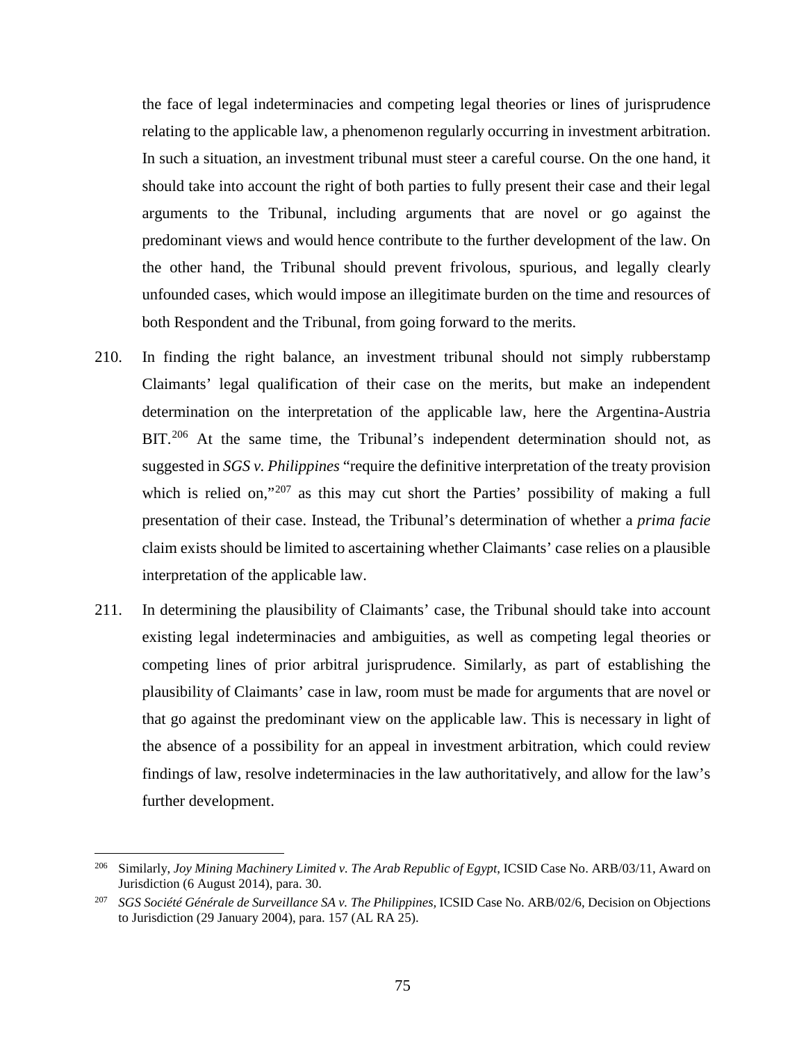the face of legal indeterminacies and competing legal theories or lines of jurisprudence relating to the applicable law, a phenomenon regularly occurring in investment arbitration. In such a situation, an investment tribunal must steer a careful course. On the one hand, it should take into account the right of both parties to fully present their case and their legal arguments to the Tribunal, including arguments that are novel or go against the predominant views and would hence contribute to the further development of the law. On the other hand, the Tribunal should prevent frivolous, spurious, and legally clearly unfounded cases, which would impose an illegitimate burden on the time and resources of both Respondent and the Tribunal, from going forward to the merits.

210. In finding the right balance, an investment tribunal should not simply rubberstamp Claimants' legal qualification of their case on the merits, but make an independent determination on the interpretation of the applicable law, here the Argentina-Austria BIT.[206] At the same time, the Tribunal's independent determination should not, as suggested in *SGS v. Philippines* "require the definitive interpretation of the treaty provision which is relied on,"[207] as this may cut short the Parties' possibility of making a full presentation of their case. Instead, the Tribunal's determination of whether a *prima facie* claim exists should be limited to ascertaining whether Claimants' case relies on a plausible interpretation of the applicable law.

211. In determining the plausibility of Claimants' case, the Tribunal should take into account existing legal indeterminacies and ambiguities, as well as competing legal theories or competing lines of prior arbitral jurisprudence. Similarly, as part of establishing the plausibility of Claimants' case in law, room must be made for arguments that are novel or that go against the predominant view on the applicable law. This is necessary in light of the absence of a possibility for an appeal in investment arbitration, which could review findings of law, resolve indeterminacies in the law authoritatively, and allow for the law's further development.

---

[206] Similarly, *Joy Mining Machinery Limited v. The Arab Republic of Egypt*, ICSID Case No. ARB/03/11, Award on Jurisdiction (6 August 2014), para. 30.

[207] *SGS Société Générale de Surveillance SA v. The Philippines*, ICSID Case No. ARB/02/6, Decision on Objections to Jurisdiction (29 January 2004), para. 157 (AL RA 25).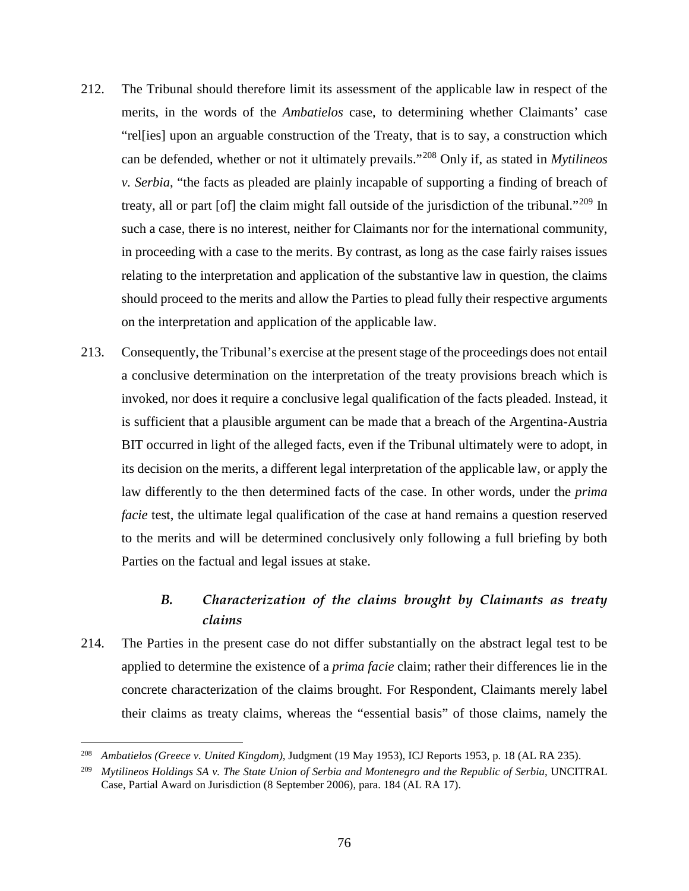212. The Tribunal should therefore limit its assessment of the applicable law in respect of the merits, in the words of the *Ambatielos* case, to determining whether Claimants' case "rel[ies] upon an arguable construction of the Treaty, that is to say, a construction which can be defended, whether or not it ultimately prevails."[208] Only if, as stated in *Mytilineos v. Serbia*, "the facts as pleaded are plainly incapable of supporting a finding of breach of treaty, all or part [of] the claim might fall outside of the jurisdiction of the tribunal."[209] In such a case, there is no interest, neither for Claimants nor for the international community, in proceeding with a case to the merits. By contrast, as long as the case fairly raises issues relating to the interpretation and application of the substantive law in question, the claims should proceed to the merits and allow the Parties to plead fully their respective arguments on the interpretation and application of the applicable law.

213. Consequently, the Tribunal's exercise at the present stage of the proceedings does not entail a conclusive determination on the interpretation of the treaty provisions breach which is invoked, nor does it require a conclusive legal qualification of the facts pleaded. Instead, it is sufficient that a plausible argument can be made that a breach of the Argentina-Austria BIT occurred in light of the alleged facts, even if the Tribunal ultimately were to adopt, in its decision on the merits, a different legal interpretation of the applicable law, or apply the law differently to the then determined facts of the case. In other words, under the *prima facie* test, the ultimate legal qualification of the case at hand remains a question reserved to the merits and will be determined conclusively only following a full briefing by both Parties on the factual and legal issues at stake.

### *B. Characterization of the claims brought by Claimants as treaty claims*

214. The Parties in the present case do not differ substantially on the abstract legal test to be applied to determine the existence of a *prima facie* claim; rather their differences lie in the concrete characterization of the claims brought. For Respondent, Claimants merely label their claims as treaty claims, whereas the "essential basis" of those claims, namely the

---

[208] *Ambatielos (Greece v. United Kingdom)*, Judgment (19 May 1953), ICJ Reports 1953, p. 18 (AL RA 235).

[209] *Mytilineos Holdings SA v. The State Union of Serbia and Montenegro and the Republic of Serbia*, UNCITRAL Case, Partial Award on Jurisdiction (8 September 2006), para. 184 (AL RA 17).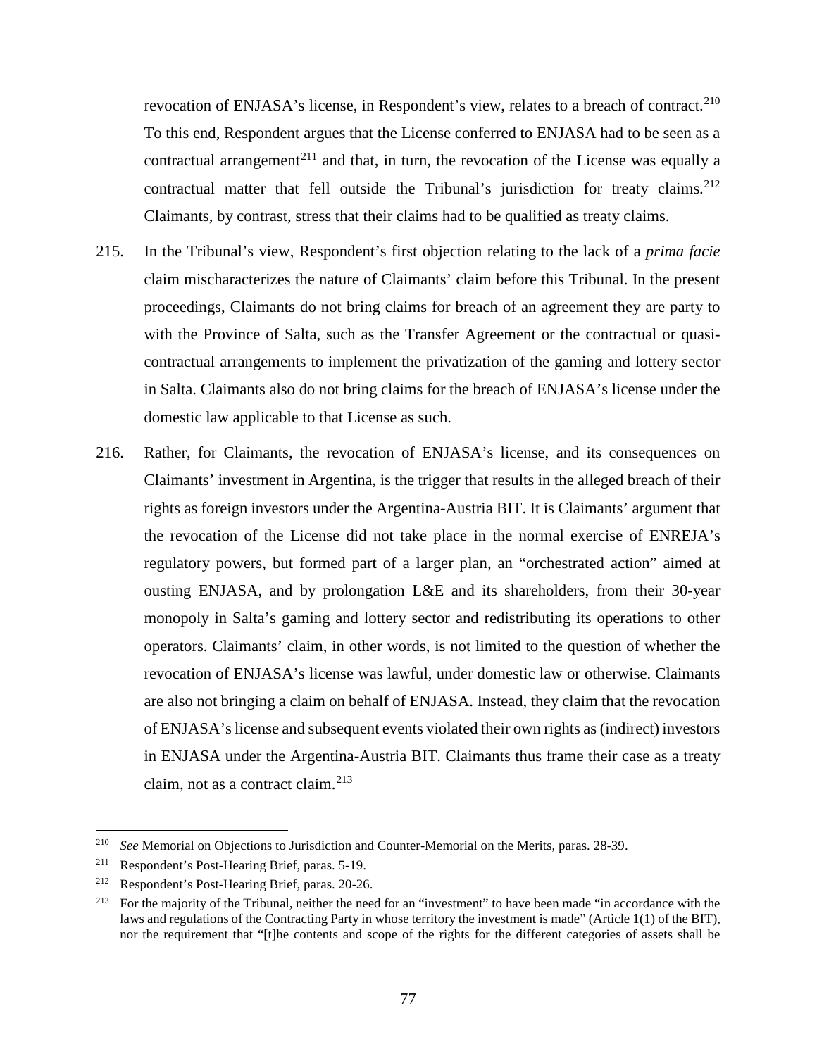revocation of ENJASA's license, in Respondent's view, relates to a breach of contract.[210] To this end, Respondent argues that the License conferred to ENJASA had to be seen as a contractual arrangement[211] and that, in turn, the revocation of the License was equally a contractual matter that fell outside the Tribunal's jurisdiction for treaty claims.[212] Claimants, by contrast, stress that their claims had to be qualified as treaty claims.

215. In the Tribunal's view, Respondent's first objection relating to the lack of a *prima facie* claim mischaracterizes the nature of Claimants' claim before this Tribunal. In the present proceedings, Claimants do not bring claims for breach of an agreement they are party to with the Province of Salta, such as the Transfer Agreement or the contractual or quasi-contractual arrangements to implement the privatization of the gaming and lottery sector in Salta. Claimants also do not bring claims for the breach of ENJASA's license under the domestic law applicable to that License as such.

216. Rather, for Claimants, the revocation of ENJASA's license, and its consequences on Claimants' investment in Argentina, is the trigger that results in the alleged breach of their rights as foreign investors under the Argentina-Austria BIT. It is Claimants' argument that the revocation of the License did not take place in the normal exercise of ENREJA's regulatory powers, but formed part of a larger plan, an "orchestrated action" aimed at ousting ENJASA, and by prolongation L&E and its shareholders, from their 30-year monopoly in Salta's gaming and lottery sector and redistributing its operations to other operators. Claimants' claim, in other words, is not limited to the question of whether the revocation of ENJASA's license was lawful, under domestic law or otherwise. Claimants are also not bringing a claim on behalf of ENJASA. Instead, they claim that the revocation of ENJASA's license and subsequent events violated their own rights as (indirect) investors in ENJASA under the Argentina-Austria BIT. Claimants thus frame their case as a treaty claim, not as a contract claim.[213]

---

[210] *See* Memorial on Objections to Jurisdiction and Counter-Memorial on the Merits, paras. 28-39.

[211] Respondent's Post-Hearing Brief, paras. 5-19.

[212] Respondent's Post-Hearing Brief, paras. 20-26.

[213] For the majority of the Tribunal, neither the need for an "investment" to have been made "in accordance with the laws and regulations of the Contracting Party in whose territory the investment is made" (Article 1(1) of the BIT), nor the requirement that "[t]he contents and scope of the rights for the different categories of assets shall be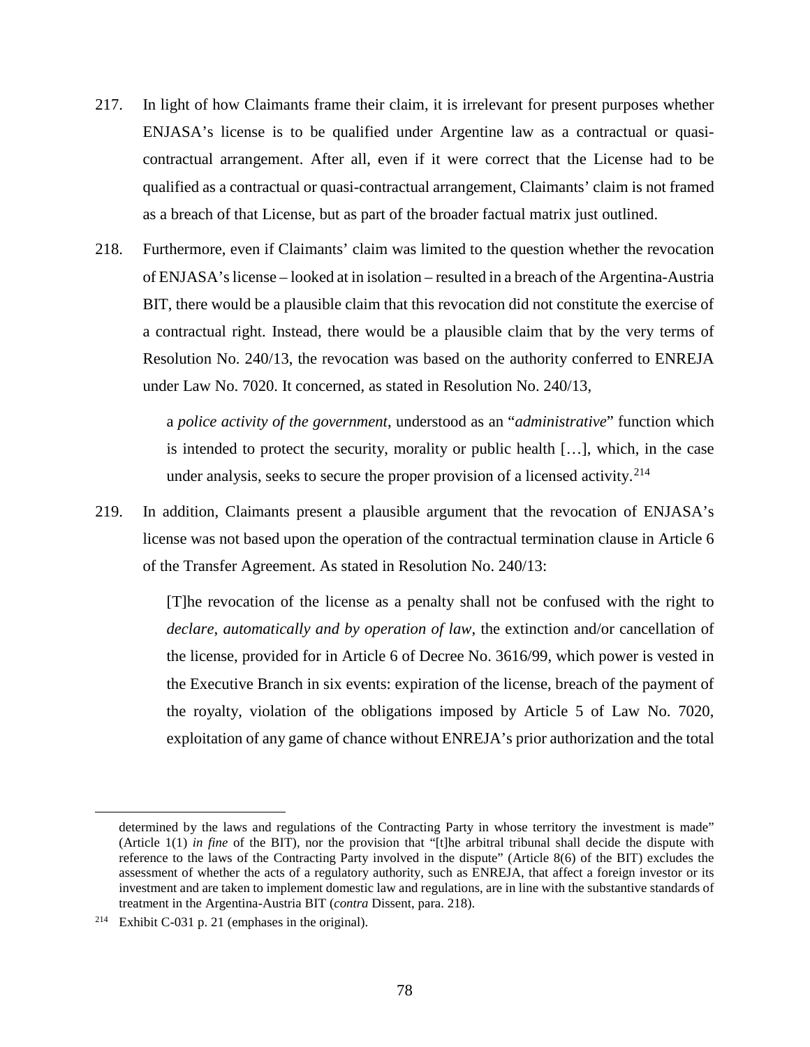217. In light of how Claimants frame their claim, it is irrelevant for present purposes whether ENJASA's license is to be qualified under Argentine law as a contractual or quasi-contractual arrangement. After all, even if it were correct that the License had to be qualified as a contractual or quasi-contractual arrangement, Claimants' claim is not framed as a breach of that License, but as part of the broader factual matrix just outlined.

218. Furthermore, even if Claimants' claim was limited to the question whether the revocation of ENJASA's license – looked at in isolation – resulted in a breach of the Argentina-Austria BIT, there would be a plausible claim that this revocation did not constitute the exercise of a contractual right. Instead, there would be a plausible claim that by the very terms of Resolution No. 240/13, the revocation was based on the authority conferred to ENREJA under Law No. 7020. It concerned, as stated in Resolution No. 240/13,

> a *police activity of the government*, understood as an "*administrative*" function which is intended to protect the security, morality or public health […], which, in the case under analysis, seeks to secure the proper provision of a licensed activity.[214]

219. In addition, Claimants present a plausible argument that the revocation of ENJASA's license was not based upon the operation of the contractual termination clause in Article 6 of the Transfer Agreement. As stated in Resolution No. 240/13:

> [T]he revocation of the license as a penalty shall not be confused with the right to *declare, automatically and by operation of law*, the extinction and/or cancellation of the license, provided for in Article 6 of Decree No. 3616/99, which power is vested in the Executive Branch in six events: expiration of the license, breach of the payment of the royalty, violation of the obligations imposed by Article 5 of Law No. 7020, exploitation of any game of chance without ENREJA's prior authorization and the total

---

determined by the laws and regulations of the Contracting Party in whose territory the investment is made" (Article 1(1) *in fine* of the BIT), nor the provision that "[t]he arbitral tribunal shall decide the dispute with reference to the laws of the Contracting Party involved in the dispute" (Article 8(6) of the BIT) excludes the assessment of whether the acts of a regulatory authority, such as ENREJA, that affect a foreign investor or its investment and are taken to implement domestic law and regulations, are in line with the substantive standards of treatment in the Argentina-Austria BIT (*contra* Dissent, para. 218).

[214] Exhibit C-031 p. 21 (emphases in the original).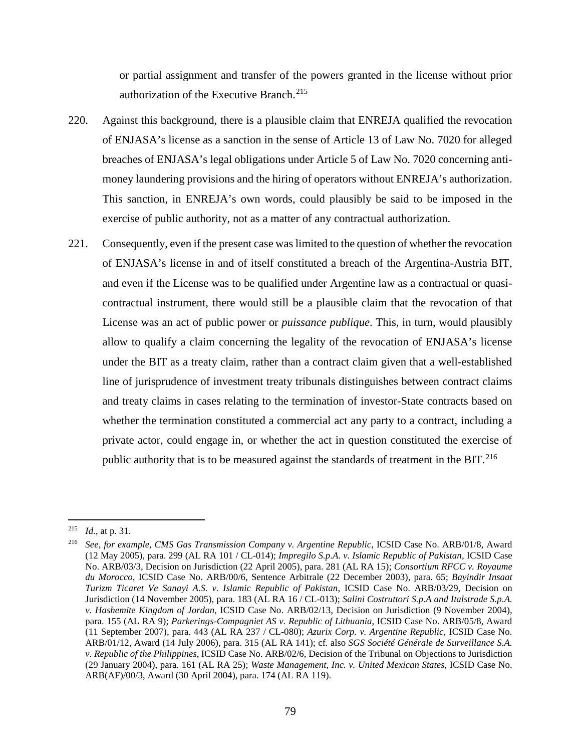or partial assignment and transfer of the powers granted in the license without prior authorization of the Executive Branch.[215]

220. Against this background, there is a plausible claim that ENREJA qualified the revocation of ENJASA's license as a sanction in the sense of Article 13 of Law No. 7020 for alleged breaches of ENJASA's legal obligations under Article 5 of Law No. 7020 concerning anti-money laundering provisions and the hiring of operators without ENREJA's authorization. This sanction, in ENREJA's own words, could plausibly be said to be imposed in the exercise of public authority, not as a matter of any contractual authorization.

221. Consequently, even if the present case was limited to the question of whether the revocation of ENJASA's license in and of itself constituted a breach of the Argentina-Austria BIT, and even if the License was to be qualified under Argentine law as a contractual or quasi-contractual instrument, there would still be a plausible claim that the revocation of that License was an act of public power or *puissance publique*. This, in turn, would plausibly allow to qualify a claim concerning the legality of the revocation of ENJASA's license under the BIT as a treaty claim, rather than a contract claim given that a well-established line of jurisprudence of investment treaty tribunals distinguishes between contract claims and treaty claims in cases relating to the termination of investor-State contracts based on whether the termination constituted a commercial act any party to a contract, including a private actor, could engage in, or whether the act in question constituted the exercise of public authority that is to be measured against the standards of treatment in the BIT.[216]

---

[215] *Id.*, at p. 31.

[216] *See, for example*, *CMS Gas Transmission Company v. Argentine Republic*, ICSID Case No. ARB/01/8, Award (12 May 2005), para. 299 (AL RA 101 / CL-014); *Impregilo S.p.A. v. Islamic Republic of Pakistan*, ICSID Case No. ARB/03/3, Decision on Jurisdiction (22 April 2005), para. 281 (AL RA 15); *Consortium RFCC v. Royaume du Morocco*, ICSID Case No. ARB/00/6, Sentence Arbitrale (22 December 2003), para. 65; *Bayindir Insaat Turizm Ticaret Ve Sanayi A.S. v. Islamic Republic of Pakistan*, ICSID Case No. ARB/03/29, Decision on Jurisdiction (14 November 2005), para. 183 (AL RA 16 / CL-013); *Salini Costruttori S.p.A and Italstrade S.p.A. v. Hashemite Kingdom of Jordan*, ICSID Case No. ARB/02/13, Decision on Jurisdiction (9 November 2004), para. 155 (AL RA 9); *Parkerings-Compagniet AS v. Republic of Lithuania*, ICSID Case No. ARB/05/8, Award (11 September 2007), para. 443 (AL RA 237 / CL-080); *Azurix Corp. v. Argentine Republic*, ICSID Case No. ARB/01/12, Award (14 July 2006), para. 315 (AL RA 141); cf. also *SGS Société Générale de Surveillance S.A. v. Republic of the Philippines*, ICSID Case No. ARB/02/6, Decision of the Tribunal on Objections to Jurisdiction (29 January 2004), para. 161 (AL RA 25); *Waste Management, Inc. v. United Mexican States*, ICSID Case No. ARB(AF)/00/3, Award (30 April 2004), para. 174 (AL RA 119).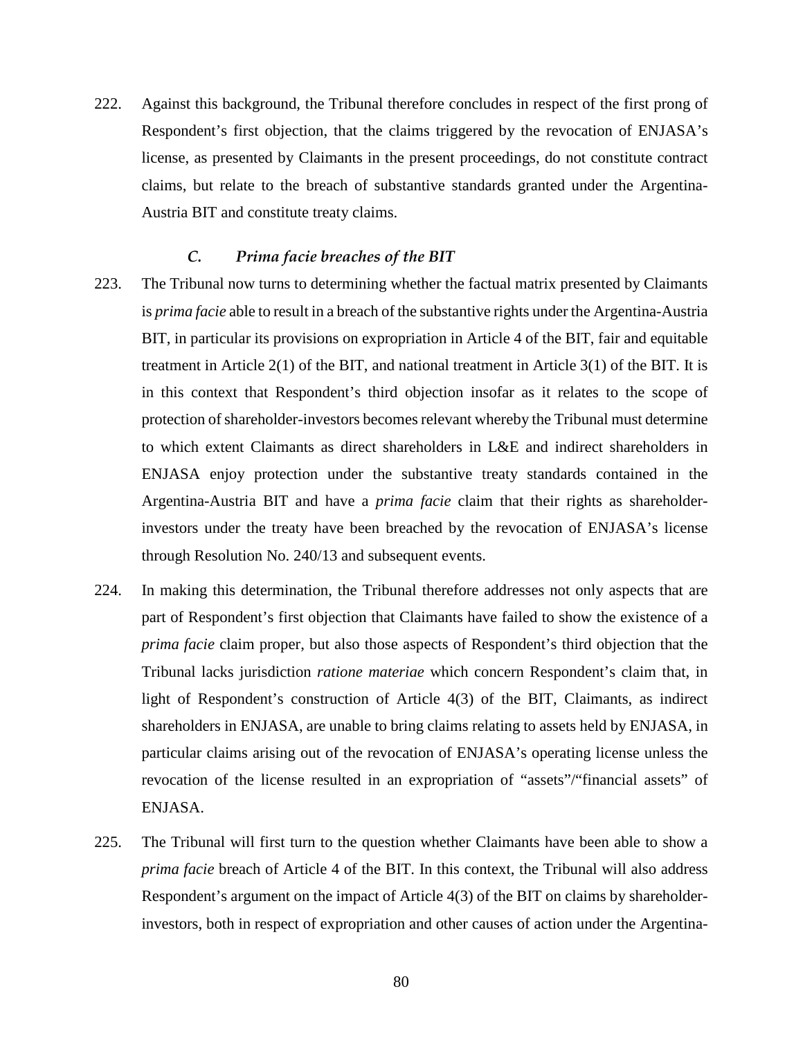222. Against this background, the Tribunal therefore concludes in respect of the first prong of Respondent's first objection, that the claims triggered by the revocation of ENJASA's license, as presented by Claimants in the present proceedings, do not constitute contract claims, but relate to the breach of substantive standards granted under the Argentina-Austria BIT and constitute treaty claims.

### *C. Prima facie breaches of the BIT*

223. The Tribunal now turns to determining whether the factual matrix presented by Claimants is *prima facie* able to result in a breach of the substantive rights under the Argentina-Austria BIT, in particular its provisions on expropriation in Article 4 of the BIT, fair and equitable treatment in Article 2(1) of the BIT, and national treatment in Article 3(1) of the BIT. It is in this context that Respondent's third objection insofar as it relates to the scope of protection of shareholder-investors becomes relevant whereby the Tribunal must determine to which extent Claimants as direct shareholders in L&E and indirect shareholders in ENJASA enjoy protection under the substantive treaty standards contained in the Argentina-Austria BIT and have a *prima facie* claim that their rights as shareholder-investors under the treaty have been breached by the revocation of ENJASA's license through Resolution No. 240/13 and subsequent events.

224. In making this determination, the Tribunal therefore addresses not only aspects that are part of Respondent's first objection that Claimants have failed to show the existence of a *prima facie* claim proper, but also those aspects of Respondent's third objection that the Tribunal lacks jurisdiction *ratione materiae* which concern Respondent's claim that, in light of Respondent's construction of Article 4(3) of the BIT, Claimants, as indirect shareholders in ENJASA, are unable to bring claims relating to assets held by ENJASA, in particular claims arising out of the revocation of ENJASA's operating license unless the revocation of the license resulted in an expropriation of "assets"/"financial assets" of ENJASA.

225. The Tribunal will first turn to the question whether Claimants have been able to show a *prima facie* breach of Article 4 of the BIT. In this context, the Tribunal will also address Respondent's argument on the impact of Article 4(3) of the BIT on claims by shareholder-investors, both in respect of expropriation and other causes of action under the Argentina-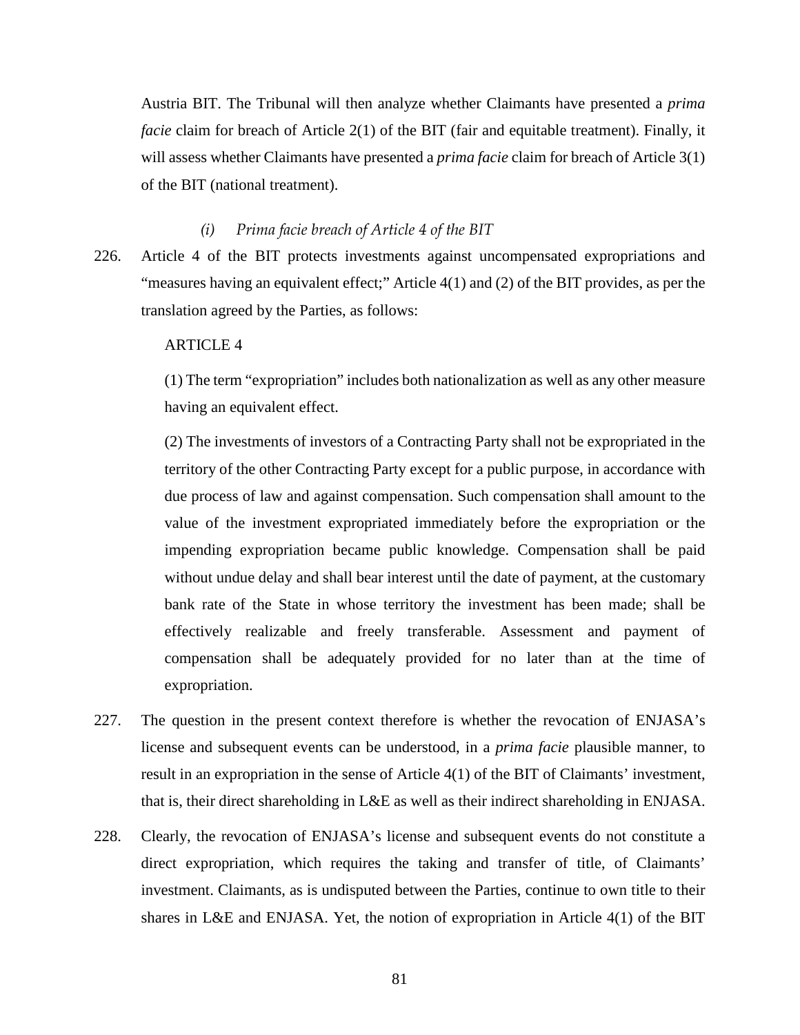Austria BIT. The Tribunal will then analyze whether Claimants have presented a *prima facie* claim for breach of Article 2(1) of the BIT (fair and equitable treatment). Finally, it will assess whether Claimants have presented a *prima facie* claim for breach of Article 3(1) of the BIT (national treatment).

### *(i) Prima facie breach of Article 4 of the BIT*

226. Article 4 of the BIT protects investments against uncompensated expropriations and "measures having an equivalent effect;" Article 4(1) and (2) of the BIT provides, as per the translation agreed by the Parties, as follows:

> ARTICLE 4
>
> (1) The term "expropriation" includes both nationalization as well as any other measure having an equivalent effect.
>
> (2) The investments of investors of a Contracting Party shall not be expropriated in the territory of the other Contracting Party except for a public purpose, in accordance with due process of law and against compensation. Such compensation shall amount to the value of the investment expropriated immediately before the expropriation or the impending expropriation became public knowledge. Compensation shall be paid without undue delay and shall bear interest until the date of payment, at the customary bank rate of the State in whose territory the investment has been made; shall be effectively realizable and freely transferable. Assessment and payment of compensation shall be adequately provided for no later than at the time of expropriation.

227. The question in the present context therefore is whether the revocation of ENJASA's license and subsequent events can be understood, in a *prima facie* plausible manner, to result in an expropriation in the sense of Article 4(1) of the BIT of Claimants' investment, that is, their direct shareholding in L&E as well as their indirect shareholding in ENJASA.

228. Clearly, the revocation of ENJASA's license and subsequent events do not constitute a direct expropriation, which requires the taking and transfer of title, of Claimants' investment. Claimants, as is undisputed between the Parties, continue to own title to their shares in L&E and ENJASA. Yet, the notion of expropriation in Article 4(1) of the BIT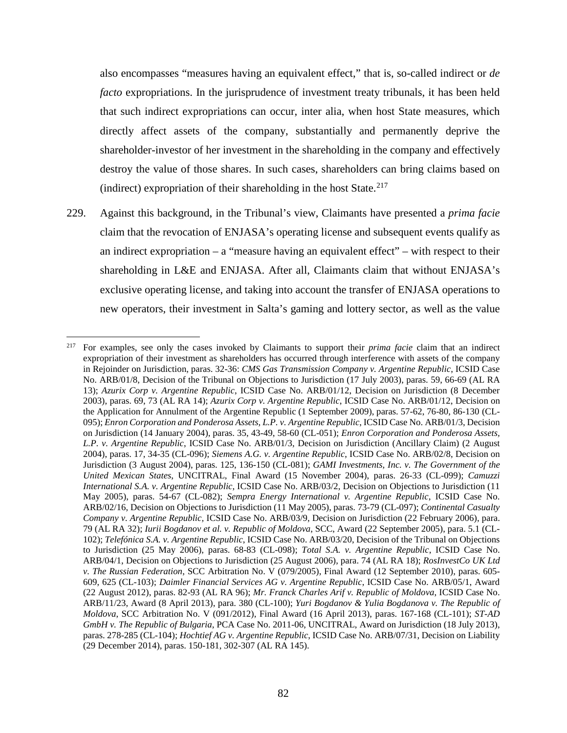also encompasses "measures having an equivalent effect," that is, so-called indirect or *de facto* expropriations. In the jurisprudence of investment treaty tribunals, it has been held that such indirect expropriations can occur, inter alia, when host State measures, which directly affect assets of the company, substantially and permanently deprive the shareholder-investor of her investment in the shareholding in the company and effectively destroy the value of those shares. In such cases, shareholders can bring claims based on (indirect) expropriation of their shareholding in the host State.[217]

229. Against this background, in the Tribunal's view, Claimants have presented a *prima facie* claim that the revocation of ENJASA's operating license and subsequent events qualify as an indirect expropriation – a "measure having an equivalent effect" – with respect to their shareholding in L&E and ENJASA. After all, Claimants claim that without ENJASA's exclusive operating license, and taking into account the transfer of ENJASA operations to new operators, their investment in Salta's gaming and lottery sector, as well as the value

---

[217] For examples, see only the cases invoked by Claimants to support their *prima facie* claim that an indirect expropriation of their investment as shareholders has occurred through interference with assets of the company in Rejoinder on Jurisdiction, paras. 32-36: *CMS Gas Transmission Company v. Argentine Republic*, ICSID Case No. ARB/01/8, Decision of the Tribunal on Objections to Jurisdiction (17 July 2003), paras. 59, 66-69 (AL RA 13); *Azurix Corp v. Argentine Republic*, ICSID Case No. ARB/01/12, Decision on Jurisdiction (8 December 2003), paras. 69, 73 (AL RA 14); *Azurix Corp v. Argentine Republic*, ICSID Case No. ARB/01/12, Decision on the Application for Annulment of the Argentine Republic (1 September 2009), paras. 57-62, 76-80, 86-130 (CL-095); *Enron Corporation and Ponderosa Assets, L.P. v. Argentine Republic*, ICSID Case No. ARB/01/3, Decision on Jurisdiction (14 January 2004), paras. 35, 43-49, 58-60 (CL-051); *Enron Corporation and Ponderosa Assets, L.P. v. Argentine Republic*, ICSID Case No. ARB/01/3, Decision on Jurisdiction (Ancillary Claim) (2 August 2004), paras. 17, 34-35 (CL-096); *Siemens A.G. v. Argentine Republic*, ICSID Case No. ARB/02/8, Decision on Jurisdiction (3 August 2004), paras. 125, 136-150 (CL-081); *GAMI Investments, Inc. v. The Government of the United Mexican States*, UNCITRAL, Final Award (15 November 2004), paras. 26-33 (CL-099); *Camuzzi International S.A. v. Argentine Republic*, ICSID Case No. ARB/03/2, Decision on Objections to Jurisdiction (11 May 2005), paras. 54-67 (CL-082); *Sempra Energy International v. Argentine Republic*, ICSID Case No. ARB/02/16, Decision on Objections to Jurisdiction (11 May 2005), paras. 73-79 (CL-097); *Continental Casualty Company v. Argentine Republic*, ICSID Case No. ARB/03/9, Decision on Jurisdiction (22 February 2006), para. 79 (AL RA 32); *Iurii Bogdanov et al. v. Republic of Moldova*, SCC, Award (22 September 2005), para. 5.1 (CL-102); *Telefónica S.A. v. Argentine Republic*, ICSID Case No. ARB/03/20, Decision of the Tribunal on Objections to Jurisdiction (25 May 2006), paras. 68-83 (CL-098); *Total S.A. v. Argentine Republic*, ICSID Case No. ARB/04/1, Decision on Objections to Jurisdiction (25 August 2006), para. 74 (AL RA 18); *RosInvestCo UK Ltd v. The Russian Federation*, SCC Arbitration No. V (079/2005), Final Award (12 September 2010), paras. 605-609, 625 (CL-103); *Daimler Financial Services AG v. Argentine Republic*, ICSID Case No. ARB/05/1, Award (22 August 2012), paras. 82-93 (AL RA 96); *Mr. Franck Charles Arif v. Republic of Moldova*, ICSID Case No. ARB/11/23, Award (8 April 2013), para. 380 (CL-100); *Yuri Bogdanov & Yulia Bogdanova v. The Republic of Moldova*, SCC Arbitration No. V (091/2012), Final Award (16 April 2013), paras. 167-168 (CL-101); *ST-AD GmbH v. The Republic of Bulgaria*, PCA Case No. 2011-06, UNCITRAL, Award on Jurisdiction (18 July 2013), paras. 278-285 (CL-104); *Hochtief AG v. Argentine Republic*, ICSID Case No. ARB/07/31, Decision on Liability (29 December 2014), paras. 150-181, 302-307 (AL RA 145).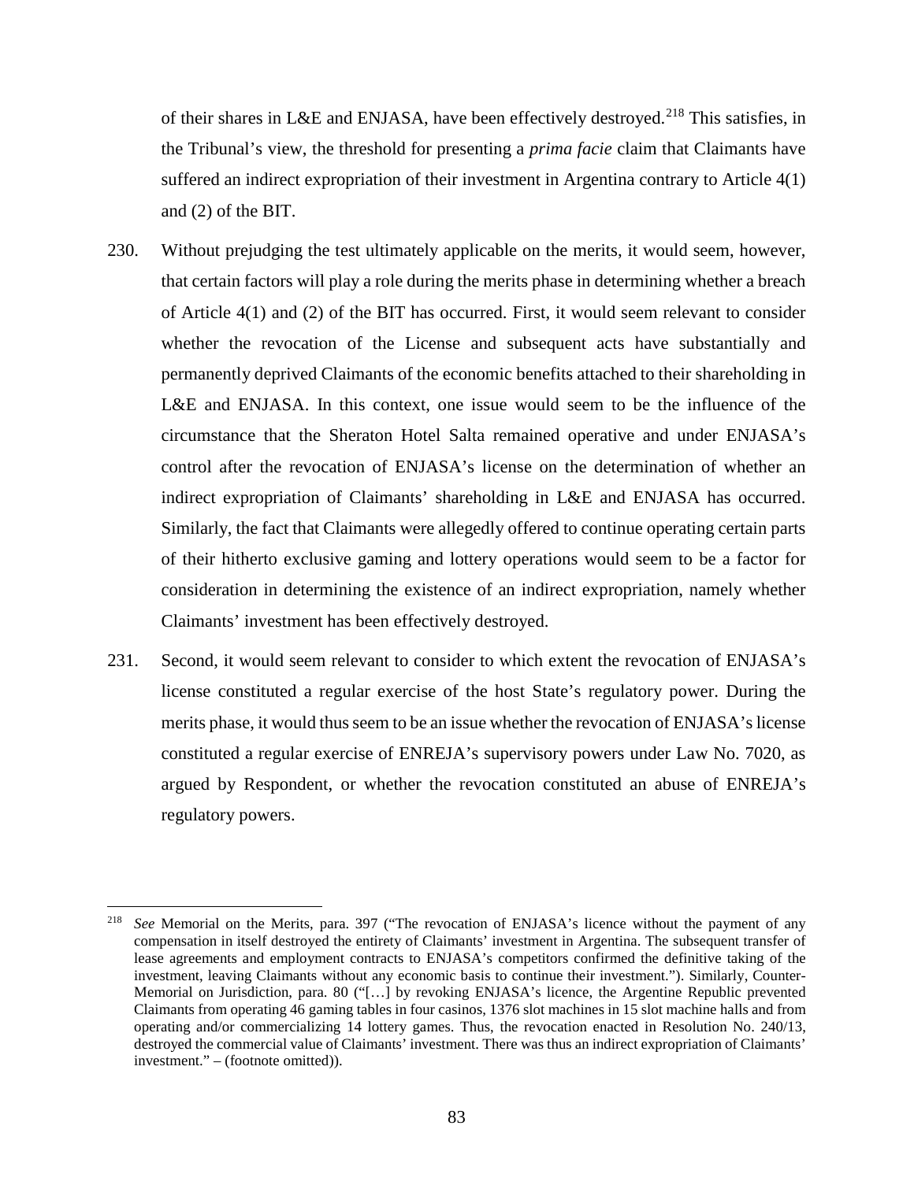of their shares in L&E and ENJASA, have been effectively destroyed.[218] This satisfies, in the Tribunal's view, the threshold for presenting a *prima facie* claim that Claimants have suffered an indirect expropriation of their investment in Argentina contrary to Article 4(1) and (2) of the BIT.

230. Without prejudging the test ultimately applicable on the merits, it would seem, however, that certain factors will play a role during the merits phase in determining whether a breach of Article 4(1) and (2) of the BIT has occurred. First, it would seem relevant to consider whether the revocation of the License and subsequent acts have substantially and permanently deprived Claimants of the economic benefits attached to their shareholding in L&E and ENJASA. In this context, one issue would seem to be the influence of the circumstance that the Sheraton Hotel Salta remained operative and under ENJASA's control after the revocation of ENJASA's license on the determination of whether an indirect expropriation of Claimants' shareholding in L&E and ENJASA has occurred. Similarly, the fact that Claimants were allegedly offered to continue operating certain parts of their hitherto exclusive gaming and lottery operations would seem to be a factor for consideration in determining the existence of an indirect expropriation, namely whether Claimants' investment has been effectively destroyed.

231. Second, it would seem relevant to consider to which extent the revocation of ENJASA's license constituted a regular exercise of the host State's regulatory power. During the merits phase, it would thus seem to be an issue whether the revocation of ENJASA's license constituted a regular exercise of ENREJA's supervisory powers under Law No. 7020, as argued by Respondent, or whether the revocation constituted an abuse of ENREJA's regulatory powers.

---

[218] *See* Memorial on the Merits, para. 397 ("The revocation of ENJASA's licence without the payment of any compensation in itself destroyed the entirety of Claimants' investment in Argentina. The subsequent transfer of lease agreements and employment contracts to ENJASA's competitors confirmed the definitive taking of the investment, leaving Claimants without any economic basis to continue their investment."). Similarly, Counter-Memorial on Jurisdiction, para. 80 ("[…] by revoking ENJASA's licence, the Argentine Republic prevented Claimants from operating 46 gaming tables in four casinos, 1376 slot machines in 15 slot machine halls and from operating and/or commercializing 14 lottery games. Thus, the revocation enacted in Resolution No. 240/13, destroyed the commercial value of Claimants' investment. There was thus an indirect expropriation of Claimants' investment." – (footnote omitted)).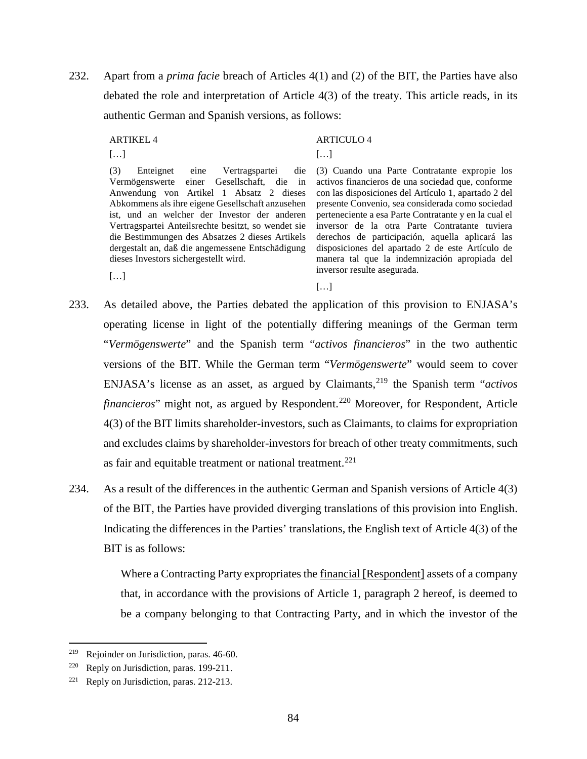232. Apart from a *prima facie* breach of Articles 4(1) and (2) of the BIT, the Parties have also debated the role and interpretation of Article 4(3) of the treaty. This article reads, in its authentic German and Spanish versions, as follows:

| ARTIKEL 4 | ARTICULO 4 |
| --- | --- |
| […] | […] |
| (3) Enteignet eine Vertragspartei die Vermögenswerte einer Gesellschaft, die in Anwendung von Artikel 1 Absatz 2 dieses Abkommens als ihre eigene Gesellschaft anzusehen ist, und an welcher der Investor der anderen Vertragspartei Anteilsrechte besitzt, so wendet sie die Bestimmungen des Absatzes 2 dieses Artikels dergestalt an, daß die angemessene Entschädigung dieses Investors sichergestellt wird. | (3) Cuando una Parte Contratante expropie los activos financieros de una sociedad que, conforme con las disposiciones del Artículo 1, apartado 2 del presente Convenio, sea considerada como sociedad perteneciente a esa Parte Contratante y en la cual el inversor de la otra Parte Contratante tuviera derechos de participación, aquella aplicará las disposiciones del apartado 2 de este Artículo de manera tal que la indemnización apropiada del inversor resulte asegurada. |
| […] | […] |

233. As detailed above, the Parties debated the application of this provision to ENJASA's operating license in light of the potentially differing meanings of the German term "*Vermögenswerte*" and the Spanish term "*activos financieros*" in the two authentic versions of the BIT. While the German term "*Vermögenswerte*" would seem to cover ENJASA's license as an asset, as argued by Claimants,[219] the Spanish term "*activos financieros*" might not, as argued by Respondent.[220] Moreover, for Respondent, Article 4(3) of the BIT limits shareholder-investors, such as Claimants, to claims for expropriation and excludes claims by shareholder-investors for breach of other treaty commitments, such as fair and equitable treatment or national treatment.[221]

234. As a result of the differences in the authentic German and Spanish versions of Article 4(3) of the BIT, the Parties have provided diverging translations of this provision into English. Indicating the differences in the Parties' translations, the English text of Article 4(3) of the BIT is as follows:

> Where a Contracting Party expropriates the financial [Respondent] assets of a company that, in accordance with the provisions of Article 1, paragraph 2 hereof, is deemed to be a company belonging to that Contracting Party, and in which the investor of the

[219] Rejoinder on Jurisdiction, paras. 46-60.

[220] Reply on Jurisdiction, paras. 199-211.

[221] Reply on Jurisdiction, paras. 212-213.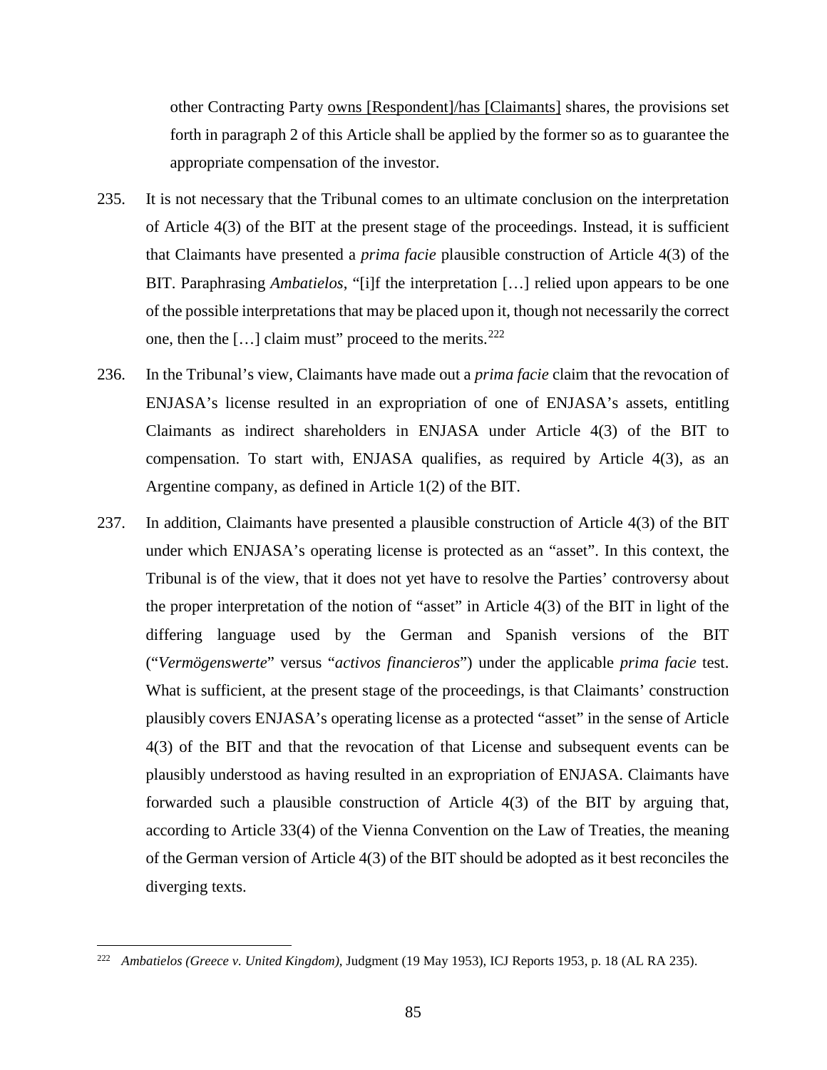other Contracting Party <u>owns [Respondent]/has [Claimants]</u> shares, the provisions set forth in paragraph 2 of this Article shall be applied by the former so as to guarantee the appropriate compensation of the investor.

235. It is not necessary that the Tribunal comes to an ultimate conclusion on the interpretation of Article 4(3) of the BIT at the present stage of the proceedings. Instead, it is sufficient that Claimants have presented a *prima facie* plausible construction of Article 4(3) of the BIT. Paraphrasing *Ambatielos*, "[i]f the interpretation […] relied upon appears to be one of the possible interpretations that may be placed upon it, though not necessarily the correct one, then the […] claim must" proceed to the merits.[222]

236. In the Tribunal's view, Claimants have made out a *prima facie* claim that the revocation of ENJASA's license resulted in an expropriation of one of ENJASA's assets, entitling Claimants as indirect shareholders in ENJASA under Article 4(3) of the BIT to compensation. To start with, ENJASA qualifies, as required by Article 4(3), as an Argentine company, as defined in Article 1(2) of the BIT.

237. In addition, Claimants have presented a plausible construction of Article 4(3) of the BIT under which ENJASA's operating license is protected as an "asset". In this context, the Tribunal is of the view, that it does not yet have to resolve the Parties' controversy about the proper interpretation of the notion of "asset" in Article 4(3) of the BIT in light of the differing language used by the German and Spanish versions of the BIT ("*Vermögenswerte*" versus "*activos financieros*") under the applicable *prima facie* test. What is sufficient, at the present stage of the proceedings, is that Claimants' construction plausibly covers ENJASA's operating license as a protected "asset" in the sense of Article 4(3) of the BIT and that the revocation of that License and subsequent events can be plausibly understood as having resulted in an expropriation of ENJASA. Claimants have forwarded such a plausible construction of Article 4(3) of the BIT by arguing that, according to Article 33(4) of the Vienna Convention on the Law of Treaties, the meaning of the German version of Article 4(3) of the BIT should be adopted as it best reconciles the diverging texts.

---

[222] *Ambatielos (Greece v. United Kingdom)*, Judgment (19 May 1953), ICJ Reports 1953, p. 18 (AL RA 235).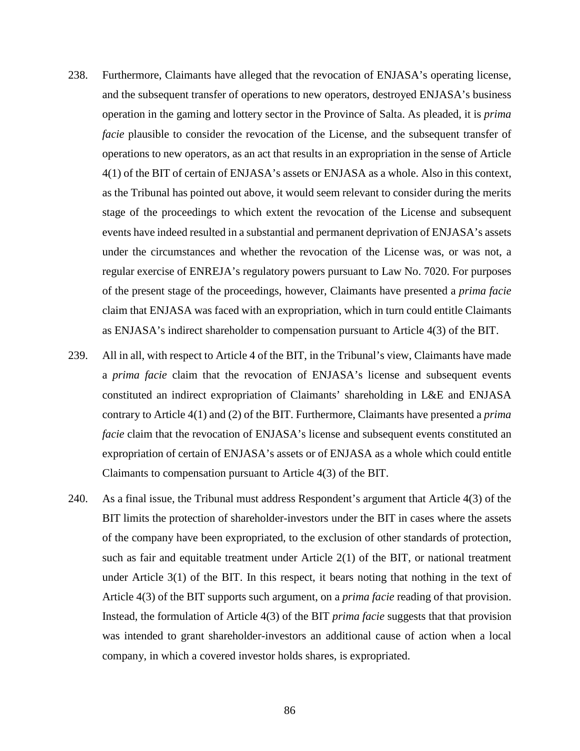238. Furthermore, Claimants have alleged that the revocation of ENJASA's operating license, and the subsequent transfer of operations to new operators, destroyed ENJASA's business operation in the gaming and lottery sector in the Province of Salta. As pleaded, it is *prima facie* plausible to consider the revocation of the License, and the subsequent transfer of operations to new operators, as an act that results in an expropriation in the sense of Article 4(1) of the BIT of certain of ENJASA's assets or ENJASA as a whole. Also in this context, as the Tribunal has pointed out above, it would seem relevant to consider during the merits stage of the proceedings to which extent the revocation of the License and subsequent events have indeed resulted in a substantial and permanent deprivation of ENJASA's assets under the circumstances and whether the revocation of the License was, or was not, a regular exercise of ENREJA's regulatory powers pursuant to Law No. 7020. For purposes of the present stage of the proceedings, however, Claimants have presented a *prima facie* claim that ENJASA was faced with an expropriation, which in turn could entitle Claimants as ENJASA's indirect shareholder to compensation pursuant to Article 4(3) of the BIT.

239. All in all, with respect to Article 4 of the BIT, in the Tribunal's view, Claimants have made a *prima facie* claim that the revocation of ENJASA's license and subsequent events constituted an indirect expropriation of Claimants' shareholding in L&E and ENJASA contrary to Article 4(1) and (2) of the BIT. Furthermore, Claimants have presented a *prima facie* claim that the revocation of ENJASA's license and subsequent events constituted an expropriation of certain of ENJASA's assets or of ENJASA as a whole which could entitle Claimants to compensation pursuant to Article 4(3) of the BIT.

240. As a final issue, the Tribunal must address Respondent's argument that Article 4(3) of the BIT limits the protection of shareholder-investors under the BIT in cases where the assets of the company have been expropriated, to the exclusion of other standards of protection, such as fair and equitable treatment under Article 2(1) of the BIT, or national treatment under Article 3(1) of the BIT. In this respect, it bears noting that nothing in the text of Article 4(3) of the BIT supports such argument, on a *prima facie* reading of that provision. Instead, the formulation of Article 4(3) of the BIT *prima facie* suggests that that provision was intended to grant shareholder-investors an additional cause of action when a local company, in which a covered investor holds shares, is expropriated.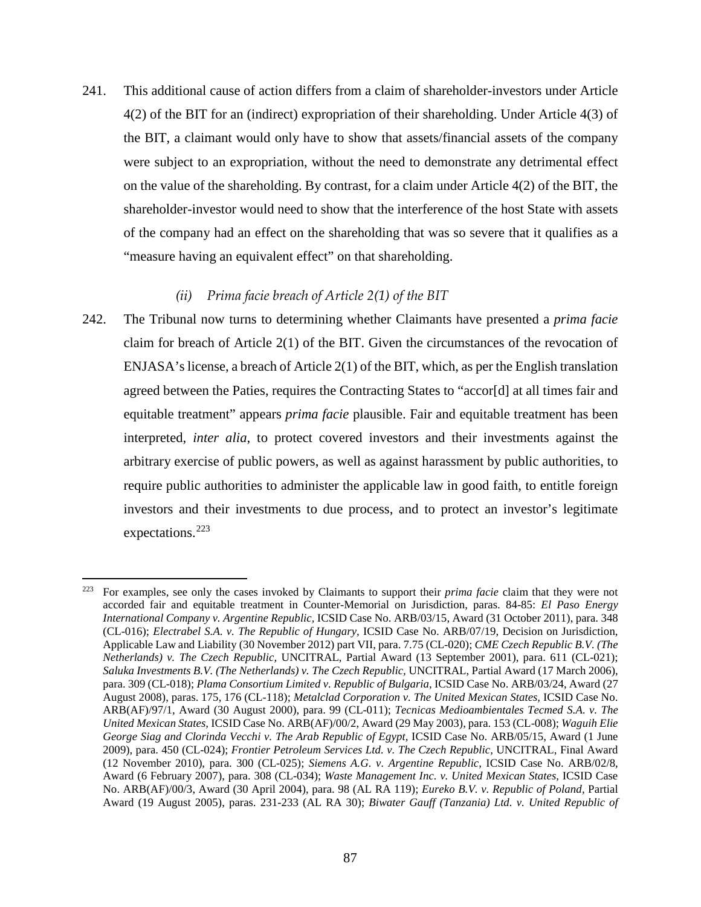241. This additional cause of action differs from a claim of shareholder-investors under Article 4(2) of the BIT for an (indirect) expropriation of their shareholding. Under Article 4(3) of the BIT, a claimant would only have to show that assets/financial assets of the company were subject to an expropriation, without the need to demonstrate any detrimental effect on the value of the shareholding. By contrast, for a claim under Article 4(2) of the BIT, the shareholder-investor would need to show that the interference of the host State with assets of the company had an effect on the shareholding that was so severe that it qualifies as a "measure having an equivalent effect" on that shareholding.

### *(ii) Prima facie breach of Article 2(1) of the BIT*

242. The Tribunal now turns to determining whether Claimants have presented a *prima facie* claim for breach of Article 2(1) of the BIT. Given the circumstances of the revocation of ENJASA's license, a breach of Article 2(1) of the BIT, which, as per the English translation agreed between the Paties, requires the Contracting States to "accor[d] at all times fair and equitable treatment" appears *prima facie* plausible. Fair and equitable treatment has been interpreted, *inter alia*, to protect covered investors and their investments against the arbitrary exercise of public powers, as well as against harassment by public authorities, to require public authorities to administer the applicable law in good faith, to entitle foreign investors and their investments to due process, and to protect an investor's legitimate expectations.[223]

---

[223] For examples, see only the cases invoked by Claimants to support their *prima facie* claim that they were not accorded fair and equitable treatment in Counter-Memorial on Jurisdiction, paras. 84-85: *El Paso Energy International Company v. Argentine Republic,* ICSID Case No. ARB/03/15, Award (31 October 2011), para. 348 (CL-016); *Electrabel S.A. v. The Republic of Hungary*, ICSID Case No. ARB/07/19, Decision on Jurisdiction, Applicable Law and Liability (30 November 2012) part VII, para. 7.75 (CL-020); *CME Czech Republic B.V. (The Netherlands) v. The Czech Republic,* UNCITRAL, Partial Award (13 September 2001), para. 611 (CL-021); *Saluka Investments B.V. (The Netherlands) v. The Czech Republic,* UNCITRAL, Partial Award (17 March 2006), para. 309 (CL-018); *Plama Consortium Limited v. Republic of Bulgaria,* ICSID Case No. ARB/03/24, Award (27 August 2008), paras. 175, 176 (CL-118); *Metalclad Corporation v. The United Mexican States,* ICSID Case No. ARB(AF)/97/1, Award (30 August 2000), para. 99 (CL-011); *Tecnicas Medioambientales Tecmed S.A. v. The United Mexican States,* ICSID Case No. ARB(AF)/00/2, Award (29 May 2003), para. 153 (CL-008); *Waguih Elie George Siag and Clorinda Vecchi v. The Arab Republic of Egypt,* ICSID Case No. ARB/05/15, Award (1 June 2009), para. 450 (CL-024); *Frontier Petroleum Services Ltd. v. The Czech Republic,* UNCITRAL, Final Award (12 November 2010), para. 300 (CL-025); *Siemens A.G. v. Argentine Republic,* ICSID Case No. ARB/02/8, Award (6 February 2007), para. 308 (CL-034); *Waste Management Inc. v. United Mexican States,* ICSID Case No. ARB(AF)/00/3, Award (30 April 2004), para. 98 (AL RA 119); *Eureko B.V. v. Republic of Poland,* Partial Award (19 August 2005), paras. 231-233 (AL RA 30); *Biwater Gauff (Tanzania) Ltd. v. United Republic of*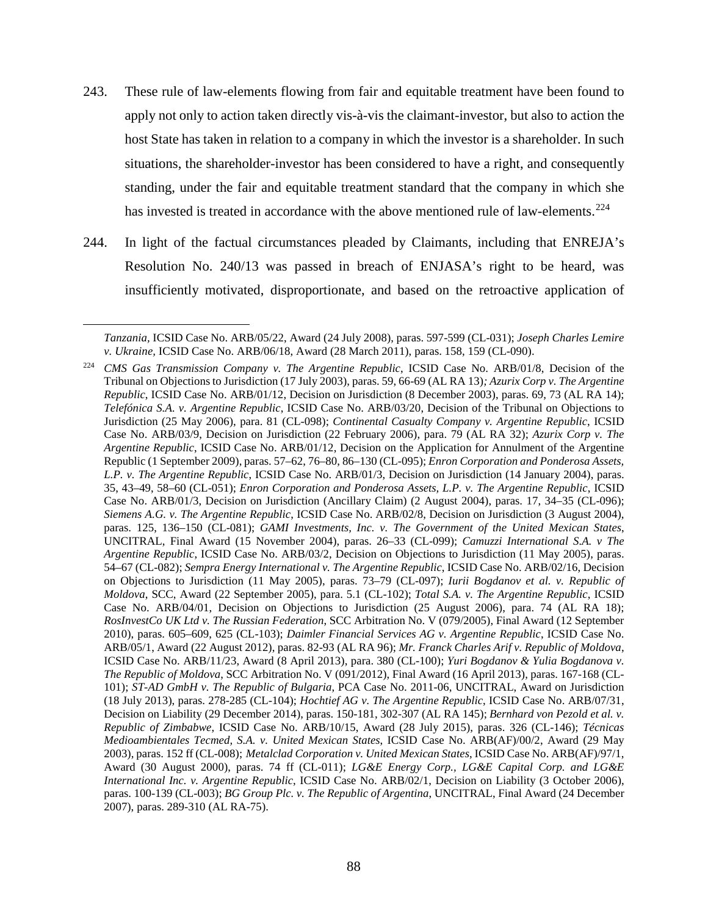243. These rule of law-elements flowing from fair and equitable treatment have been found to apply not only to action taken directly vis-à-vis the claimant-investor, but also to action the host State has taken in relation to a company in which the investor is a shareholder. In such situations, the shareholder-investor has been considered to have a right, and consequently standing, under the fair and equitable treatment standard that the company in which she has invested is treated in accordance with the above mentioned rule of law-elements.[224]

244. In light of the factual circumstances pleaded by Claimants, including that ENREJA's Resolution No. 240/13 was passed in breach of ENJASA's right to be heard, was insufficiently motivated, disproportionate, and based on the retroactive application of

*Tanzania*, ICSID Case No. ARB/05/22, Award (24 July 2008), paras. 597-599 (CL-031); *Joseph Charles Lemire v. Ukraine*, ICSID Case No. ARB/06/18, Award (28 March 2011), paras. 158, 159 (CL-090).

[224] *CMS Gas Transmission Company v. The Argentine Republic*, ICSID Case No. ARB/01/8, Decision of the Tribunal on Objections to Jurisdiction (17 July 2003), paras. 59, 66-69 (AL RA 13); *Azurix Corp v. The Argentine Republic*, ICSID Case No. ARB/01/12, Decision on Jurisdiction (8 December 2003), paras. 69, 73 (AL RA 14); *Telefónica S.A. v. Argentine Republic*, ICSID Case No. ARB/03/20, Decision of the Tribunal on Objections to Jurisdiction (25 May 2006), para. 81 (CL-098); *Continental Casualty Company v. Argentine Republic*, ICSID Case No. ARB/03/9, Decision on Jurisdiction (22 February 2006), para. 79 (AL RA 32); *Azurix Corp v. The Argentine Republic*, ICSID Case No. ARB/01/12, Decision on the Application for Annulment of the Argentine Republic (1 September 2009), paras. 57–62, 76–80, 86–130 (CL-095); *Enron Corporation and Ponderosa Assets, L.P. v. The Argentine Republic*, ICSID Case No. ARB/01/3, Decision on Jurisdiction (14 January 2004), paras. 35, 43–49, 58–60 (CL-051); *Enron Corporation and Ponderosa Assets, L.P. v. The Argentine Republic*, ICSID Case No. ARB/01/3, Decision on Jurisdiction (Ancillary Claim) (2 August 2004), paras. 17, 34–35 (CL-096); *Siemens A.G. v. The Argentine Republic*, ICSID Case No. ARB/02/8, Decision on Jurisdiction (3 August 2004), paras. 125, 136–150 (CL-081); *GAMI Investments, Inc. v. The Government of the United Mexican States*, UNCITRAL, Final Award (15 November 2004), paras. 26–33 (CL-099); *Camuzzi International S.A. v The Argentine Republic*, ICSID Case No. ARB/03/2, Decision on Objections to Jurisdiction (11 May 2005), paras. 54–67 (CL-082); *Sempra Energy International v. The Argentine Republic*, ICSID Case No. ARB/02/16, Decision on Objections to Jurisdiction (11 May 2005), paras. 73–79 (CL-097); *Iurii Bogdanov et al. v. Republic of Moldova*, SCC, Award (22 September 2005), para. 5.1 (CL-102); *Total S.A. v. The Argentine Republic*, ICSID Case No. ARB/04/01, Decision on Objections to Jurisdiction (25 August 2006), para. 74 (AL RA 18); *RosInvestCo UK Ltd v. The Russian Federation*, SCC Arbitration No. V (079/2005), Final Award (12 September 2010), paras. 605–609, 625 (CL-103); *Daimler Financial Services AG v. Argentine Republic*, ICSID Case No. ARB/05/1, Award (22 August 2012), paras. 82-93 (AL RA 96); *Mr. Franck Charles Arif v. Republic of Moldova*, ICSID Case No. ARB/11/23, Award (8 April 2013), para. 380 (CL-100); *Yuri Bogdanov & Yulia Bogdanova v. The Republic of Moldova*, SCC Arbitration No. V (091/2012), Final Award (16 April 2013), paras. 167-168 (CL-101); *ST-AD GmbH v. The Republic of Bulgaria*, PCA Case No. 2011-06, UNCITRAL, Award on Jurisdiction (18 July 2013), paras. 278-285 (CL-104); *Hochtief AG v. The Argentine Republic*, ICSID Case No. ARB/07/31, Decision on Liability (29 December 2014), paras. 150-181, 302-307 (AL RA 145); *Bernhard von Pezold et al. v. Republic of Zimbabwe*, ICSID Case No. ARB/10/15, Award (28 July 2015), paras. 326 (CL-146); *Técnicas Medioambientales Tecmed, S.A. v. United Mexican States*, ICSID Case No. ARB(AF)/00/2, Award (29 May 2003), paras. 152 ff (CL-008); *Metalclad Corporation v. United Mexican States*, ICSID Case No. ARB(AF)/97/1, Award (30 August 2000), paras. 74 ff (CL-011); *LG&E Energy Corp., LG&E Capital Corp. and LG&E International Inc. v. Argentine Republic*, ICSID Case No. ARB/02/1, Decision on Liability (3 October 2006), paras. 100-139 (CL-003); *BG Group Plc. v. The Republic of Argentina*, UNCITRAL, Final Award (24 December 2007), paras. 289-310 (AL RA-75).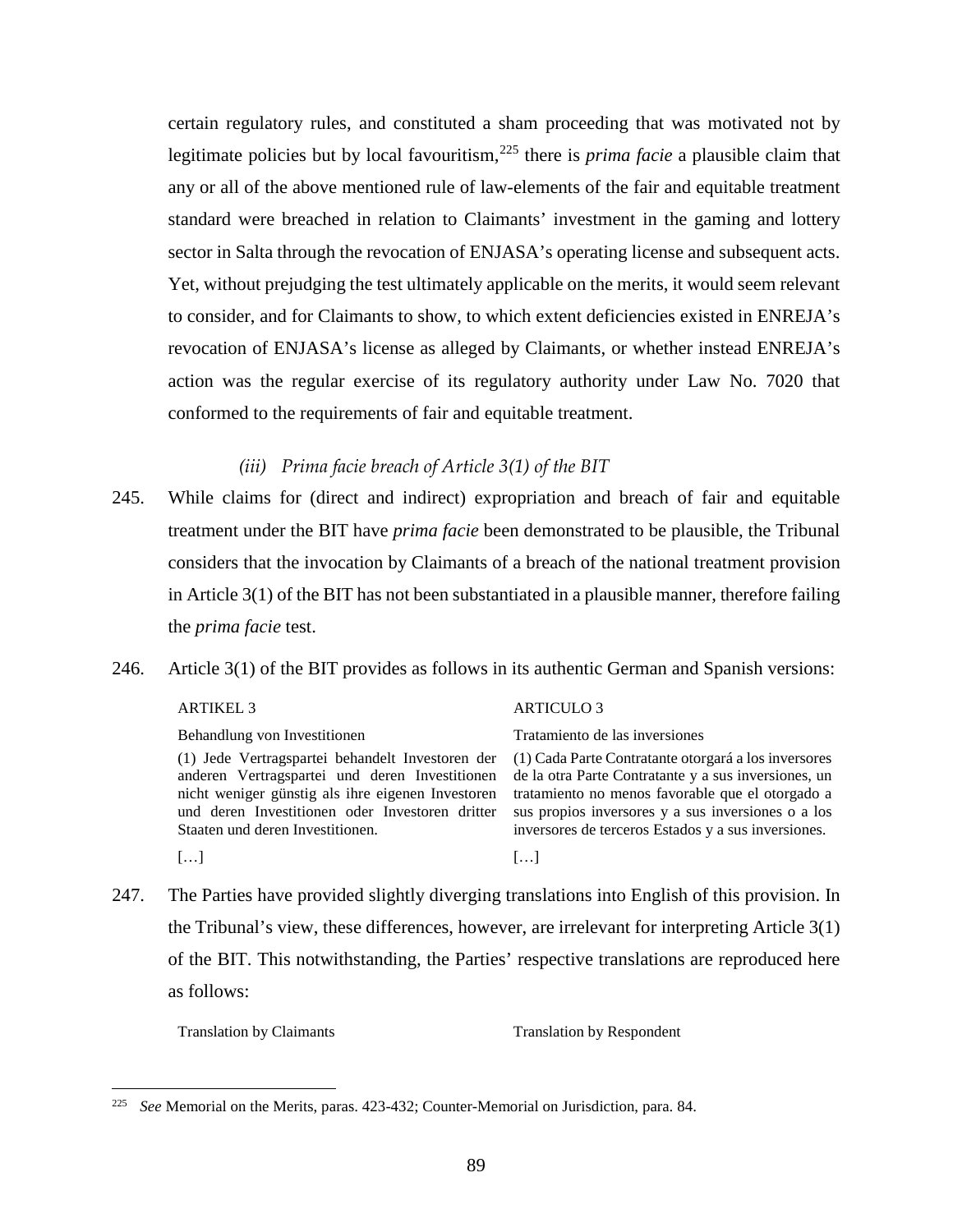certain regulatory rules, and constituted a sham proceeding that was motivated not by legitimate policies but by local favouritism,[225] there is *prima facie* a plausible claim that any or all of the above mentioned rule of law-elements of the fair and equitable treatment standard were breached in relation to Claimants' investment in the gaming and lottery sector in Salta through the revocation of ENJASA's operating license and subsequent acts. Yet, without prejudging the test ultimately applicable on the merits, it would seem relevant to consider, and for Claimants to show, to which extent deficiencies existed in ENREJA's revocation of ENJASA's license as alleged by Claimants, or whether instead ENREJA's action was the regular exercise of its regulatory authority under Law No. 7020 that conformed to the requirements of fair and equitable treatment.

*(iii) Prima facie breach of Article 3(1) of the BIT*

245. While claims for (direct and indirect) expropriation and breach of fair and equitable treatment under the BIT have *prima facie* been demonstrated to be plausible, the Tribunal considers that the invocation by Claimants of a breach of the national treatment provision in Article 3(1) of the BIT has not been substantiated in a plausible manner, therefore failing the *prima facie* test.

246. Article 3(1) of the BIT provides as follows in its authentic German and Spanish versions:

| ARTIKEL 3 | ARTICULO 3 |
|---|---|
| Behandlung von Investitionen | Tratamiento de las inversiones |
| (1) Jede Vertragspartei behandelt Investoren der anderen Vertragspartei und deren Investitionen nicht weniger günstig als ihre eigenen Investoren und deren Investitionen oder Investoren dritter Staaten und deren Investitionen. | (1) Cada Parte Contratante otorgará a los inversores de la otra Parte Contratante y a sus inversiones, un tratamiento no menos favorable que el otorgado a sus propios inversores y a sus inversiones o a los inversores de terceros Estados y a sus inversiones. |
| […] | […] |

247. The Parties have provided slightly diverging translations into English of this provision. In the Tribunal's view, these differences, however, are irrelevant for interpreting Article 3(1) of the BIT. This notwithstanding, the Parties' respective translations are reproduced here as follows:

| Translation by Claimants | Translation by Respondent |
|---|---|

[225] *See* Memorial on the Merits, paras. 423-432; Counter-Memorial on Jurisdiction, para. 84.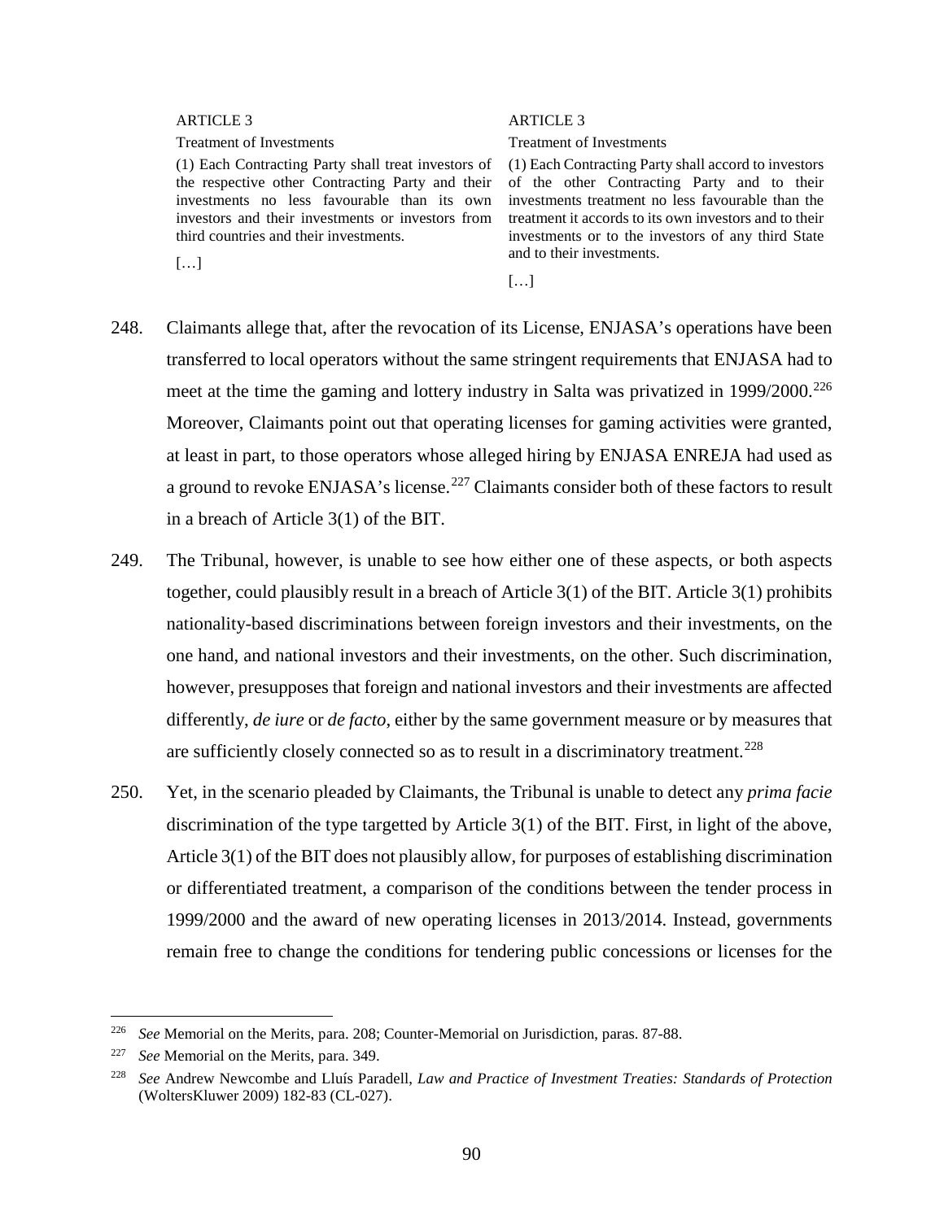| | |
|---|---|
| ARTICLE 3 | ARTICLE 3 |
| Treatment of Investments | Treatment of Investments |
| (1) Each Contracting Party shall treat investors of the respective other Contracting Party and their investments no less favourable than its own investors and their investments or investors from third countries and their investments. | (1) Each Contracting Party shall accord to investors of the other Contracting Party and to their investments treatment no less favourable than the treatment it accords to its own investors and to their investments or to the investors of any third State and to their investments. |
| […] | […] |

248. Claimants allege that, after the revocation of its License, ENJASA's operations have been transferred to local operators without the same stringent requirements that ENJASA had to meet at the time the gaming and lottery industry in Salta was privatized in 1999/2000.[226] Moreover, Claimants point out that operating licenses for gaming activities were granted, at least in part, to those operators whose alleged hiring by ENJASA ENREJA had used as a ground to revoke ENJASA's license.[227] Claimants consider both of these factors to result in a breach of Article 3(1) of the BIT.

249. The Tribunal, however, is unable to see how either one of these aspects, or both aspects together, could plausibly result in a breach of Article 3(1) of the BIT. Article 3(1) prohibits nationality-based discriminations between foreign investors and their investments, on the one hand, and national investors and their investments, on the other. Such discrimination, however, presupposes that foreign and national investors and their investments are affected differently, *de iure* or *de facto*, either by the same government measure or by measures that are sufficiently closely connected so as to result in a discriminatory treatment.[228]

250. Yet, in the scenario pleaded by Claimants, the Tribunal is unable to detect any *prima facie* discrimination of the type targetted by Article 3(1) of the BIT. First, in light of the above, Article 3(1) of the BIT does not plausibly allow, for purposes of establishing discrimination or differentiated treatment, a comparison of the conditions between the tender process in 1999/2000 and the award of new operating licenses in 2013/2014. Instead, governments remain free to change the conditions for tendering public concessions or licenses for the

---

[226] *See* Memorial on the Merits, para. 208; Counter-Memorial on Jurisdiction, paras. 87-88.

[227] *See* Memorial on the Merits, para. 349.

[228] *See* Andrew Newcombe and Lluís Paradell, *Law and Practice of Investment Treaties: Standards of Protection* (WoltersKluwer 2009) 182-83 (CL-027).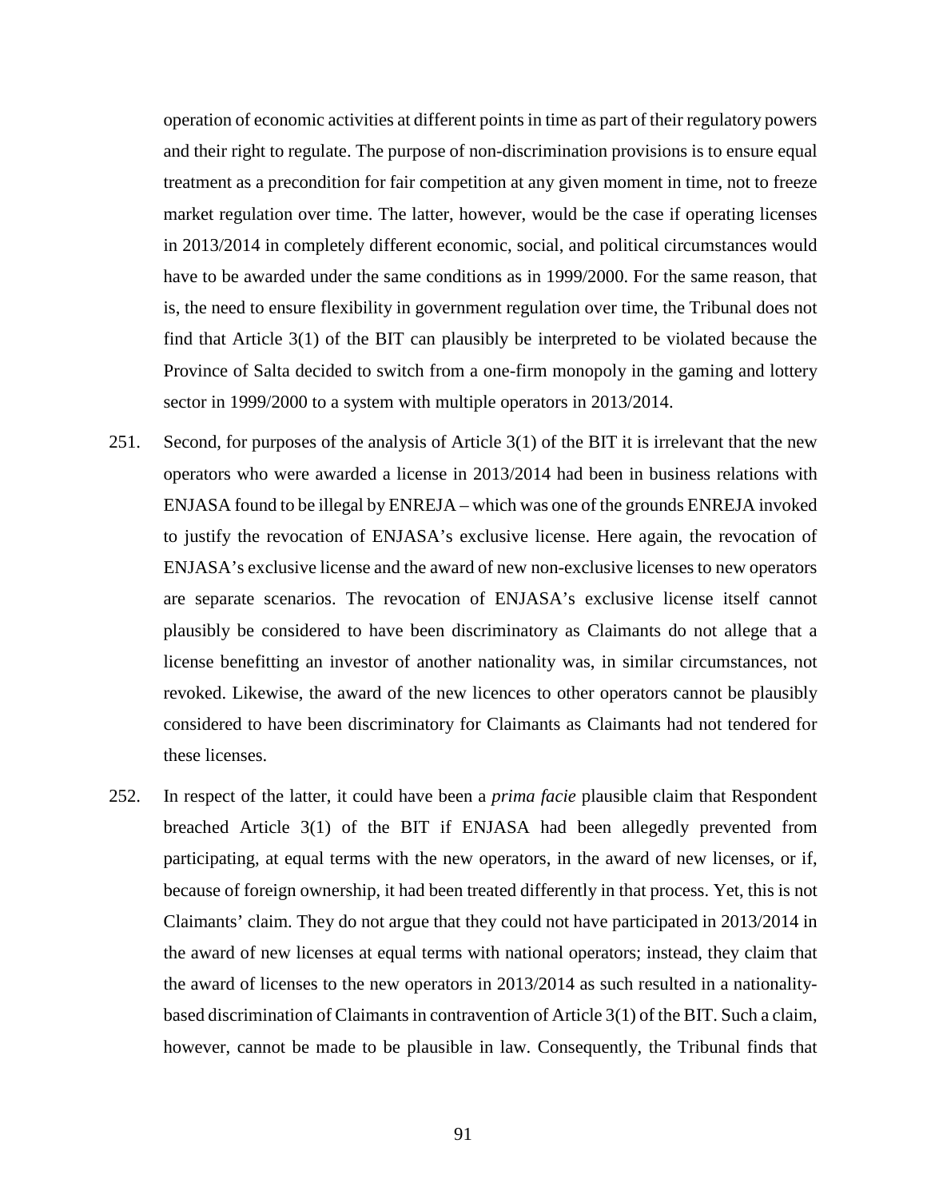operation of economic activities at different points in time as part of their regulatory powers and their right to regulate. The purpose of non-discrimination provisions is to ensure equal treatment as a precondition for fair competition at any given moment in time, not to freeze market regulation over time. The latter, however, would be the case if operating licenses in 2013/2014 in completely different economic, social, and political circumstances would have to be awarded under the same conditions as in 1999/2000. For the same reason, that is, the need to ensure flexibility in government regulation over time, the Tribunal does not find that Article 3(1) of the BIT can plausibly be interpreted to be violated because the Province of Salta decided to switch from a one-firm monopoly in the gaming and lottery sector in 1999/2000 to a system with multiple operators in 2013/2014.

251. Second, for purposes of the analysis of Article 3(1) of the BIT it is irrelevant that the new operators who were awarded a license in 2013/2014 had been in business relations with ENJASA found to be illegal by ENREJA – which was one of the grounds ENREJA invoked to justify the revocation of ENJASA's exclusive license. Here again, the revocation of ENJASA's exclusive license and the award of new non-exclusive licenses to new operators are separate scenarios. The revocation of ENJASA's exclusive license itself cannot plausibly be considered to have been discriminatory as Claimants do not allege that a license benefitting an investor of another nationality was, in similar circumstances, not revoked. Likewise, the award of the new licences to other operators cannot be plausibly considered to have been discriminatory for Claimants as Claimants had not tendered for these licenses.

252. In respect of the latter, it could have been a *prima facie* plausible claim that Respondent breached Article 3(1) of the BIT if ENJASA had been allegedly prevented from participating, at equal terms with the new operators, in the award of new licenses, or if, because of foreign ownership, it had been treated differently in that process. Yet, this is not Claimants' claim. They do not argue that they could not have participated in 2013/2014 in the award of new licenses at equal terms with national operators; instead, they claim that the award of licenses to the new operators in 2013/2014 as such resulted in a nationality-based discrimination of Claimants in contravention of Article 3(1) of the BIT. Such a claim, however, cannot be made to be plausible in law. Consequently, the Tribunal finds that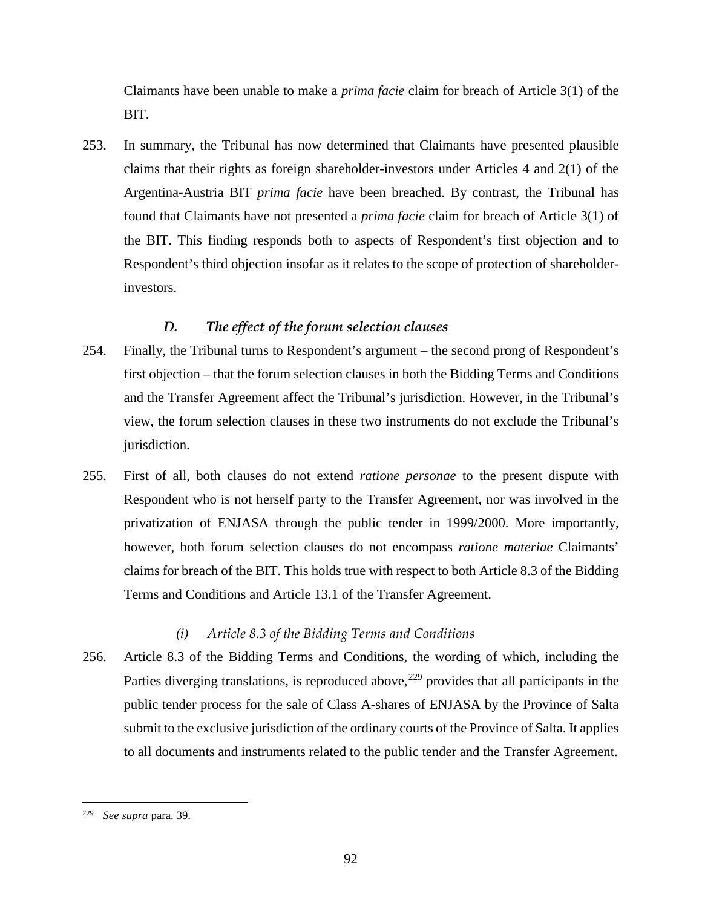Claimants have been unable to make a *prima facie* claim for breach of Article 3(1) of the BIT.

253. In summary, the Tribunal has now determined that Claimants have presented plausible claims that their rights as foreign shareholder-investors under Articles 4 and 2(1) of the Argentina-Austria BIT *prima facie* have been breached. By contrast, the Tribunal has found that Claimants have not presented a *prima facie* claim for breach of Article 3(1) of the BIT. This finding responds both to aspects of Respondent's first objection and to Respondent's third objection insofar as it relates to the scope of protection of shareholder-investors.

### *D. The effect of the forum selection clauses*

254. Finally, the Tribunal turns to Respondent's argument – the second prong of Respondent's first objection – that the forum selection clauses in both the Bidding Terms and Conditions and the Transfer Agreement affect the Tribunal's jurisdiction. However, in the Tribunal's view, the forum selection clauses in these two instruments do not exclude the Tribunal's jurisdiction.

255. First of all, both clauses do not extend *ratione personae* to the present dispute with Respondent who is not herself party to the Transfer Agreement, nor was involved in the privatization of ENJASA through the public tender in 1999/2000. More importantly, however, both forum selection clauses do not encompass *ratione materiae* Claimants' claims for breach of the BIT. This holds true with respect to both Article 8.3 of the Bidding Terms and Conditions and Article 13.1 of the Transfer Agreement.

#### *(i) Article 8.3 of the Bidding Terms and Conditions*

256. Article 8.3 of the Bidding Terms and Conditions, the wording of which, including the Parties diverging translations, is reproduced above,[229] provides that all participants in the public tender process for the sale of Class A-shares of ENJASA by the Province of Salta submit to the exclusive jurisdiction of the ordinary courts of the Province of Salta. It applies to all documents and instruments related to the public tender and the Transfer Agreement.

---

[229] *See supra* para. 39.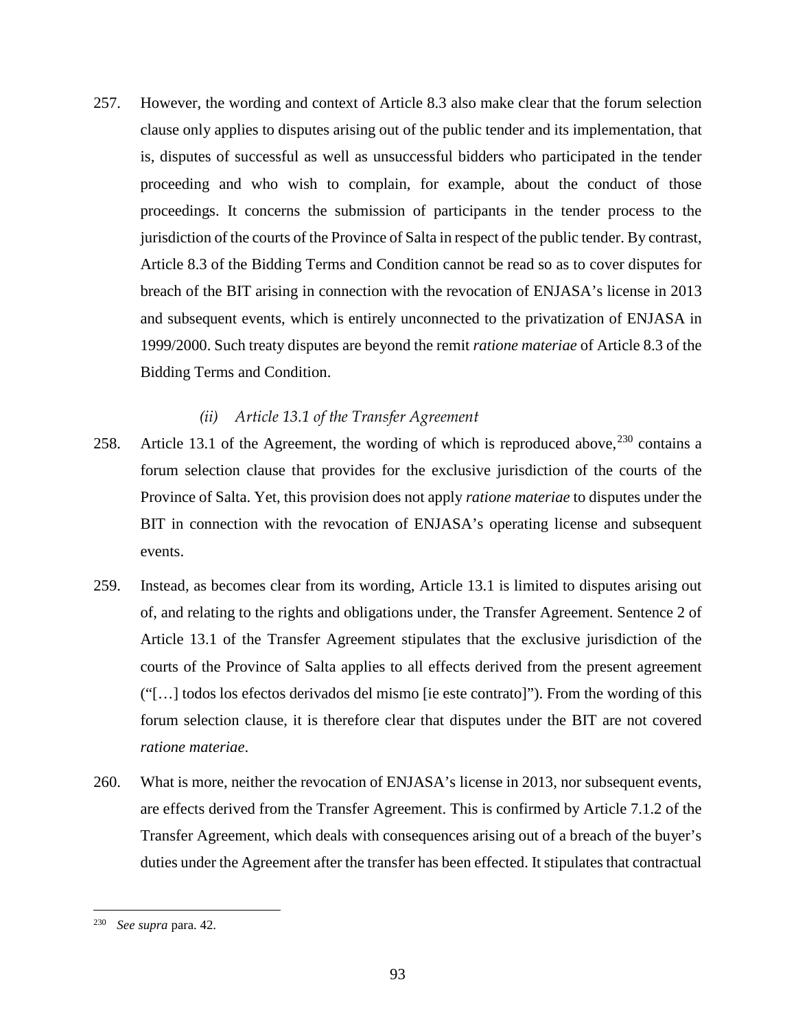257. However, the wording and context of Article 8.3 also make clear that the forum selection clause only applies to disputes arising out of the public tender and its implementation, that is, disputes of successful as well as unsuccessful bidders who participated in the tender proceeding and who wish to complain, for example, about the conduct of those proceedings. It concerns the submission of participants in the tender process to the jurisdiction of the courts of the Province of Salta in respect of the public tender. By contrast, Article 8.3 of the Bidding Terms and Condition cannot be read so as to cover disputes for breach of the BIT arising in connection with the revocation of ENJASA's license in 2013 and subsequent events, which is entirely unconnected to the privatization of ENJASA in 1999/2000. Such treaty disputes are beyond the remit *ratione materiae* of Article 8.3 of the Bidding Terms and Condition.

*(ii) Article 13.1 of the Transfer Agreement*

258. Article 13.1 of the Agreement, the wording of which is reproduced above,[230] contains a forum selection clause that provides for the exclusive jurisdiction of the courts of the Province of Salta. Yet, this provision does not apply *ratione materiae* to disputes under the BIT in connection with the revocation of ENJASA's operating license and subsequent events.

259. Instead, as becomes clear from its wording, Article 13.1 is limited to disputes arising out of, and relating to the rights and obligations under, the Transfer Agreement. Sentence 2 of Article 13.1 of the Transfer Agreement stipulates that the exclusive jurisdiction of the courts of the Province of Salta applies to all effects derived from the present agreement ("[…] todos los efectos derivados del mismo [ie este contrato]"). From the wording of this forum selection clause, it is therefore clear that disputes under the BIT are not covered *ratione materiae*.

260. What is more, neither the revocation of ENJASA's license in 2013, nor subsequent events, are effects derived from the Transfer Agreement. This is confirmed by Article 7.1.2 of the Transfer Agreement, which deals with consequences arising out of a breach of the buyer's duties under the Agreement after the transfer has been effected. It stipulates that contractual

---

[230] *See supra* para. 42.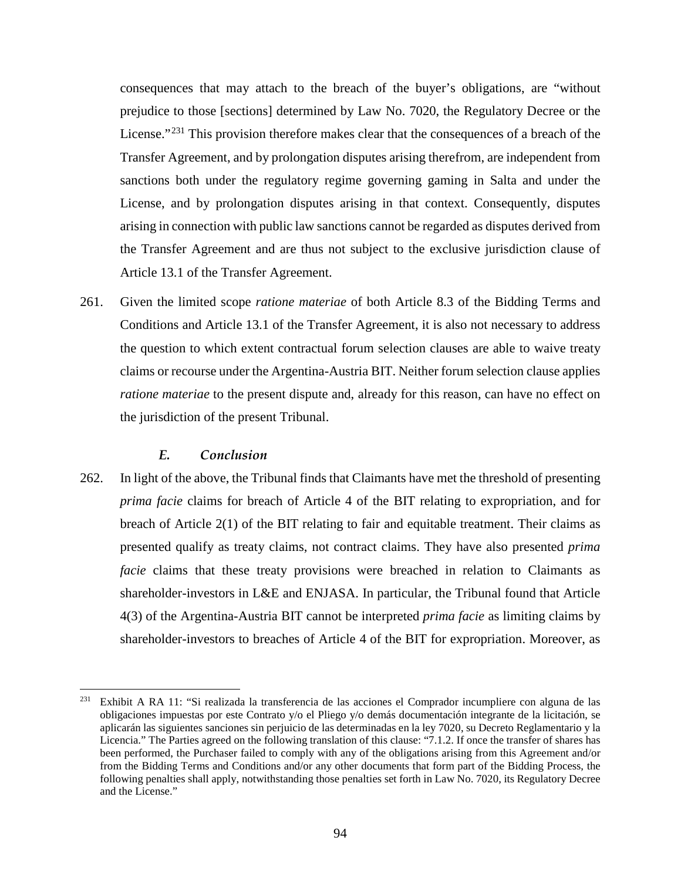consequences that may attach to the breach of the buyer's obligations, are "without prejudice to those [sections] determined by Law No. 7020, the Regulatory Decree or the License."[231] This provision therefore makes clear that the consequences of a breach of the Transfer Agreement, and by prolongation disputes arising therefrom, are independent from sanctions both under the regulatory regime governing gaming in Salta and under the License, and by prolongation disputes arising in that context. Consequently, disputes arising in connection with public law sanctions cannot be regarded as disputes derived from the Transfer Agreement and are thus not subject to the exclusive jurisdiction clause of Article 13.1 of the Transfer Agreement.

261. Given the limited scope *ratione materiae* of both Article 8.3 of the Bidding Terms and Conditions and Article 13.1 of the Transfer Agreement, it is also not necessary to address the question to which extent contractual forum selection clauses are able to waive treaty claims or recourse under the Argentina-Austria BIT. Neither forum selection clause applies *ratione materiae* to the present dispute and, already for this reason, can have no effect on the jurisdiction of the present Tribunal.

### *E. Conclusion*

262. In light of the above, the Tribunal finds that Claimants have met the threshold of presenting *prima facie* claims for breach of Article 4 of the BIT relating to expropriation, and for breach of Article 2(1) of the BIT relating to fair and equitable treatment. Their claims as presented qualify as treaty claims, not contract claims. They have also presented *prima facie* claims that these treaty provisions were breached in relation to Claimants as shareholder-investors in L&E and ENJASA. In particular, the Tribunal found that Article 4(3) of the Argentina-Austria BIT cannot be interpreted *prima facie* as limiting claims by shareholder-investors to breaches of Article 4 of the BIT for expropriation. Moreover, as

---

[231] Exhibit A RA 11: "Si realizada la transferencia de las acciones el Comprador incumpliere con alguna de las obligaciones impuestas por este Contrato y/o el Pliego y/o demás documentación integrante de la licitación, se aplicarán las siguientes sanciones sin perjuicio de las determinadas en la ley 7020, su Decreto Reglamentario y la Licencia." The Parties agreed on the following translation of this clause: "7.1.2. If once the transfer of shares has been performed, the Purchaser failed to comply with any of the obligations arising from this Agreement and/or from the Bidding Terms and Conditions and/or any other documents that form part of the Bidding Process, the following penalties shall apply, notwithstanding those penalties set forth in Law No. 7020, its Regulatory Decree and the License."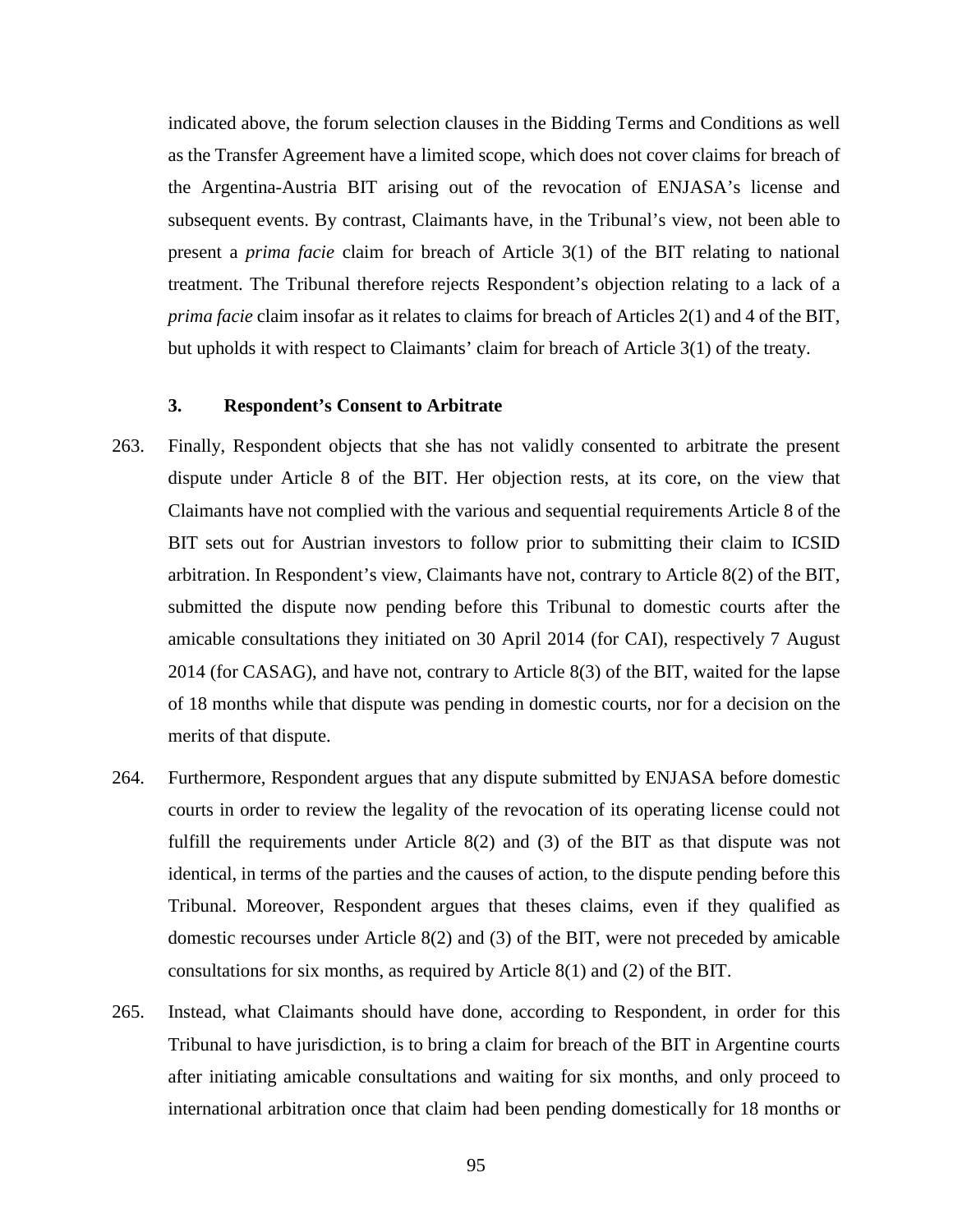indicated above, the forum selection clauses in the Bidding Terms and Conditions as well as the Transfer Agreement have a limited scope, which does not cover claims for breach of the Argentina-Austria BIT arising out of the revocation of ENJASA's license and subsequent events. By contrast, Claimants have, in the Tribunal's view, not been able to present a *prima facie* claim for breach of Article 3(1) of the BIT relating to national treatment. The Tribunal therefore rejects Respondent's objection relating to a lack of a *prima facie* claim insofar as it relates to claims for breach of Articles 2(1) and 4 of the BIT, but upholds it with respect to Claimants' claim for breach of Article 3(1) of the treaty.

### 3. Respondent's Consent to Arbitrate

263. Finally, Respondent objects that she has not validly consented to arbitrate the present dispute under Article 8 of the BIT. Her objection rests, at its core, on the view that Claimants have not complied with the various and sequential requirements Article 8 of the BIT sets out for Austrian investors to follow prior to submitting their claim to ICSID arbitration. In Respondent's view, Claimants have not, contrary to Article 8(2) of the BIT, submitted the dispute now pending before this Tribunal to domestic courts after the amicable consultations they initiated on 30 April 2014 (for CAI), respectively 7 August 2014 (for CASAG), and have not, contrary to Article 8(3) of the BIT, waited for the lapse of 18 months while that dispute was pending in domestic courts, nor for a decision on the merits of that dispute.

264. Furthermore, Respondent argues that any dispute submitted by ENJASA before domestic courts in order to review the legality of the revocation of its operating license could not fulfill the requirements under Article 8(2) and (3) of the BIT as that dispute was not identical, in terms of the parties and the causes of action, to the dispute pending before this Tribunal. Moreover, Respondent argues that theses claims, even if they qualified as domestic recourses under Article 8(2) and (3) of the BIT, were not preceded by amicable consultations for six months, as required by Article 8(1) and (2) of the BIT.

265. Instead, what Claimants should have done, according to Respondent, in order for this Tribunal to have jurisdiction, is to bring a claim for breach of the BIT in Argentine courts after initiating amicable consultations and waiting for six months, and only proceed to international arbitration once that claim had been pending domestically for 18 months or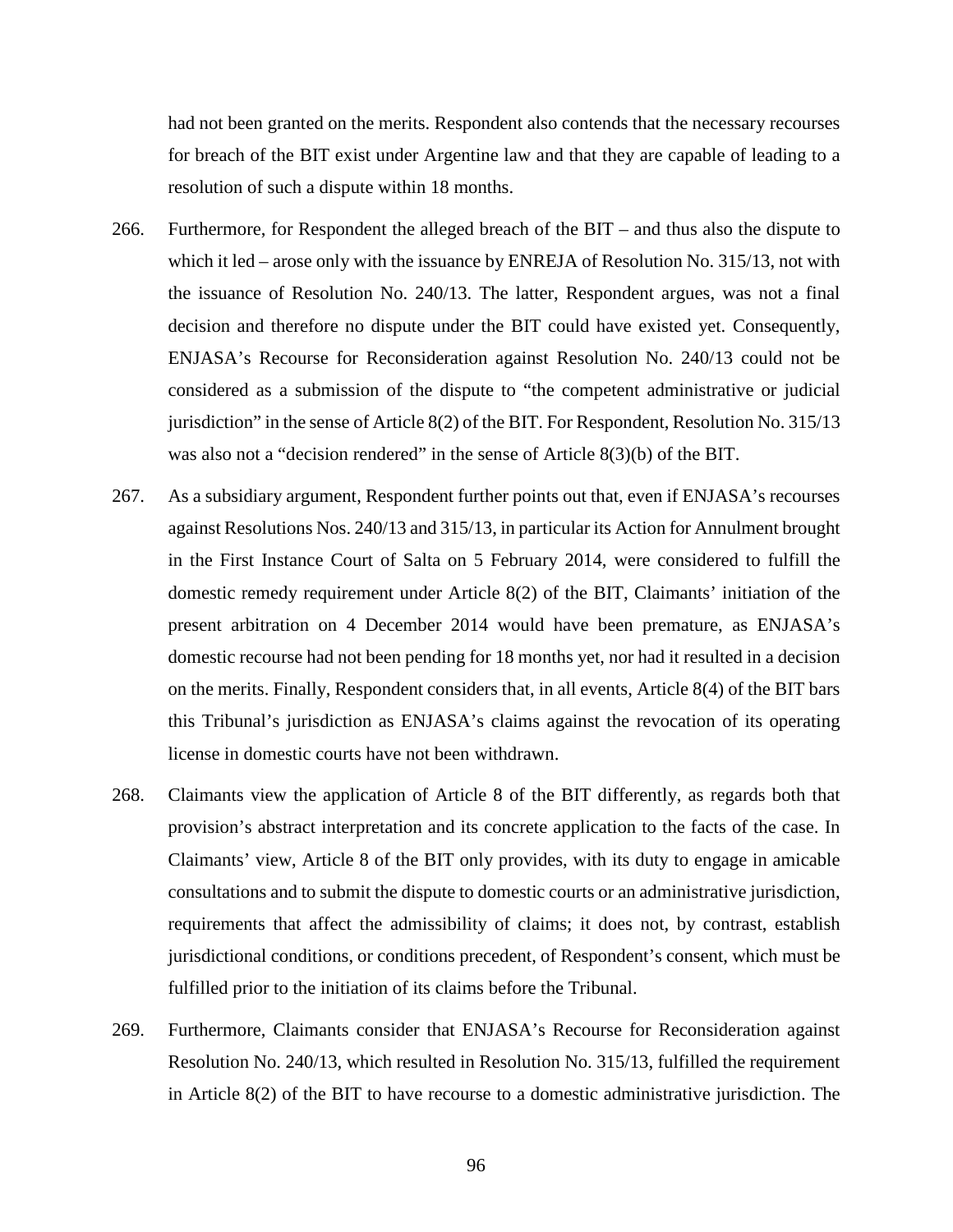had not been granted on the merits. Respondent also contends that the necessary recourses for breach of the BIT exist under Argentine law and that they are capable of leading to a resolution of such a dispute within 18 months.

266. Furthermore, for Respondent the alleged breach of the BIT – and thus also the dispute to which it led – arose only with the issuance by ENREJA of Resolution No. 315/13, not with the issuance of Resolution No. 240/13. The latter, Respondent argues, was not a final decision and therefore no dispute under the BIT could have existed yet. Consequently, ENJASA's Recourse for Reconsideration against Resolution No. 240/13 could not be considered as a submission of the dispute to "the competent administrative or judicial jurisdiction" in the sense of Article 8(2) of the BIT. For Respondent, Resolution No. 315/13 was also not a "decision rendered" in the sense of Article 8(3)(b) of the BIT.

267. As a subsidiary argument, Respondent further points out that, even if ENJASA's recourses against Resolutions Nos. 240/13 and 315/13, in particular its Action for Annulment brought in the First Instance Court of Salta on 5 February 2014, were considered to fulfill the domestic remedy requirement under Article 8(2) of the BIT, Claimants' initiation of the present arbitration on 4 December 2014 would have been premature, as ENJASA's domestic recourse had not been pending for 18 months yet, nor had it resulted in a decision on the merits. Finally, Respondent considers that, in all events, Article 8(4) of the BIT bars this Tribunal's jurisdiction as ENJASA's claims against the revocation of its operating license in domestic courts have not been withdrawn.

268. Claimants view the application of Article 8 of the BIT differently, as regards both that provision's abstract interpretation and its concrete application to the facts of the case. In Claimants' view, Article 8 of the BIT only provides, with its duty to engage in amicable consultations and to submit the dispute to domestic courts or an administrative jurisdiction, requirements that affect the admissibility of claims; it does not, by contrast, establish jurisdictional conditions, or conditions precedent, of Respondent's consent, which must be fulfilled prior to the initiation of its claims before the Tribunal.

269. Furthermore, Claimants consider that ENJASA's Recourse for Reconsideration against Resolution No. 240/13, which resulted in Resolution No. 315/13, fulfilled the requirement in Article 8(2) of the BIT to have recourse to a domestic administrative jurisdiction. The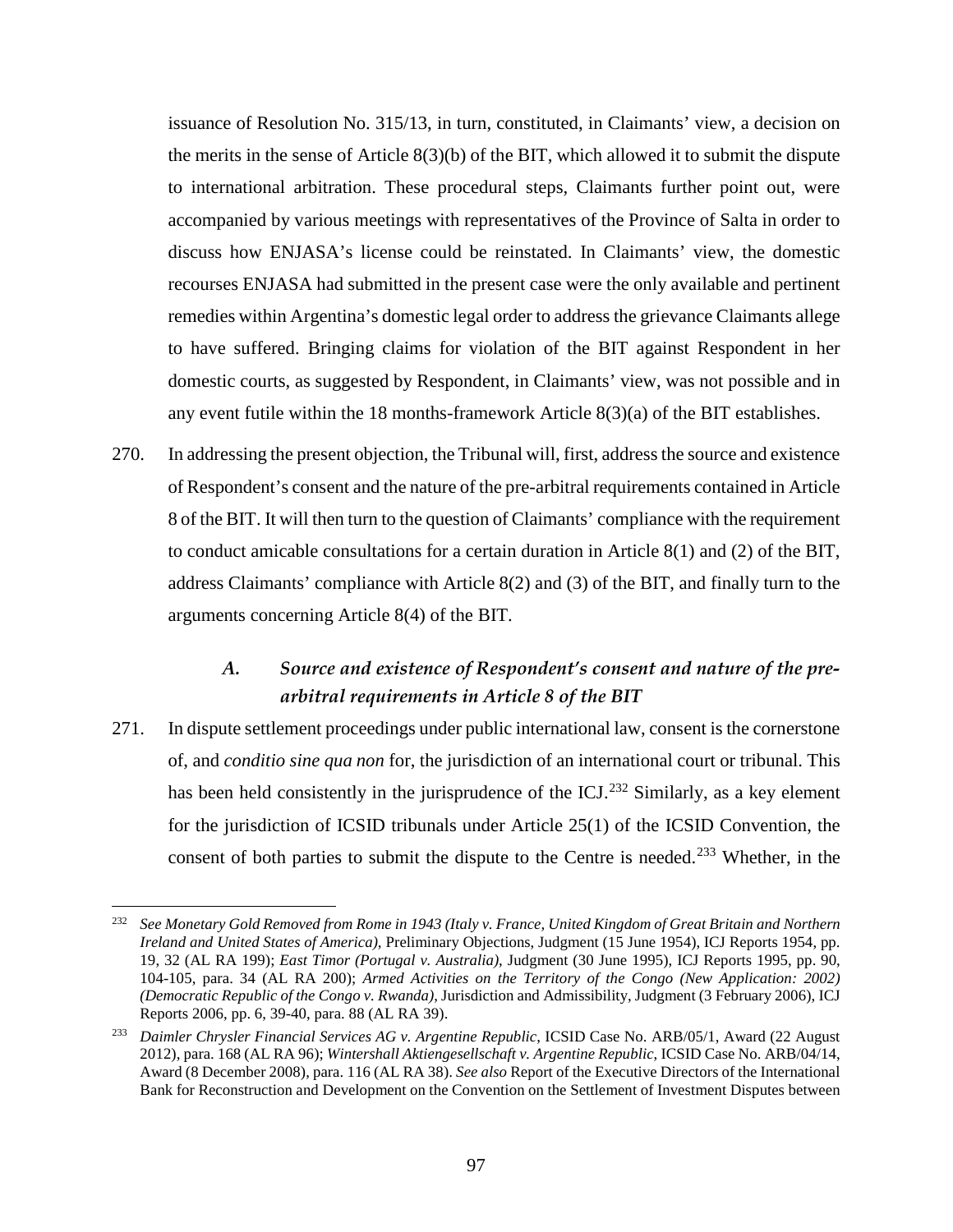issuance of Resolution No. 315/13, in turn, constituted, in Claimants' view, a decision on the merits in the sense of Article 8(3)(b) of the BIT, which allowed it to submit the dispute to international arbitration. These procedural steps, Claimants further point out, were accompanied by various meetings with representatives of the Province of Salta in order to discuss how ENJASA's license could be reinstated. In Claimants' view, the domestic recourses ENJASA had submitted in the present case were the only available and pertinent remedies within Argentina's domestic legal order to address the grievance Claimants allege to have suffered. Bringing claims for violation of the BIT against Respondent in her domestic courts, as suggested by Respondent, in Claimants' view, was not possible and in any event futile within the 18 months-framework Article 8(3)(a) of the BIT establishes.

270. In addressing the present objection, the Tribunal will, first, address the source and existence of Respondent's consent and the nature of the pre-arbitral requirements contained in Article 8 of the BIT. It will then turn to the question of Claimants' compliance with the requirement to conduct amicable consultations for a certain duration in Article 8(1) and (2) of the BIT, address Claimants' compliance with Article 8(2) and (3) of the BIT, and finally turn to the arguments concerning Article 8(4) of the BIT.

### *A. Source and existence of Respondent's consent and nature of the pre-arbitral requirements in Article 8 of the BIT*

271. In dispute settlement proceedings under public international law, consent is the cornerstone of, and *conditio sine qua non* for, the jurisdiction of an international court or tribunal. This has been held consistently in the jurisprudence of the ICJ.[232] Similarly, as a key element for the jurisdiction of ICSID tribunals under Article 25(1) of the ICSID Convention, the consent of both parties to submit the dispute to the Centre is needed.[233] Whether, in the

---

[232] *See Monetary Gold Removed from Rome in 1943 (Italy v. France, United Kingdom of Great Britain and Northern Ireland and United States of America)*, Preliminary Objections, Judgment (15 June 1954), ICJ Reports 1954, pp. 19, 32 (AL RA 199); *East Timor (Portugal v. Australia)*, Judgment (30 June 1995), ICJ Reports 1995, pp. 90, 104-105, para. 34 (AL RA 200); *Armed Activities on the Territory of the Congo (New Application: 2002) (Democratic Republic of the Congo v. Rwanda)*, Jurisdiction and Admissibility, Judgment (3 February 2006), ICJ Reports 2006, pp. 6, 39-40, para. 88 (AL RA 39).

[233] *Daimler Chrysler Financial Services AG v. Argentine Republic*, ICSID Case No. ARB/05/1, Award (22 August 2012), para. 168 (AL RA 96); *Wintershall Aktiengesellschaft v. Argentine Republic*, ICSID Case No. ARB/04/14, Award (8 December 2008), para. 116 (AL RA 38). *See also* Report of the Executive Directors of the International Bank for Reconstruction and Development on the Convention on the Settlement of Investment Disputes between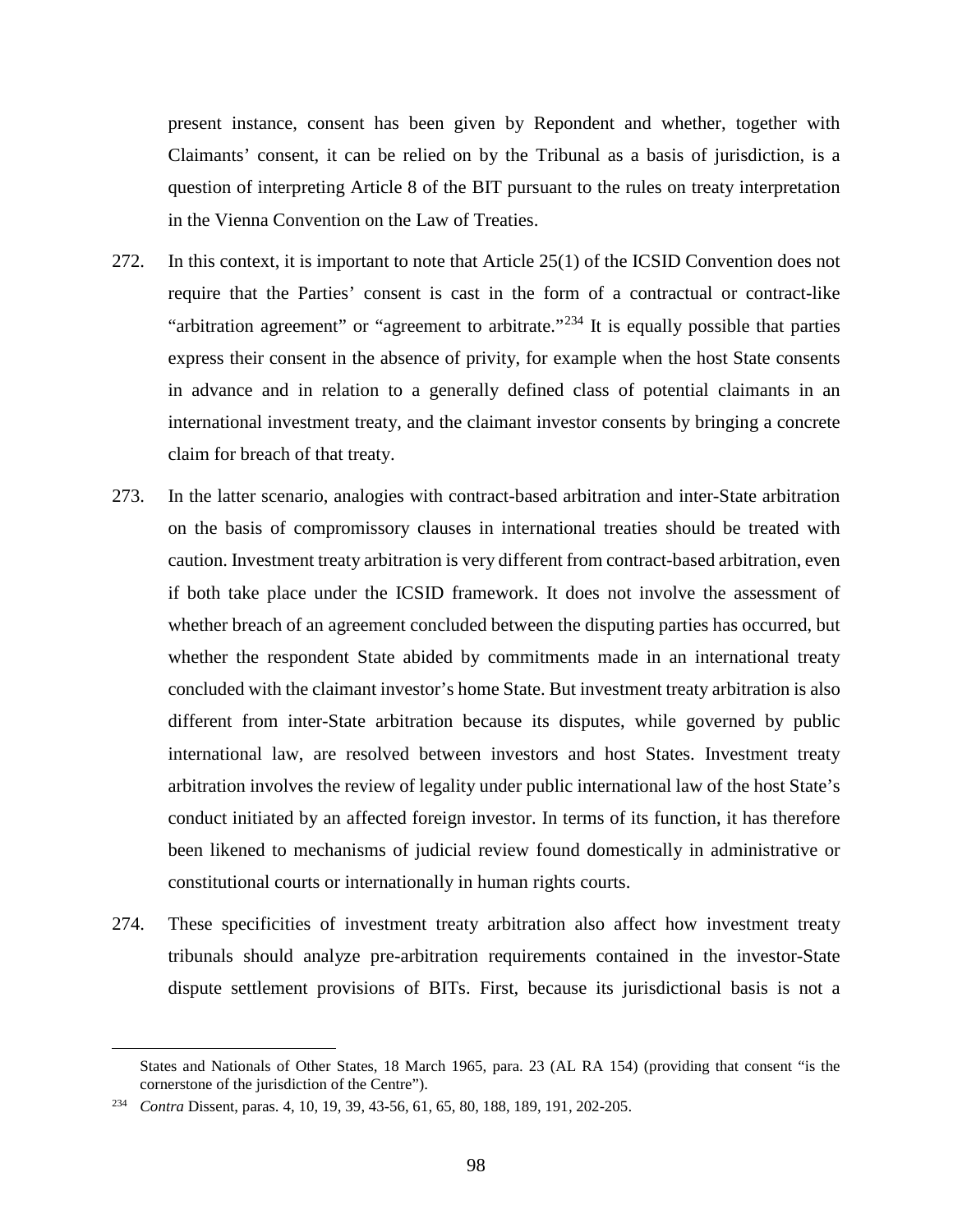present instance, consent has been given by Repondent and whether, together with Claimants' consent, it can be relied on by the Tribunal as a basis of jurisdiction, is a question of interpreting Article 8 of the BIT pursuant to the rules on treaty interpretation in the Vienna Convention on the Law of Treaties.

272. In this context, it is important to note that Article 25(1) of the ICSID Convention does not require that the Parties' consent is cast in the form of a contractual or contract-like "arbitration agreement" or "agreement to arbitrate."[234] It is equally possible that parties express their consent in the absence of privity, for example when the host State consents in advance and in relation to a generally defined class of potential claimants in an international investment treaty, and the claimant investor consents by bringing a concrete claim for breach of that treaty.

273. In the latter scenario, analogies with contract-based arbitration and inter-State arbitration on the basis of compromissory clauses in international treaties should be treated with caution. Investment treaty arbitration is very different from contract-based arbitration, even if both take place under the ICSID framework. It does not involve the assessment of whether breach of an agreement concluded between the disputing parties has occurred, but whether the respondent State abided by commitments made in an international treaty concluded with the claimant investor's home State. But investment treaty arbitration is also different from inter-State arbitration because its disputes, while governed by public international law, are resolved between investors and host States. Investment treaty arbitration involves the review of legality under public international law of the host State's conduct initiated by an affected foreign investor. In terms of its function, it has therefore been likened to mechanisms of judicial review found domestically in administrative or constitutional courts or internationally in human rights courts.

274. These specificities of investment treaty arbitration also affect how investment treaty tribunals should analyze pre-arbitration requirements contained in the investor-State dispute settlement provisions of BITs. First, because its jurisdictional basis is not a

---

States and Nationals of Other States, 18 March 1965, para. 23 (AL RA 154) (providing that consent "is the cornerstone of the jurisdiction of the Centre").

[234] *Contra* Dissent, paras. 4, 10, 19, 39, 43-56, 61, 65, 80, 188, 189, 191, 202-205.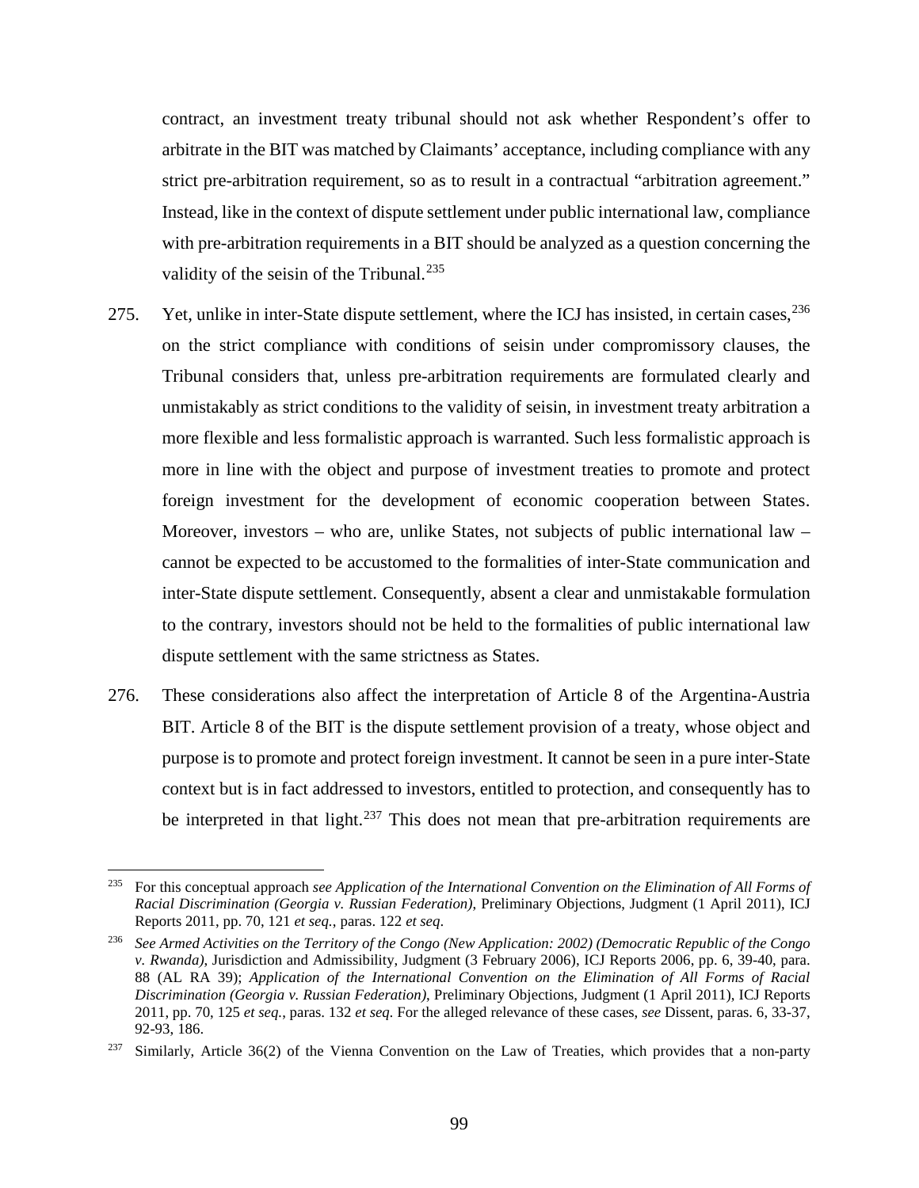contract, an investment treaty tribunal should not ask whether Respondent's offer to arbitrate in the BIT was matched by Claimants' acceptance, including compliance with any strict pre-arbitration requirement, so as to result in a contractual "arbitration agreement." Instead, like in the context of dispute settlement under public international law, compliance with pre-arbitration requirements in a BIT should be analyzed as a question concerning the validity of the seisin of the Tribunal.[235]

275. Yet, unlike in inter-State dispute settlement, where the ICJ has insisted, in certain cases,[236] on the strict compliance with conditions of seisin under compromissory clauses, the Tribunal considers that, unless pre-arbitration requirements are formulated clearly and unmistakably as strict conditions to the validity of seisin, in investment treaty arbitration a more flexible and less formalistic approach is warranted. Such less formalistic approach is more in line with the object and purpose of investment treaties to promote and protect foreign investment for the development of economic cooperation between States. Moreover, investors – who are, unlike States, not subjects of public international law – cannot be expected to be accustomed to the formalities of inter-State communication and inter-State dispute settlement. Consequently, absent a clear and unmistakable formulation to the contrary, investors should not be held to the formalities of public international law dispute settlement with the same strictness as States.

276. These considerations also affect the interpretation of Article 8 of the Argentina-Austria BIT. Article 8 of the BIT is the dispute settlement provision of a treaty, whose object and purpose is to promote and protect foreign investment. It cannot be seen in a pure inter-State context but is in fact addressed to investors, entitled to protection, and consequently has to be interpreted in that light.[237] This does not mean that pre-arbitration requirements are

---

[235] For this conceptual approach *see Application of the International Convention on the Elimination of All Forms of Racial Discrimination (Georgia v. Russian Federation)*, Preliminary Objections, Judgment (1 April 2011), ICJ Reports 2011, pp. 70, 121 *et seq.*, paras. 122 *et seq*.

[236] *See Armed Activities on the Territory of the Congo (New Application: 2002) (Democratic Republic of the Congo v. Rwanda)*, Jurisdiction and Admissibility, Judgment (3 February 2006), ICJ Reports 2006, pp. 6, 39-40, para. 88 (AL RA 39); *Application of the International Convention on the Elimination of All Forms of Racial Discrimination (Georgia v. Russian Federation)*, Preliminary Objections, Judgment (1 April 2011), ICJ Reports 2011, pp. 70, 125 *et seq.*, paras. 132 *et seq.* For the alleged relevance of these cases, *see* Dissent, paras. 6, 33-37, 92-93, 186.

[237] Similarly, Article 36(2) of the Vienna Convention on the Law of Treaties, which provides that a non-party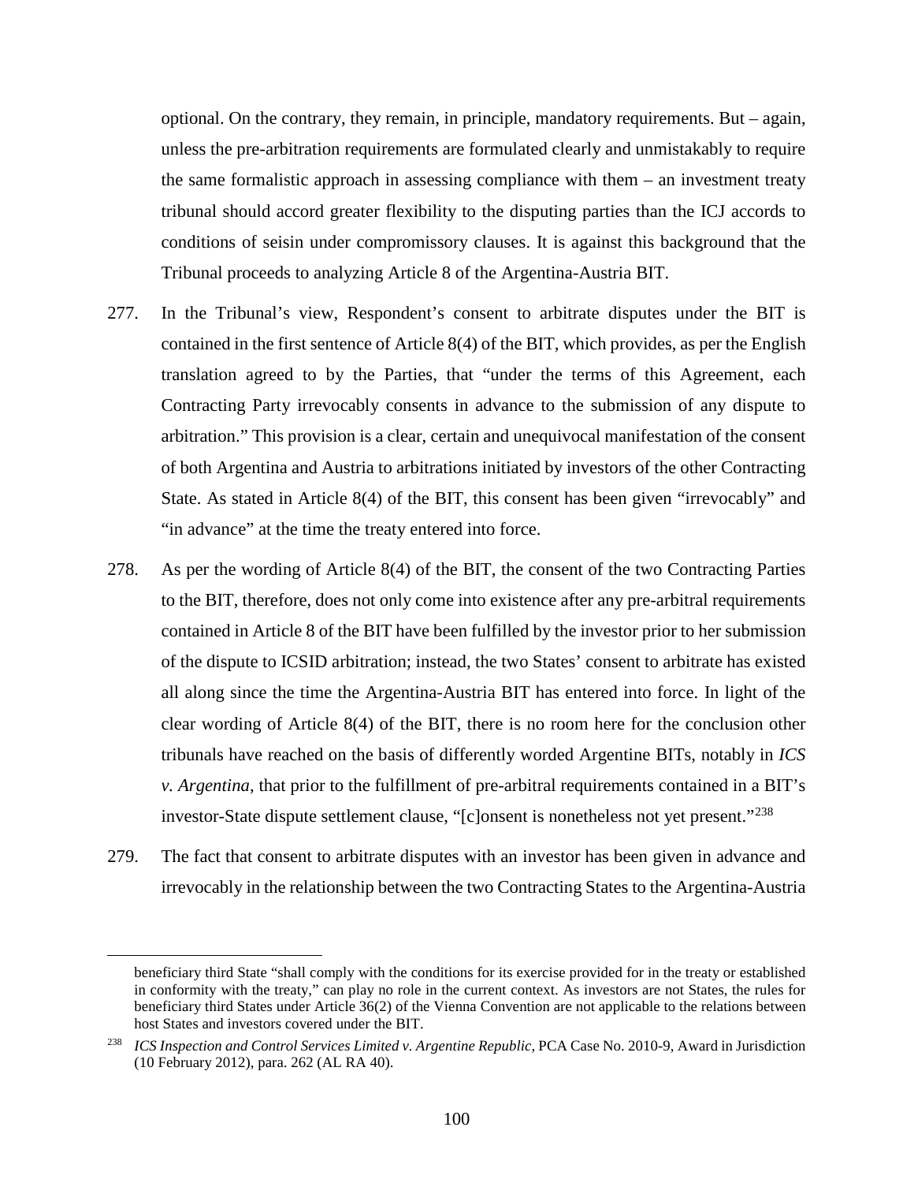optional. On the contrary, they remain, in principle, mandatory requirements. But – again, unless the pre-arbitration requirements are formulated clearly and unmistakably to require the same formalistic approach in assessing compliance with them – an investment treaty tribunal should accord greater flexibility to the disputing parties than the ICJ accords to conditions of seisin under compromissory clauses. It is against this background that the Tribunal proceeds to analyzing Article 8 of the Argentina-Austria BIT.

277. In the Tribunal's view, Respondent's consent to arbitrate disputes under the BIT is contained in the first sentence of Article 8(4) of the BIT, which provides, as per the English translation agreed to by the Parties, that "under the terms of this Agreement, each Contracting Party irrevocably consents in advance to the submission of any dispute to arbitration." This provision is a clear, certain and unequivocal manifestation of the consent of both Argentina and Austria to arbitrations initiated by investors of the other Contracting State. As stated in Article 8(4) of the BIT, this consent has been given "irrevocably" and "in advance" at the time the treaty entered into force.

278. As per the wording of Article 8(4) of the BIT, the consent of the two Contracting Parties to the BIT, therefore, does not only come into existence after any pre-arbitral requirements contained in Article 8 of the BIT have been fulfilled by the investor prior to her submission of the dispute to ICSID arbitration; instead, the two States' consent to arbitrate has existed all along since the time the Argentina-Austria BIT has entered into force. In light of the clear wording of Article 8(4) of the BIT, there is no room here for the conclusion other tribunals have reached on the basis of differently worded Argentine BITs, notably in *ICS v. Argentina*, that prior to the fulfillment of pre-arbitral requirements contained in a BIT's investor-State dispute settlement clause, "[c]onsent is nonetheless not yet present."[238]

279. The fact that consent to arbitrate disputes with an investor has been given in advance and irrevocably in the relationship between the two Contracting States to the Argentina-Austria

---

beneficiary third State "shall comply with the conditions for its exercise provided for in the treaty or established in conformity with the treaty," can play no role in the current context. As investors are not States, the rules for beneficiary third States under Article 36(2) of the Vienna Convention are not applicable to the relations between host States and investors covered under the BIT.

[238] *ICS Inspection and Control Services Limited v. Argentine Republic*, PCA Case No. 2010-9, Award in Jurisdiction (10 February 2012), para. 262 (AL RA 40).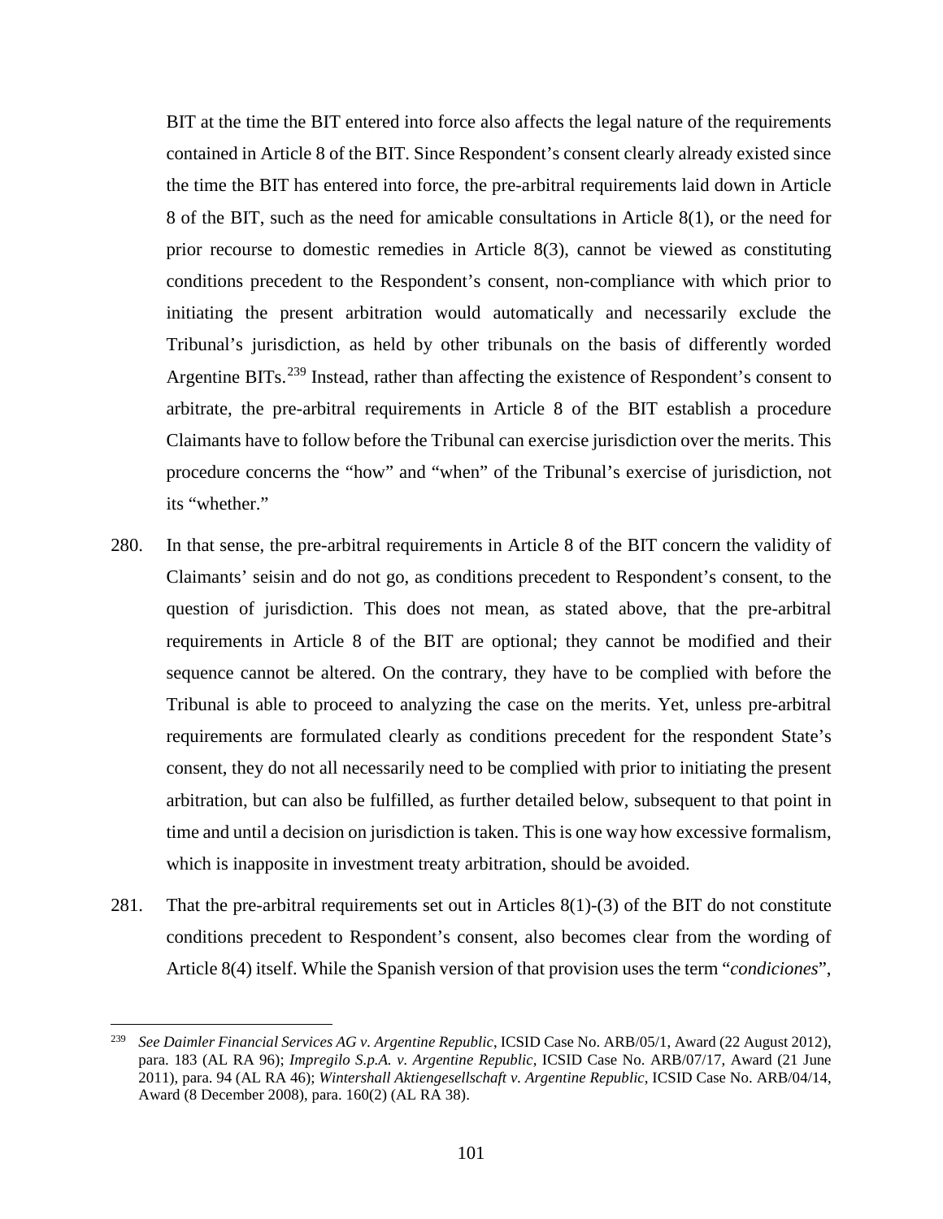BIT at the time the BIT entered into force also affects the legal nature of the requirements contained in Article 8 of the BIT. Since Respondent's consent clearly already existed since the time the BIT has entered into force, the pre-arbitral requirements laid down in Article 8 of the BIT, such as the need for amicable consultations in Article 8(1), or the need for prior recourse to domestic remedies in Article 8(3), cannot be viewed as constituting conditions precedent to the Respondent's consent, non-compliance with which prior to initiating the present arbitration would automatically and necessarily exclude the Tribunal's jurisdiction, as held by other tribunals on the basis of differently worded Argentine BITs.[239] Instead, rather than affecting the existence of Respondent's consent to arbitrate, the pre-arbitral requirements in Article 8 of the BIT establish a procedure Claimants have to follow before the Tribunal can exercise jurisdiction over the merits. This procedure concerns the "how" and "when" of the Tribunal's exercise of jurisdiction, not its "whether."

280. In that sense, the pre-arbitral requirements in Article 8 of the BIT concern the validity of Claimants' seisin and do not go, as conditions precedent to Respondent's consent, to the question of jurisdiction. This does not mean, as stated above, that the pre-arbitral requirements in Article 8 of the BIT are optional; they cannot be modified and their sequence cannot be altered. On the contrary, they have to be complied with before the Tribunal is able to proceed to analyzing the case on the merits. Yet, unless pre-arbitral requirements are formulated clearly as conditions precedent for the respondent State's consent, they do not all necessarily need to be complied with prior to initiating the present arbitration, but can also be fulfilled, as further detailed below, subsequent to that point in time and until a decision on jurisdiction is taken. This is one way how excessive formalism, which is inapposite in investment treaty arbitration, should be avoided.

281. That the pre-arbitral requirements set out in Articles 8(1)-(3) of the BIT do not constitute conditions precedent to Respondent's consent, also becomes clear from the wording of Article 8(4) itself. While the Spanish version of that provision uses the term "*condiciones*",

---

[239] *See Daimler Financial Services AG v. Argentine Republic*, ICSID Case No. ARB/05/1, Award (22 August 2012), para. 183 (AL RA 96); *Impregilo S.p.A. v. Argentine Republic*, ICSID Case No. ARB/07/17, Award (21 June 2011), para. 94 (AL RA 46); *Wintershall Aktiengesellschaft v. Argentine Republic*, ICSID Case No. ARB/04/14, Award (8 December 2008), para. 160(2) (AL RA 38).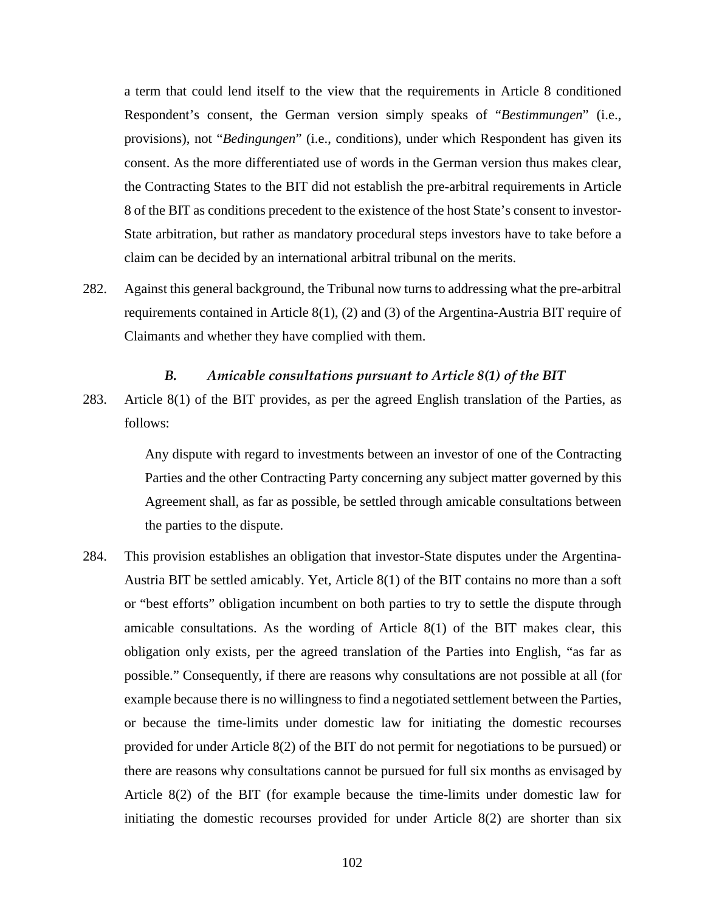a term that could lend itself to the view that the requirements in Article 8 conditioned Respondent's consent, the German version simply speaks of "*Bestimmungen*" (i.e., provisions), not "*Bedingungen*" (i.e., conditions), under which Respondent has given its consent. As the more differentiated use of words in the German version thus makes clear, the Contracting States to the BIT did not establish the pre-arbitral requirements in Article 8 of the BIT as conditions precedent to the existence of the host State's consent to investor-State arbitration, but rather as mandatory procedural steps investors have to take before a claim can be decided by an international arbitral tribunal on the merits.

282. Against this general background, the Tribunal now turns to addressing what the pre-arbitral requirements contained in Article 8(1), (2) and (3) of the Argentina-Austria BIT require of Claimants and whether they have complied with them.

### *B. Amicable consultations pursuant to Article 8(1) of the BIT*

283. Article 8(1) of the BIT provides, as per the agreed English translation of the Parties, as follows:

> Any dispute with regard to investments between an investor of one of the Contracting Parties and the other Contracting Party concerning any subject matter governed by this Agreement shall, as far as possible, be settled through amicable consultations between the parties to the dispute.

284. This provision establishes an obligation that investor-State disputes under the Argentina-Austria BIT be settled amicably. Yet, Article 8(1) of the BIT contains no more than a soft or "best efforts" obligation incumbent on both parties to try to settle the dispute through amicable consultations. As the wording of Article 8(1) of the BIT makes clear, this obligation only exists, per the agreed translation of the Parties into English, "as far as possible." Consequently, if there are reasons why consultations are not possible at all (for example because there is no willingness to find a negotiated settlement between the Parties, or because the time-limits under domestic law for initiating the domestic recourses provided for under Article 8(2) of the BIT do not permit for negotiations to be pursued) or there are reasons why consultations cannot be pursued for full six months as envisaged by Article 8(2) of the BIT (for example because the time-limits under domestic law for initiating the domestic recourses provided for under Article 8(2) are shorter than six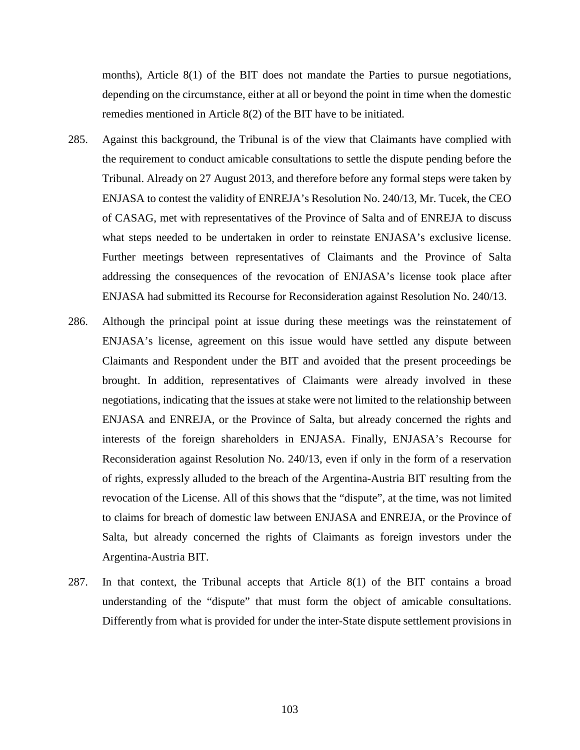months), Article 8(1) of the BIT does not mandate the Parties to pursue negotiations, depending on the circumstance, either at all or beyond the point in time when the domestic remedies mentioned in Article 8(2) of the BIT have to be initiated.

285. Against this background, the Tribunal is of the view that Claimants have complied with the requirement to conduct amicable consultations to settle the dispute pending before the Tribunal. Already on 27 August 2013, and therefore before any formal steps were taken by ENJASA to contest the validity of ENREJA's Resolution No. 240/13, Mr. Tucek, the CEO of CASAG, met with representatives of the Province of Salta and of ENREJA to discuss what steps needed to be undertaken in order to reinstate ENJASA's exclusive license. Further meetings between representatives of Claimants and the Province of Salta addressing the consequences of the revocation of ENJASA's license took place after ENJASA had submitted its Recourse for Reconsideration against Resolution No. 240/13.

286. Although the principal point at issue during these meetings was the reinstatement of ENJASA's license, agreement on this issue would have settled any dispute between Claimants and Respondent under the BIT and avoided that the present proceedings be brought. In addition, representatives of Claimants were already involved in these negotiations, indicating that the issues at stake were not limited to the relationship between ENJASA and ENREJA, or the Province of Salta, but already concerned the rights and interests of the foreign shareholders in ENJASA. Finally, ENJASA's Recourse for Reconsideration against Resolution No. 240/13, even if only in the form of a reservation of rights, expressly alluded to the breach of the Argentina-Austria BIT resulting from the revocation of the License. All of this shows that the "dispute", at the time, was not limited to claims for breach of domestic law between ENJASA and ENREJA, or the Province of Salta, but already concerned the rights of Claimants as foreign investors under the Argentina-Austria BIT.

287. In that context, the Tribunal accepts that Article 8(1) of the BIT contains a broad understanding of the "dispute" that must form the object of amicable consultations. Differently from what is provided for under the inter-State dispute settlement provisions in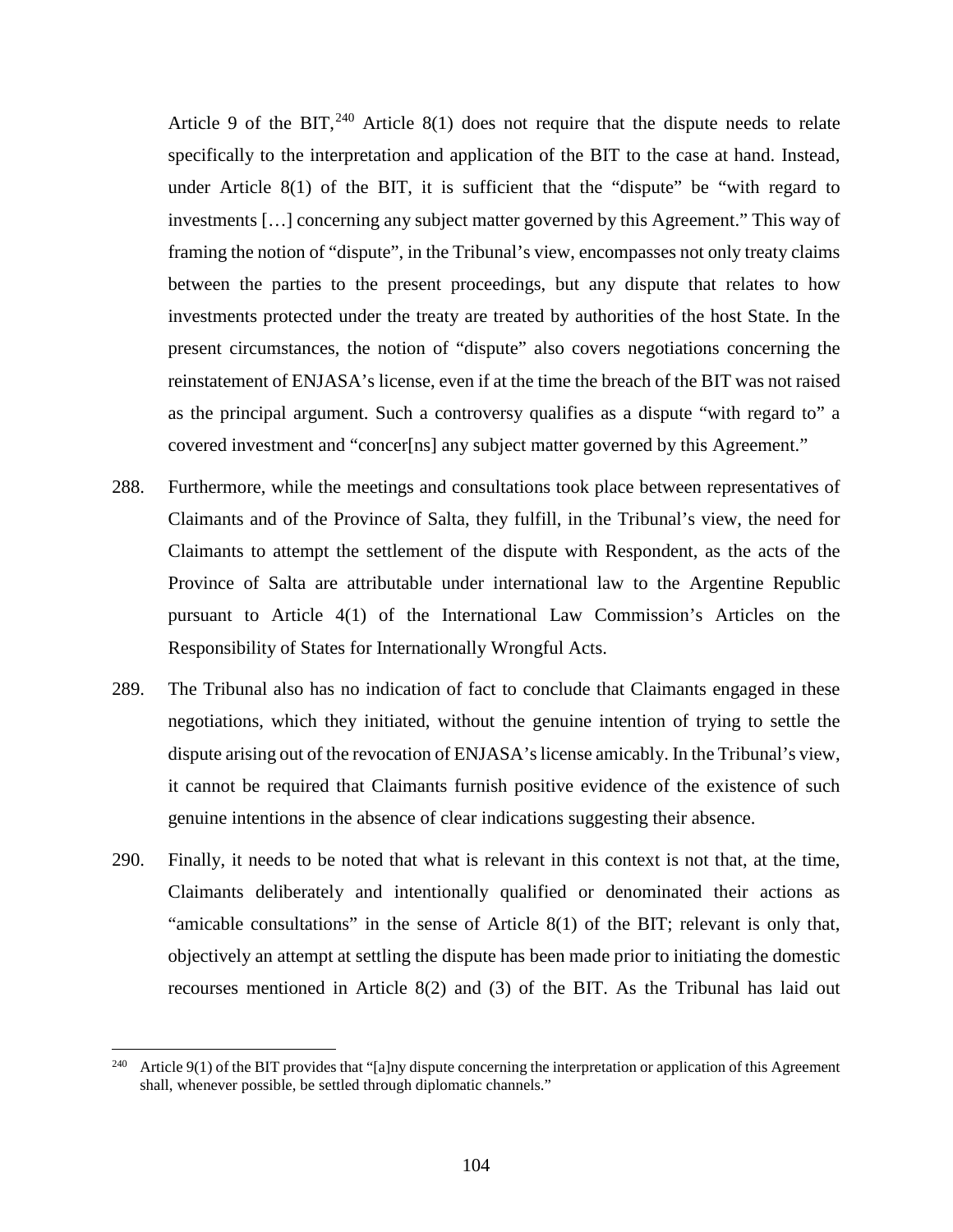Article 9 of the BIT,[240] Article 8(1) does not require that the dispute needs to relate specifically to the interpretation and application of the BIT to the case at hand. Instead, under Article 8(1) of the BIT, it is sufficient that the "dispute" be "with regard to investments […] concerning any subject matter governed by this Agreement." This way of framing the notion of "dispute", in the Tribunal's view, encompasses not only treaty claims between the parties to the present proceedings, but any dispute that relates to how investments protected under the treaty are treated by authorities of the host State. In the present circumstances, the notion of "dispute" also covers negotiations concerning the reinstatement of ENJASA's license, even if at the time the breach of the BIT was not raised as the principal argument. Such a controversy qualifies as a dispute "with regard to" a covered investment and "concer[ns] any subject matter governed by this Agreement."

288. Furthermore, while the meetings and consultations took place between representatives of Claimants and of the Province of Salta, they fulfill, in the Tribunal's view, the need for Claimants to attempt the settlement of the dispute with Respondent, as the acts of the Province of Salta are attributable under international law to the Argentine Republic pursuant to Article 4(1) of the International Law Commission's Articles on the Responsibility of States for Internationally Wrongful Acts.

289. The Tribunal also has no indication of fact to conclude that Claimants engaged in these negotiations, which they initiated, without the genuine intention of trying to settle the dispute arising out of the revocation of ENJASA's license amicably. In the Tribunal's view, it cannot be required that Claimants furnish positive evidence of the existence of such genuine intentions in the absence of clear indications suggesting their absence.

290. Finally, it needs to be noted that what is relevant in this context is not that, at the time, Claimants deliberately and intentionally qualified or denominated their actions as "amicable consultations" in the sense of Article 8(1) of the BIT; relevant is only that, objectively an attempt at settling the dispute has been made prior to initiating the domestic recourses mentioned in Article 8(2) and (3) of the BIT. As the Tribunal has laid out

---

[240] Article 9(1) of the BIT provides that "[a]ny dispute concerning the interpretation or application of this Agreement shall, whenever possible, be settled through diplomatic channels."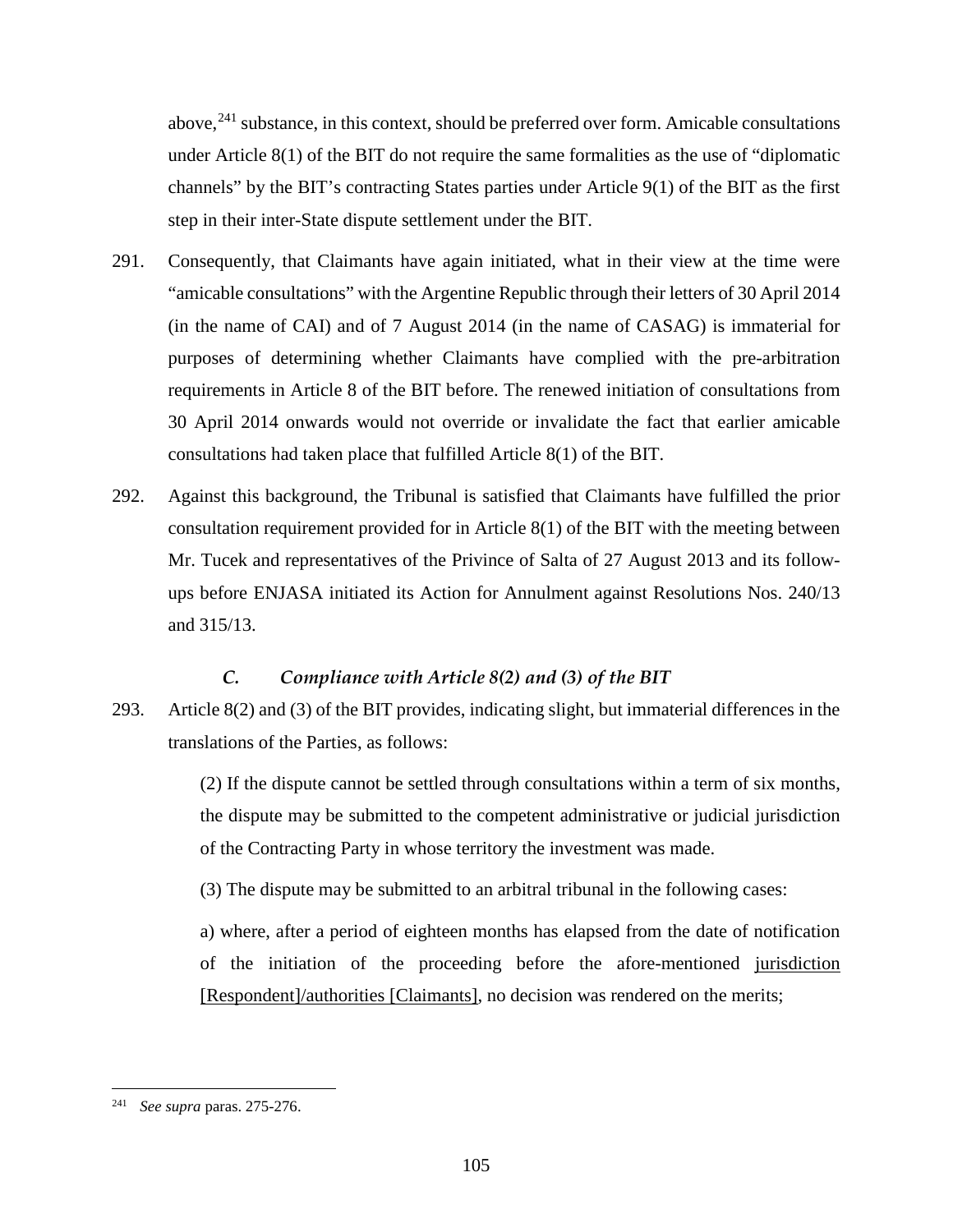above,[241] substance, in this context, should be preferred over form. Amicable consultations under Article 8(1) of the BIT do not require the same formalities as the use of "diplomatic channels" by the BIT's contracting States parties under Article 9(1) of the BIT as the first step in their inter-State dispute settlement under the BIT.

291. Consequently, that Claimants have again initiated, what in their view at the time were "amicable consultations" with the Argentine Republic through their letters of 30 April 2014 (in the name of CAI) and of 7 August 2014 (in the name of CASAG) is immaterial for purposes of determining whether Claimants have complied with the pre-arbitration requirements in Article 8 of the BIT before. The renewed initiation of consultations from 30 April 2014 onwards would not override or invalidate the fact that earlier amicable consultations had taken place that fulfilled Article 8(1) of the BIT.

292. Against this background, the Tribunal is satisfied that Claimants have fulfilled the prior consultation requirement provided for in Article 8(1) of the BIT with the meeting between Mr. Tucek and representatives of the Privince of Salta of 27 August 2013 and its follow-ups before ENJASA initiated its Action for Annulment against Resolutions Nos. 240/13 and 315/13.

### *C. Compliance with Article 8(2) and (3) of the BIT*

293. Article 8(2) and (3) of the BIT provides, indicating slight, but immaterial differences in the translations of the Parties, as follows:

> (2) If the dispute cannot be settled through consultations within a term of six months, the dispute may be submitted to the competent administrative or judicial jurisdiction of the Contracting Party in whose territory the investment was made.
>
> (3) The dispute may be submitted to an arbitral tribunal in the following cases:
>
> a) where, after a period of eighteen months has elapsed from the date of notification of the initiation of the proceeding before the afore-mentioned jurisdiction [Respondent]/authorities [Claimants], no decision was rendered on the merits;

[241] *See supra* paras. 275-276.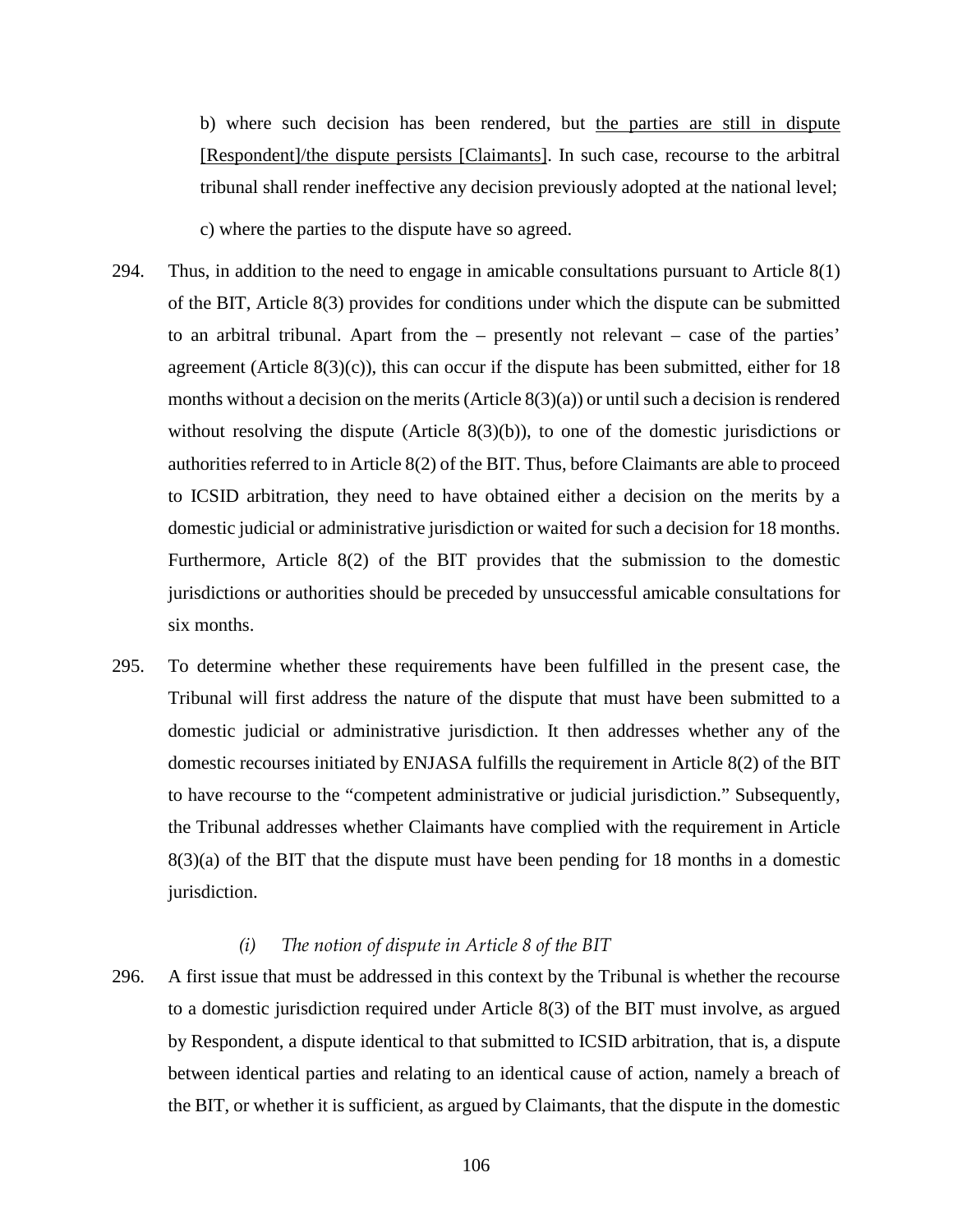b) where such decision has been rendered, but <u>the parties are still in dispute [Respondent]/the dispute persists [Claimants]</u>. In such case, recourse to the arbitral tribunal shall render ineffective any decision previously adopted at the national level;

c) where the parties to the dispute have so agreed.

294. Thus, in addition to the need to engage in amicable consultations pursuant to Article 8(1) of the BIT, Article 8(3) provides for conditions under which the dispute can be submitted to an arbitral tribunal. Apart from the – presently not relevant – case of the parties' agreement (Article 8(3)(c)), this can occur if the dispute has been submitted, either for 18 months without a decision on the merits (Article 8(3)(a)) or until such a decision is rendered without resolving the dispute (Article 8(3)(b)), to one of the domestic jurisdictions or authorities referred to in Article 8(2) of the BIT. Thus, before Claimants are able to proceed to ICSID arbitration, they need to have obtained either a decision on the merits by a domestic judicial or administrative jurisdiction or waited for such a decision for 18 months. Furthermore, Article 8(2) of the BIT provides that the submission to the domestic jurisdictions or authorities should be preceded by unsuccessful amicable consultations for six months.

295. To determine whether these requirements have been fulfilled in the present case, the Tribunal will first address the nature of the dispute that must have been submitted to a domestic judicial or administrative jurisdiction. It then addresses whether any of the domestic recourses initiated by ENJASA fulfills the requirement in Article 8(2) of the BIT to have recourse to the "competent administrative or judicial jurisdiction." Subsequently, the Tribunal addresses whether Claimants have complied with the requirement in Article 8(3)(a) of the BIT that the dispute must have been pending for 18 months in a domestic jurisdiction.

### *(i) The notion of dispute in Article 8 of the BIT*

296. A first issue that must be addressed in this context by the Tribunal is whether the recourse to a domestic jurisdiction required under Article 8(3) of the BIT must involve, as argued by Respondent, a dispute identical to that submitted to ICSID arbitration, that is, a dispute between identical parties and relating to an identical cause of action, namely a breach of the BIT, or whether it is sufficient, as argued by Claimants, that the dispute in the domestic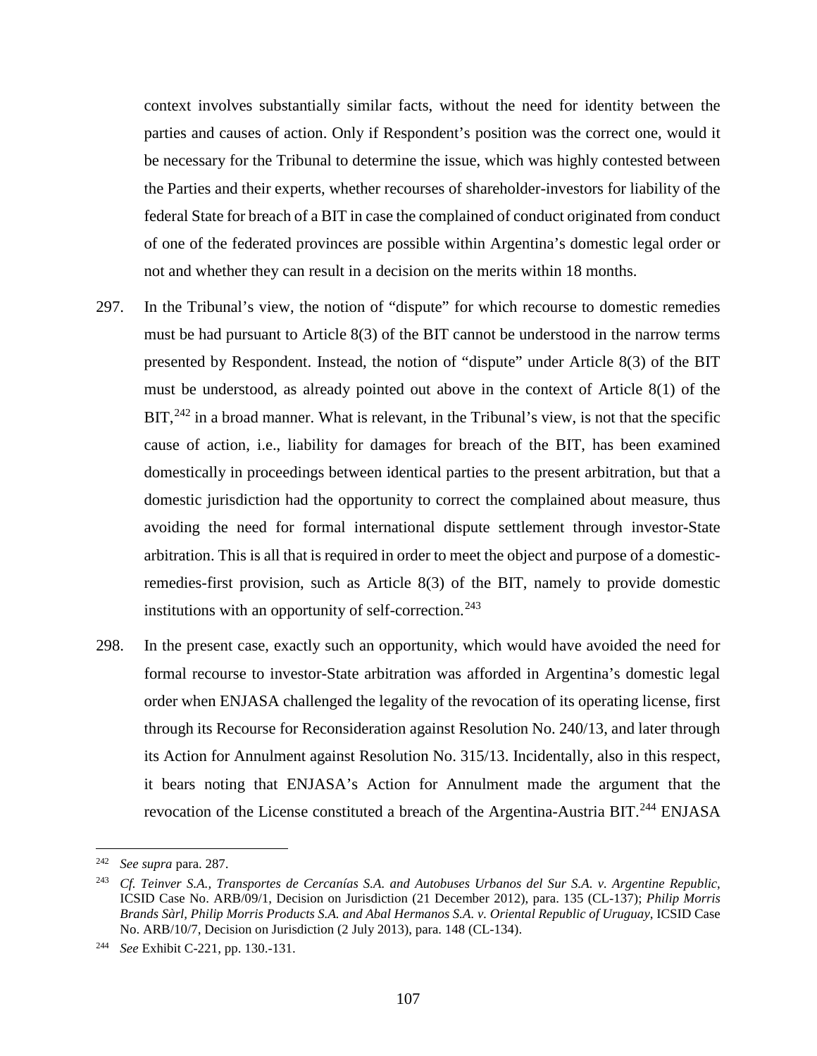context involves substantially similar facts, without the need for identity between the parties and causes of action. Only if Respondent's position was the correct one, would it be necessary for the Tribunal to determine the issue, which was highly contested between the Parties and their experts, whether recourses of shareholder-investors for liability of the federal State for breach of a BIT in case the complained of conduct originated from conduct of one of the federated provinces are possible within Argentina's domestic legal order or not and whether they can result in a decision on the merits within 18 months.

297. In the Tribunal's view, the notion of "dispute" for which recourse to domestic remedies must be had pursuant to Article 8(3) of the BIT cannot be understood in the narrow terms presented by Respondent. Instead, the notion of "dispute" under Article 8(3) of the BIT must be understood, as already pointed out above in the context of Article 8(1) of the BIT,[242] in a broad manner. What is relevant, in the Tribunal's view, is not that the specific cause of action, i.e., liability for damages for breach of the BIT, has been examined domestically in proceedings between identical parties to the present arbitration, but that a domestic jurisdiction had the opportunity to correct the complained about measure, thus avoiding the need for formal international dispute settlement through investor-State arbitration. This is all that is required in order to meet the object and purpose of a domestic-remedies-first provision, such as Article 8(3) of the BIT, namely to provide domestic institutions with an opportunity of self-correction.[243]

298. In the present case, exactly such an opportunity, which would have avoided the need for formal recourse to investor-State arbitration was afforded in Argentina's domestic legal order when ENJASA challenged the legality of the revocation of its operating license, first through its Recourse for Reconsideration against Resolution No. 240/13, and later through its Action for Annulment against Resolution No. 315/13. Incidentally, also in this respect, it bears noting that ENJASA's Action for Annulment made the argument that the revocation of the License constituted a breach of the Argentina-Austria BIT.[244] ENJASA

[242] *See supra* para. 287.

[243] *Cf. Teinver S.A., Transportes de Cercanías S.A. and Autobuses Urbanos del Sur S.A. v. Argentine Republic*, ICSID Case No. ARB/09/1, Decision on Jurisdiction (21 December 2012), para. 135 (CL-137); *Philip Morris Brands Sàrl, Philip Morris Products S.A. and Abal Hermanos S.A. v. Oriental Republic of Uruguay*, ICSID Case No. ARB/10/7, Decision on Jurisdiction (2 July 2013), para. 148 (CL-134).

[244] *See* Exhibit C-221, pp. 130.-131.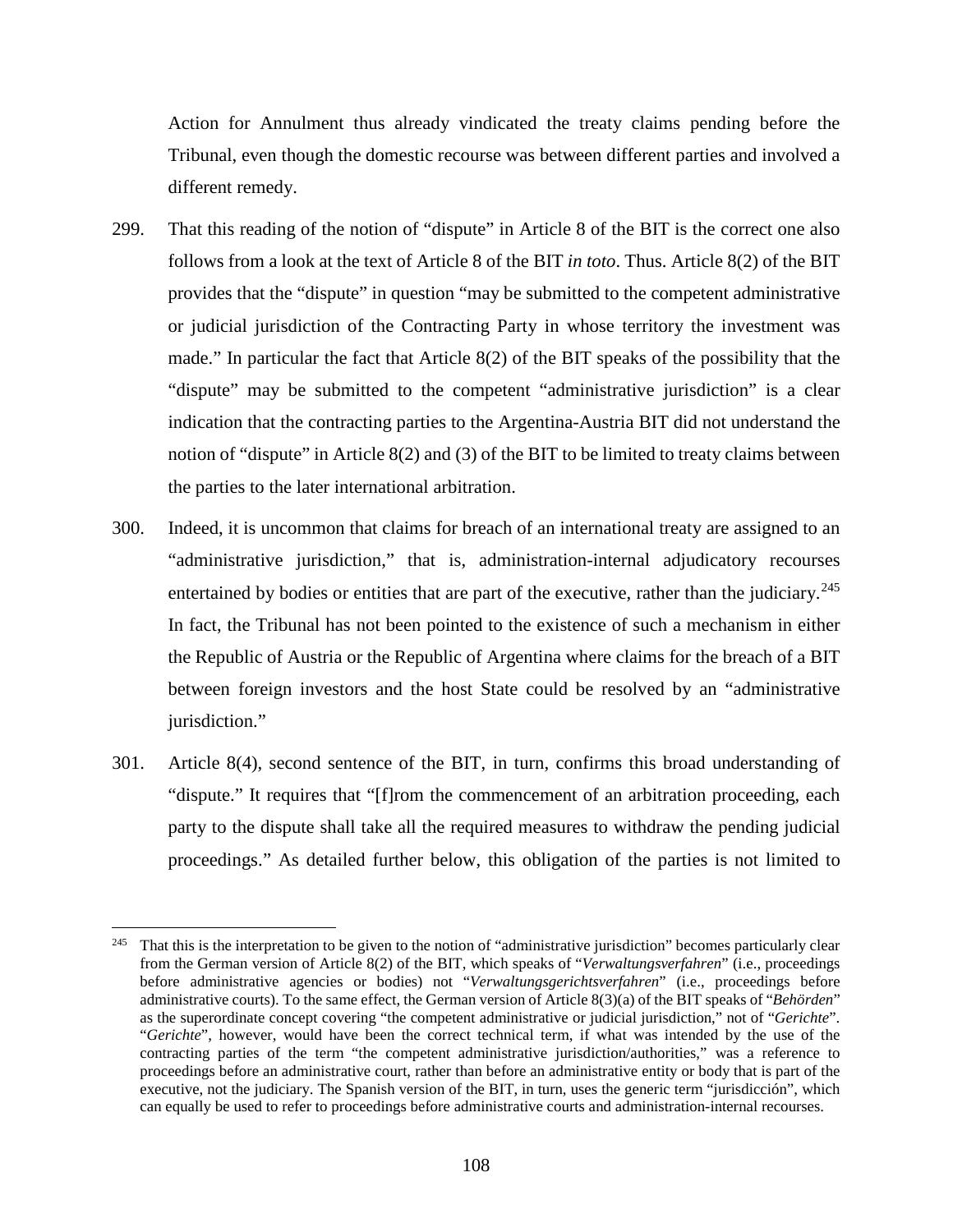Action for Annulment thus already vindicated the treaty claims pending before the Tribunal, even though the domestic recourse was between different parties and involved a different remedy.

299. That this reading of the notion of "dispute" in Article 8 of the BIT is the correct one also follows from a look at the text of Article 8 of the BIT *in toto*. Thus. Article 8(2) of the BIT provides that the "dispute" in question "may be submitted to the competent administrative or judicial jurisdiction of the Contracting Party in whose territory the investment was made." In particular the fact that Article 8(2) of the BIT speaks of the possibility that the "dispute" may be submitted to the competent "administrative jurisdiction" is a clear indication that the contracting parties to the Argentina-Austria BIT did not understand the notion of "dispute" in Article 8(2) and (3) of the BIT to be limited to treaty claims between the parties to the later international arbitration.

300. Indeed, it is uncommon that claims for breach of an international treaty are assigned to an "administrative jurisdiction," that is, administration-internal adjudicatory recourses entertained by bodies or entities that are part of the executive, rather than the judiciary.[245] In fact, the Tribunal has not been pointed to the existence of such a mechanism in either the Republic of Austria or the Republic of Argentina where claims for the breach of a BIT between foreign investors and the host State could be resolved by an "administrative jurisdiction."

301. Article 8(4), second sentence of the BIT, in turn, confirms this broad understanding of "dispute." It requires that "[f]rom the commencement of an arbitration proceeding, each party to the dispute shall take all the required measures to withdraw the pending judicial proceedings." As detailed further below, this obligation of the parties is not limited to

---

[245] That this is the interpretation to be given to the notion of "administrative jurisdiction" becomes particularly clear from the German version of Article 8(2) of the BIT, which speaks of "*Verwaltungsverfahren*" (i.e., proceedings before administrative agencies or bodies) not "*Verwaltungsgerichtsverfahren*" (i.e., proceedings before administrative courts). To the same effect, the German version of Article 8(3)(a) of the BIT speaks of "*Behörden*" as the superordinate concept covering "the competent administrative or judicial jurisdiction," not of "*Gerichte*". "*Gerichte*", however, would have been the correct technical term, if what was intended by the use of the contracting parties of the term "the competent administrative jurisdiction/authorities," was a reference to proceedings before an administrative court, rather than before an administrative entity or body that is part of the executive, not the judiciary. The Spanish version of the BIT, in turn, uses the generic term "jurisdicción", which can equally be used to refer to proceedings before administrative courts and administration-internal recourses.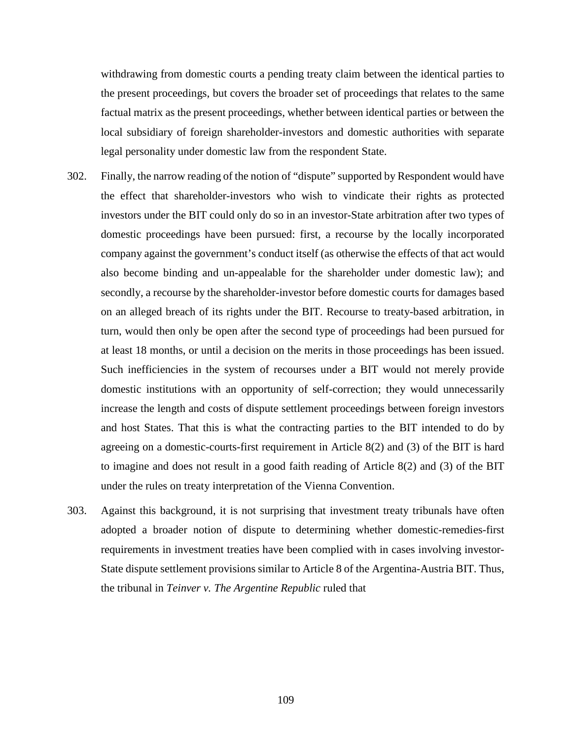withdrawing from domestic courts a pending treaty claim between the identical parties to the present proceedings, but covers the broader set of proceedings that relates to the same factual matrix as the present proceedings, whether between identical parties or between the local subsidiary of foreign shareholder-investors and domestic authorities with separate legal personality under domestic law from the respondent State.

302. Finally, the narrow reading of the notion of "dispute" supported by Respondent would have the effect that shareholder-investors who wish to vindicate their rights as protected investors under the BIT could only do so in an investor-State arbitration after two types of domestic proceedings have been pursued: first, a recourse by the locally incorporated company against the government's conduct itself (as otherwise the effects of that act would also become binding and un-appealable for the shareholder under domestic law); and secondly, a recourse by the shareholder-investor before domestic courts for damages based on an alleged breach of its rights under the BIT. Recourse to treaty-based arbitration, in turn, would then only be open after the second type of proceedings had been pursued for at least 18 months, or until a decision on the merits in those proceedings has been issued. Such inefficiencies in the system of recourses under a BIT would not merely provide domestic institutions with an opportunity of self-correction; they would unnecessarily increase the length and costs of dispute settlement proceedings between foreign investors and host States. That this is what the contracting parties to the BIT intended to do by agreeing on a domestic-courts-first requirement in Article 8(2) and (3) of the BIT is hard to imagine and does not result in a good faith reading of Article 8(2) and (3) of the BIT under the rules on treaty interpretation of the Vienna Convention.

303. Against this background, it is not surprising that investment treaty tribunals have often adopted a broader notion of dispute to determining whether domestic-remedies-first requirements in investment treaties have been complied with in cases involving investor-State dispute settlement provisions similar to Article 8 of the Argentina-Austria BIT. Thus, the tribunal in *Teinver v. The Argentine Republic* ruled that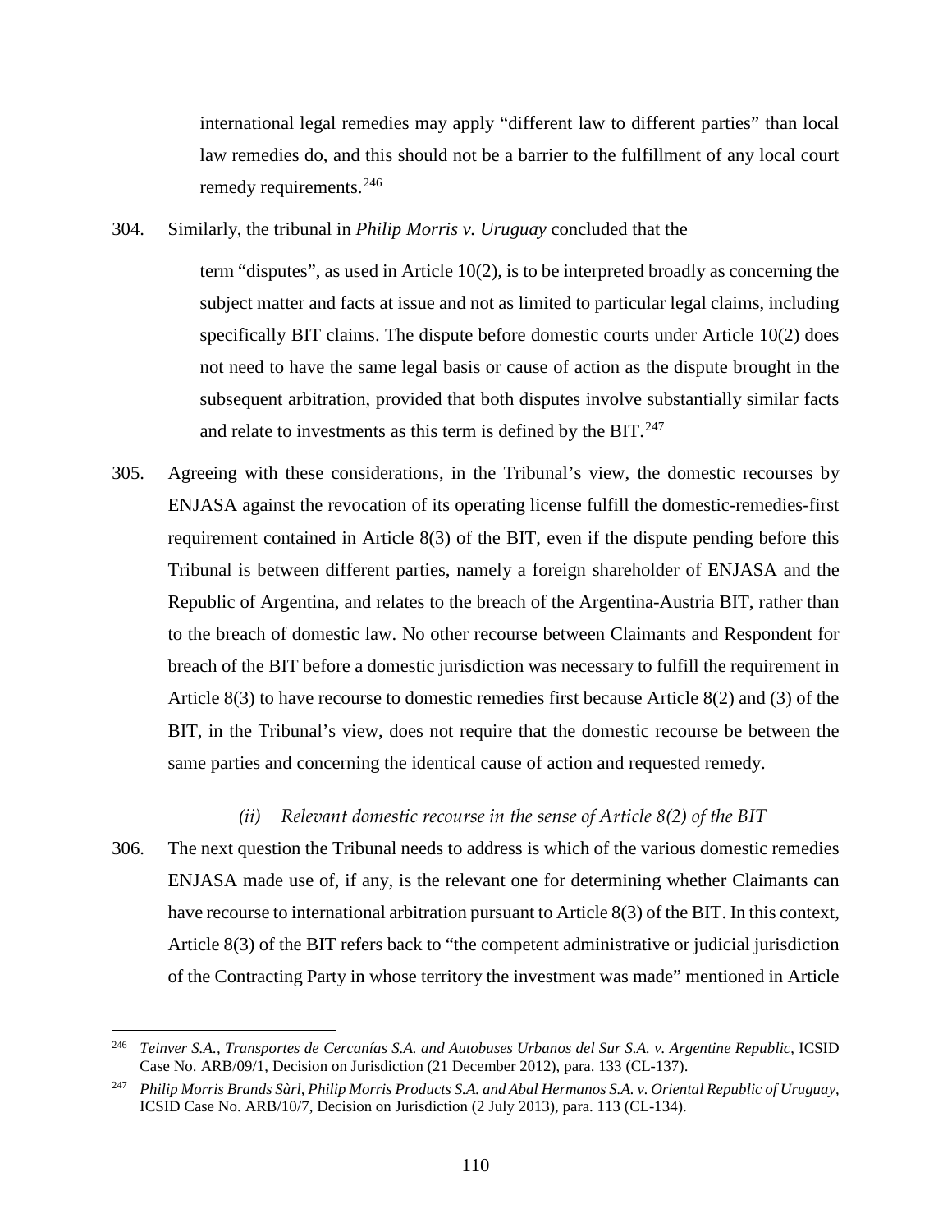> international legal remedies may apply "different law to different parties" than local law remedies do, and this should not be a barrier to the fulfillment of any local court remedy requirements.[246]

304. Similarly, the tribunal in *Philip Morris v. Uruguay* concluded that the

> term "disputes", as used in Article 10(2), is to be interpreted broadly as concerning the subject matter and facts at issue and not as limited to particular legal claims, including specifically BIT claims. The dispute before domestic courts under Article 10(2) does not need to have the same legal basis or cause of action as the dispute brought in the subsequent arbitration, provided that both disputes involve substantially similar facts and relate to investments as this term is defined by the BIT.[247]

305. Agreeing with these considerations, in the Tribunal's view, the domestic recourses by ENJASA against the revocation of its operating license fulfill the domestic-remedies-first requirement contained in Article 8(3) of the BIT, even if the dispute pending before this Tribunal is between different parties, namely a foreign shareholder of ENJASA and the Republic of Argentina, and relates to the breach of the Argentina-Austria BIT, rather than to the breach of domestic law. No other recourse between Claimants and Respondent for breach of the BIT before a domestic jurisdiction was necessary to fulfill the requirement in Article 8(3) to have recourse to domestic remedies first because Article 8(2) and (3) of the BIT, in the Tribunal's view, does not require that the domestic recourse be between the same parties and concerning the identical cause of action and requested remedy.

*(ii) Relevant domestic recourse in the sense of Article 8(2) of the BIT*

306. The next question the Tribunal needs to address is which of the various domestic remedies ENJASA made use of, if any, is the relevant one for determining whether Claimants can have recourse to international arbitration pursuant to Article 8(3) of the BIT. In this context, Article 8(3) of the BIT refers back to "the competent administrative or judicial jurisdiction of the Contracting Party in whose territory the investment was made" mentioned in Article

---

[246] *Teinver S.A., Transportes de Cercanías S.A. and Autobuses Urbanos del Sur S.A. v. Argentine Republic*, ICSID Case No. ARB/09/1, Decision on Jurisdiction (21 December 2012), para. 133 (CL-137).

[247] *Philip Morris Brands Sàrl, Philip Morris Products S.A. and Abal Hermanos S.A. v. Oriental Republic of Uruguay*, ICSID Case No. ARB/10/7, Decision on Jurisdiction (2 July 2013), para. 113 (CL-134).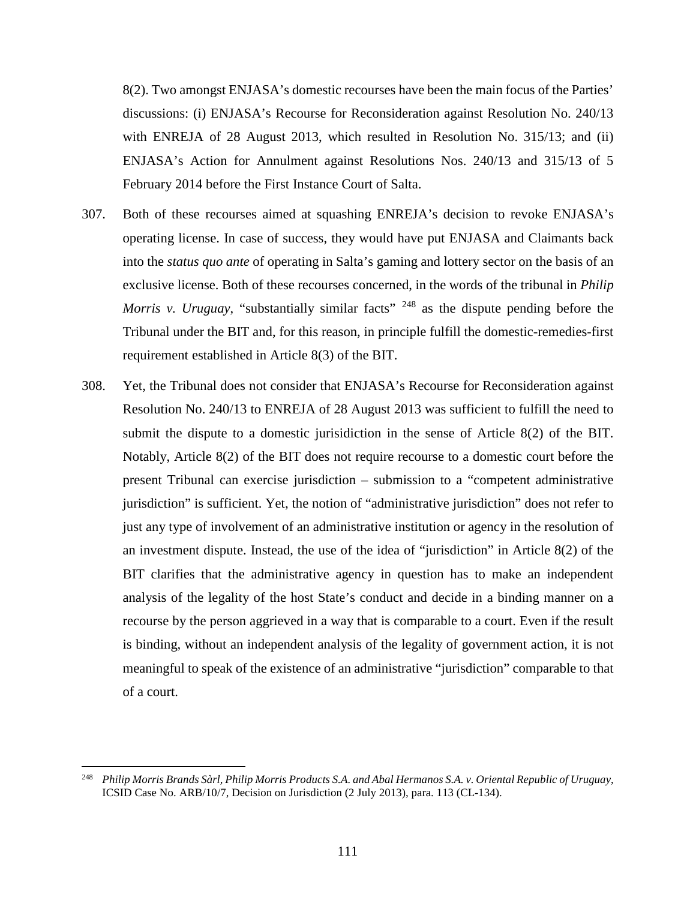8(2). Two amongst ENJASA's domestic recourses have been the main focus of the Parties' discussions: (i) ENJASA's Recourse for Reconsideration against Resolution No. 240/13 with ENREJA of 28 August 2013, which resulted in Resolution No. 315/13; and (ii) ENJASA's Action for Annulment against Resolutions Nos. 240/13 and 315/13 of 5 February 2014 before the First Instance Court of Salta.

307. Both of these recourses aimed at squashing ENREJA's decision to revoke ENJASA's operating license. In case of success, they would have put ENJASA and Claimants back into the *status quo ante* of operating in Salta's gaming and lottery sector on the basis of an exclusive license. Both of these recourses concerned, in the words of the tribunal in *Philip Morris v. Uruguay*, "substantially similar facts" [248] as the dispute pending before the Tribunal under the BIT and, for this reason, in principle fulfill the domestic-remedies-first requirement established in Article 8(3) of the BIT.

308. Yet, the Tribunal does not consider that ENJASA's Recourse for Reconsideration against Resolution No. 240/13 to ENREJA of 28 August 2013 was sufficient to fulfill the need to submit the dispute to a domestic jurisidiction in the sense of Article 8(2) of the BIT. Notably, Article 8(2) of the BIT does not require recourse to a domestic court before the present Tribunal can exercise jurisdiction – submission to a "competent administrative jurisdiction" is sufficient. Yet, the notion of "administrative jurisdiction" does not refer to just any type of involvement of an administrative institution or agency in the resolution of an investment dispute. Instead, the use of the idea of "jurisdiction" in Article 8(2) of the BIT clarifies that the administrative agency in question has to make an independent analysis of the legality of the host State's conduct and decide in a binding manner on a recourse by the person aggrieved in a way that is comparable to a court. Even if the result is binding, without an independent analysis of the legality of government action, it is not meaningful to speak of the existence of an administrative "jurisdiction" comparable to that of a court.

[248] *Philip Morris Brands Sàrl, Philip Morris Products S.A. and Abal Hermanos S.A. v. Oriental Republic of Uruguay*, ICSID Case No. ARB/10/7, Decision on Jurisdiction (2 July 2013), para. 113 (CL-134).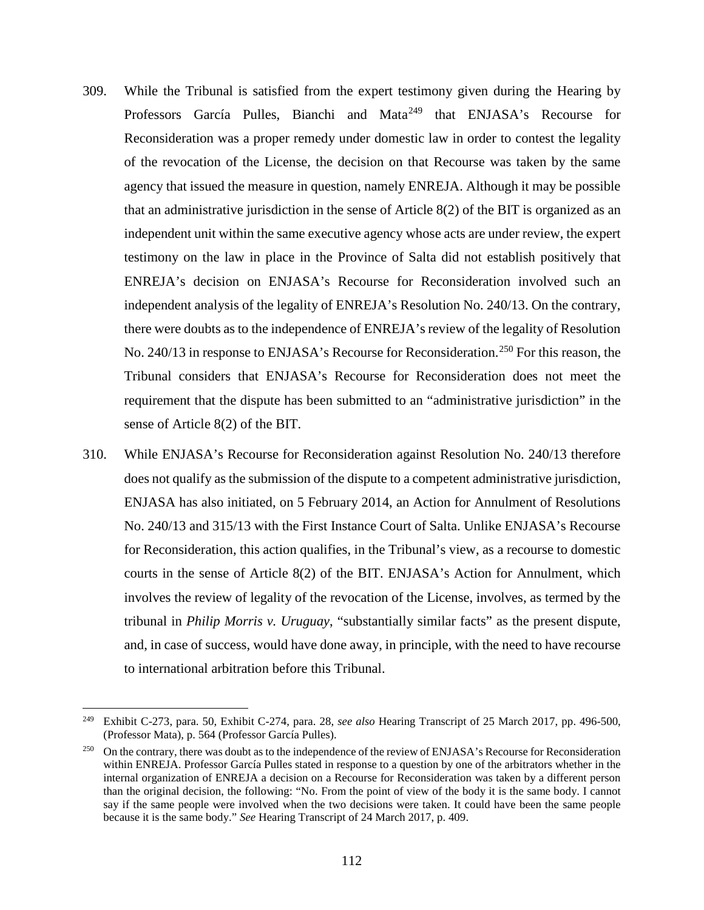309. While the Tribunal is satisfied from the expert testimony given during the Hearing by Professors García Pulles, Bianchi and Mata[249] that ENJASA's Recourse for Reconsideration was a proper remedy under domestic law in order to contest the legality of the revocation of the License, the decision on that Recourse was taken by the same agency that issued the measure in question, namely ENREJA. Although it may be possible that an administrative jurisdiction in the sense of Article 8(2) of the BIT is organized as an independent unit within the same executive agency whose acts are under review, the expert testimony on the law in place in the Province of Salta did not establish positively that ENREJA's decision on ENJASA's Recourse for Reconsideration involved such an independent analysis of the legality of ENREJA's Resolution No. 240/13. On the contrary, there were doubts as to the independence of ENREJA's review of the legality of Resolution No. 240/13 in response to ENJASA's Recourse for Reconsideration.[250] For this reason, the Tribunal considers that ENJASA's Recourse for Reconsideration does not meet the requirement that the dispute has been submitted to an "administrative jurisdiction" in the sense of Article 8(2) of the BIT.

310. While ENJASA's Recourse for Reconsideration against Resolution No. 240/13 therefore does not qualify as the submission of the dispute to a competent administrative jurisdiction, ENJASA has also initiated, on 5 February 2014, an Action for Annulment of Resolutions No. 240/13 and 315/13 with the First Instance Court of Salta. Unlike ENJASA's Recourse for Reconsideration, this action qualifies, in the Tribunal's view, as a recourse to domestic courts in the sense of Article 8(2) of the BIT. ENJASA's Action for Annulment, which involves the review of legality of the revocation of the License, involves, as termed by the tribunal in *Philip Morris v. Uruguay*, "substantially similar facts" as the present dispute, and, in case of success, would have done away, in principle, with the need to have recourse to international arbitration before this Tribunal.

---

[249] Exhibit C-273, para. 50, Exhibit C-274, para. 28, *see also* Hearing Transcript of 25 March 2017, pp. 496-500, (Professor Mata), p. 564 (Professor García Pulles).

[250] On the contrary, there was doubt as to the independence of the review of ENJASA's Recourse for Reconsideration within ENREJA. Professor García Pulles stated in response to a question by one of the arbitrators whether in the internal organization of ENREJA a decision on a Recourse for Reconsideration was taken by a different person than the original decision, the following: "No. From the point of view of the body it is the same body. I cannot say if the same people were involved when the two decisions were taken. It could have been the same people because it is the same body." *See* Hearing Transcript of 24 March 2017, p. 409.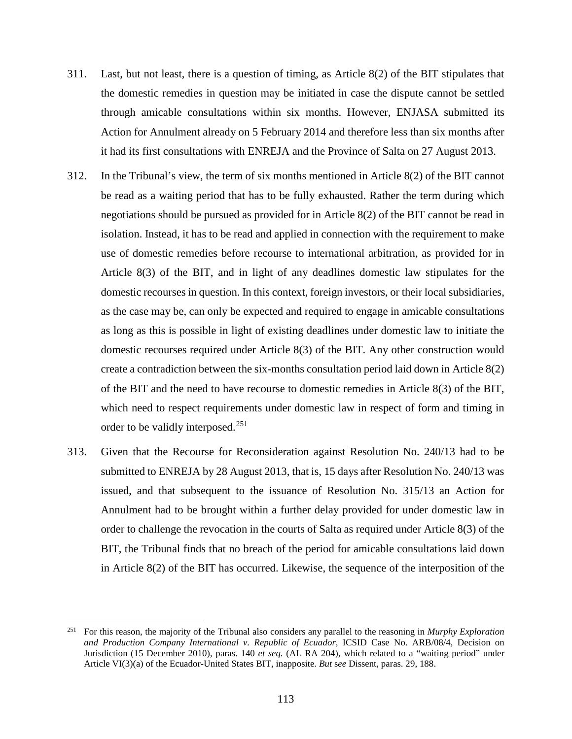311. Last, but not least, there is a question of timing, as Article 8(2) of the BIT stipulates that the domestic remedies in question may be initiated in case the dispute cannot be settled through amicable consultations within six months. However, ENJASA submitted its Action for Annulment already on 5 February 2014 and therefore less than six months after it had its first consultations with ENREJA and the Province of Salta on 27 August 2013.

312. In the Tribunal's view, the term of six months mentioned in Article 8(2) of the BIT cannot be read as a waiting period that has to be fully exhausted. Rather the term during which negotiations should be pursued as provided for in Article 8(2) of the BIT cannot be read in isolation. Instead, it has to be read and applied in connection with the requirement to make use of domestic remedies before recourse to international arbitration, as provided for in Article 8(3) of the BIT, and in light of any deadlines domestic law stipulates for the domestic recourses in question. In this context, foreign investors, or their local subsidiaries, as the case may be, can only be expected and required to engage in amicable consultations as long as this is possible in light of existing deadlines under domestic law to initiate the domestic recourses required under Article 8(3) of the BIT. Any other construction would create a contradiction between the six-months consultation period laid down in Article 8(2) of the BIT and the need to have recourse to domestic remedies in Article 8(3) of the BIT, which need to respect requirements under domestic law in respect of form and timing in order to be validly interposed.[251]

313. Given that the Recourse for Reconsideration against Resolution No. 240/13 had to be submitted to ENREJA by 28 August 2013, that is, 15 days after Resolution No. 240/13 was issued, and that subsequent to the issuance of Resolution No. 315/13 an Action for Annulment had to be brought within a further delay provided for under domestic law in order to challenge the revocation in the courts of Salta as required under Article 8(3) of the BIT, the Tribunal finds that no breach of the period for amicable consultations laid down in Article 8(2) of the BIT has occurred. Likewise, the sequence of the interposition of the

---

[251] For this reason, the majority of the Tribunal also considers any parallel to the reasoning in *Murphy Exploration and Production Company International v. Republic of Ecuador*, ICSID Case No. ARB/08/4, Decision on Jurisdiction (15 December 2010), paras. 140 *et seq.* (AL RA 204), which related to a "waiting period" under Article VI(3)(a) of the Ecuador-United States BIT, inapposite. *But see* Dissent, paras. 29, 188.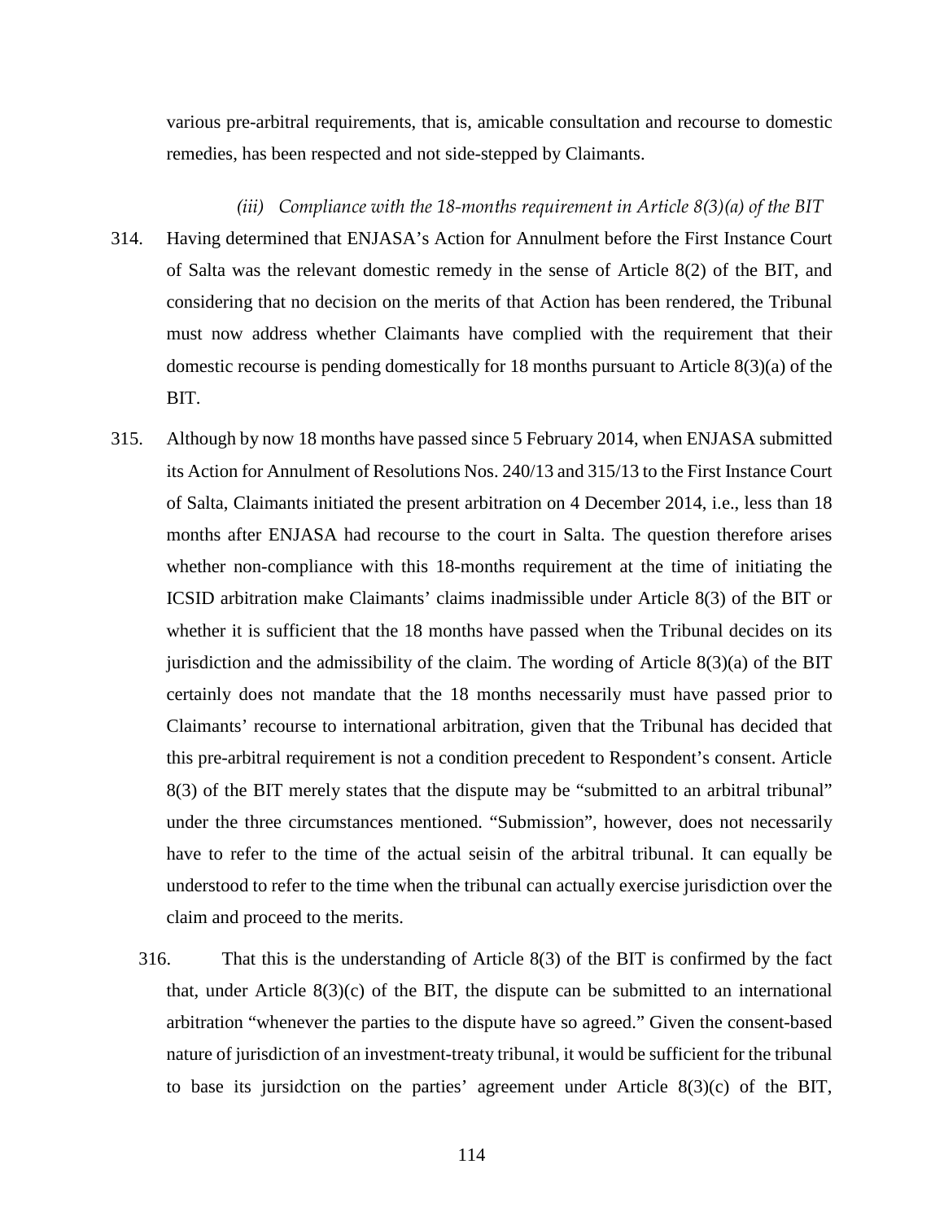various pre-arbitral requirements, that is, amicable consultation and recourse to domestic remedies, has been respected and not side-stepped by Claimants.

*(iii) Compliance with the 18-months requirement in Article 8(3)(a) of the BIT*

314. Having determined that ENJASA's Action for Annulment before the First Instance Court of Salta was the relevant domestic remedy in the sense of Article 8(2) of the BIT, and considering that no decision on the merits of that Action has been rendered, the Tribunal must now address whether Claimants have complied with the requirement that their domestic recourse is pending domestically for 18 months pursuant to Article 8(3)(a) of the BIT.

315. Although by now 18 months have passed since 5 February 2014, when ENJASA submitted its Action for Annulment of Resolutions Nos. 240/13 and 315/13 to the First Instance Court of Salta, Claimants initiated the present arbitration on 4 December 2014, i.e., less than 18 months after ENJASA had recourse to the court in Salta. The question therefore arises whether non-compliance with this 18-months requirement at the time of initiating the ICSID arbitration make Claimants' claims inadmissible under Article 8(3) of the BIT or whether it is sufficient that the 18 months have passed when the Tribunal decides on its jurisdiction and the admissibility of the claim. The wording of Article 8(3)(a) of the BIT certainly does not mandate that the 18 months necessarily must have passed prior to Claimants' recourse to international arbitration, given that the Tribunal has decided that this pre-arbitral requirement is not a condition precedent to Respondent's consent. Article 8(3) of the BIT merely states that the dispute may be "submitted to an arbitral tribunal" under the three circumstances mentioned. "Submission", however, does not necessarily have to refer to the time of the actual seisin of the arbitral tribunal. It can equally be understood to refer to the time when the tribunal can actually exercise jurisdiction over the claim and proceed to the merits.

316. That this is the understanding of Article 8(3) of the BIT is confirmed by the fact that, under Article 8(3)(c) of the BIT, the dispute can be submitted to an international arbitration "whenever the parties to the dispute have so agreed." Given the consent-based nature of jurisdiction of an investment-treaty tribunal, it would be sufficient for the tribunal to base its jursidction on the parties' agreement under Article 8(3)(c) of the BIT,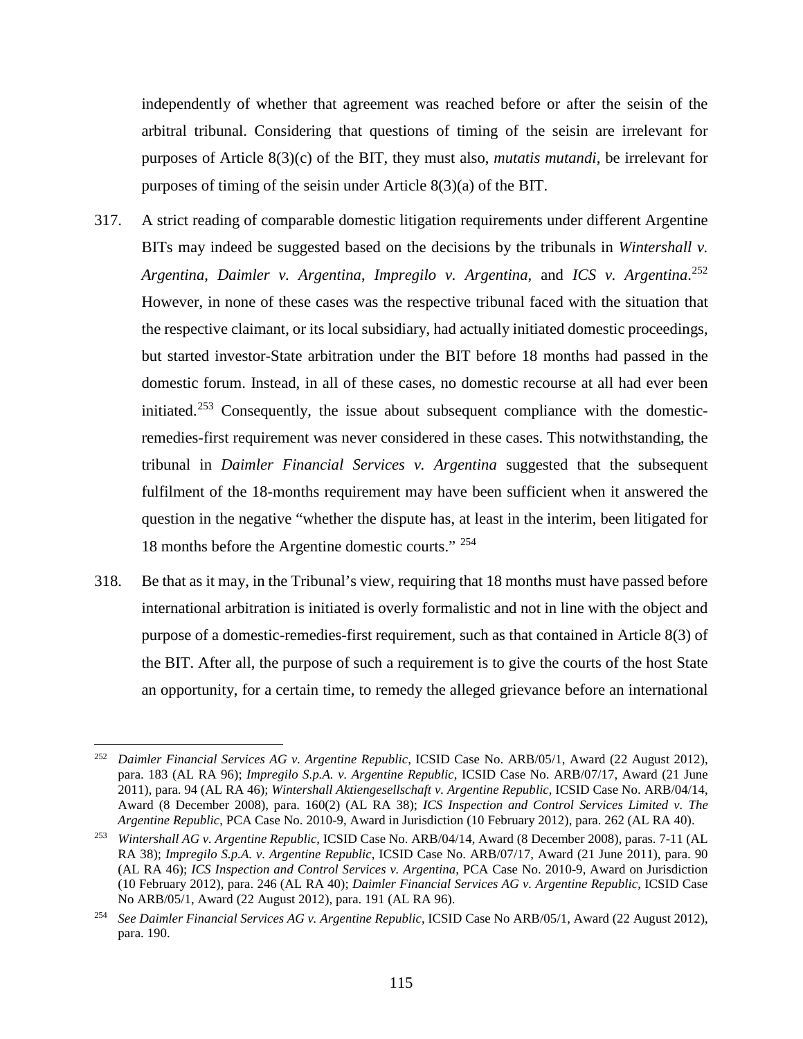independently of whether that agreement was reached before or after the seisin of the arbitral tribunal. Considering that questions of timing of the seisin are irrelevant for purposes of Article 8(3)(c) of the BIT, they must also, *mutatis mutandi*, be irrelevant for purposes of timing of the seisin under Article 8(3)(a) of the BIT.

317. A strict reading of comparable domestic litigation requirements under different Argentine BITs may indeed be suggested based on the decisions by the tribunals in *Wintershall v. Argentina*, *Daimler v. Argentina*, *Impregilo v. Argentina*, and *ICS v. Argentina*.[252] However, in none of these cases was the respective tribunal faced with the situation that the respective claimant, or its local subsidiary, had actually initiated domestic proceedings, but started investor-State arbitration under the BIT before 18 months had passed in the domestic forum. Instead, in all of these cases, no domestic recourse at all had ever been initiated.[253] Consequently, the issue about subsequent compliance with the domestic-remedies-first requirement was never considered in these cases. This notwithstanding, the tribunal in *Daimler Financial Services v. Argentina* suggested that the subsequent fulfilment of the 18-months requirement may have been sufficient when it answered the question in the negative "whether the dispute has, at least in the interim, been litigated for 18 months before the Argentine domestic courts." [254]

318. Be that as it may, in the Tribunal's view, requiring that 18 months must have passed before international arbitration is initiated is overly formalistic and not in line with the object and purpose of a domestic-remedies-first requirement, such as that contained in Article 8(3) of the BIT. After all, the purpose of such a requirement is to give the courts of the host State an opportunity, for a certain time, to remedy the alleged grievance before an international

---

[252] *Daimler Financial Services AG v. Argentine Republic*, ICSID Case No. ARB/05/1, Award (22 August 2012), para. 183 (AL RA 96); *Impregilo S.p.A. v. Argentine Republic*, ICSID Case No. ARB/07/17, Award (21 June 2011), para. 94 (AL RA 46); *Wintershall Aktiengesellschaft v. Argentine Republic*, ICSID Case No. ARB/04/14, Award (8 December 2008), para. 160(2) (AL RA 38); *ICS Inspection and Control Services Limited v. The Argentine Republic*, PCA Case No. 2010-9, Award in Jurisdiction (10 February 2012), para. 262 (AL RA 40).

[253] *Wintershall AG v. Argentine Republic*, ICSID Case No. ARB/04/14, Award (8 December 2008), paras. 7-11 (AL RA 38); *Impregilo S.p.A. v. Argentine Republic*, ICSID Case No. ARB/07/17, Award (21 June 2011), para. 90 (AL RA 46); *ICS Inspection and Control Services v. Argentina*, PCA Case No. 2010-9, Award on Jurisdiction (10 February 2012), para. 246 (AL RA 40); *Daimler Financial Services AG v. Argentine Republic*, ICSID Case No ARB/05/1, Award (22 August 2012), para. 191 (AL RA 96).

[254] *See Daimler Financial Services AG v. Argentine Republic*, ICSID Case No ARB/05/1, Award (22 August 2012), para. 190.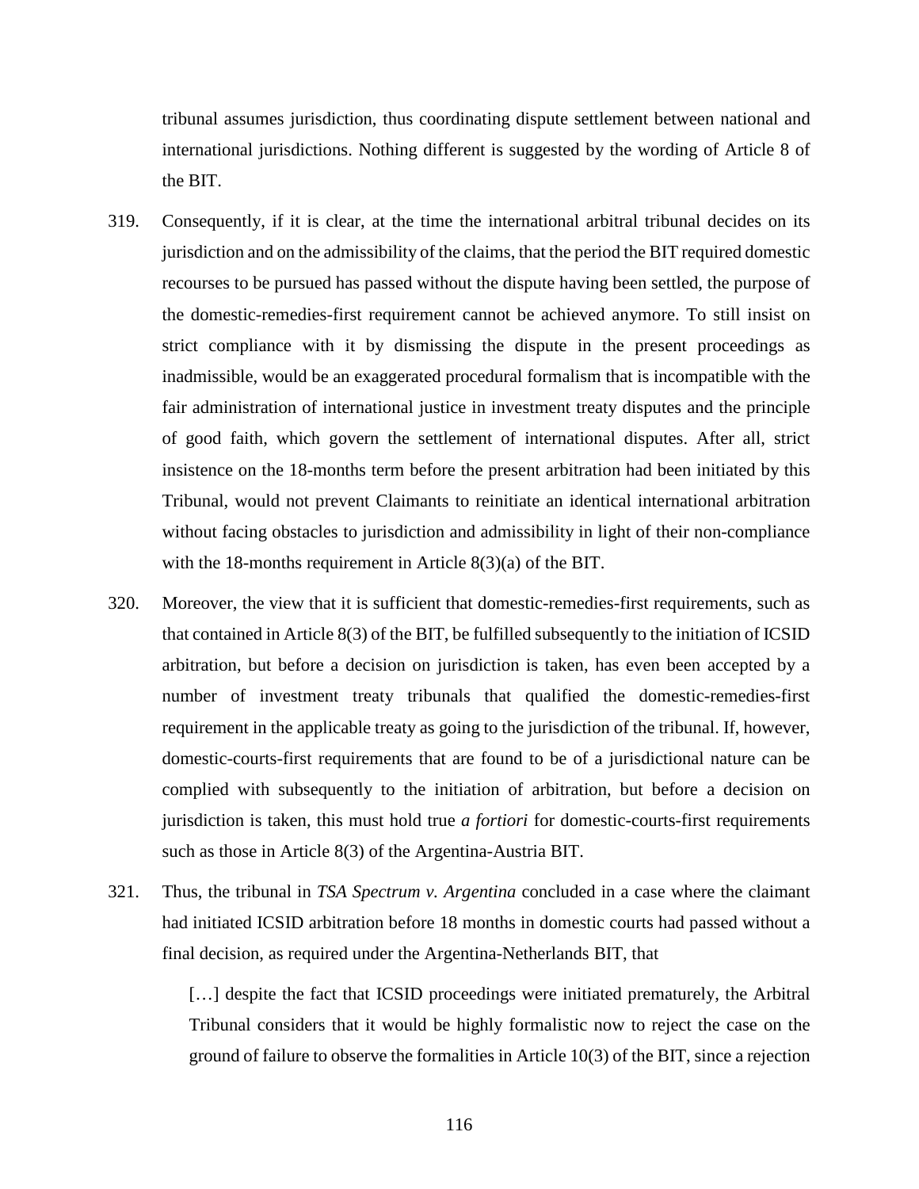tribunal assumes jurisdiction, thus coordinating dispute settlement between national and international jurisdictions. Nothing different is suggested by the wording of Article 8 of the BIT.

319. Consequently, if it is clear, at the time the international arbitral tribunal decides on its jurisdiction and on the admissibility of the claims, that the period the BIT required domestic recourses to be pursued has passed without the dispute having been settled, the purpose of the domestic-remedies-first requirement cannot be achieved anymore. To still insist on strict compliance with it by dismissing the dispute in the present proceedings as inadmissible, would be an exaggerated procedural formalism that is incompatible with the fair administration of international justice in investment treaty disputes and the principle of good faith, which govern the settlement of international disputes. After all, strict insistence on the 18-months term before the present arbitration had been initiated by this Tribunal, would not prevent Claimants to reinitiate an identical international arbitration without facing obstacles to jurisdiction and admissibility in light of their non-compliance with the 18-months requirement in Article 8(3)(a) of the BIT.

320. Moreover, the view that it is sufficient that domestic-remedies-first requirements, such as that contained in Article 8(3) of the BIT, be fulfilled subsequently to the initiation of ICSID arbitration, but before a decision on jurisdiction is taken, has even been accepted by a number of investment treaty tribunals that qualified the domestic-remedies-first requirement in the applicable treaty as going to the jurisdiction of the tribunal. If, however, domestic-courts-first requirements that are found to be of a jurisdictional nature can be complied with subsequently to the initiation of arbitration, but before a decision on jurisdiction is taken, this must hold true *a fortiori* for domestic-courts-first requirements such as those in Article 8(3) of the Argentina-Austria BIT.

321. Thus, the tribunal in *TSA Spectrum v. Argentina* concluded in a case where the claimant had initiated ICSID arbitration before 18 months in domestic courts had passed without a final decision, as required under the Argentina-Netherlands BIT, that

> […] despite the fact that ICSID proceedings were initiated prematurely, the Arbitral Tribunal considers that it would be highly formalistic now to reject the case on the ground of failure to observe the formalities in Article 10(3) of the BIT, since a rejection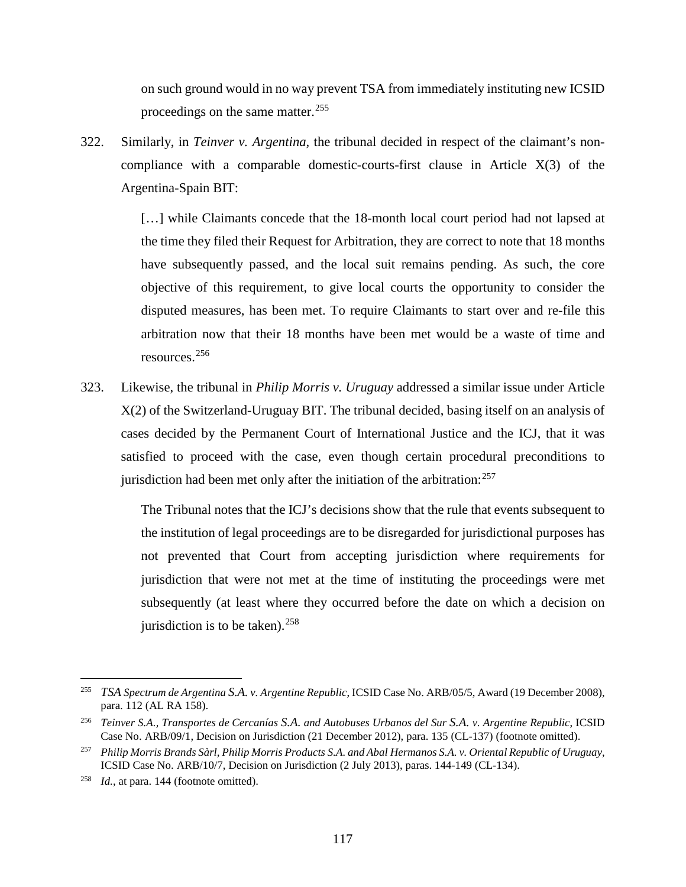on such ground would in no way prevent TSA from immediately instituting new ICSID proceedings on the same matter.[255]

322. Similarly, in *Teinver v. Argentina*, the tribunal decided in respect of the claimant's non-compliance with a comparable domestic-courts-first clause in Article X(3) of the Argentina-Spain BIT:

> […] while Claimants concede that the 18-month local court period had not lapsed at the time they filed their Request for Arbitration, they are correct to note that 18 months have subsequently passed, and the local suit remains pending. As such, the core objective of this requirement, to give local courts the opportunity to consider the disputed measures, has been met. To require Claimants to start over and re-file this arbitration now that their 18 months have been met would be a waste of time and resources.[256]

323. Likewise, the tribunal in *Philip Morris v. Uruguay* addressed a similar issue under Article X(2) of the Switzerland-Uruguay BIT. The tribunal decided, basing itself on an analysis of cases decided by the Permanent Court of International Justice and the ICJ, that it was satisfied to proceed with the case, even though certain procedural preconditions to jurisdiction had been met only after the initiation of the arbitration:[257]

> The Tribunal notes that the ICJ's decisions show that the rule that events subsequent to the institution of legal proceedings are to be disregarded for jurisdictional purposes has not prevented that Court from accepting jurisdiction where requirements for jurisdiction that were not met at the time of instituting the proceedings were met subsequently (at least where they occurred before the date on which a decision on jurisdiction is to be taken).[258]

---

[255] *TSA Spectrum de Argentina S.A. v. Argentine Republic*, ICSID Case No. ARB/05/5, Award (19 December 2008), para. 112 (AL RA 158).

[256] *Teinver S.A., Transportes de Cercanías S.A. and Autobuses Urbanos del Sur S.A. v. Argentine Republic*, ICSID Case No. ARB/09/1, Decision on Jurisdiction (21 December 2012), para. 135 (CL-137) (footnote omitted).

[257] *Philip Morris Brands Sàrl, Philip Morris Products S.A. and Abal Hermanos S.A. v. Oriental Republic of Uruguay*, ICSID Case No. ARB/10/7, Decision on Jurisdiction (2 July 2013), paras. 144-149 (CL-134).

[258] *Id.*, at para. 144 (footnote omitted).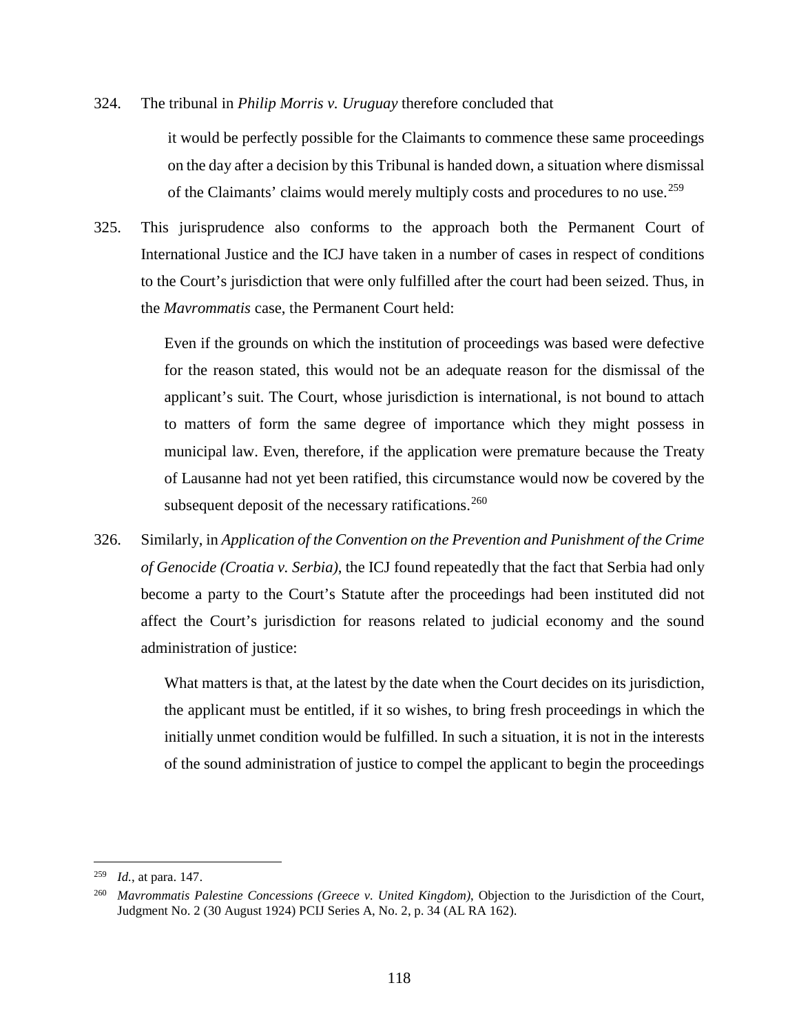324. The tribunal in *Philip Morris v. Uruguay* therefore concluded that

> it would be perfectly possible for the Claimants to commence these same proceedings on the day after a decision by this Tribunal is handed down, a situation where dismissal of the Claimants' claims would merely multiply costs and procedures to no use.[259]

325. This jurisprudence also conforms to the approach both the Permanent Court of International Justice and the ICJ have taken in a number of cases in respect of conditions to the Court's jurisdiction that were only fulfilled after the court had been seized. Thus, in the *Mavrommatis* case, the Permanent Court held:

> Even if the grounds on which the institution of proceedings was based were defective for the reason stated, this would not be an adequate reason for the dismissal of the applicant's suit. The Court, whose jurisdiction is international, is not bound to attach to matters of form the same degree of importance which they might possess in municipal law. Even, therefore, if the application were premature because the Treaty of Lausanne had not yet been ratified, this circumstance would now be covered by the subsequent deposit of the necessary ratifications.[260]

326. Similarly, in *Application of the Convention on the Prevention and Punishment of the Crime of Genocide (Croatia v. Serbia)*, the ICJ found repeatedly that the fact that Serbia had only become a party to the Court's Statute after the proceedings had been instituted did not affect the Court's jurisdiction for reasons related to judicial economy and the sound administration of justice:

> What matters is that, at the latest by the date when the Court decides on its jurisdiction, the applicant must be entitled, if it so wishes, to bring fresh proceedings in which the initially unmet condition would be fulfilled. In such a situation, it is not in the interests of the sound administration of justice to compel the applicant to begin the proceedings

---

[259] *Id.*, at para. 147.

[260] *Mavrommatis Palestine Concessions (Greece v. United Kingdom)*, Objection to the Jurisdiction of the Court, Judgment No. 2 (30 August 1924) PCIJ Series A, No. 2, p. 34 (AL RA 162).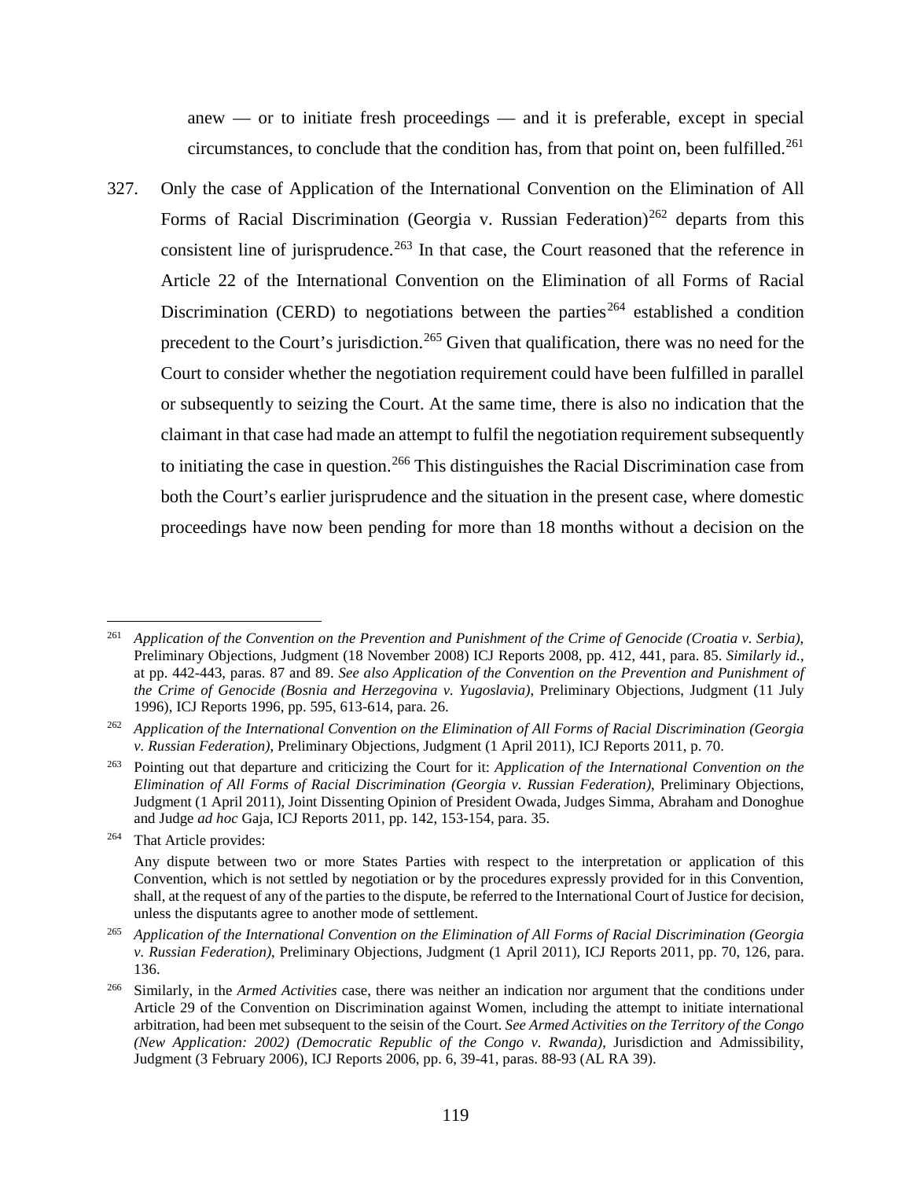anew — or to initiate fresh proceedings — and it is preferable, except in special circumstances, to conclude that the condition has, from that point on, been fulfilled.[261]

327. Only the case of Application of the International Convention on the Elimination of All Forms of Racial Discrimination (Georgia v. Russian Federation)[262] departs from this consistent line of jurisprudence.[263] In that case, the Court reasoned that the reference in Article 22 of the International Convention on the Elimination of all Forms of Racial Discrimination (CERD) to negotiations between the parties[264] established a condition precedent to the Court's jurisdiction.[265] Given that qualification, there was no need for the Court to consider whether the negotiation requirement could have been fulfilled in parallel or subsequently to seizing the Court. At the same time, there is also no indication that the claimant in that case had made an attempt to fulfil the negotiation requirement subsequently to initiating the case in question.[266] This distinguishes the Racial Discrimination case from both the Court's earlier jurisprudence and the situation in the present case, where domestic proceedings have now been pending for more than 18 months without a decision on the

---

[261] *Application of the Convention on the Prevention and Punishment of the Crime of Genocide (Croatia v. Serbia)*, Preliminary Objections, Judgment (18 November 2008) ICJ Reports 2008, pp. 412, 441, para. 85. *Similarly id.*, at pp. 442-443, paras. 87 and 89. *See also Application of the Convention on the Prevention and Punishment of the Crime of Genocide (Bosnia and Herzegovina v. Yugoslavia)*, Preliminary Objections, Judgment (11 July 1996), ICJ Reports 1996, pp. 595, 613-614, para. 26.

[262] *Application of the International Convention on the Elimination of All Forms of Racial Discrimination (Georgia v. Russian Federation)*, Preliminary Objections, Judgment (1 April 2011), ICJ Reports 2011, p. 70.

[263] Pointing out that departure and criticizing the Court for it: *Application of the International Convention on the Elimination of All Forms of Racial Discrimination (Georgia v. Russian Federation)*, Preliminary Objections, Judgment (1 April 2011), Joint Dissenting Opinion of President Owada, Judges Simma, Abraham and Donoghue and Judge *ad hoc* Gaja, ICJ Reports 2011, pp. 142, 153-154, para. 35.

[264] That Article provides:

Any dispute between two or more States Parties with respect to the interpretation or application of this Convention, which is not settled by negotiation or by the procedures expressly provided for in this Convention, shall, at the request of any of the parties to the dispute, be referred to the International Court of Justice for decision, unless the disputants agree to another mode of settlement.

[265] *Application of the International Convention on the Elimination of All Forms of Racial Discrimination (Georgia v. Russian Federation)*, Preliminary Objections, Judgment (1 April 2011), ICJ Reports 2011, pp. 70, 126, para. 136.

[266] Similarly, in the *Armed Activities* case, there was neither an indication nor argument that the conditions under Article 29 of the Convention on Discrimination against Women, including the attempt to initiate international arbitration, had been met subsequent to the seisin of the Court. *See Armed Activities on the Territory of the Congo (New Application: 2002) (Democratic Republic of the Congo v. Rwanda)*, Jurisdiction and Admissibility, Judgment (3 February 2006), ICJ Reports 2006, pp. 6, 39-41, paras. 88-93 (AL RA 39).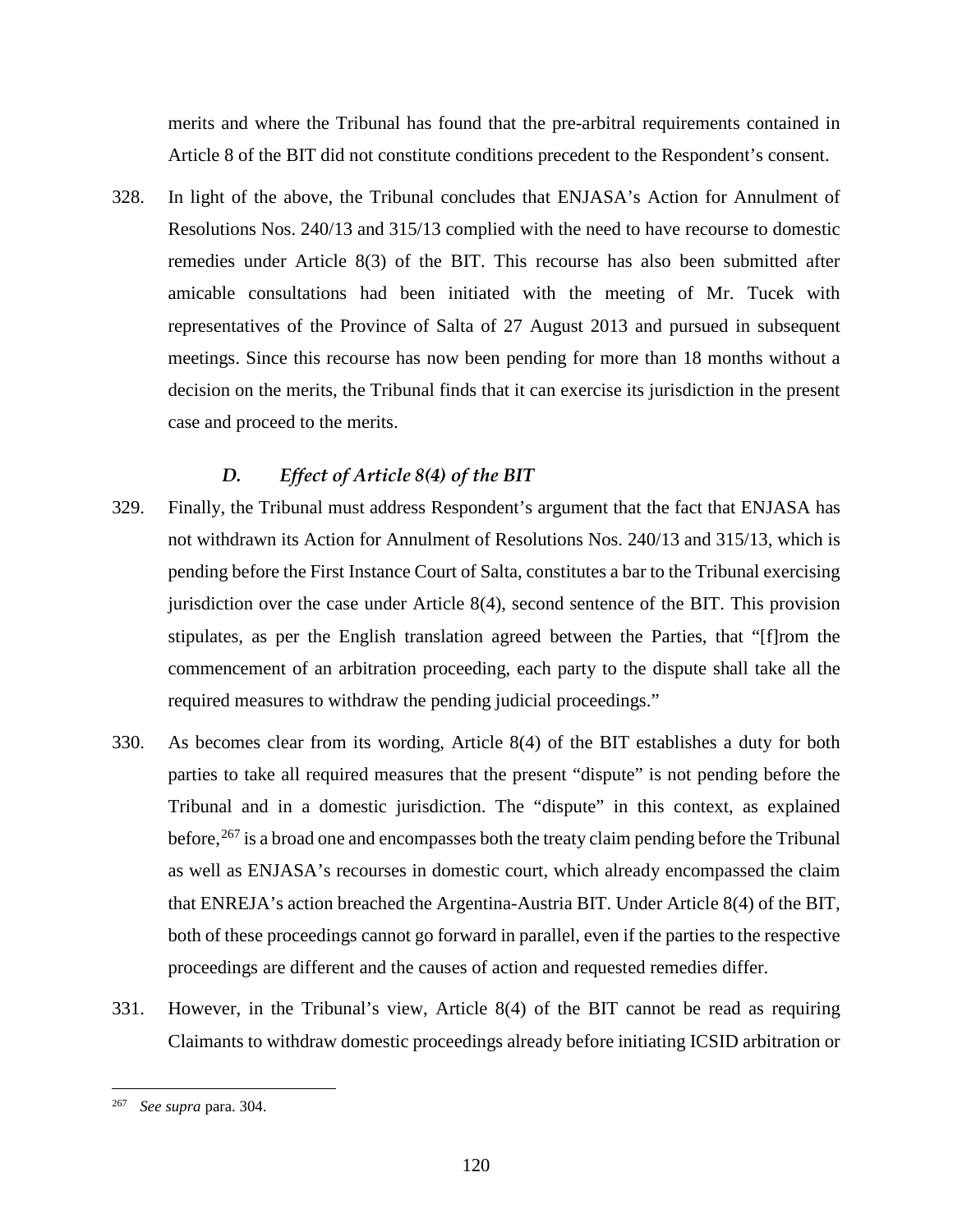merits and where the Tribunal has found that the pre-arbitral requirements contained in Article 8 of the BIT did not constitute conditions precedent to the Respondent's consent.

328. In light of the above, the Tribunal concludes that ENJASA's Action for Annulment of Resolutions Nos. 240/13 and 315/13 complied with the need to have recourse to domestic remedies under Article 8(3) of the BIT. This recourse has also been submitted after amicable consultations had been initiated with the meeting of Mr. Tucek with representatives of the Province of Salta of 27 August 2013 and pursued in subsequent meetings. Since this recourse has now been pending for more than 18 months without a decision on the merits, the Tribunal finds that it can exercise its jurisdiction in the present case and proceed to the merits.

### *D. Effect of Article 8(4) of the BIT*

329. Finally, the Tribunal must address Respondent's argument that the fact that ENJASA has not withdrawn its Action for Annulment of Resolutions Nos. 240/13 and 315/13, which is pending before the First Instance Court of Salta, constitutes a bar to the Tribunal exercising jurisdiction over the case under Article 8(4), second sentence of the BIT. This provision stipulates, as per the English translation agreed between the Parties, that "[f]rom the commencement of an arbitration proceeding, each party to the dispute shall take all the required measures to withdraw the pending judicial proceedings."

330. As becomes clear from its wording, Article 8(4) of the BIT establishes a duty for both parties to take all required measures that the present "dispute" is not pending before the Tribunal and in a domestic jurisdiction. The "dispute" in this context, as explained before,[267] is a broad one and encompasses both the treaty claim pending before the Tribunal as well as ENJASA's recourses in domestic court, which already encompassed the claim that ENREJA's action breached the Argentina-Austria BIT. Under Article 8(4) of the BIT, both of these proceedings cannot go forward in parallel, even if the parties to the respective proceedings are different and the causes of action and requested remedies differ.

331. However, in the Tribunal's view, Article 8(4) of the BIT cannot be read as requiring Claimants to withdraw domestic proceedings already before initiating ICSID arbitration or

[267] *See supra* para. 304.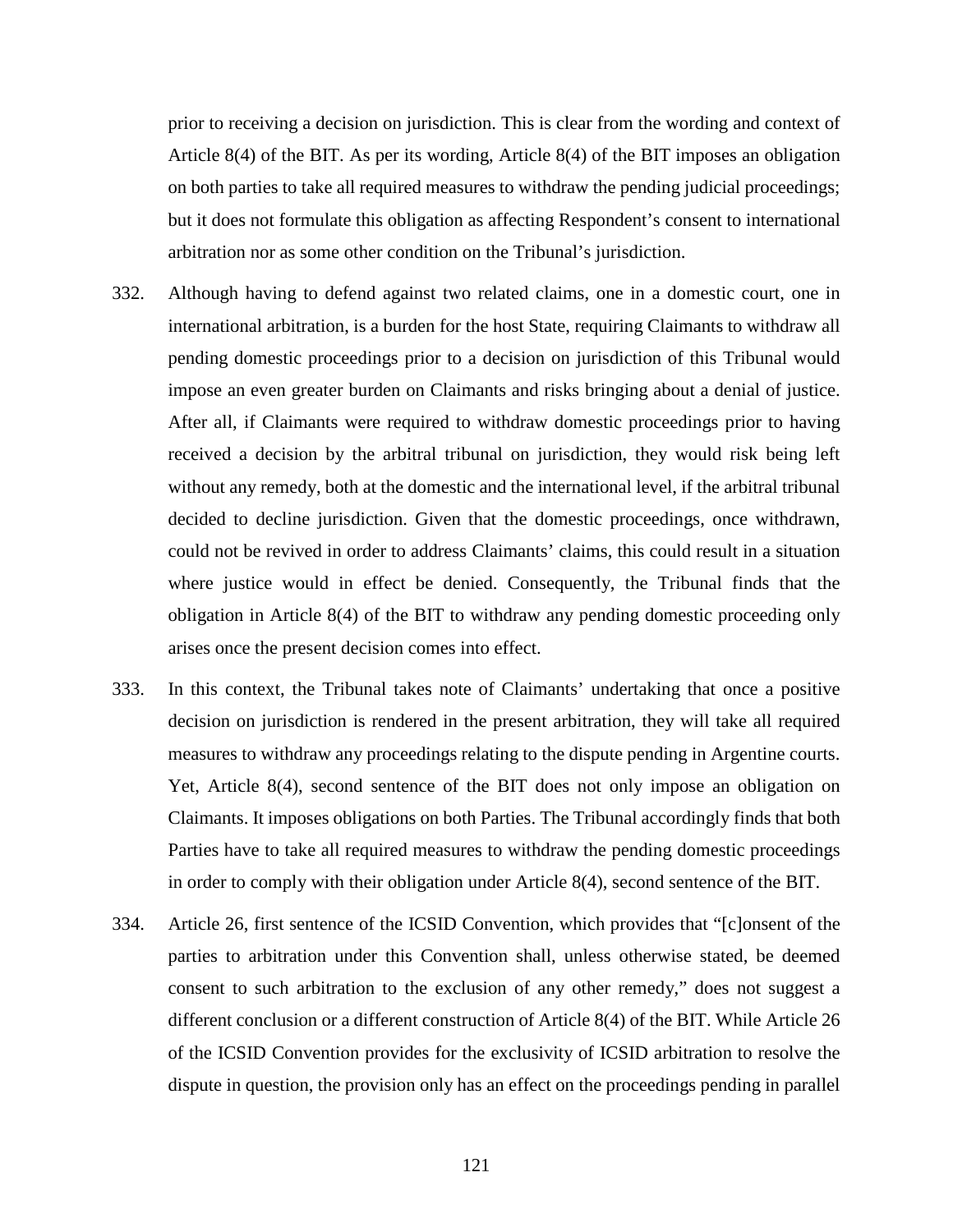prior to receiving a decision on jurisdiction. This is clear from the wording and context of Article 8(4) of the BIT. As per its wording, Article 8(4) of the BIT imposes an obligation on both parties to take all required measures to withdraw the pending judicial proceedings; but it does not formulate this obligation as affecting Respondent's consent to international arbitration nor as some other condition on the Tribunal's jurisdiction.

332. Although having to defend against two related claims, one in a domestic court, one in international arbitration, is a burden for the host State, requiring Claimants to withdraw all pending domestic proceedings prior to a decision on jurisdiction of this Tribunal would impose an even greater burden on Claimants and risks bringing about a denial of justice. After all, if Claimants were required to withdraw domestic proceedings prior to having received a decision by the arbitral tribunal on jurisdiction, they would risk being left without any remedy, both at the domestic and the international level, if the arbitral tribunal decided to decline jurisdiction. Given that the domestic proceedings, once withdrawn, could not be revived in order to address Claimants' claims, this could result in a situation where justice would in effect be denied. Consequently, the Tribunal finds that the obligation in Article 8(4) of the BIT to withdraw any pending domestic proceeding only arises once the present decision comes into effect.

333. In this context, the Tribunal takes note of Claimants' undertaking that once a positive decision on jurisdiction is rendered in the present arbitration, they will take all required measures to withdraw any proceedings relating to the dispute pending in Argentine courts. Yet, Article 8(4), second sentence of the BIT does not only impose an obligation on Claimants. It imposes obligations on both Parties. The Tribunal accordingly finds that both Parties have to take all required measures to withdraw the pending domestic proceedings in order to comply with their obligation under Article 8(4), second sentence of the BIT.

334. Article 26, first sentence of the ICSID Convention, which provides that "[c]onsent of the parties to arbitration under this Convention shall, unless otherwise stated, be deemed consent to such arbitration to the exclusion of any other remedy," does not suggest a different conclusion or a different construction of Article 8(4) of the BIT. While Article 26 of the ICSID Convention provides for the exclusivity of ICSID arbitration to resolve the dispute in question, the provision only has an effect on the proceedings pending in parallel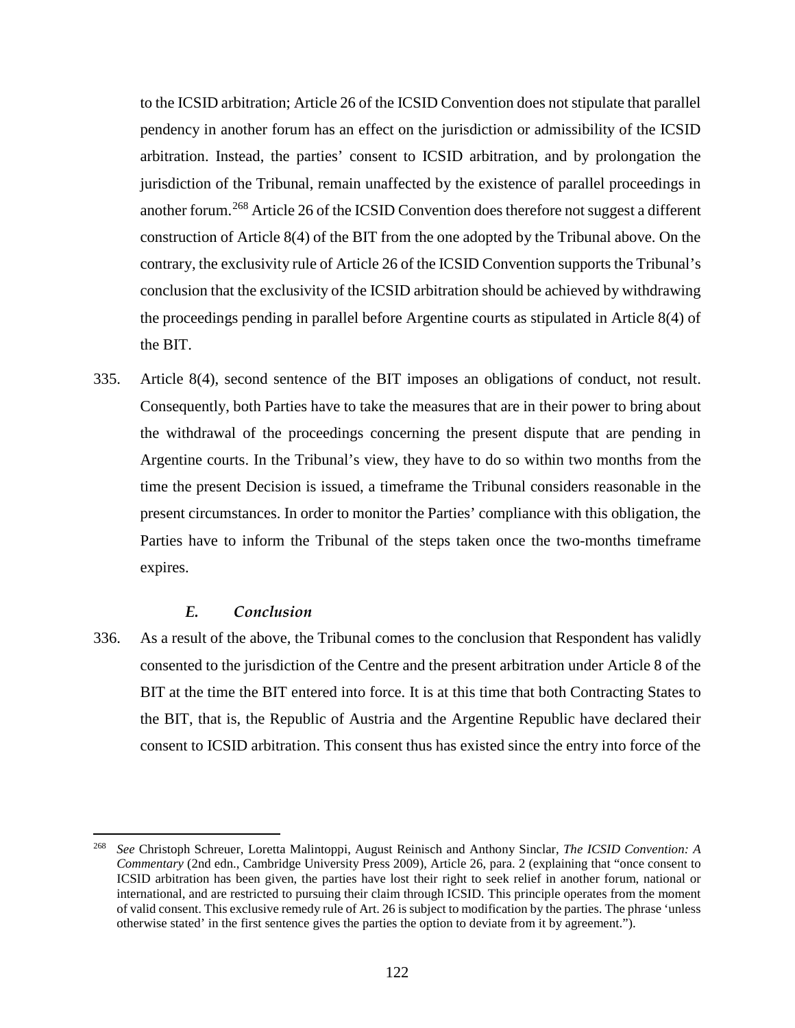to the ICSID arbitration; Article 26 of the ICSID Convention does not stipulate that parallel pendency in another forum has an effect on the jurisdiction or admissibility of the ICSID arbitration. Instead, the parties' consent to ICSID arbitration, and by prolongation the jurisdiction of the Tribunal, remain unaffected by the existence of parallel proceedings in another forum.[268] Article 26 of the ICSID Convention does therefore not suggest a different construction of Article 8(4) of the BIT from the one adopted by the Tribunal above. On the contrary, the exclusivity rule of Article 26 of the ICSID Convention supports the Tribunal's conclusion that the exclusivity of the ICSID arbitration should be achieved by withdrawing the proceedings pending in parallel before Argentine courts as stipulated in Article 8(4) of the BIT.

335. Article 8(4), second sentence of the BIT imposes an obligations of conduct, not result. Consequently, both Parties have to take the measures that are in their power to bring about the withdrawal of the proceedings concerning the present dispute that are pending in Argentine courts. In the Tribunal's view, they have to do so within two months from the time the present Decision is issued, a timeframe the Tribunal considers reasonable in the present circumstances. In order to monitor the Parties' compliance with this obligation, the Parties have to inform the Tribunal of the steps taken once the two-months timeframe expires.

### *E. Conclusion*

336. As a result of the above, the Tribunal comes to the conclusion that Respondent has validly consented to the jurisdiction of the Centre and the present arbitration under Article 8 of the BIT at the time the BIT entered into force. It is at this time that both Contracting States to the BIT, that is, the Republic of Austria and the Argentine Republic have declared their consent to ICSID arbitration. This consent thus has existed since the entry into force of the

---

[268] *See* Christoph Schreuer, Loretta Malintoppi, August Reinisch and Anthony Sinclar, *The ICSID Convention: A Commentary* (2nd edn., Cambridge University Press 2009), Article 26, para. 2 (explaining that "once consent to ICSID arbitration has been given, the parties have lost their right to seek relief in another forum, national or international, and are restricted to pursuing their claim through ICSID. This principle operates from the moment of valid consent. This exclusive remedy rule of Art. 26 is subject to modification by the parties. The phrase 'unless otherwise stated' in the first sentence gives the parties the option to deviate from it by agreement.").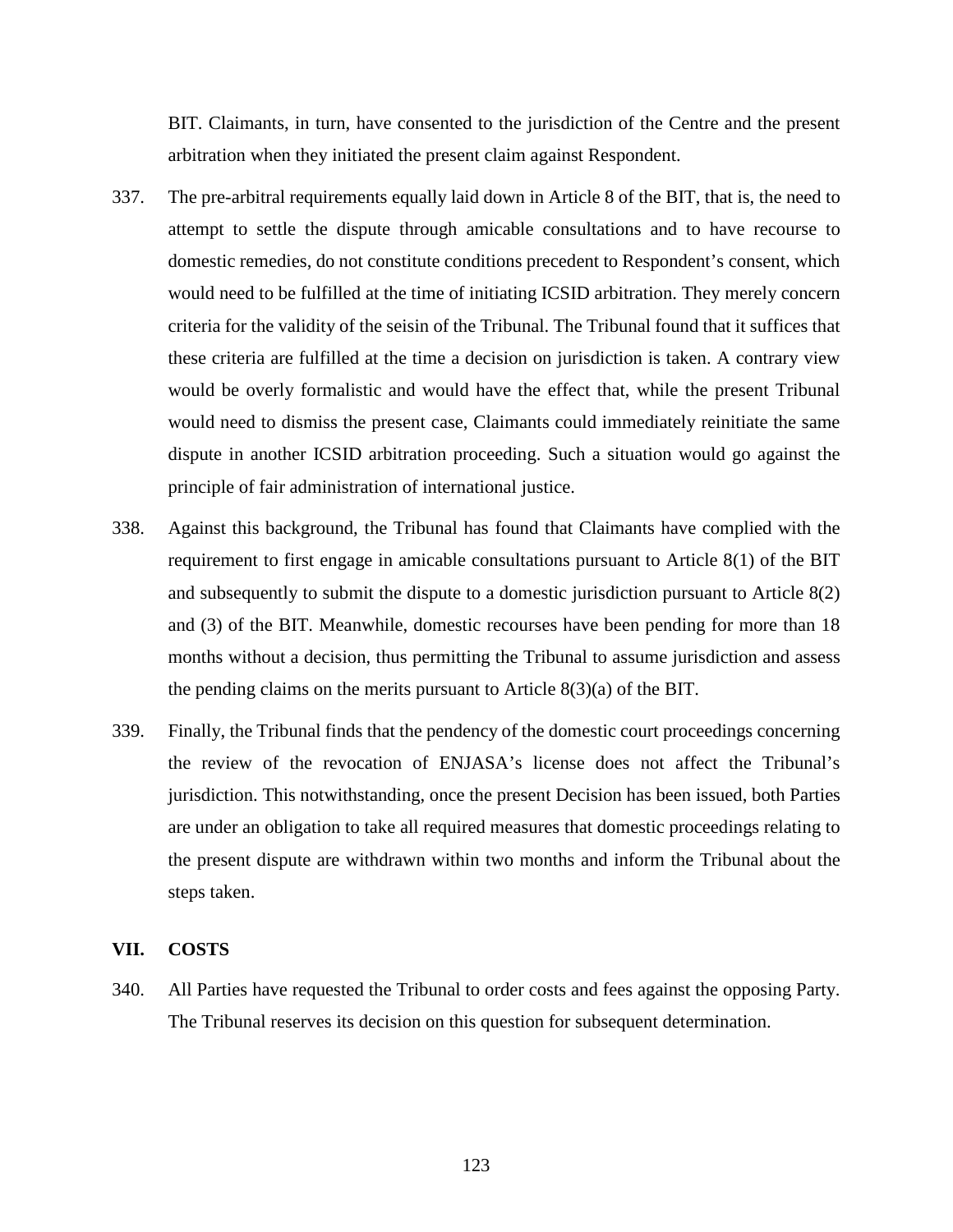BIT. Claimants, in turn, have consented to the jurisdiction of the Centre and the present arbitration when they initiated the present claim against Respondent.

337. The pre-arbitral requirements equally laid down in Article 8 of the BIT, that is, the need to attempt to settle the dispute through amicable consultations and to have recourse to domestic remedies, do not constitute conditions precedent to Respondent's consent, which would need to be fulfilled at the time of initiating ICSID arbitration. They merely concern criteria for the validity of the seisin of the Tribunal. The Tribunal found that it suffices that these criteria are fulfilled at the time a decision on jurisdiction is taken. A contrary view would be overly formalistic and would have the effect that, while the present Tribunal would need to dismiss the present case, Claimants could immediately reinitiate the same dispute in another ICSID arbitration proceeding. Such a situation would go against the principle of fair administration of international justice.

338. Against this background, the Tribunal has found that Claimants have complied with the requirement to first engage in amicable consultations pursuant to Article 8(1) of the BIT and subsequently to submit the dispute to a domestic jurisdiction pursuant to Article 8(2) and (3) of the BIT. Meanwhile, domestic recourses have been pending for more than 18 months without a decision, thus permitting the Tribunal to assume jurisdiction and assess the pending claims on the merits pursuant to Article 8(3)(a) of the BIT.

339. Finally, the Tribunal finds that the pendency of the domestic court proceedings concerning the review of the revocation of ENJASA's license does not affect the Tribunal's jurisdiction. This notwithstanding, once the present Decision has been issued, both Parties are under an obligation to take all required measures that domestic proceedings relating to the present dispute are withdrawn within two months and inform the Tribunal about the steps taken.

## VII. COSTS

340. All Parties have requested the Tribunal to order costs and fees against the opposing Party. The Tribunal reserves its decision on this question for subsequent determination.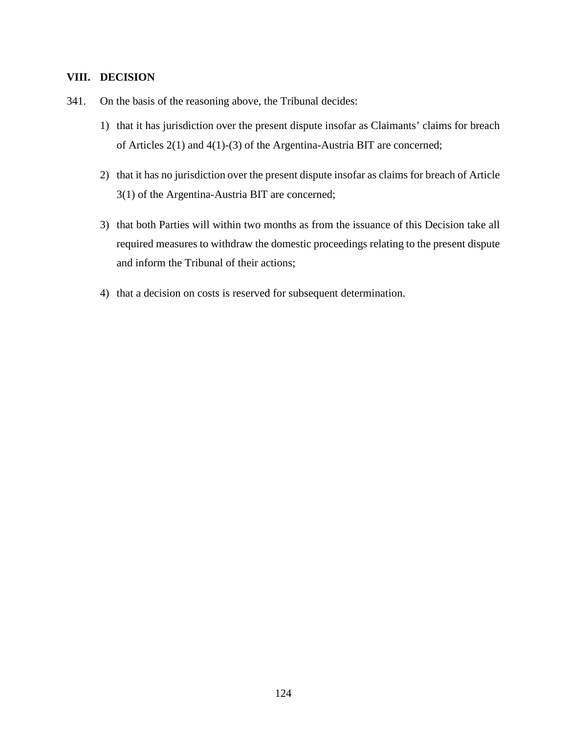## VIII. DECISION

341. On the basis of the reasoning above, the Tribunal decides:

1) that it has jurisdiction over the present dispute insofar as Claimants' claims for breach of Articles 2(1) and 4(1)-(3) of the Argentina-Austria BIT are concerned;

2) that it has no jurisdiction over the present dispute insofar as claims for breach of Article 3(1) of the Argentina-Austria BIT are concerned;

3) that both Parties will within two months as from the issuance of this Decision take all required measures to withdraw the domestic proceedings relating to the present dispute and inform the Tribunal of their actions;

4) that a decision on costs is reserved for subsequent determination.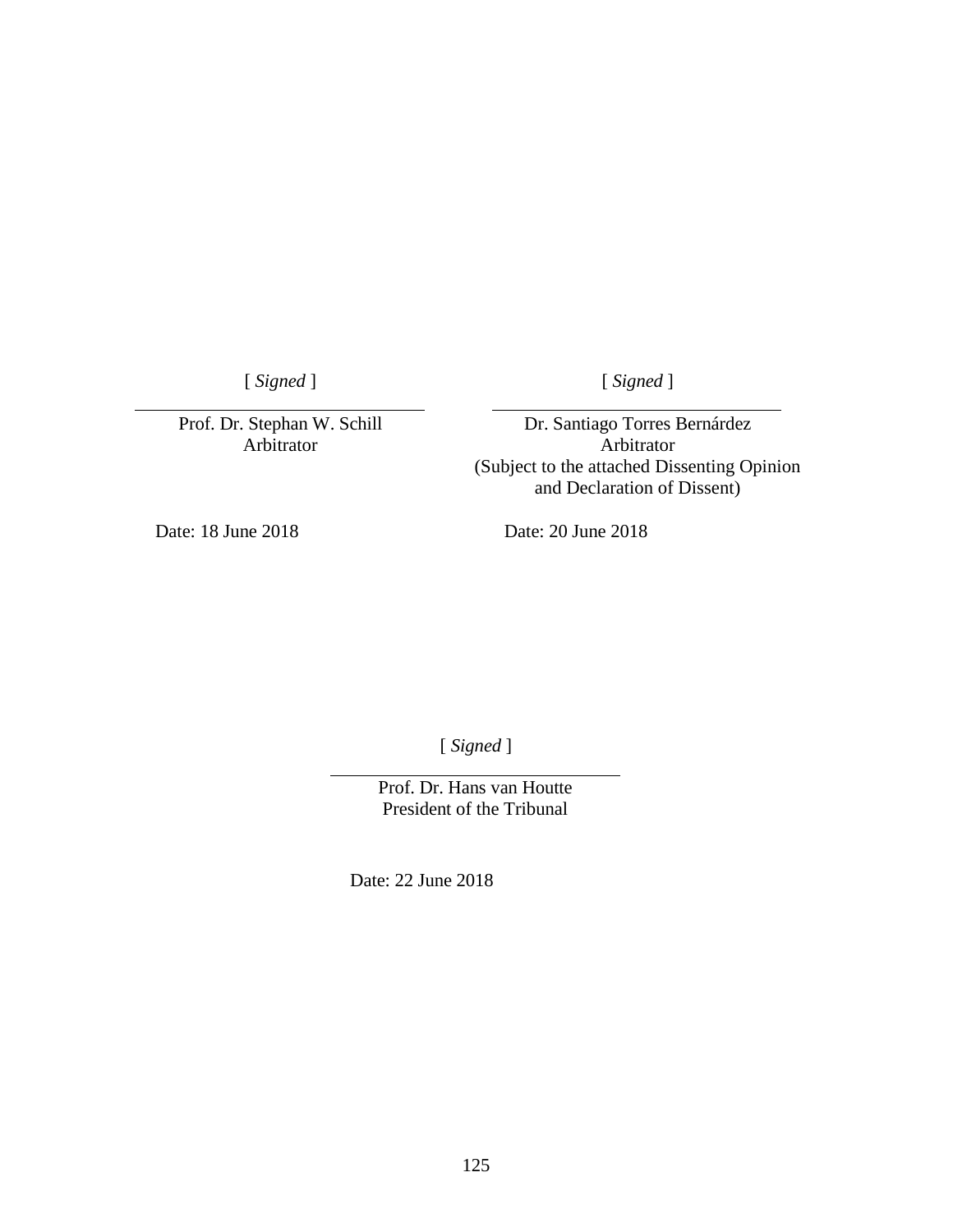[ *Signed* ]

Prof. Dr. Stephan W. Schill
Arbitrator

Date: 18 June 2018

[ *Signed* ]

Dr. Santiago Torres Bernárdez
Arbitrator
(Subject to the attached Dissenting Opinion and Declaration of Dissent)

Date: 20 June 2018

[ *Signed* ]

Prof. Dr. Hans van Houtte
President of the Tribunal

Date: 22 June 2018